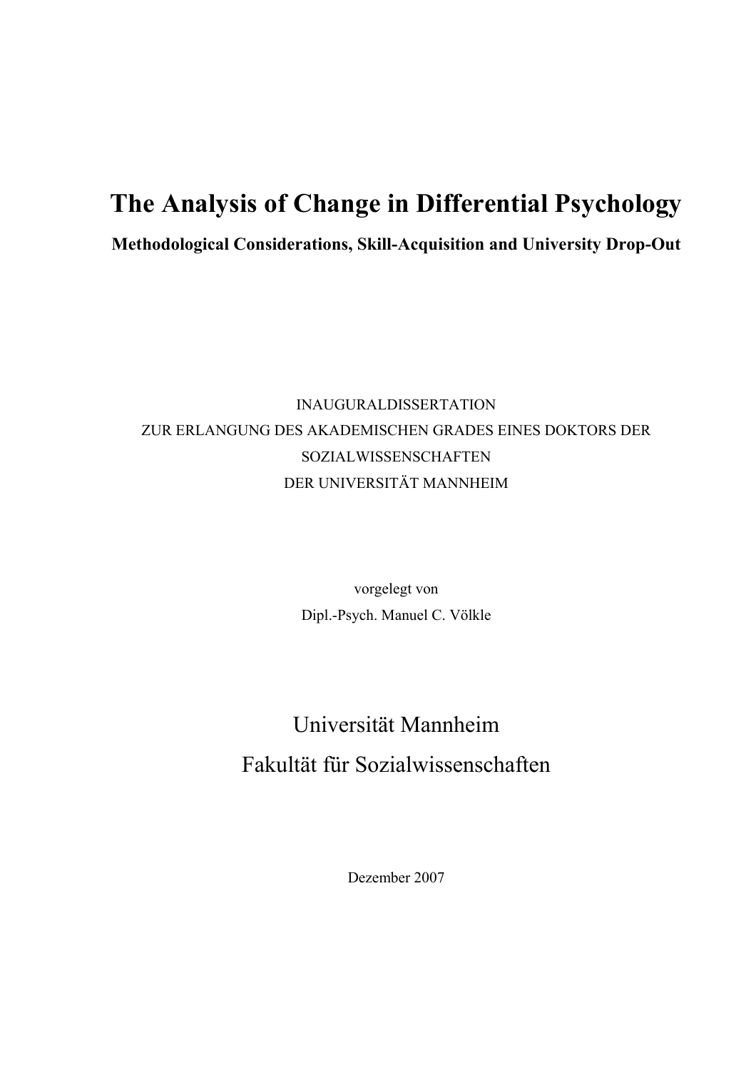# The Analysis of Change in Differential Psychology

## Methodological Considerations, Skill-Acquisition and University Drop-Out

INAUGURALDISSERTATION
ZUR ERLANGUNG DES AKADEMISCHEN GRADES EINES DOKTORS DER SOZIALWISSENSCHAFTEN
DER UNIVERSITÄT MANNHEIM

vorgelegt von
Dipl.-Psych. Manuel C. Völkle

Universität Mannheim
Fakultät für Sozialwissenschaften

Dezember 2007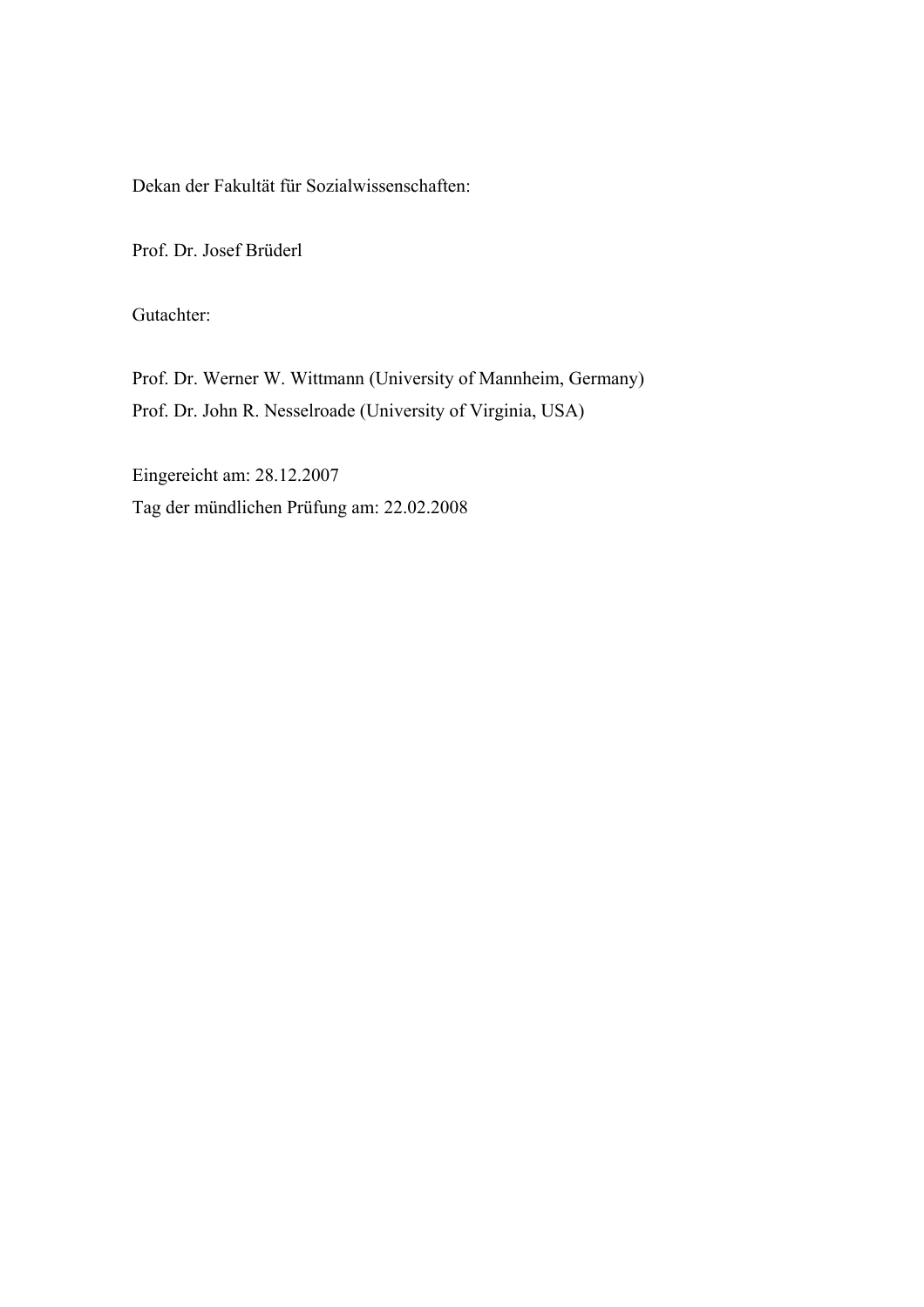Dekan der Fakultät für Sozialwissenschaften:

Prof. Dr. Josef Brüderl

Gutachter:

Prof. Dr. Werner W. Wittmann (University of Mannheim, Germany)  
Prof. Dr. John R. Nesselroade (University of Virginia, USA)

Eingereicht am: 28.12.2007  
Tag der mündlichen Prüfung am: 22.02.2008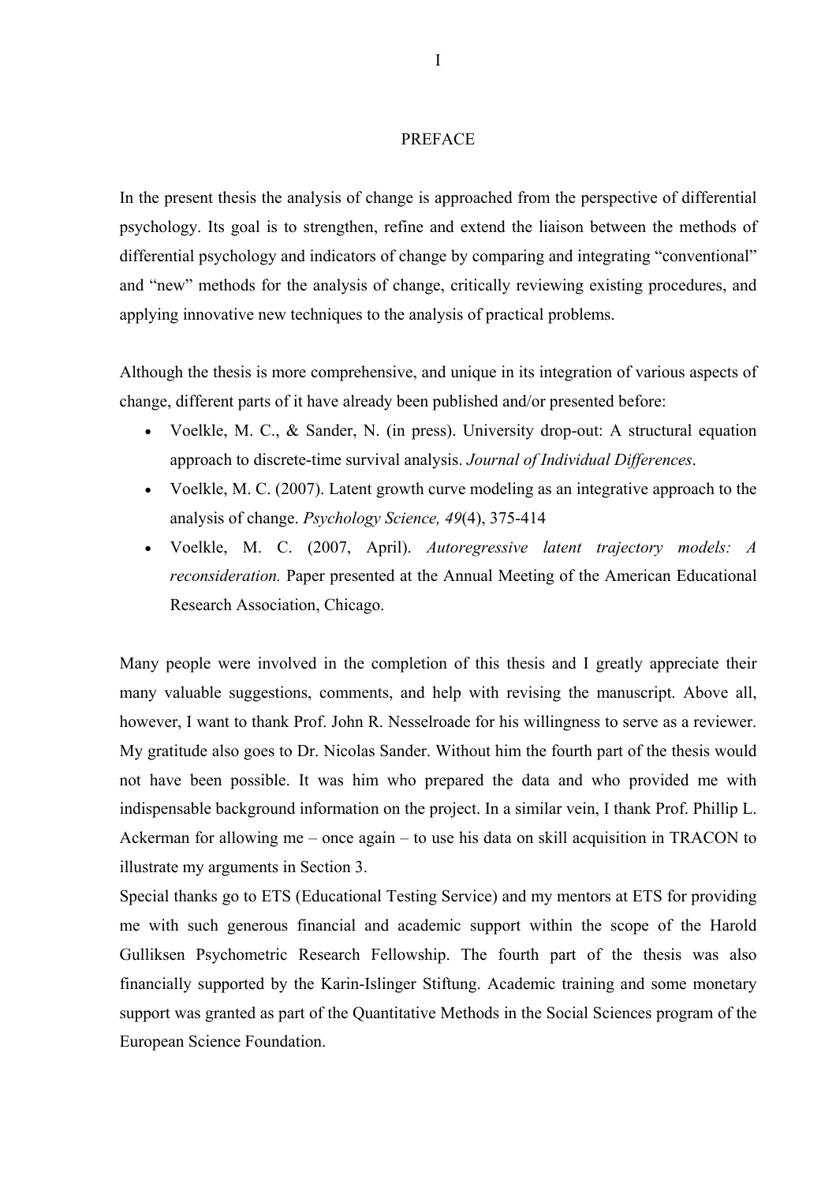# PREFACE

In the present thesis the analysis of change is approached from the perspective of differential psychology. Its goal is to strengthen, refine and extend the liaison between the methods of differential psychology and indicators of change by comparing and integrating "conventional" and "new" methods for the analysis of change, critically reviewing existing procedures, and applying innovative new techniques to the analysis of practical problems.

Although the thesis is more comprehensive, and unique in its integration of various aspects of change, different parts of it have already been published and/or presented before:

- Voelkle, M. C., & Sander, N. (in press). University drop-out: A structural equation approach to discrete-time survival analysis. *Journal of Individual Differences*.
- Voelkle, M. C. (2007). Latent growth curve modeling as an integrative approach to the analysis of change. *Psychology Science, 49*(4), 375-414
- Voelkle, M. C. (2007, April). *Autoregressive latent trajectory models: A reconsideration.* Paper presented at the Annual Meeting of the American Educational Research Association, Chicago.

Many people were involved in the completion of this thesis and I greatly appreciate their many valuable suggestions, comments, and help with revising the manuscript. Above all, however, I want to thank Prof. John R. Nesselroade for his willingness to serve as a reviewer. My gratitude also goes to Dr. Nicolas Sander. Without him the fourth part of the thesis would not have been possible. It was him who prepared the data and who provided me with indispensable background information on the project. In a similar vein, I thank Prof. Phillip L. Ackerman for allowing me – once again – to use his data on skill acquisition in TRACON to illustrate my arguments in Section 3.

Special thanks go to ETS (Educational Testing Service) and my mentors at ETS for providing me with such generous financial and academic support within the scope of the Harold Gulliksen Psychometric Research Fellowship. The fourth part of the thesis was also financially supported by the Karin-Islinger Stiftung. Academic training and some monetary support was granted as part of the Quantitative Methods in the Social Sciences program of the European Science Foundation.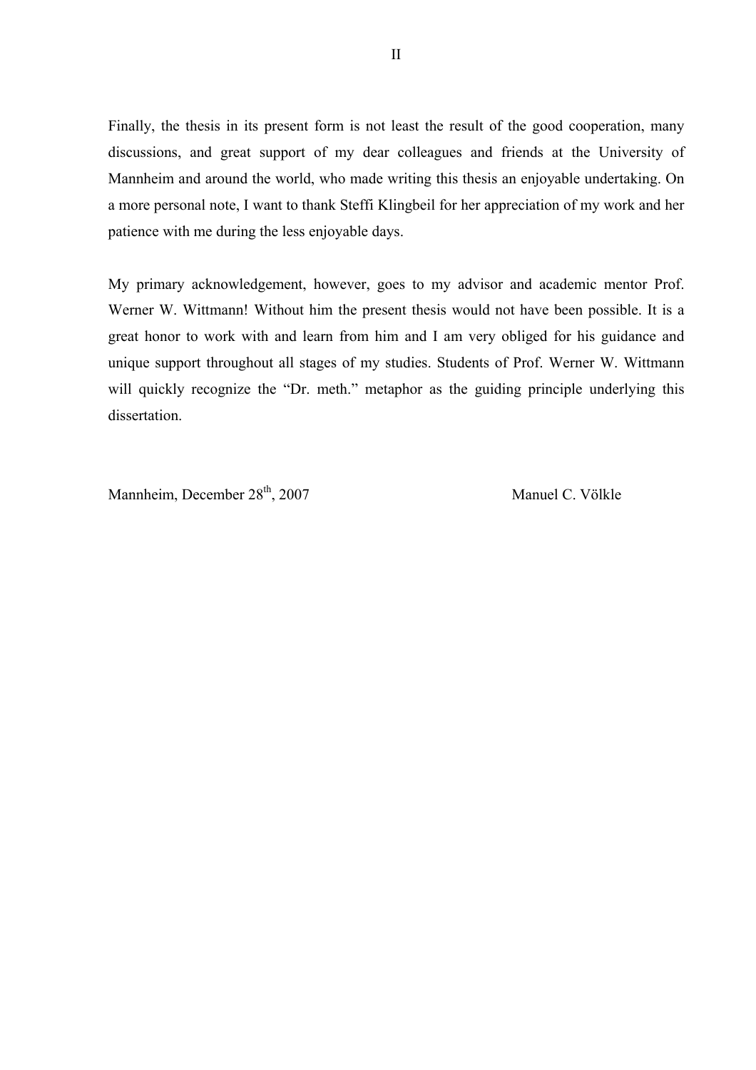Finally, the thesis in its present form is not least the result of the good cooperation, many discussions, and great support of my dear colleagues and friends at the University of Mannheim and around the world, who made writing this thesis an enjoyable undertaking. On a more personal note, I want to thank Steffi Klingbeil for her appreciation of my work and her patience with me during the less enjoyable days.

My primary acknowledgement, however, goes to my advisor and academic mentor Prof. Werner W. Wittmann! Without him the present thesis would not have been possible. It is a great honor to work with and learn from him and I am very obliged for his guidance and unique support throughout all stages of my studies. Students of Prof. Werner W. Wittmann will quickly recognize the "Dr. meth." metaphor as the guiding principle underlying this dissertation.

Mannheim, December 28th, 2007 Manuel C. Völkle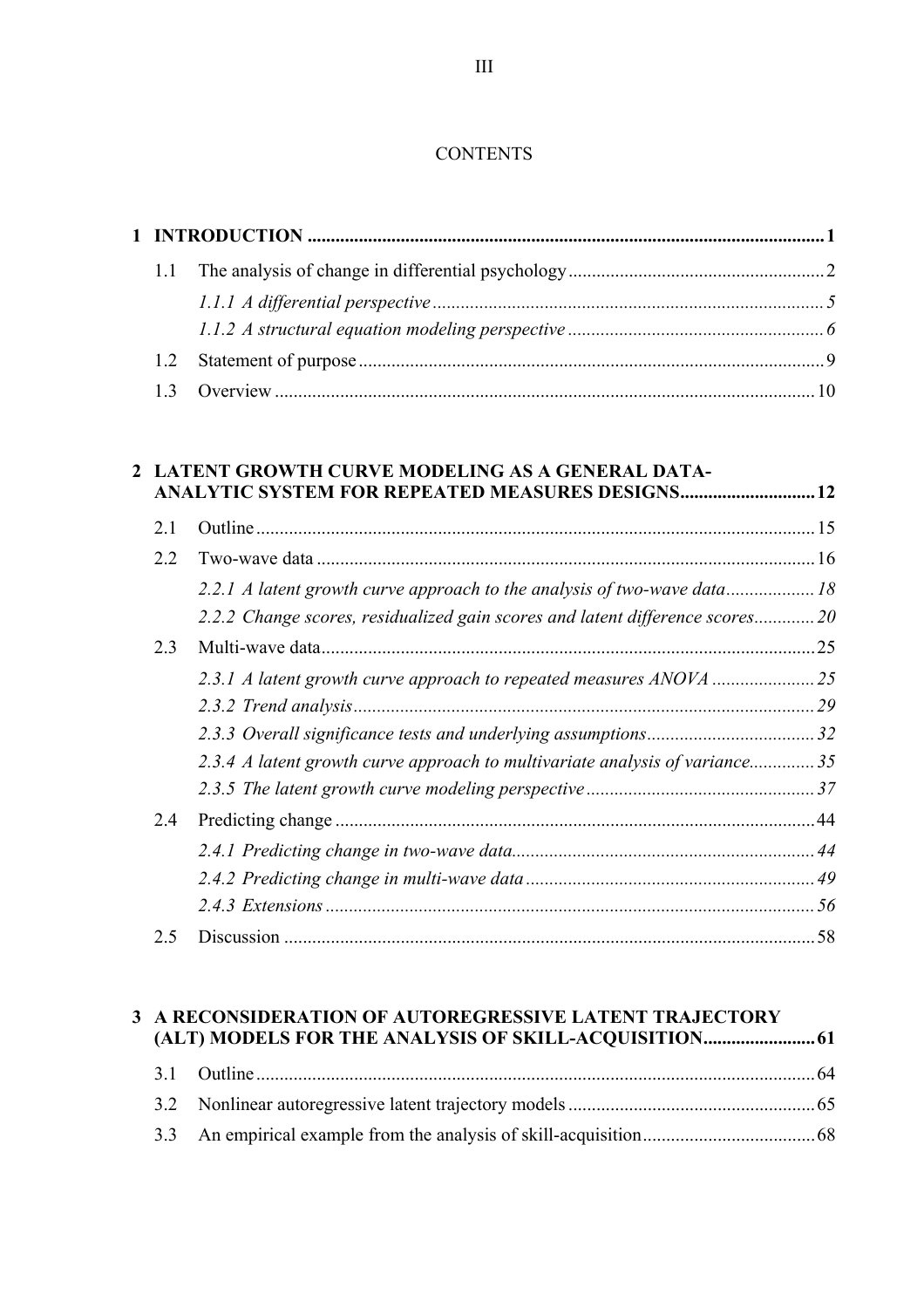# CONTENTS

| | | |
|---|---|---|
| **1** | **INTRODUCTION** | **1** |
| 1.1 | The analysis of change in differential psychology | 2 |
| | *1.1.1 A differential perspective* | *5* |
| | *1.1.2 A structural equation modeling perspective* | *6* |
| 1.2 | Statement of purpose | 9 |
| 1.3 | Overview | 10 |
| **2** | **LATENT GROWTH CURVE MODELING AS A GENERAL DATA-ANALYTIC SYSTEM FOR REPEATED MEASURES DESIGNS** | **12** |
| 2.1 | Outline | 15 |
| 2.2 | Two-wave data | 16 |
| | *2.2.1 A latent growth curve approach to the analysis of two-wave data* | *18* |
| | *2.2.2 Change scores, residualized gain scores and latent difference scores* | *20* |
| 2.3 | Multi-wave data | 25 |
| | *2.3.1 A latent growth curve approach to repeated measures ANOVA* | *25* |
| | *2.3.2 Trend analysis* | *29* |
| | *2.3.3 Overall significance tests and underlying assumptions* | *32* |
| | *2.3.4 A latent growth curve approach to multivariate analysis of variance* | *35* |
| | *2.3.5 The latent growth curve modeling perspective* | *37* |
| 2.4 | Predicting change | 44 |
| | *2.4.1 Predicting change in two-wave data* | *44* |
| | *2.4.2 Predicting change in multi-wave data* | *49* |
| | *2.4.3 Extensions* | *56* |
| 2.5 | Discussion | 58 |
| **3** | **A RECONSIDERATION OF AUTOREGRESSIVE LATENT TRAJECTORY (ALT) MODELS FOR THE ANALYSIS OF SKILL-ACQUISITION** | **61** |
| 3.1 | Outline | 64 |
| 3.2 | Nonlinear autoregressive latent trajectory models | 65 |
| 3.3 | An empirical example from the analysis of skill-acquisition | 68 |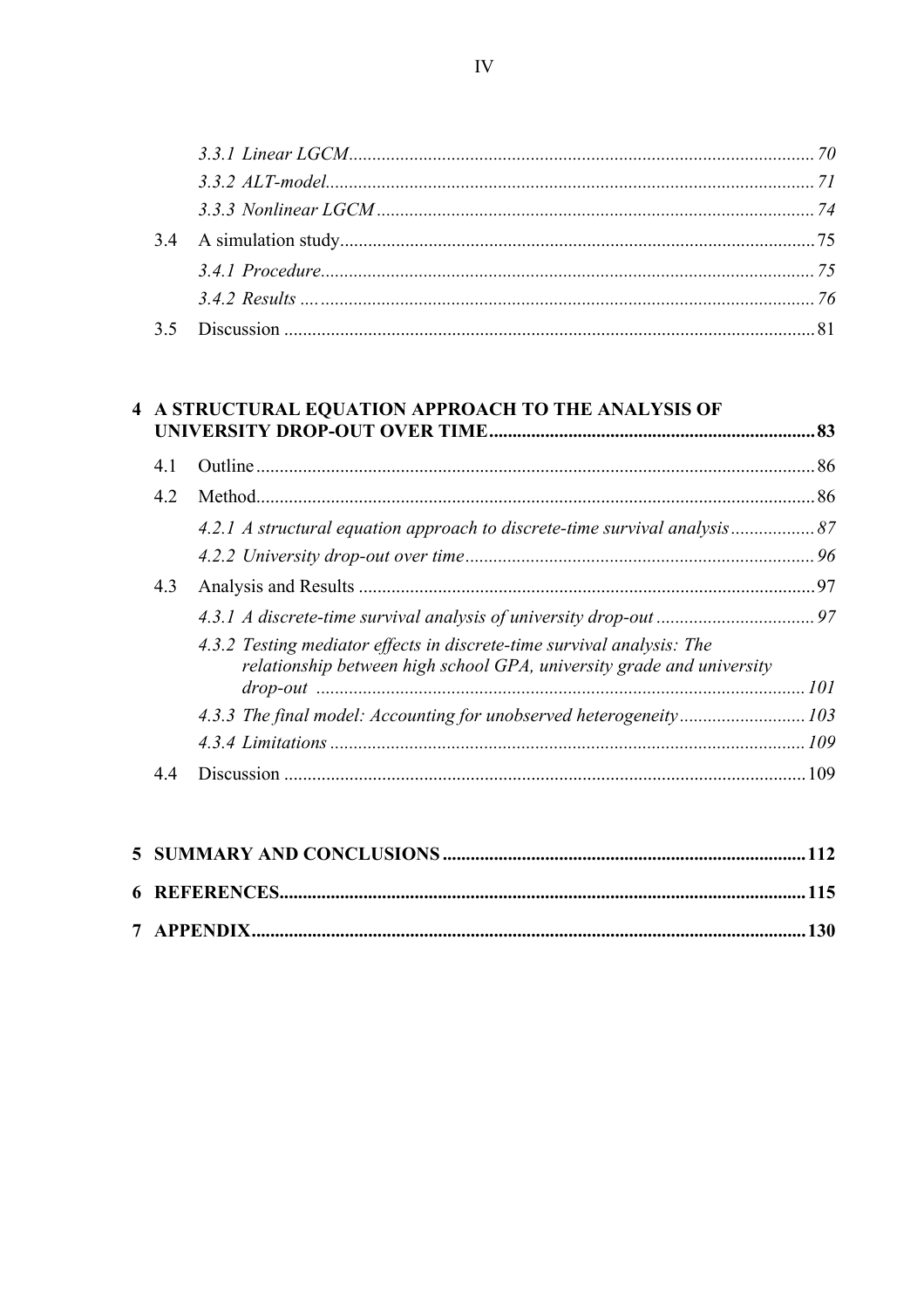*3.3.1 Linear LGCM* ........ *70*

*3.3.2 ALT-model* ........ *71*

*3.3.3 Nonlinear LGCM* ........ *74*

3.4 A simulation study ........ 75

*3.4.1 Procedure* ........ *75*

*3.4.2 Results* ........ *76*

3.5 Discussion ........ 81

**4 A STRUCTURAL EQUATION APPROACH TO THE ANALYSIS OF UNIVERSITY DROP-OUT OVER TIME ........ 83**

4.1 Outline ........ 86

4.2 Method ........ 86

*4.2.1 A structural equation approach to discrete-time survival analysis* ........ *87*

*4.2.2 University drop-out over time* ........ *96*

4.3 Analysis and Results ........ 97

*4.3.1 A discrete-time survival analysis of university drop-out* ........ *97*

*4.3.2 Testing mediator effects in discrete-time survival analysis: The relationship between high school GPA, university grade and university drop-out* ........ *101*

*4.3.3 The final model: Accounting for unobserved heterogeneity* ........ *103*

*4.3.4 Limitations* ........ *109*

4.4 Discussion ........ 109

**5 SUMMARY AND CONCLUSIONS ........ 112**

**6 REFERENCES ........ 115**

**7 APPENDIX ........ 130**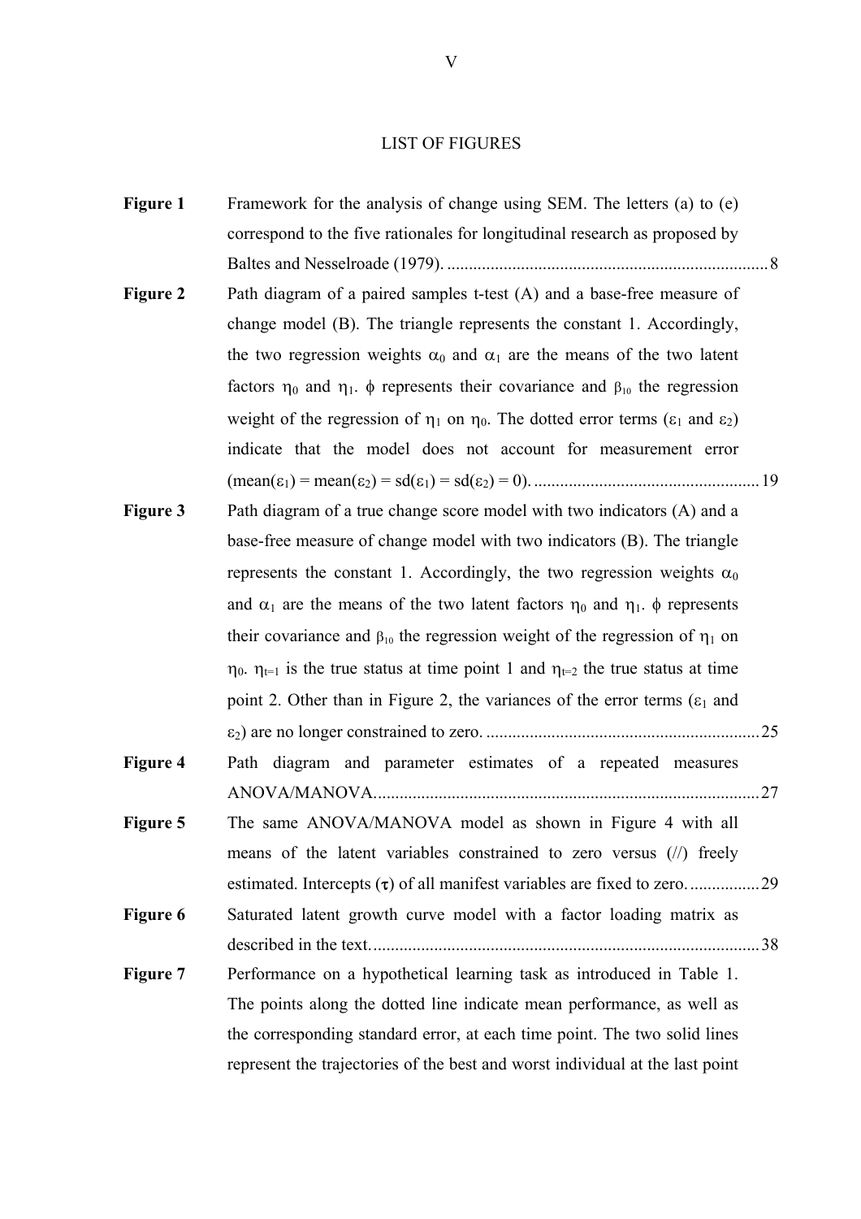# LIST OF FIGURES

| | | |
|---|---|---|
| **Figure 1** | Framework for the analysis of change using SEM. The letters (a) to (e) correspond to the five rationales for longitudinal research as proposed by Baltes and Nesselroade (1979). | 8 |
| **Figure 2** | Path diagram of a paired samples t-test (A) and a base-free measure of change model (B). The triangle represents the constant 1. Accordingly, the two regression weights $\alpha_0$ and $\alpha_1$ are the means of the two latent factors $\eta_0$ and $\eta_1$. $\phi$ represents their covariance and $\beta_{10}$ the regression weight of the regression of $\eta_1$ on $\eta_0$. The dotted error terms ($\varepsilon_1$ and $\varepsilon_2$) indicate that the model does not account for measurement error (mean($\varepsilon_1$) = mean($\varepsilon_2$) = sd($\varepsilon_1$) = sd($\varepsilon_2$) = 0). | 19 |
| **Figure 3** | Path diagram of a true change score model with two indicators (A) and a base-free measure of change model with two indicators (B). The triangle represents the constant 1. Accordingly, the two regression weights $\alpha_0$ and $\alpha_1$ are the means of the two latent factors $\eta_0$ and $\eta_1$. $\phi$ represents their covariance and $\beta_{10}$ the regression weight of the regression of $\eta_1$ on $\eta_0$. $\eta_{t=1}$ is the true status at time point 1 and $\eta_{t=2}$ the true status at time point 2. Other than in Figure 2, the variances of the error terms ($\varepsilon_1$ and $\varepsilon_2$) are no longer constrained to zero. | 25 |
| **Figure 4** | Path diagram and parameter estimates of a repeated measures ANOVA/MANOVA. | 27 |
| **Figure 5** | The same ANOVA/MANOVA model as shown in Figure 4 with all means of the latent variables constrained to zero versus (//) freely estimated. Intercepts ($\tau$) of all manifest variables are fixed to zero. | 29 |
| **Figure 6** | Saturated latent growth curve model with a factor loading matrix as described in the text. | 38 |
| **Figure 7** | Performance on a hypothetical learning task as introduced in Table 1. The points along the dotted line indicate mean performance, as well as the corresponding standard error, at each time point. The two solid lines represent the trajectories of the best and worst individual at the last point | |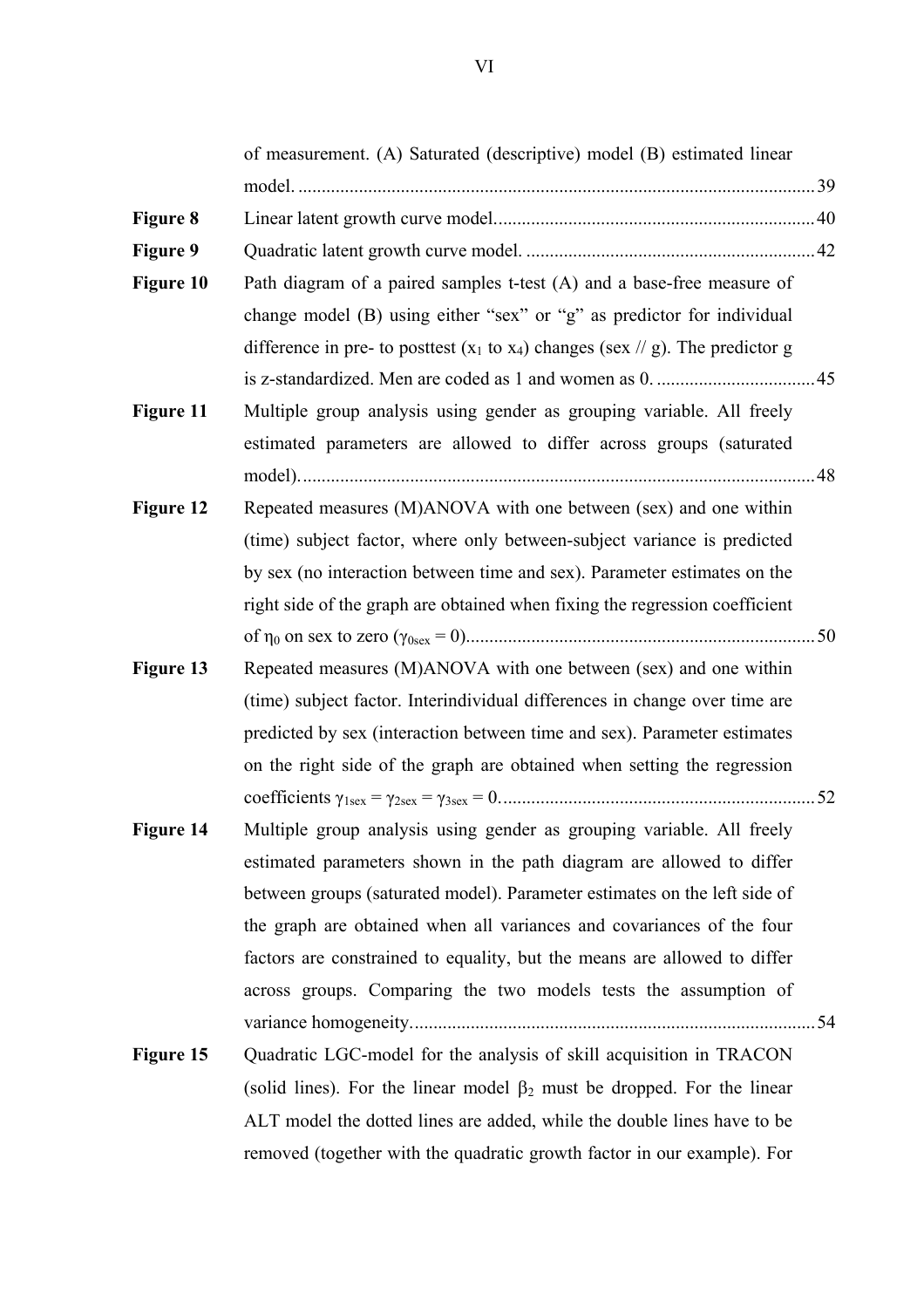of measurement. (A) Saturated (descriptive) model (B) estimated linear model. .......................................................................................................... 39

**Figure 8** Linear latent growth curve model. ................................................................... 40

**Figure 9** Quadratic latent growth curve model. ............................................................. 42

**Figure 10** Path diagram of a paired samples t-test (A) and a base-free measure of change model (B) using either "sex" or "g" as predictor for individual difference in pre- to posttest ($x_1$ to $x_4$) changes (sex // g). The predictor g is z-standardized. Men are coded as 1 and women as 0. .................................. 45

**Figure 11** Multiple group analysis using gender as grouping variable. All freely estimated parameters are allowed to differ across groups (saturated model). ......................................................................................................... 48

**Figure 12** Repeated measures (M)ANOVA with one between (sex) and one within (time) subject factor, where only between-subject variance is predicted by sex (no interaction between time and sex). Parameter estimates on the right side of the graph are obtained when fixing the regression coefficient of $\eta_0$ on sex to zero ($\gamma_{0sex} = 0$). ......................................................................... 50

**Figure 13** Repeated measures (M)ANOVA with one between (sex) and one within (time) subject factor. Interindividual differences in change over time are predicted by sex (interaction between time and sex). Parameter estimates on the right side of the graph are obtained when setting the regression coefficients $\gamma_{1sex} = \gamma_{2sex} = \gamma_{3sex} = 0$. .................................................................. 52

**Figure 14** Multiple group analysis using gender as grouping variable. All freely estimated parameters shown in the path diagram are allowed to differ between groups (saturated model). Parameter estimates on the left side of the graph are obtained when all variances and covariances of the four factors are constrained to equality, but the means are allowed to differ across groups. Comparing the two models tests the assumption of variance homogeneity. ..................................................................................... 54

**Figure 15** Quadratic LGC-model for the analysis of skill acquisition in TRACON (solid lines). For the linear model $\beta_2$ must be dropped. For the linear ALT model the dotted lines are added, while the double lines have to be removed (together with the quadratic growth factor in our example). For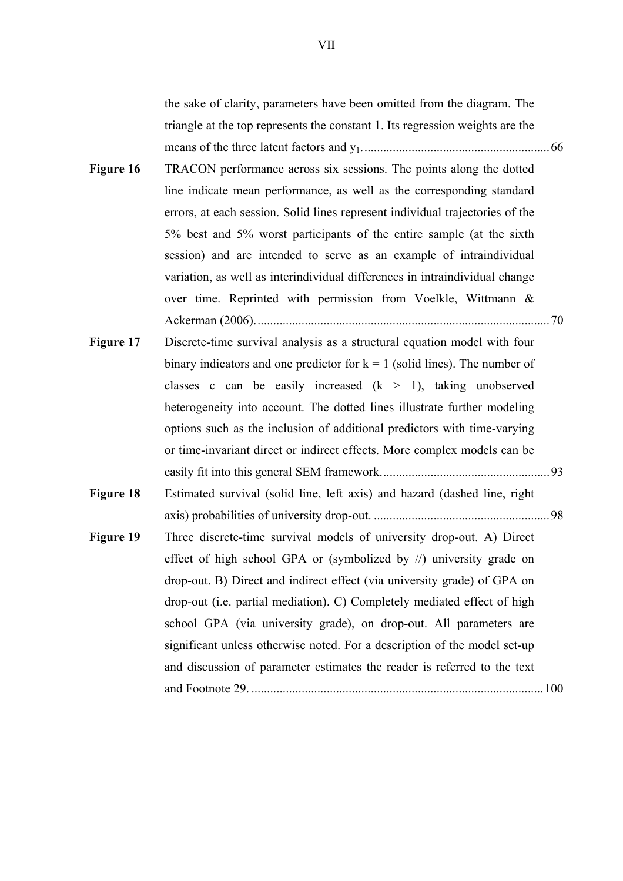the sake of clarity, parameters have been omitted from the diagram. The triangle at the top represents the constant 1. Its regression weights are the means of the three latent factors and $y_1$. ........................................................... 66

**Figure 16** TRACON performance across six sessions. The points along the dotted line indicate mean performance, as well as the corresponding standard errors, at each session. Solid lines represent individual trajectories of the 5% best and 5% worst participants of the entire sample (at the sixth session) and are intended to serve as an example of intraindividual variation, as well as interindividual differences in intraindividual change over time. Reprinted with permission from Voelkle, Wittmann & Ackerman (2006). ............................................................................................ 70

**Figure 17** Discrete-time survival analysis as a structural equation model with four binary indicators and one predictor for $k = 1$ (solid lines). The number of classes c can be easily increased ($k > 1$), taking unobserved heterogeneity into account. The dotted lines illustrate further modeling options such as the inclusion of additional predictors with time-varying or time-invariant direct or indirect effects. More complex models can be easily fit into this general SEM framework. ..................................................... 93

**Figure 18** Estimated survival (solid line, left axis) and hazard (dashed line, right axis) probabilities of university drop-out. ........................................................ 98

**Figure 19** Three discrete-time survival models of university drop-out. A) Direct effect of high school GPA or (symbolized by //) university grade on drop-out. B) Direct and indirect effect (via university grade) of GPA on drop-out (i.e. partial mediation). C) Completely mediated effect of high school GPA (via university grade), on drop-out. All parameters are significant unless otherwise noted. For a description of the model set-up and discussion of parameter estimates the reader is referred to the text and Footnote 29. ............................................................................................ 100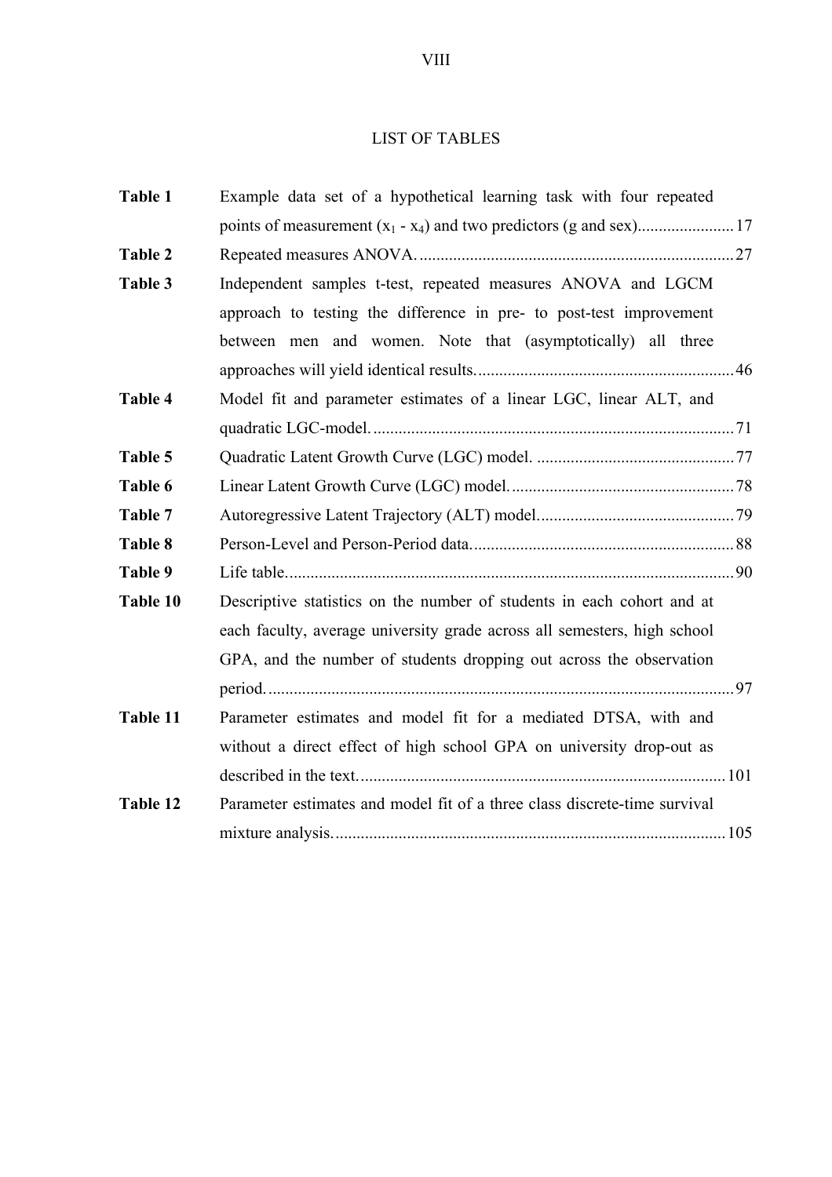# LIST OF TABLES

| | | |
|---|---|---|
| **Table 1** | Example data set of a hypothetical learning task with four repeated points of measurement ($x_1$ - $x_4$) and two predictors (g and sex) | 17 |
| **Table 2** | Repeated measures ANOVA. | 27 |
| **Table 3** | Independent samples t-test, repeated measures ANOVA and LGCM approach to testing the difference in pre- to post-test improvement between men and women. Note that (asymptotically) all three approaches will yield identical results. | 46 |
| **Table 4** | Model fit and parameter estimates of a linear LGC, linear ALT, and quadratic LGC-model. | 71 |
| **Table 5** | Quadratic Latent Growth Curve (LGC) model. | 77 |
| **Table 6** | Linear Latent Growth Curve (LGC) model. | 78 |
| **Table 7** | Autoregressive Latent Trajectory (ALT) model. | 79 |
| **Table 8** | Person-Level and Person-Period data. | 88 |
| **Table 9** | Life table. | 90 |
| **Table 10** | Descriptive statistics on the number of students in each cohort and at each faculty, average university grade across all semesters, high school GPA, and the number of students dropping out across the observation period. | 97 |
| **Table 11** | Parameter estimates and model fit for a mediated DTSA, with and without a direct effect of high school GPA on university drop-out as described in the text. | 101 |
| **Table 12** | Parameter estimates and model fit of a three class discrete-time survival mixture analysis. | 105 |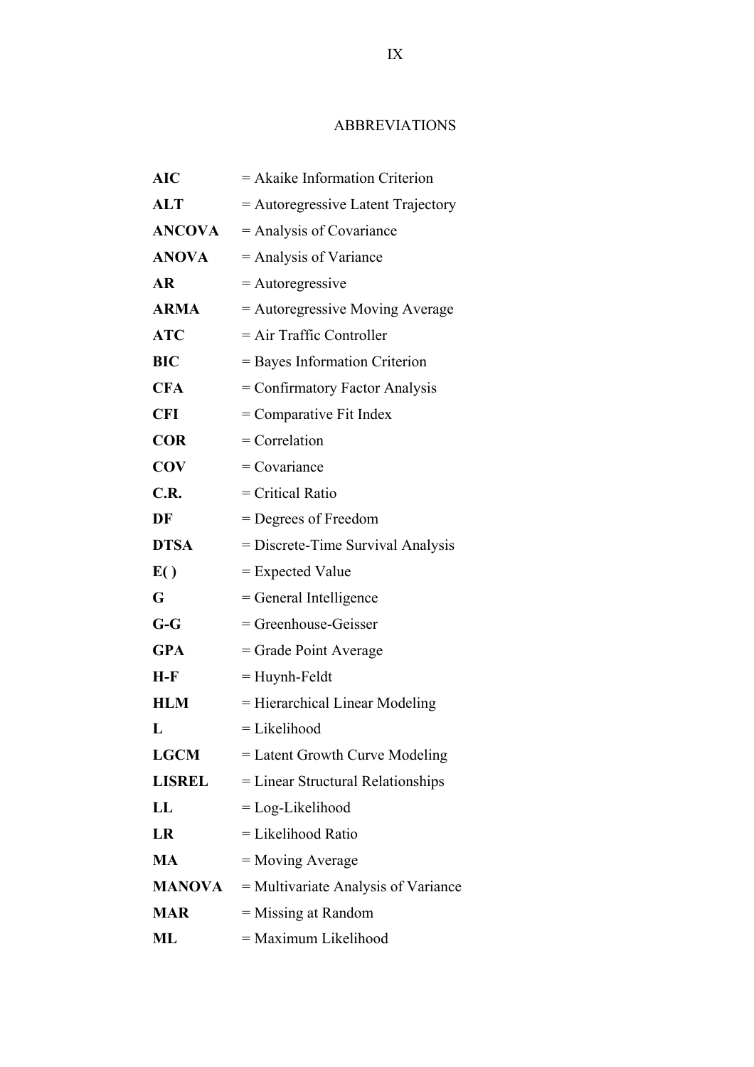# ABBREVIATIONS

| | |
|---|---|
| **AIC** | = Akaike Information Criterion |
| **ALT** | = Autoregressive Latent Trajectory |
| **ANCOVA** | = Analysis of Covariance |
| **ANOVA** | = Analysis of Variance |
| **AR** | = Autoregressive |
| **ARMA** | = Autoregressive Moving Average |
| **ATC** | = Air Traffic Controller |
| **BIC** | = Bayes Information Criterion |
| **CFA** | = Confirmatory Factor Analysis |
| **CFI** | = Comparative Fit Index |
| **COR** | = Correlation |
| **COV** | = Covariance |
| **C.R.** | = Critical Ratio |
| **DF** | = Degrees of Freedom |
| **DTSA** | = Discrete-Time Survival Analysis |
| **E( )** | = Expected Value |
| **G** | = General Intelligence |
| **G-G** | = Greenhouse-Geisser |
| **GPA** | = Grade Point Average |
| **H-F** | = Huynh-Feldt |
| **HLM** | = Hierarchical Linear Modeling |
| **L** | = Likelihood |
| **LGCM** | = Latent Growth Curve Modeling |
| **LISREL** | = Linear Structural Relationships |
| **LL** | = Log-Likelihood |
| **LR** | = Likelihood Ratio |
| **MA** | = Moving Average |
| **MANOVA** | = Multivariate Analysis of Variance |
| **MAR** | = Missing at Random |
| **ML** | = Maximum Likelihood |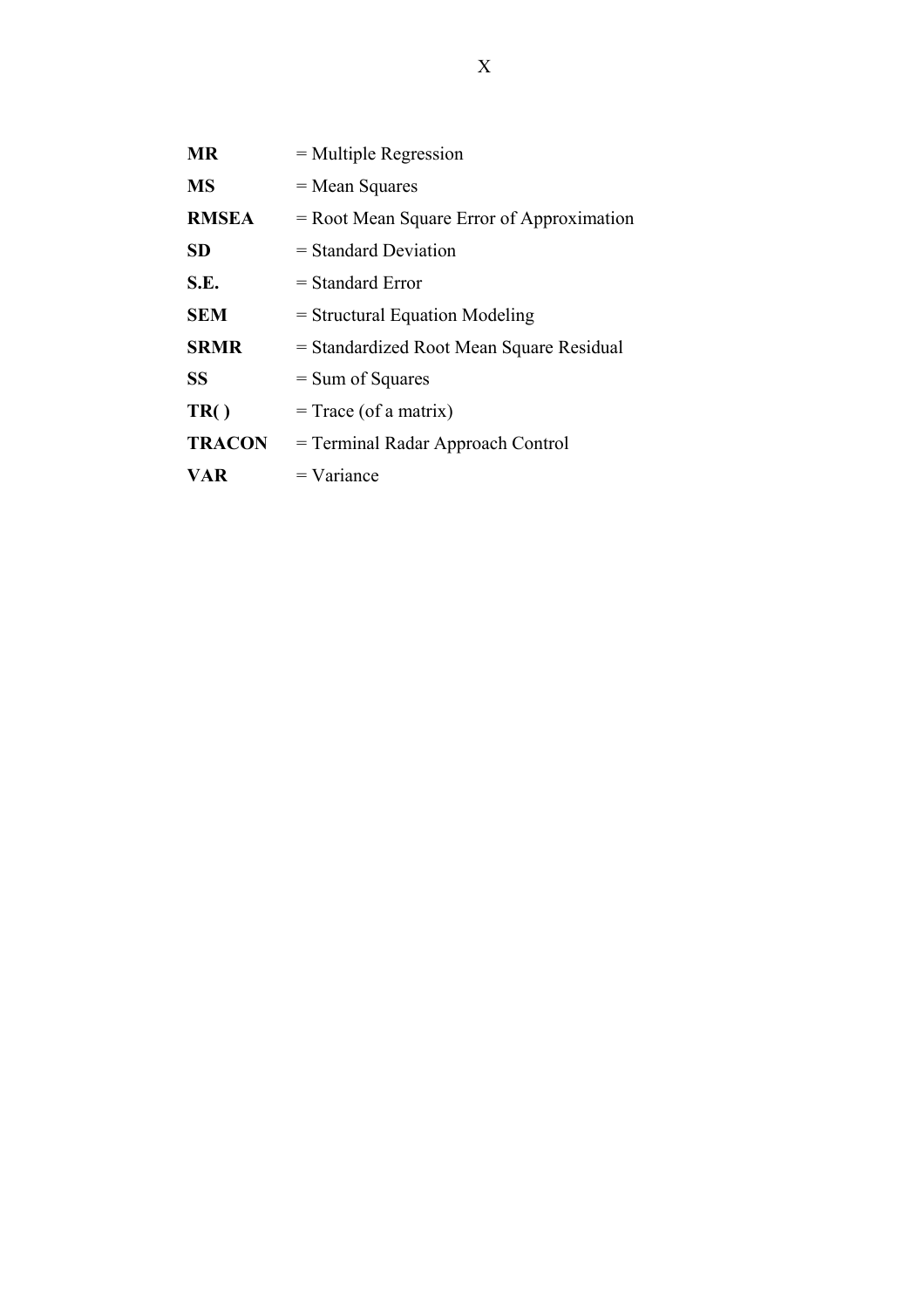**MR** = Multiple Regression

**MS** = Mean Squares

**RMSEA** = Root Mean Square Error of Approximation

**SD** = Standard Deviation

**S.E.** = Standard Error

**SEM** = Structural Equation Modeling

**SRMR** = Standardized Root Mean Square Residual

**SS** = Sum of Squares

**TR( )** = Trace (of a matrix)

**TRACON** = Terminal Radar Approach Control

**VAR** = Variance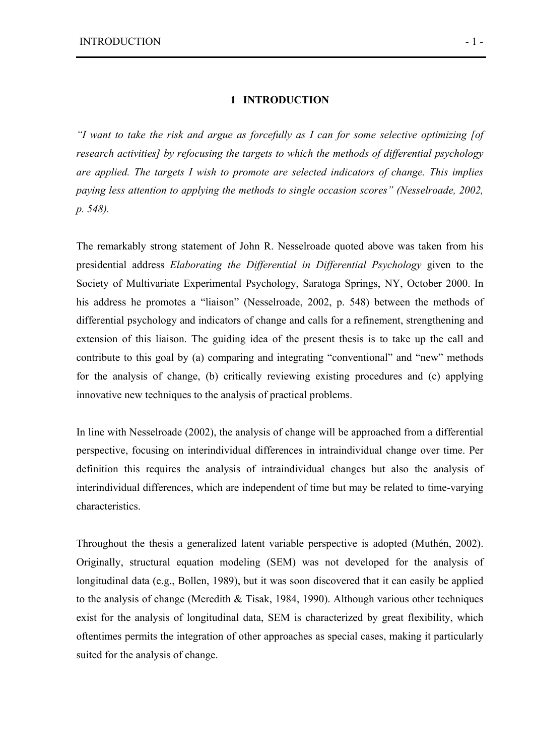# 1 INTRODUCTION

*"I want to take the risk and argue as forcefully as I can for some selective optimizing [of research activities] by refocusing the targets to which the methods of differential psychology are applied. The targets I wish to promote are selected indicators of change. This implies paying less attention to applying the methods to single occasion scores" (Nesselroade, 2002, p. 548).*

The remarkably strong statement of John R. Nesselroade quoted above was taken from his presidential address *Elaborating the Differential in Differential Psychology* given to the Society of Multivariate Experimental Psychology, Saratoga Springs, NY, October 2000. In his address he promotes a "liaison" (Nesselroade, 2002, p. 548) between the methods of differential psychology and indicators of change and calls for a refinement, strengthening and extension of this liaison. The guiding idea of the present thesis is to take up the call and contribute to this goal by (a) comparing and integrating "conventional" and "new" methods for the analysis of change, (b) critically reviewing existing procedures and (c) applying innovative new techniques to the analysis of practical problems.

In line with Nesselroade (2002), the analysis of change will be approached from a differential perspective, focusing on interindividual differences in intraindividual change over time. Per definition this requires the analysis of intraindividual changes but also the analysis of interindividual differences, which are independent of time but may be related to time-varying characteristics.

Throughout the thesis a generalized latent variable perspective is adopted (Muthén, 2002). Originally, structural equation modeling (SEM) was not developed for the analysis of longitudinal data (e.g., Bollen, 1989), but it was soon discovered that it can easily be applied to the analysis of change (Meredith & Tisak, 1984, 1990). Although various other techniques exist for the analysis of longitudinal data, SEM is characterized by great flexibility, which oftentimes permits the integration of other approaches as special cases, making it particularly suited for the analysis of change.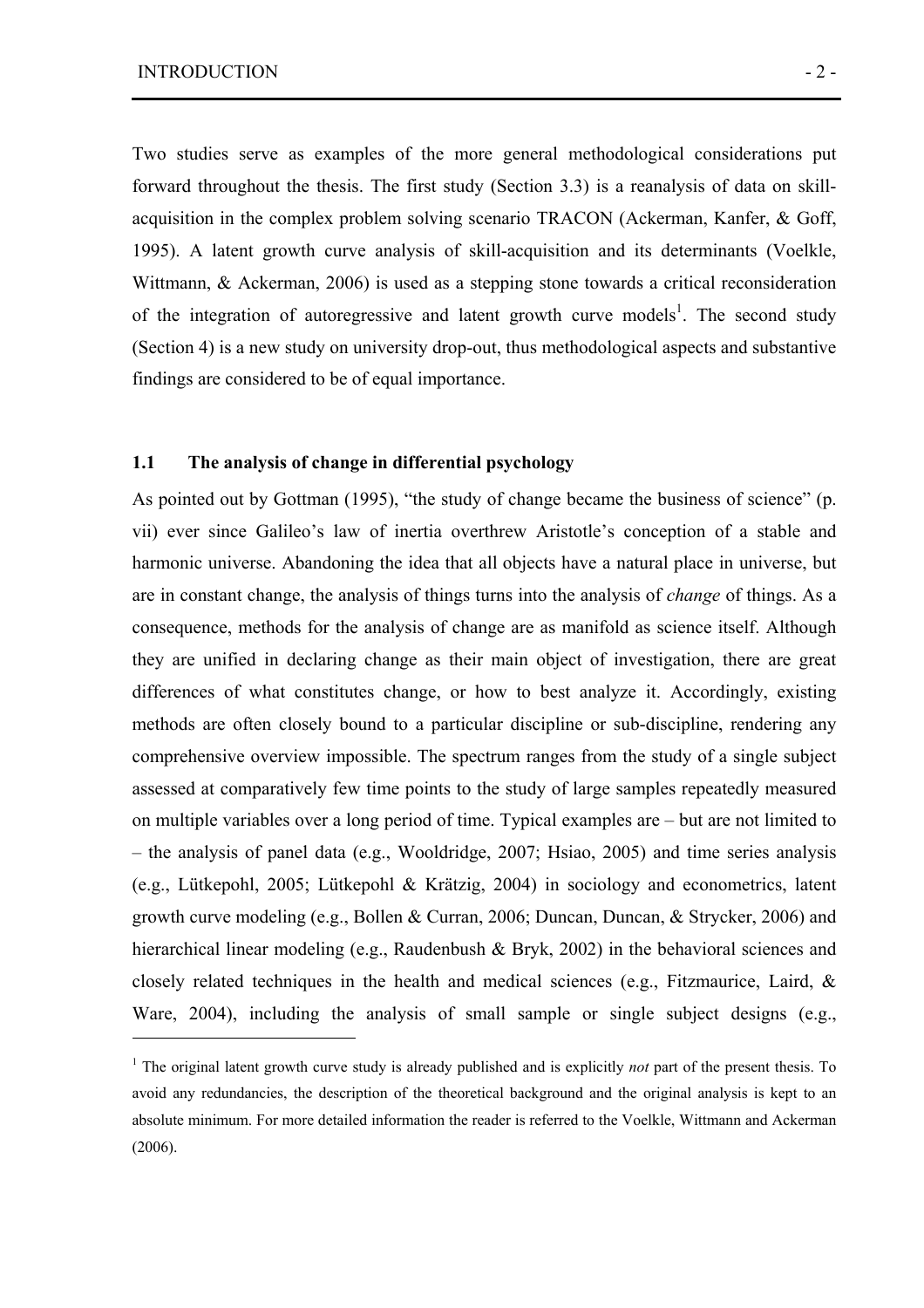Two studies serve as examples of the more general methodological considerations put forward throughout the thesis. The first study (Section 3.3) is a reanalysis of data on skill-acquisition in the complex problem solving scenario TRACON (Ackerman, Kanfer, & Goff, 1995). A latent growth curve analysis of skill-acquisition and its determinants (Voelkle, Wittmann, & Ackerman, 2006) is used as a stepping stone towards a critical reconsideration of the integration of autoregressive and latent growth curve models[1]. The second study (Section 4) is a new study on university drop-out, thus methodological aspects and substantive findings are considered to be of equal importance.

### 1.1 The analysis of change in differential psychology

As pointed out by Gottman (1995), "the study of change became the business of science" (p. vii) ever since Galileo's law of inertia overthrew Aristotle's conception of a stable and harmonic universe. Abandoning the idea that all objects have a natural place in universe, but are in constant change, the analysis of things turns into the analysis of *change* of things. As a consequence, methods for the analysis of change are as manifold as science itself. Although they are unified in declaring change as their main object of investigation, there are great differences of what constitutes change, or how to best analyze it. Accordingly, existing methods are often closely bound to a particular discipline or sub-discipline, rendering any comprehensive overview impossible. The spectrum ranges from the study of a single subject assessed at comparatively few time points to the study of large samples repeatedly measured on multiple variables over a long period of time. Typical examples are – but are not limited to – the analysis of panel data (e.g., Wooldridge, 2007; Hsiao, 2005) and time series analysis (e.g., Lütkepohl, 2005; Lütkepohl & Krätzig, 2004) in sociology and econometrics, latent growth curve modeling (e.g., Bollen & Curran, 2006; Duncan, Duncan, & Strycker, 2006) and hierarchical linear modeling (e.g., Raudenbush & Bryk, 2002) in the behavioral sciences and closely related techniques in the health and medical sciences (e.g., Fitzmaurice, Laird, & Ware, 2004), including the analysis of small sample or single subject designs (e.g.,

---

[1] The original latent growth curve study is already published and is explicitly *not* part of the present thesis. To avoid any redundancies, the description of the theoretical background and the original analysis is kept to an absolute minimum. For more detailed information the reader is referred to the Voelkle, Wittmann and Ackerman (2006).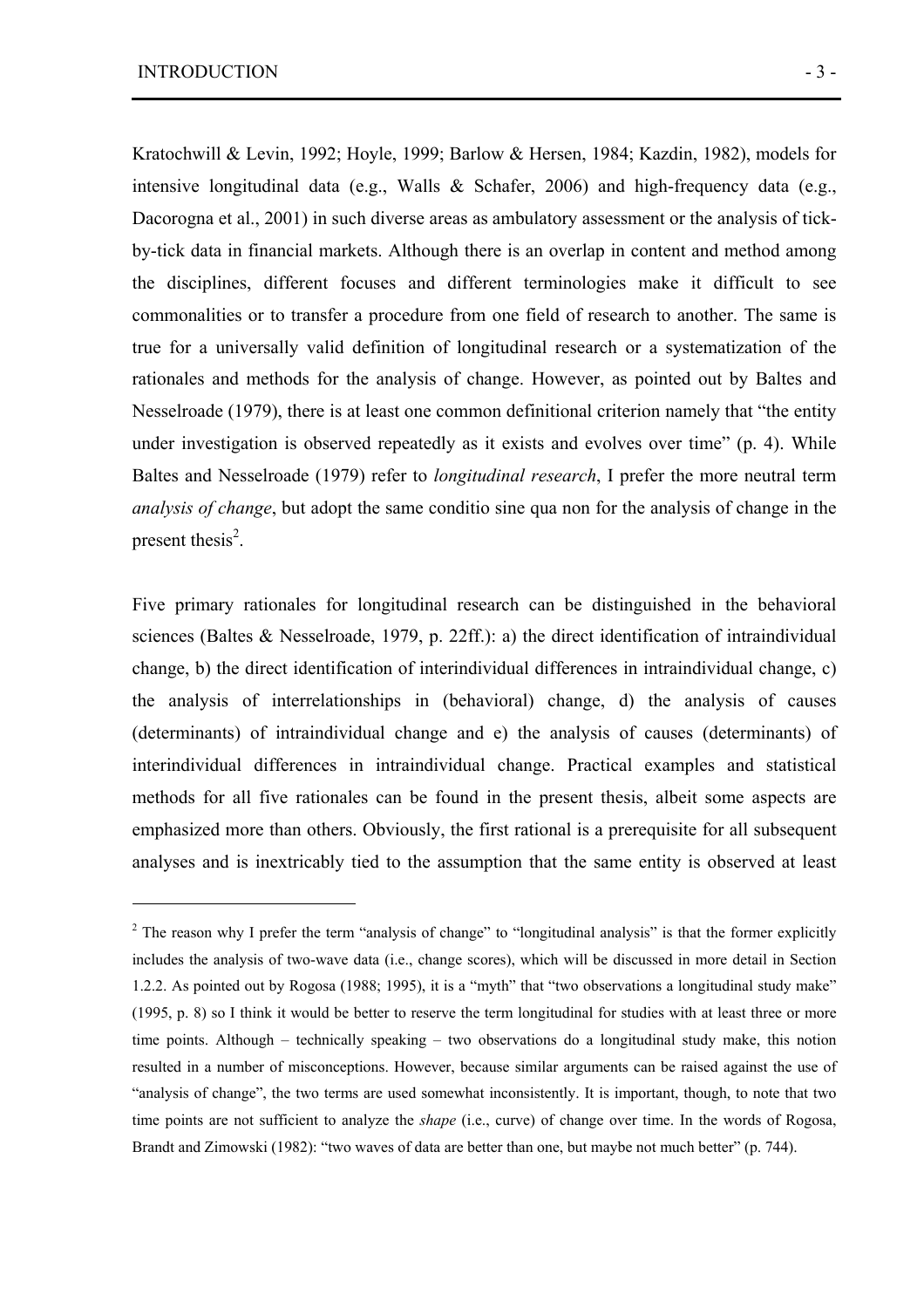Kratochwill & Levin, 1992; Hoyle, 1999; Barlow & Hersen, 1984; Kazdin, 1982), models for intensive longitudinal data (e.g., Walls & Schafer, 2006) and high-frequency data (e.g., Dacorogna et al., 2001) in such diverse areas as ambulatory assessment or the analysis of tick-by-tick data in financial markets. Although there is an overlap in content and method among the disciplines, different focuses and different terminologies make it difficult to see commonalities or to transfer a procedure from one field of research to another. The same is true for a universally valid definition of longitudinal research or a systematization of the rationales and methods for the analysis of change. However, as pointed out by Baltes and Nesselroade (1979), there is at least one common definitional criterion namely that "the entity under investigation is observed repeatedly as it exists and evolves over time" (p. 4). While Baltes and Nesselroade (1979) refer to *longitudinal research*, I prefer the more neutral term *analysis of change*, but adopt the same conditio sine qua non for the analysis of change in the present thesis[2].

Five primary rationales for longitudinal research can be distinguished in the behavioral sciences (Baltes & Nesselroade, 1979, p. 22ff.): a) the direct identification of intraindividual change, b) the direct identification of interindividual differences in intraindividual change, c) the analysis of interrelationships in (behavioral) change, d) the analysis of causes (determinants) of intraindividual change and e) the analysis of causes (determinants) of interindividual differences in intraindividual change. Practical examples and statistical methods for all five rationales can be found in the present thesis, albeit some aspects are emphasized more than others. Obviously, the first rational is a prerequisite for all subsequent analyses and is inextricably tied to the assumption that the same entity is observed at least

---

[2] The reason why I prefer the term "analysis of change" to "longitudinal analysis" is that the former explicitly includes the analysis of two-wave data (i.e., change scores), which will be discussed in more detail in Section 1.2.2. As pointed out by Rogosa (1988; 1995), it is a "myth" that "two observations a longitudinal study make" (1995, p. 8) so I think it would be better to reserve the term longitudinal for studies with at least three or more time points. Although – technically speaking – two observations do a longitudinal study make, this notion resulted in a number of misconceptions. However, because similar arguments can be raised against the use of "analysis of change", the two terms are used somewhat inconsistently. It is important, though, to note that two time points are not sufficient to analyze the *shape* (i.e., curve) of change over time. In the words of Rogosa, Brandt and Zimowski (1982): "two waves of data are better than one, but maybe not much better" (p. 744).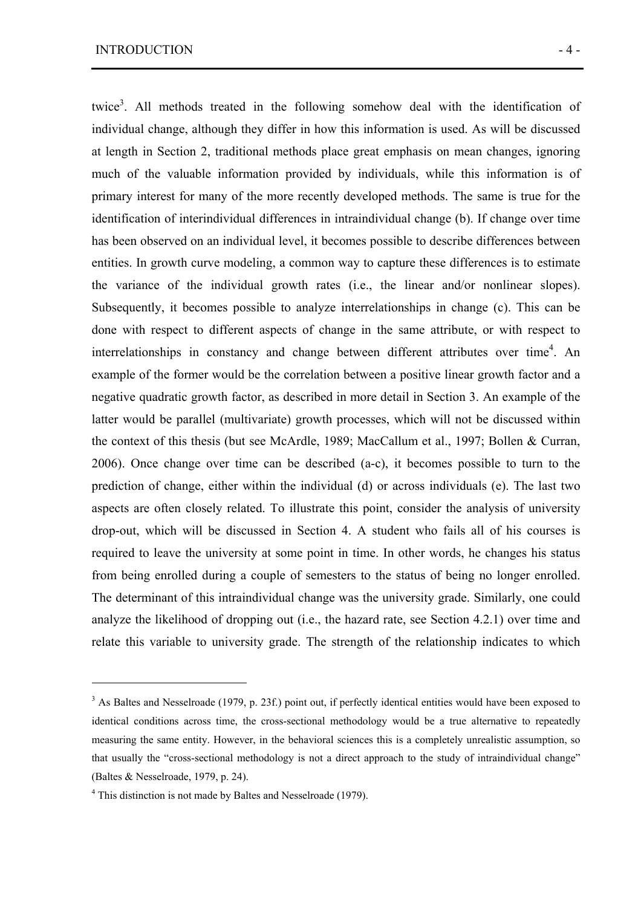twice[3]. All methods treated in the following somehow deal with the identification of individual change, although they differ in how this information is used. As will be discussed at length in Section 2, traditional methods place great emphasis on mean changes, ignoring much of the valuable information provided by individuals, while this information is of primary interest for many of the more recently developed methods. The same is true for the identification of interindividual differences in intraindividual change (b). If change over time has been observed on an individual level, it becomes possible to describe differences between entities. In growth curve modeling, a common way to capture these differences is to estimate the variance of the individual growth rates (i.e., the linear and/or nonlinear slopes). Subsequently, it becomes possible to analyze interrelationships in change (c). This can be done with respect to different aspects of change in the same attribute, or with respect to interrelationships in constancy and change between different attributes over time[4]. An example of the former would be the correlation between a positive linear growth factor and a negative quadratic growth factor, as described in more detail in Section 3. An example of the latter would be parallel (multivariate) growth processes, which will not be discussed within the context of this thesis (but see McArdle, 1989; MacCallum et al., 1997; Bollen & Curran, 2006). Once change over time can be described (a-c), it becomes possible to turn to the prediction of change, either within the individual (d) or across individuals (e). The last two aspects are often closely related. To illustrate this point, consider the analysis of university drop-out, which will be discussed in Section 4. A student who fails all of his courses is required to leave the university at some point in time. In other words, he changes his status from being enrolled during a couple of semesters to the status of being no longer enrolled. The determinant of this intraindividual change was the university grade. Similarly, one could analyze the likelihood of dropping out (i.e., the hazard rate, see Section 4.2.1) over time and relate this variable to university grade. The strength of the relationship indicates to which

---

[3] As Baltes and Nesselroade (1979, p. 23f.) point out, if perfectly identical entities would have been exposed to identical conditions across time, the cross-sectional methodology would be a true alternative to repeatedly measuring the same entity. However, in the behavioral sciences this is a completely unrealistic assumption, so that usually the "cross-sectional methodology is not a direct approach to the study of intraindividual change" (Baltes & Nesselroade, 1979, p. 24).

[4] This distinction is not made by Baltes and Nesselroade (1979).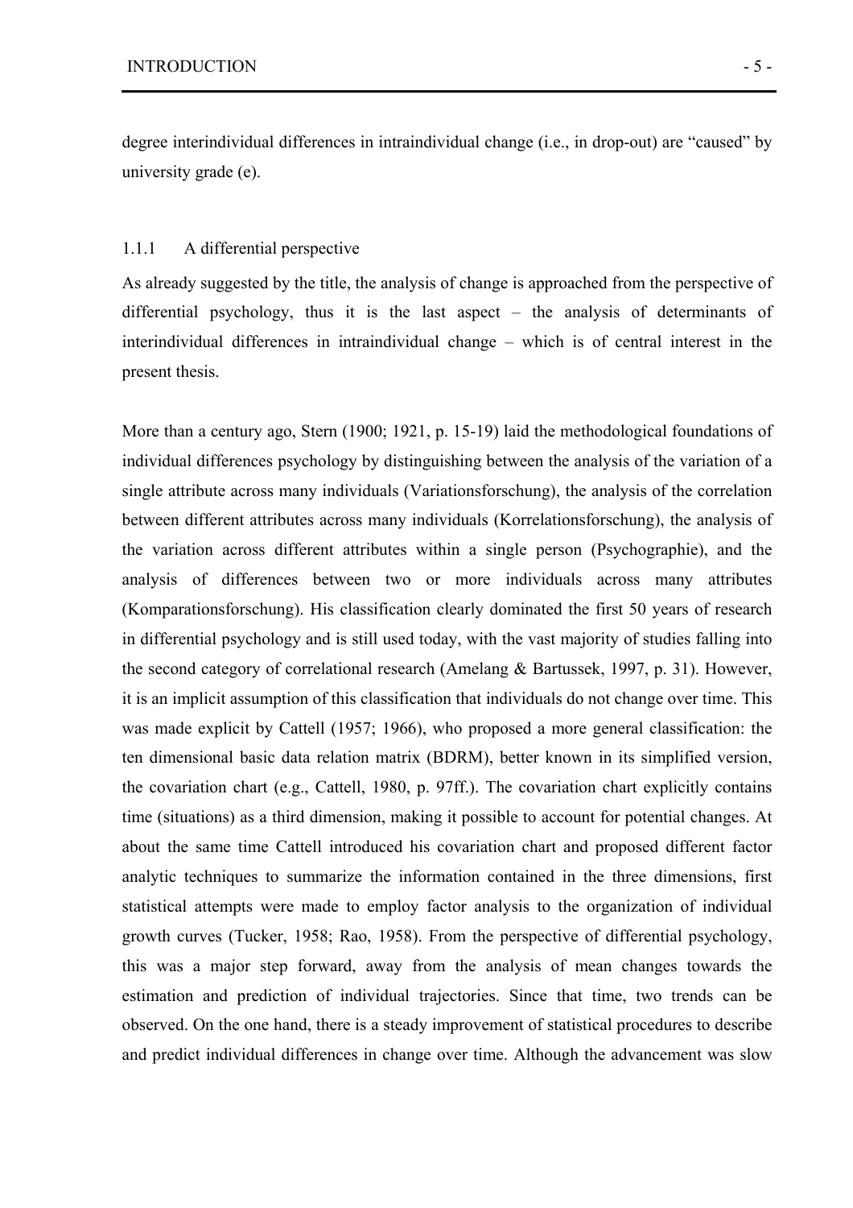degree interindividual differences in intraindividual change (i.e., in drop-out) are "caused" by university grade (e).

### 1.1.1 A differential perspective

As already suggested by the title, the analysis of change is approached from the perspective of differential psychology, thus it is the last aspect – the analysis of determinants of interindividual differences in intraindividual change – which is of central interest in the present thesis.

More than a century ago, Stern (1900; 1921, p. 15-19) laid the methodological foundations of individual differences psychology by distinguishing between the analysis of the variation of a single attribute across many individuals (Variationsforschung), the analysis of the correlation between different attributes across many individuals (Korrelationsforschung), the analysis of the variation across different attributes within a single person (Psychographie), and the analysis of differences between two or more individuals across many attributes (Komparationsforschung). His classification clearly dominated the first 50 years of research in differential psychology and is still used today, with the vast majority of studies falling into the second category of correlational research (Amelang & Bartussek, 1997, p. 31). However, it is an implicit assumption of this classification that individuals do not change over time. This was made explicit by Cattell (1957; 1966), who proposed a more general classification: the ten dimensional basic data relation matrix (BDRM), better known in its simplified version, the covariation chart (e.g., Cattell, 1980, p. 97ff.). The covariation chart explicitly contains time (situations) as a third dimension, making it possible to account for potential changes. At about the same time Cattell introduced his covariation chart and proposed different factor analytic techniques to summarize the information contained in the three dimensions, first statistical attempts were made to employ factor analysis to the organization of individual growth curves (Tucker, 1958; Rao, 1958). From the perspective of differential psychology, this was a major step forward, away from the analysis of mean changes towards the estimation and prediction of individual trajectories. Since that time, two trends can be observed. On the one hand, there is a steady improvement of statistical procedures to describe and predict individual differences in change over time. Although the advancement was slow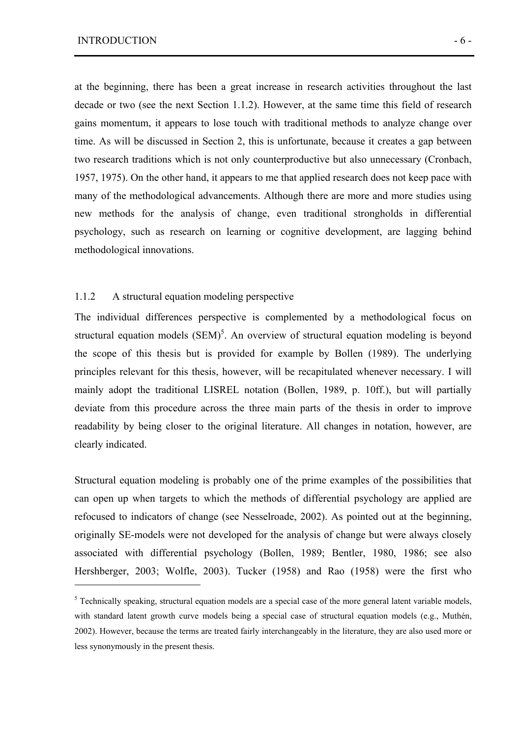at the beginning, there has been a great increase in research activities throughout the last decade or two (see the next Section 1.1.2). However, at the same time this field of research gains momentum, it appears to lose touch with traditional methods to analyze change over time. As will be discussed in Section 2, this is unfortunate, because it creates a gap between two research traditions which is not only counterproductive but also unnecessary (Cronbach, 1957, 1975). On the other hand, it appears to me that applied research does not keep pace with many of the methodological advancements. Although there are more and more studies using new methods for the analysis of change, even traditional strongholds in differential psychology, such as research on learning or cognitive development, are lagging behind methodological innovations.

### 1.1.2 A structural equation modeling perspective

The individual differences perspective is complemented by a methodological focus on structural equation models (SEM)[5]. An overview of structural equation modeling is beyond the scope of this thesis but is provided for example by Bollen (1989). The underlying principles relevant for this thesis, however, will be recapitulated whenever necessary. I will mainly adopt the traditional LISREL notation (Bollen, 1989, p. 10ff.), but will partially deviate from this procedure across the three main parts of the thesis in order to improve readability by being closer to the original literature. All changes in notation, however, are clearly indicated.

Structural equation modeling is probably one of the prime examples of the possibilities that can open up when targets to which the methods of differential psychology are applied are refocused to indicators of change (see Nesselroade, 2002). As pointed out at the beginning, originally SE-models were not developed for the analysis of change but were always closely associated with differential psychology (Bollen, 1989; Bentler, 1980, 1986; see also Hershberger, 2003; Wolfle, 2003). Tucker (1958) and Rao (1958) were the first who

---

[5] Technically speaking, structural equation models are a special case of the more general latent variable models, with standard latent growth curve models being a special case of structural equation models (e.g., Muthén, 2002). However, because the terms are treated fairly interchangeably in the literature, they are also used more or less synonymously in the present thesis.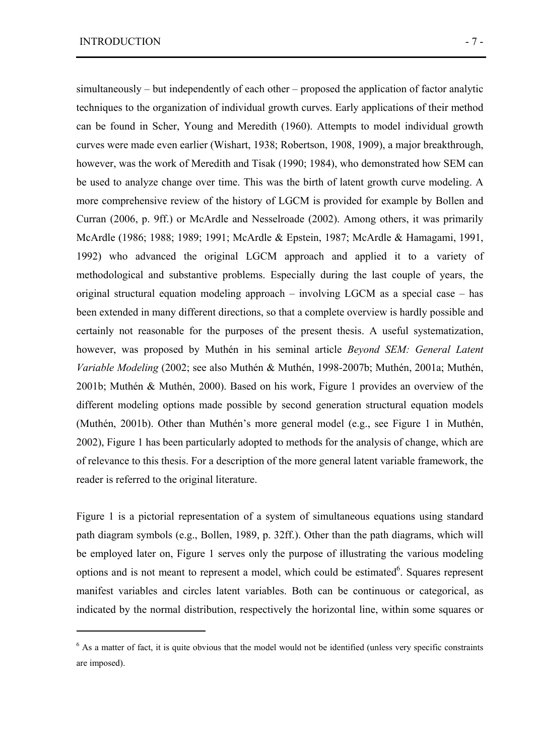simultaneously – but independently of each other – proposed the application of factor analytic techniques to the organization of individual growth curves. Early applications of their method can be found in Scher, Young and Meredith (1960). Attempts to model individual growth curves were made even earlier (Wishart, 1938; Robertson, 1908, 1909), a major breakthrough, however, was the work of Meredith and Tisak (1990; 1984), who demonstrated how SEM can be used to analyze change over time. This was the birth of latent growth curve modeling. A more comprehensive review of the history of LGCM is provided for example by Bollen and Curran (2006, p. 9ff.) or McArdle and Nesselroade (2002). Among others, it was primarily McArdle (1986; 1988; 1989; 1991; McArdle & Epstein, 1987; McArdle & Hamagami, 1991, 1992) who advanced the original LGCM approach and applied it to a variety of methodological and substantive problems. Especially during the last couple of years, the original structural equation modeling approach – involving LGCM as a special case – has been extended in many different directions, so that a complete overview is hardly possible and certainly not reasonable for the purposes of the present thesis. A useful systematization, however, was proposed by Muthén in his seminal article *Beyond SEM: General Latent Variable Modeling* (2002; see also Muthén & Muthén, 1998-2007b; Muthén, 2001a; Muthén, 2001b; Muthén & Muthén, 2000). Based on his work, Figure 1 provides an overview of the different modeling options made possible by second generation structural equation models (Muthén, 2001b). Other than Muthén's more general model (e.g., see Figure 1 in Muthén, 2002), Figure 1 has been particularly adopted to methods for the analysis of change, which are of relevance to this thesis. For a description of the more general latent variable framework, the reader is referred to the original literature.

Figure 1 is a pictorial representation of a system of simultaneous equations using standard path diagram symbols (e.g., Bollen, 1989, p. 32ff.). Other than the path diagrams, which will be employed later on, Figure 1 serves only the purpose of illustrating the various modeling options and is not meant to represent a model, which could be estimated[6]. Squares represent manifest variables and circles latent variables. Both can be continuous or categorical, as indicated by the normal distribution, respectively the horizontal line, within some squares or

[6] As a matter of fact, it is quite obvious that the model would not be identified (unless very specific constraints are imposed).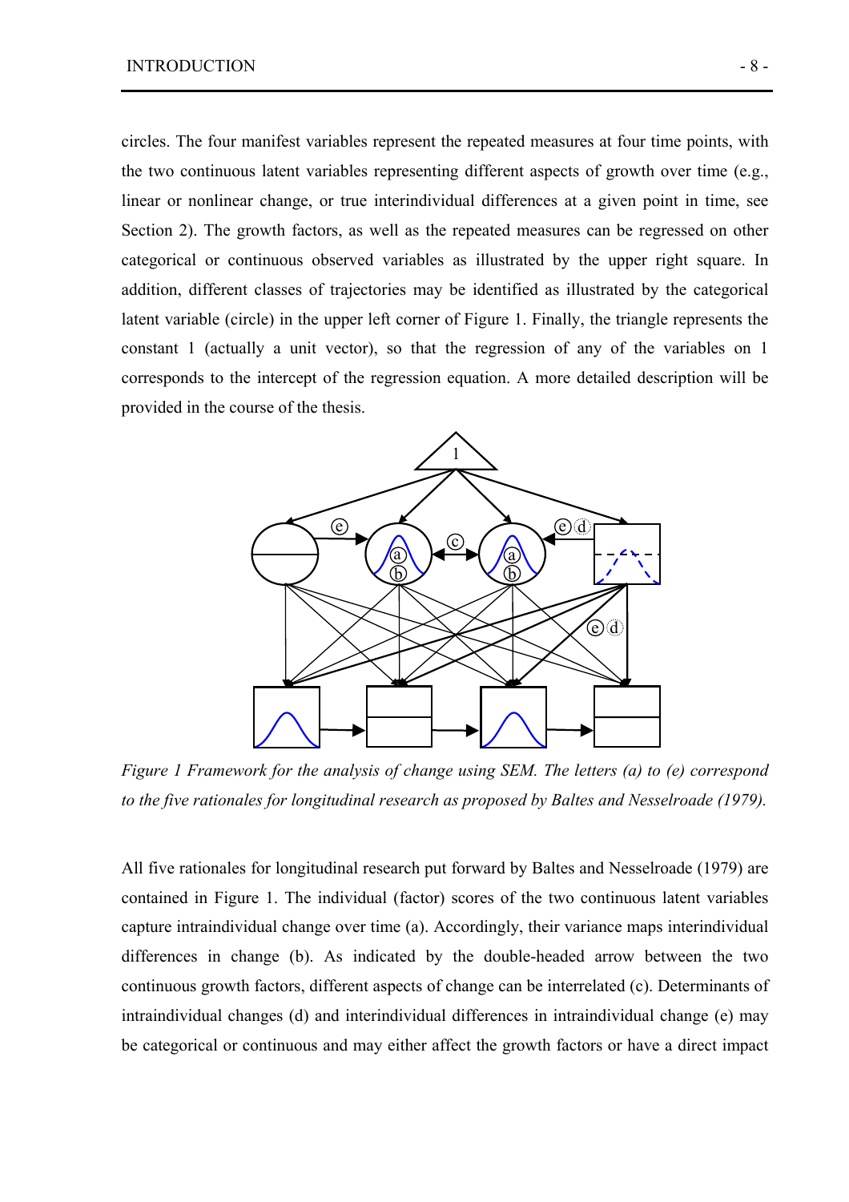circles. The four manifest variables represent the repeated measures at four time points, with the two continuous latent variables representing different aspects of growth over time (e.g., linear or nonlinear change, or true interindividual differences at a given point in time, see Section 2). The growth factors, as well as the repeated measures can be regressed on other categorical or continuous observed variables as illustrated by the upper right square. In addition, different classes of trajectories may be identified as illustrated by the categorical latent variable (circle) in the upper left corner of Figure 1. Finally, the triangle represents the constant 1 (actually a unit vector), so that the regression of any of the variables on 1 corresponds to the intercept of the regression equation. A more detailed description will be provided in the course of the thesis.

*Figure 1 Framework for the analysis of change using SEM. The letters (a) to (e) correspond to the five rationales for longitudinal research as proposed by Baltes and Nesselroade (1979).*

All five rationales for longitudinal research put forward by Baltes and Nesselroade (1979) are contained in Figure 1. The individual (factor) scores of the two continuous latent variables capture intraindividual change over time (a). Accordingly, their variance maps interindividual differences in change (b). As indicated by the double-headed arrow between the two continuous growth factors, different aspects of change can be interrelated (c). Determinants of intraindividual changes (d) and interindividual differences in intraindividual change (e) may be categorical or continuous and may either affect the growth factors or have a direct impact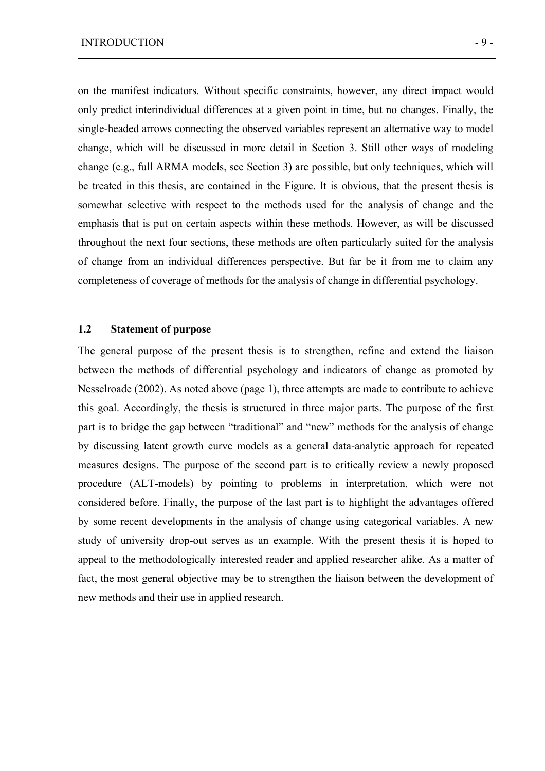on the manifest indicators. Without specific constraints, however, any direct impact would only predict interindividual differences at a given point in time, but no changes. Finally, the single-headed arrows connecting the observed variables represent an alternative way to model change, which will be discussed in more detail in Section 3. Still other ways of modeling change (e.g., full ARMA models, see Section 3) are possible, but only techniques, which will be treated in this thesis, are contained in the Figure. It is obvious, that the present thesis is somewhat selective with respect to the methods used for the analysis of change and the emphasis that is put on certain aspects within these methods. However, as will be discussed throughout the next four sections, these methods are often particularly suited for the analysis of change from an individual differences perspective. But far be it from me to claim any completeness of coverage of methods for the analysis of change in differential psychology.

## 1.2 Statement of purpose

The general purpose of the present thesis is to strengthen, refine and extend the liaison between the methods of differential psychology and indicators of change as promoted by Nesselroade (2002). As noted above (page 1), three attempts are made to contribute to achieve this goal. Accordingly, the thesis is structured in three major parts. The purpose of the first part is to bridge the gap between "traditional" and "new" methods for the analysis of change by discussing latent growth curve models as a general data-analytic approach for repeated measures designs. The purpose of the second part is to critically review a newly proposed procedure (ALT-models) by pointing to problems in interpretation, which were not considered before. Finally, the purpose of the last part is to highlight the advantages offered by some recent developments in the analysis of change using categorical variables. A new study of university drop-out serves as an example. With the present thesis it is hoped to appeal to the methodologically interested reader and applied researcher alike. As a matter of fact, the most general objective may be to strengthen the liaison between the development of new methods and their use in applied research.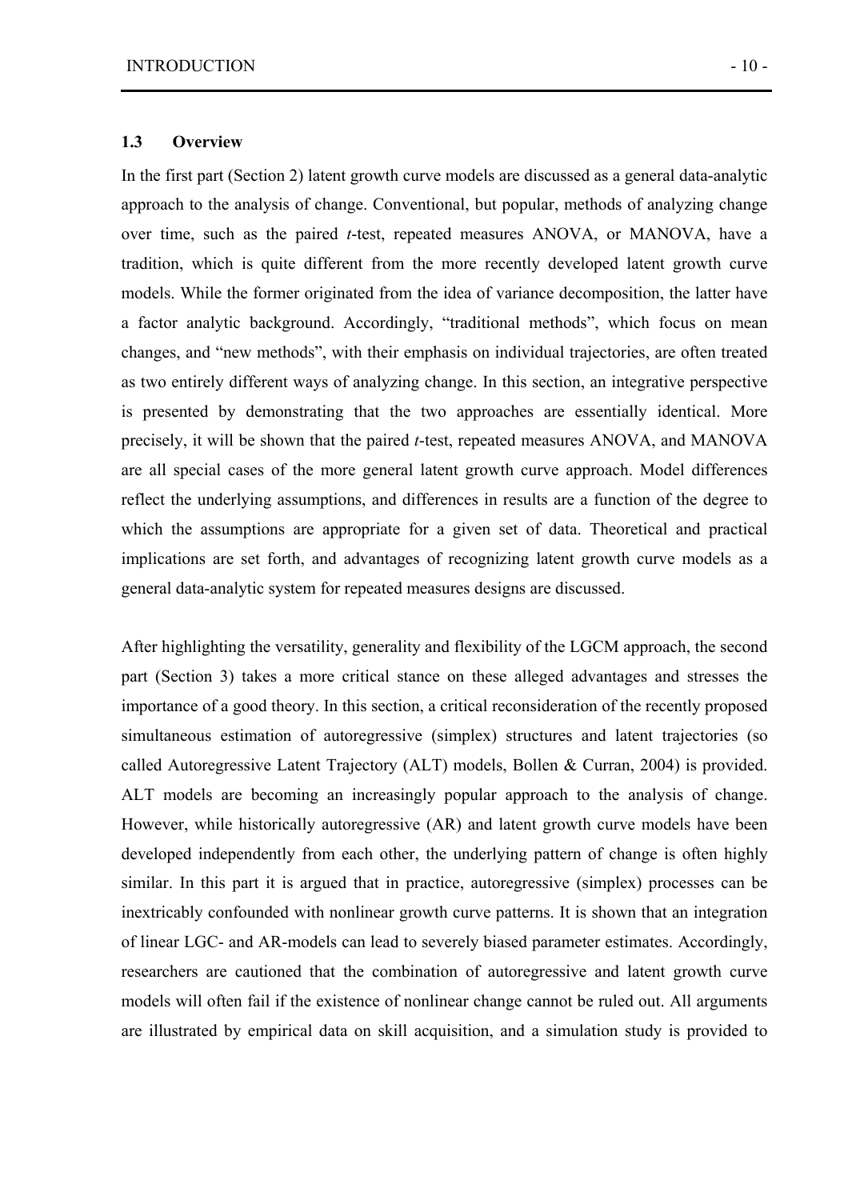### 1.3 Overview

In the first part (Section 2) latent growth curve models are discussed as a general data-analytic approach to the analysis of change. Conventional, but popular, methods of analyzing change over time, such as the paired *t*-test, repeated measures ANOVA, or MANOVA, have a tradition, which is quite different from the more recently developed latent growth curve models. While the former originated from the idea of variance decomposition, the latter have a factor analytic background. Accordingly, "traditional methods", which focus on mean changes, and "new methods", with their emphasis on individual trajectories, are often treated as two entirely different ways of analyzing change. In this section, an integrative perspective is presented by demonstrating that the two approaches are essentially identical. More precisely, it will be shown that the paired *t*-test, repeated measures ANOVA, and MANOVA are all special cases of the more general latent growth curve approach. Model differences reflect the underlying assumptions, and differences in results are a function of the degree to which the assumptions are appropriate for a given set of data. Theoretical and practical implications are set forth, and advantages of recognizing latent growth curve models as a general data-analytic system for repeated measures designs are discussed.

After highlighting the versatility, generality and flexibility of the LGCM approach, the second part (Section 3) takes a more critical stance on these alleged advantages and stresses the importance of a good theory. In this section, a critical reconsideration of the recently proposed simultaneous estimation of autoregressive (simplex) structures and latent trajectories (so called Autoregressive Latent Trajectory (ALT) models, Bollen & Curran, 2004) is provided. ALT models are becoming an increasingly popular approach to the analysis of change. However, while historically autoregressive (AR) and latent growth curve models have been developed independently from each other, the underlying pattern of change is often highly similar. In this part it is argued that in practice, autoregressive (simplex) processes can be inextricably confounded with nonlinear growth curve patterns. It is shown that an integration of linear LGC- and AR-models can lead to severely biased parameter estimates. Accordingly, researchers are cautioned that the combination of autoregressive and latent growth curve models will often fail if the existence of nonlinear change cannot be ruled out. All arguments are illustrated by empirical data on skill acquisition, and a simulation study is provided to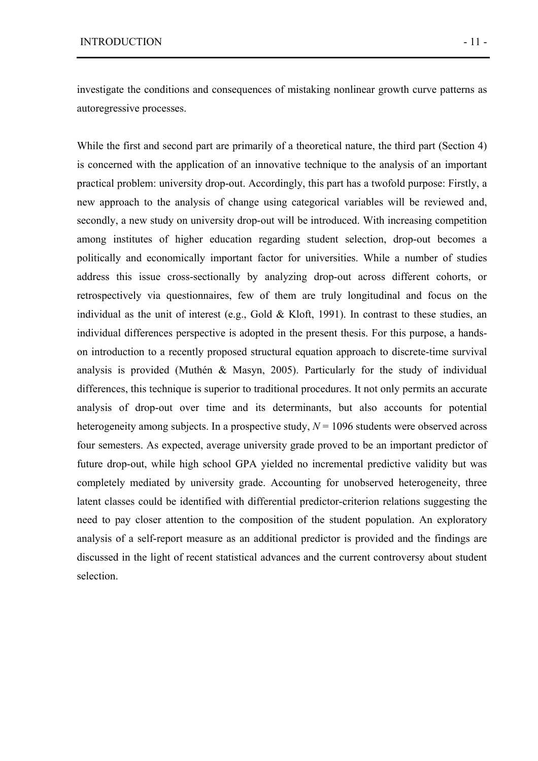investigate the conditions and consequences of mistaking nonlinear growth curve patterns as autoregressive processes.

While the first and second part are primarily of a theoretical nature, the third part (Section 4) is concerned with the application of an innovative technique to the analysis of an important practical problem: university drop-out. Accordingly, this part has a twofold purpose: Firstly, a new approach to the analysis of change using categorical variables will be reviewed and, secondly, a new study on university drop-out will be introduced. With increasing competition among institutes of higher education regarding student selection, drop-out becomes a politically and economically important factor for universities. While a number of studies address this issue cross-sectionally by analyzing drop-out across different cohorts, or retrospectively via questionnaires, few of them are truly longitudinal and focus on the individual as the unit of interest (e.g., Gold & Kloft, 1991). In contrast to these studies, an individual differences perspective is adopted in the present thesis. For this purpose, a hands-on introduction to a recently proposed structural equation approach to discrete-time survival analysis is provided (Muthén & Masyn, 2005). Particularly for the study of individual differences, this technique is superior to traditional procedures. It not only permits an accurate analysis of drop-out over time and its determinants, but also accounts for potential heterogeneity among subjects. In a prospective study, $N = 1096$ students were observed across four semesters. As expected, average university grade proved to be an important predictor of future drop-out, while high school GPA yielded no incremental predictive validity but was completely mediated by university grade. Accounting for unobserved heterogeneity, three latent classes could be identified with differential predictor-criterion relations suggesting the need to pay closer attention to the composition of the student population. An exploratory analysis of a self-report measure as an additional predictor is provided and the findings are discussed in the light of recent statistical advances and the current controversy about student selection.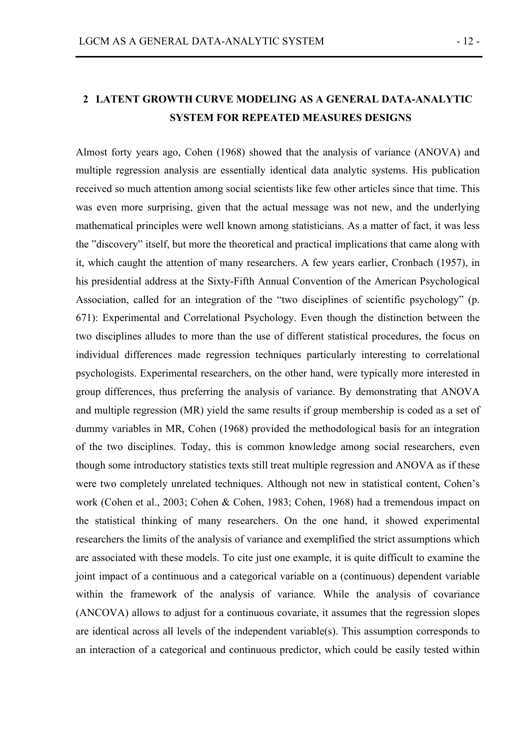# 2 LATENT GROWTH CURVE MODELING AS A GENERAL DATA-ANALYTIC SYSTEM FOR REPEATED MEASURES DESIGNS

Almost forty years ago, Cohen (1968) showed that the analysis of variance (ANOVA) and multiple regression analysis are essentially identical data analytic systems. His publication received so much attention among social scientists like few other articles since that time. This was even more surprising, given that the actual message was not new, and the underlying mathematical principles were well known among statisticians. As a matter of fact, it was less the "discovery" itself, but more the theoretical and practical implications that came along with it, which caught the attention of many researchers. A few years earlier, Cronbach (1957), in his presidential address at the Sixty-Fifth Annual Convention of the American Psychological Association, called for an integration of the "two disciplines of scientific psychology" (p. 671): Experimental and Correlational Psychology. Even though the distinction between the two disciplines alludes to more than the use of different statistical procedures, the focus on individual differences made regression techniques particularly interesting to correlational psychologists. Experimental researchers, on the other hand, were typically more interested in group differences, thus preferring the analysis of variance. By demonstrating that ANOVA and multiple regression (MR) yield the same results if group membership is coded as a set of dummy variables in MR, Cohen (1968) provided the methodological basis for an integration of the two disciplines. Today, this is common knowledge among social researchers, even though some introductory statistics texts still treat multiple regression and ANOVA as if these were two completely unrelated techniques. Although not new in statistical content, Cohen's work (Cohen et al., 2003; Cohen & Cohen, 1983; Cohen, 1968) had a tremendous impact on the statistical thinking of many researchers. On the one hand, it showed experimental researchers the limits of the analysis of variance and exemplified the strict assumptions which are associated with these models. To cite just one example, it is quite difficult to examine the joint impact of a continuous and a categorical variable on a (continuous) dependent variable within the framework of the analysis of variance. While the analysis of covariance (ANCOVA) allows to adjust for a continuous covariate, it assumes that the regression slopes are identical across all levels of the independent variable(s). This assumption corresponds to an interaction of a categorical and continuous predictor, which could be easily tested within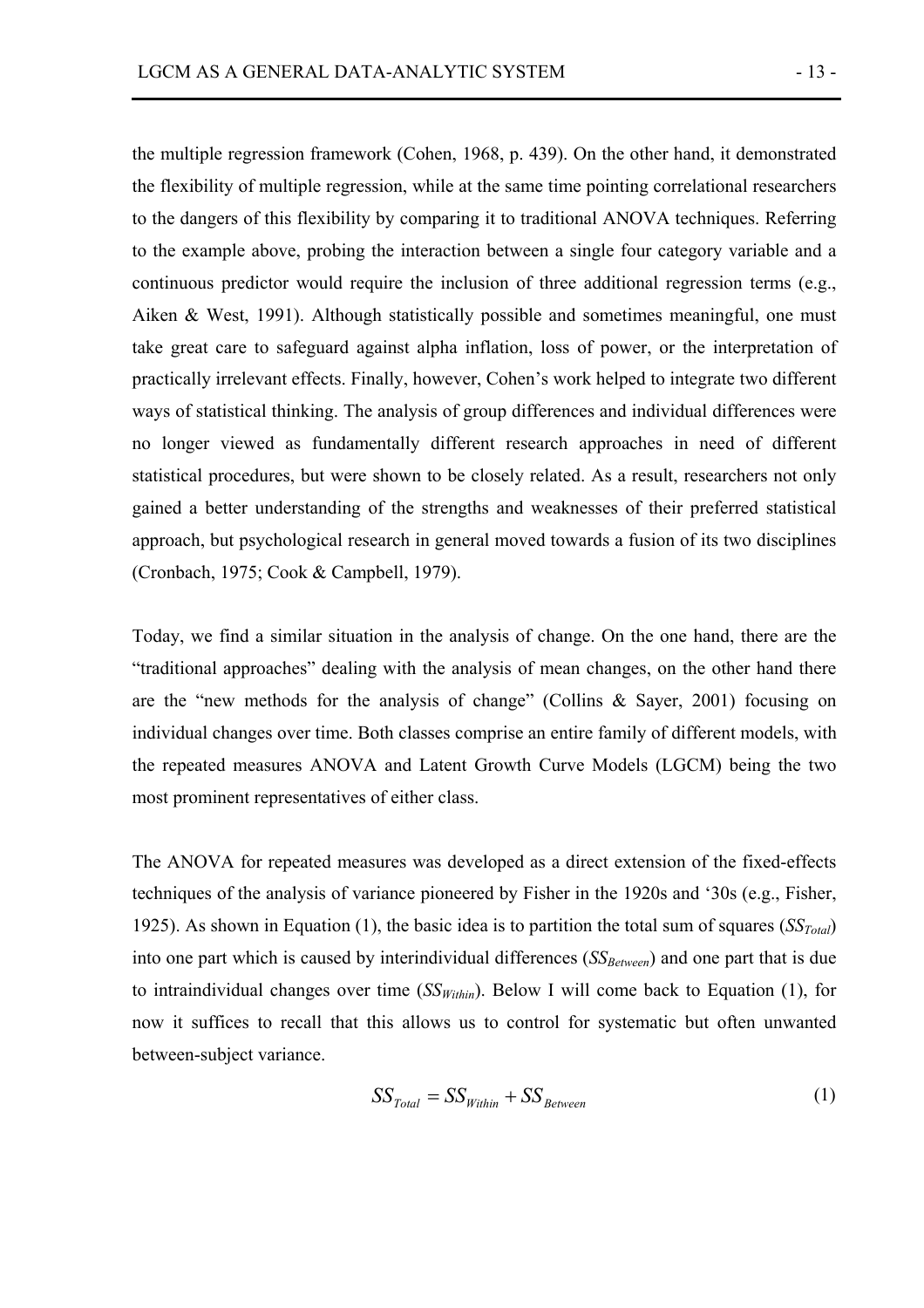the multiple regression framework (Cohen, 1968, p. 439). On the other hand, it demonstrated the flexibility of multiple regression, while at the same time pointing correlational researchers to the dangers of this flexibility by comparing it to traditional ANOVA techniques. Referring to the example above, probing the interaction between a single four category variable and a continuous predictor would require the inclusion of three additional regression terms (e.g., Aiken & West, 1991). Although statistically possible and sometimes meaningful, one must take great care to safeguard against alpha inflation, loss of power, or the interpretation of practically irrelevant effects. Finally, however, Cohen's work helped to integrate two different ways of statistical thinking. The analysis of group differences and individual differences were no longer viewed as fundamentally different research approaches in need of different statistical procedures, but were shown to be closely related. As a result, researchers not only gained a better understanding of the strengths and weaknesses of their preferred statistical approach, but psychological research in general moved towards a fusion of its two disciplines (Cronbach, 1975; Cook & Campbell, 1979).

Today, we find a similar situation in the analysis of change. On the one hand, there are the "traditional approaches" dealing with the analysis of mean changes, on the other hand there are the "new methods for the analysis of change" (Collins & Sayer, 2001) focusing on individual changes over time. Both classes comprise an entire family of different models, with the repeated measures ANOVA and Latent Growth Curve Models (LGCM) being the two most prominent representatives of either class.

The ANOVA for repeated measures was developed as a direct extension of the fixed-effects techniques of the analysis of variance pioneered by Fisher in the 1920s and '30s (e.g., Fisher, 1925). As shown in Equation (1), the basic idea is to partition the total sum of squares ($SS_{Total}$) into one part which is caused by interindividual differences ($SS_{Between}$) and one part that is due to intraindividual changes over time ($SS_{Within}$). Below I will come back to Equation (1), for now it suffices to recall that this allows us to control for systematic but often unwanted between-subject variance.

$$SS_{Total} = SS_{Within} + SS_{Between} \tag{1}$$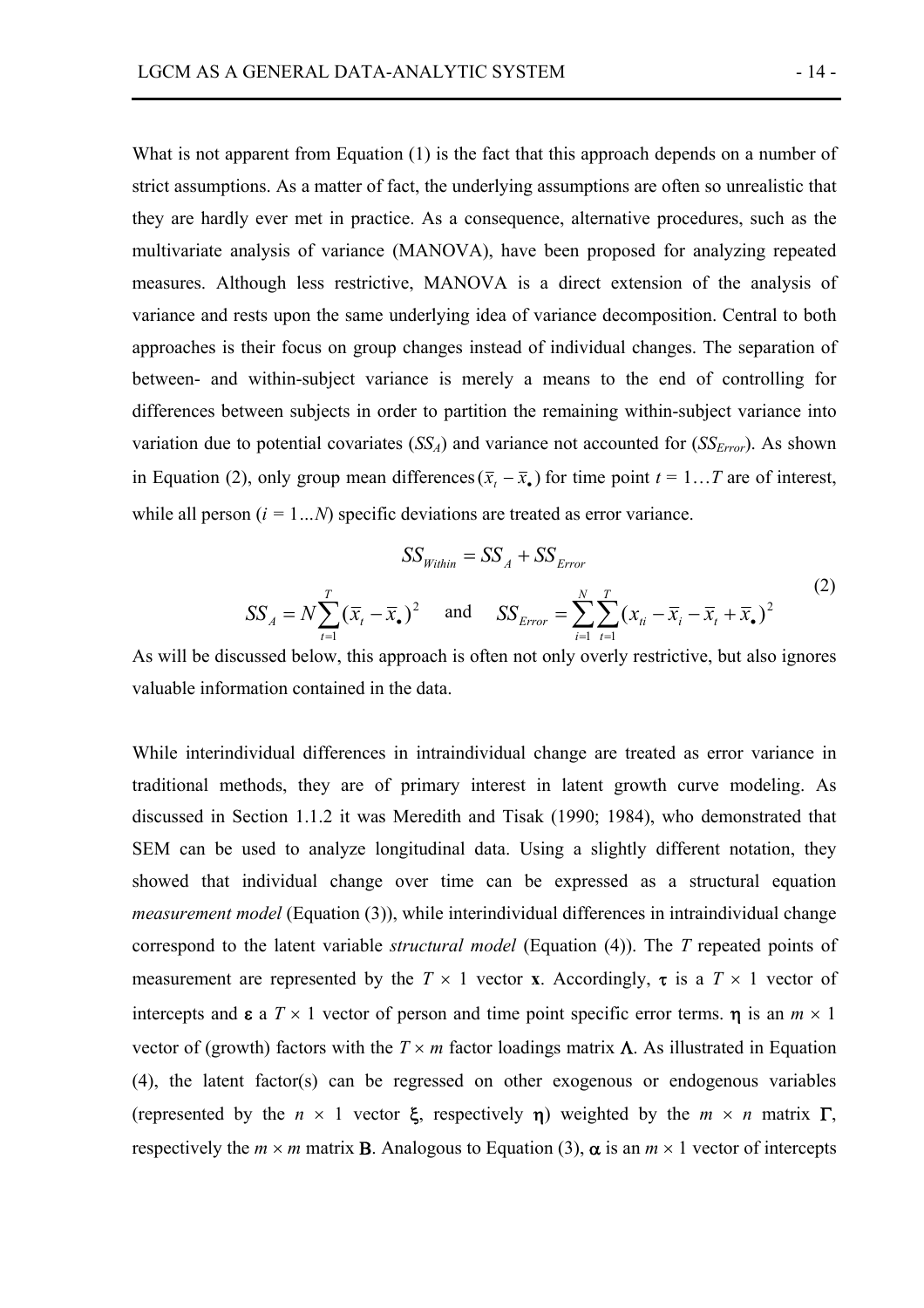What is not apparent from Equation (1) is the fact that this approach depends on a number of strict assumptions. As a matter of fact, the underlying assumptions are often so unrealistic that they are hardly ever met in practice. As a consequence, alternative procedures, such as the multivariate analysis of variance (MANOVA), have been proposed for analyzing repeated measures. Although less restrictive, MANOVA is a direct extension of the analysis of variance and rests upon the same underlying idea of variance decomposition. Central to both approaches is their focus on group changes instead of individual changes. The separation of between- and within-subject variance is merely a means to the end of controlling for differences between subjects in order to partition the remaining within-subject variance into variation due to potential covariates ($SS_A$) and variance not accounted for ($SS_{Error}$). As shown in Equation (2), only group mean differences $(\bar{x}_t - \bar{x}_{\bullet})$ for time point $t = 1 \ldots T$ are of interest, while all person ($i = 1 \ldots N$) specific deviations are treated as error variance.

$$SS_{Within} = SS_A + SS_{Error}$$
$$SS_A = N \sum_{t=1}^{T} (\bar{x}_t - \bar{x}_{\bullet})^2 \quad \text{and} \quad SS_{Error} = \sum_{i=1}^{N} \sum_{t=1}^{T} (x_{ti} - \bar{x}_i - \bar{x}_t + \bar{x}_{\bullet})^2 \tag{2}$$

As will be discussed below, this approach is often not only overly restrictive, but also ignores valuable information contained in the data.

While interindividual differences in intraindividual change are treated as error variance in traditional methods, they are of primary interest in latent growth curve modeling. As discussed in Section 1.1.2 it was Meredith and Tisak (1990; 1984), who demonstrated that SEM can be used to analyze longitudinal data. Using a slightly different notation, they showed that individual change over time can be expressed as a structural equation *measurement model* (Equation (3)), while interindividual differences in intraindividual change correspond to the latent variable *structural model* (Equation (4)). The $T$ repeated points of measurement are represented by the $T \times 1$ vector $\mathbf{x}$. Accordingly, $\boldsymbol{\tau}$ is a $T \times 1$ vector of intercepts and $\boldsymbol{\varepsilon}$ a $T \times 1$ vector of person and time point specific error terms. $\boldsymbol{\eta}$ is an $m \times 1$ vector of (growth) factors with the $T \times m$ factor loadings matrix $\boldsymbol{\Lambda}$. As illustrated in Equation (4), the latent factor(s) can be regressed on other exogenous or endogenous variables (represented by the $n \times 1$ vector $\boldsymbol{\xi}$, respectively $\boldsymbol{\eta}$) weighted by the $m \times n$ matrix $\boldsymbol{\Gamma}$, respectively the $m \times m$ matrix $\mathbf{B}$. Analogous to Equation (3), $\boldsymbol{\alpha}$ is an $m \times 1$ vector of intercepts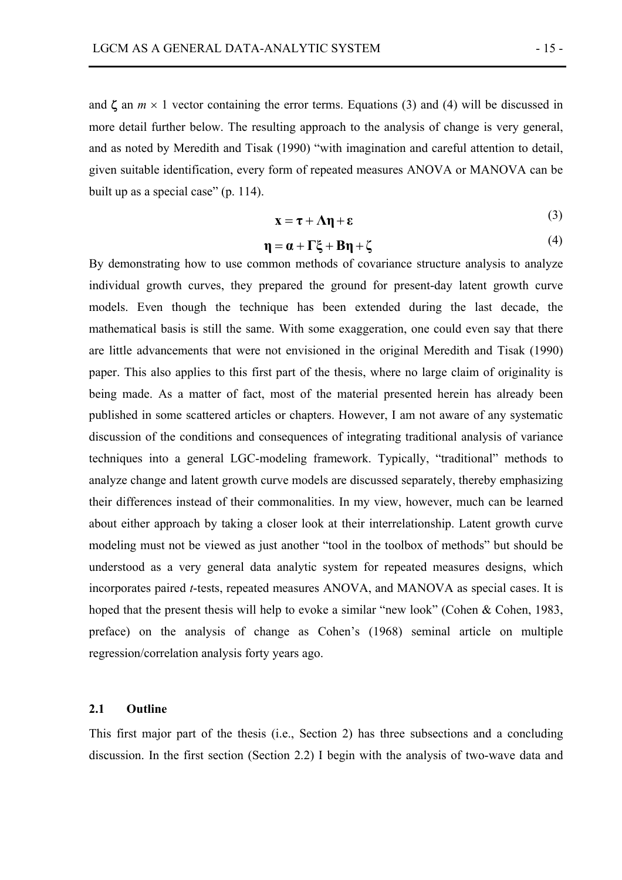and $\boldsymbol{\zeta}$ an $m \times 1$ vector containing the error terms. Equations (3) and (4) will be discussed in more detail further below. The resulting approach to the analysis of change is very general, and as noted by Meredith and Tisak (1990) "with imagination and careful attention to detail, given suitable identification, every form of repeated measures ANOVA or MANOVA can be built up as a special case" (p. 114).

$$\mathbf{x} = \boldsymbol{\tau} + \boldsymbol{\Lambda}\boldsymbol{\eta} + \boldsymbol{\varepsilon} \tag{3}$$

$$\boldsymbol{\eta} = \boldsymbol{\alpha} + \boldsymbol{\Gamma}\boldsymbol{\xi} + \mathbf{B}\boldsymbol{\eta} + \boldsymbol{\zeta} \tag{4}$$

By demonstrating how to use common methods of covariance structure analysis to analyze individual growth curves, they prepared the ground for present-day latent growth curve models. Even though the technique has been extended during the last decade, the mathematical basis is still the same. With some exaggeration, one could even say that there are little advancements that were not envisioned in the original Meredith and Tisak (1990) paper. This also applies to this first part of the thesis, where no large claim of originality is being made. As a matter of fact, most of the material presented herein has already been published in some scattered articles or chapters. However, I am not aware of any systematic discussion of the conditions and consequences of integrating traditional analysis of variance techniques into a general LGC-modeling framework. Typically, "traditional" methods to analyze change and latent growth curve models are discussed separately, thereby emphasizing their differences instead of their commonalities. In my view, however, much can be learned about either approach by taking a closer look at their interrelationship. Latent growth curve modeling must not be viewed as just another "tool in the toolbox of methods" but should be understood as a very general data analytic system for repeated measures designs, which incorporates paired *t*-tests, repeated measures ANOVA, and MANOVA as special cases. It is hoped that the present thesis will help to evoke a similar "new look" (Cohen & Cohen, 1983, preface) on the analysis of change as Cohen's (1968) seminal article on multiple regression/correlation analysis forty years ago.

## 2.1 Outline

This first major part of the thesis (i.e., Section 2) has three subsections and a concluding discussion. In the first section (Section 2.2) I begin with the analysis of two-wave data and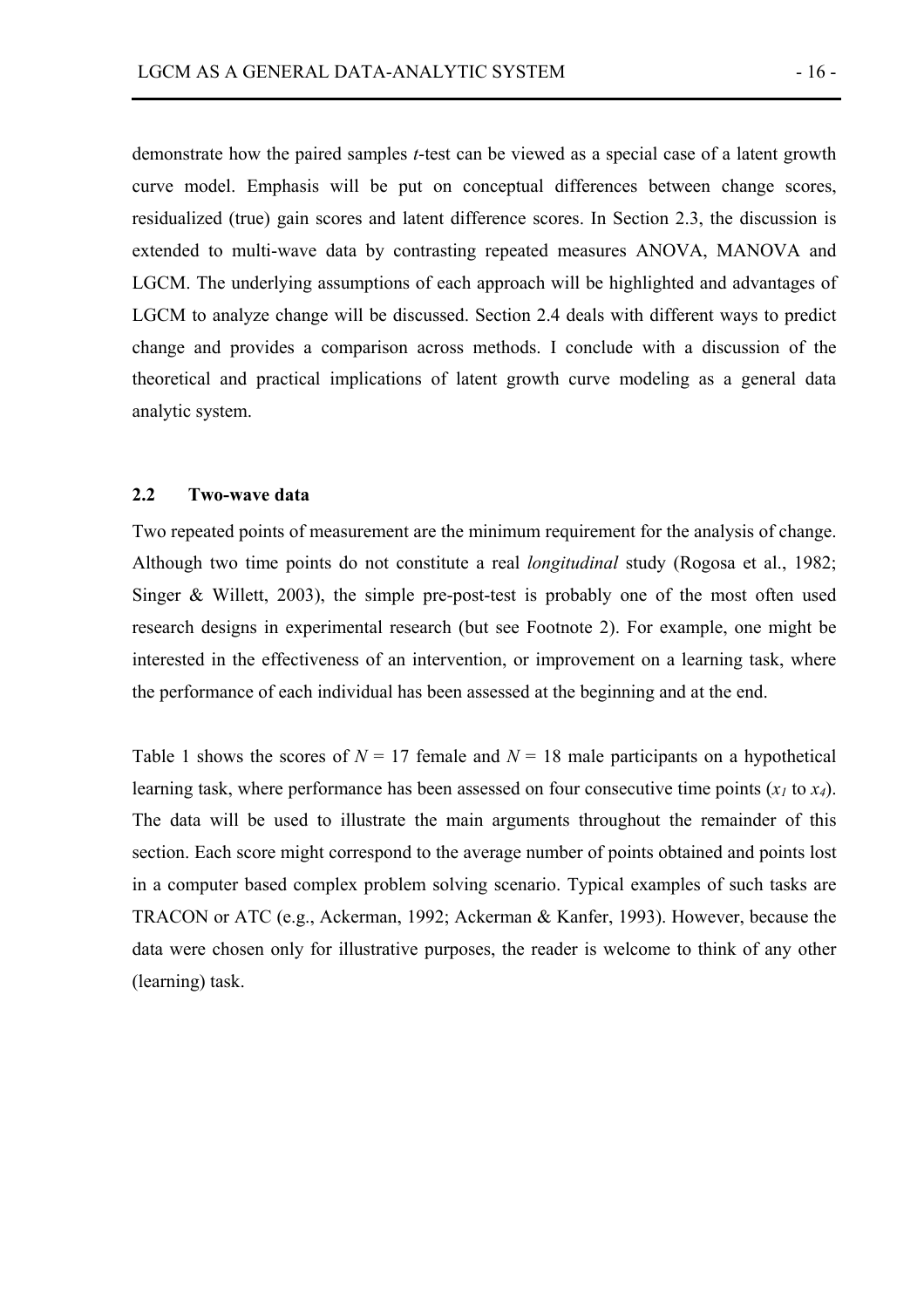demonstrate how the paired samples *t*-test can be viewed as a special case of a latent growth curve model. Emphasis will be put on conceptual differences between change scores, residualized (true) gain scores and latent difference scores. In Section 2.3, the discussion is extended to multi-wave data by contrasting repeated measures ANOVA, MANOVA and LGCM. The underlying assumptions of each approach will be highlighted and advantages of LGCM to analyze change will be discussed. Section 2.4 deals with different ways to predict change and provides a comparison across methods. I conclude with a discussion of the theoretical and practical implications of latent growth curve modeling as a general data analytic system.

## 2.2 Two-wave data

Two repeated points of measurement are the minimum requirement for the analysis of change. Although two time points do not constitute a real *longitudinal* study (Rogosa et al., 1982; Singer & Willett, 2003), the simple pre-post-test is probably one of the most often used research designs in experimental research (but see Footnote 2). For example, one might be interested in the effectiveness of an intervention, or improvement on a learning task, where the performance of each individual has been assessed at the beginning and at the end.

Table 1 shows the scores of $N = 17$ female and $N = 18$ male participants on a hypothetical learning task, where performance has been assessed on four consecutive time points ($x_1$ to $x_4$). The data will be used to illustrate the main arguments throughout the remainder of this section. Each score might correspond to the average number of points obtained and points lost in a computer based complex problem solving scenario. Typical examples of such tasks are TRACON or ATC (e.g., Ackerman, 1992; Ackerman & Kanfer, 1993). However, because the data were chosen only for illustrative purposes, the reader is welcome to think of any other (learning) task.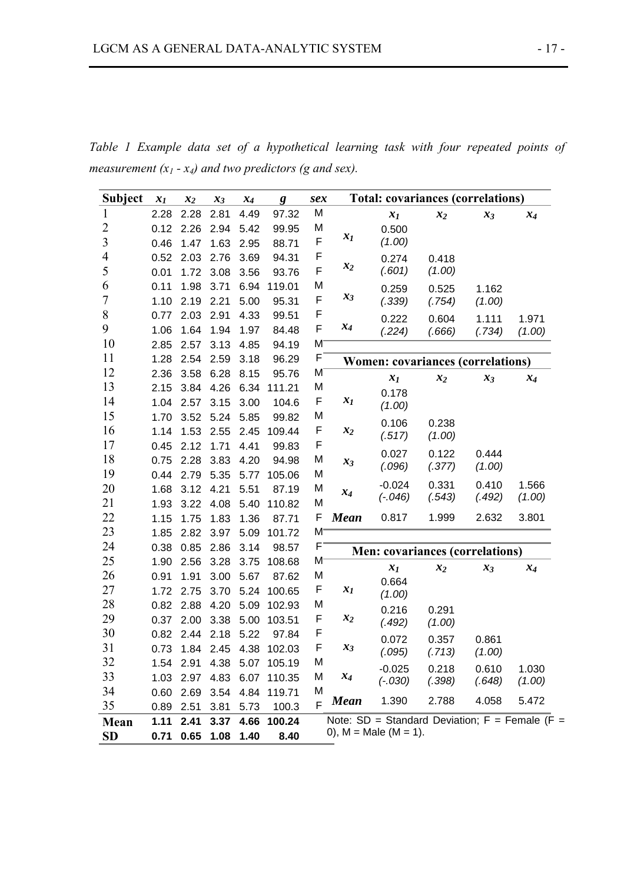*Table 1 Example data set of a hypothetical learning task with four repeated points of measurement ($x_1$ - $x_4$) and two predictors (g and sex).*

| Subject | $x_1$ | $x_2$ | $x_3$ | $x_4$ | $g$ | *sex* |
|---|---|---|---|---|---|---|
| 1 | 2.28 | 2.28 | 2.81 | 4.49 | 97.32 | M |
| 2 | 0.12 | 2.26 | 2.94 | 5.42 | 99.95 | M |
| 3 | 0.46 | 1.47 | 1.63 | 2.95 | 88.71 | F |
| 4 | 0.52 | 2.03 | 2.76 | 3.69 | 94.31 | F |
| 5 | 0.01 | 1.72 | 3.08 | 3.56 | 93.76 | F |
| 6 | 0.11 | 1.98 | 3.71 | 6.94 | 119.01 | M |
| 7 | 1.10 | 2.19 | 2.21 | 5.00 | 95.31 | F |
| 8 | 0.77 | 2.03 | 2.91 | 4.33 | 99.51 | F |
| 9 | 1.06 | 1.64 | 1.94 | 1.97 | 84.48 | F |
| 10 | 2.85 | 2.57 | 3.13 | 4.85 | 94.19 | M |
| 11 | 1.28 | 2.54 | 2.59 | 3.18 | 96.29 | F |
| 12 | 2.36 | 3.58 | 6.28 | 8.15 | 95.76 | M |
| 13 | 2.15 | 3.84 | 4.26 | 6.34 | 111.21 | M |
| 14 | 1.04 | 2.57 | 3.15 | 3.00 | 104.6 | F |
| 15 | 1.70 | 3.52 | 5.24 | 5.85 | 99.82 | M |
| 16 | 1.14 | 1.53 | 2.55 | 2.45 | 109.44 | F |
| 17 | 0.45 | 2.12 | 1.71 | 4.41 | 99.83 | F |
| 18 | 0.75 | 2.28 | 3.83 | 4.20 | 94.98 | M |
| 19 | 0.44 | 2.79 | 5.35 | 5.77 | 105.06 | M |
| 20 | 1.68 | 3.12 | 4.21 | 5.51 | 87.19 | M |
| 21 | 1.93 | 3.22 | 4.08 | 5.40 | 110.82 | M |
| 22 | 1.15 | 1.75 | 1.83 | 1.36 | 87.71 | F |
| 23 | 1.85 | 2.82 | 3.97 | 5.09 | 101.72 | M |
| 24 | 0.38 | 0.85 | 2.86 | 3.14 | 98.57 | F |
| 25 | 1.90 | 2.56 | 3.28 | 3.75 | 108.68 | M |
| 26 | 0.91 | 1.91 | 3.00 | 5.67 | 87.62 | M |
| 27 | 1.72 | 2.75 | 3.70 | 5.24 | 100.65 | F |
| 28 | 0.82 | 2.88 | 4.20 | 5.09 | 102.93 | M |
| 29 | 0.37 | 2.00 | 3.38 | 5.00 | 103.51 | F |
| 30 | 0.82 | 2.44 | 2.18 | 5.22 | 97.84 | F |
| 31 | 0.73 | 1.84 | 2.45 | 4.38 | 102.03 | F |
| 32 | 1.54 | 2.91 | 4.38 | 5.07 | 105.19 | M |
| 33 | 1.03 | 2.97 | 4.83 | 6.07 | 110.35 | M |
| 34 | 0.60 | 2.69 | 3.54 | 4.84 | 119.71 | M |
| 35 | 0.89 | 2.51 | 3.81 | 5.73 | 100.3 | F |
| **Mean** | **1.11** | **2.41** | **3.37** | **4.66** | **100.24** | |
| **SD** | **0.71** | **0.65** | **1.08** | **1.40** | **8.40** | |

**Total: covariances (correlations)**

| | $x_1$ | $x_2$ | $x_3$ | $x_4$ |
|---|---|---|---|---|
| $x_1$ | 0.500 (1.00) | | | |
| $x_2$ | 0.274 (.601) | 0.418 (1.00) | | |
| $x_3$ | 0.259 (.339) | 0.525 (.754) | 1.162 (1.00) | |
| $x_4$ | 0.222 (.224) | 0.604 (.666) | 1.111 (.734) | 1.971 (1.00) |

**Women: covariances (correlations)**

| | $x_1$ | $x_2$ | $x_3$ | $x_4$ |
|---|---|---|---|---|
| $x_1$ | 0.178 (1.00) | | | |
| $x_2$ | 0.106 (.517) | 0.238 (1.00) | | |
| $x_3$ | 0.027 (.096) | 0.122 (.377) | 0.444 (1.00) | |
| $x_4$ | -0.024 (-.046) | 0.331 (.543) | 0.410 (.492) | 1.566 (1.00) |
| ***Mean*** | 0.817 | 1.999 | 2.632 | 3.801 |

**Men: covariances (correlations)**

| | $x_1$ | $x_2$ | $x_3$ | $x_4$ |
|---|---|---|---|---|
| $x_1$ | 0.664 (1.00) | | | |
| $x_2$ | 0.216 (.492) | 0.291 (1.00) | | |
| $x_3$ | 0.072 (.095) | 0.357 (.713) | 0.861 (1.00) | |
| $x_4$ | -0.025 (-.030) | 0.218 (.398) | 0.610 (.648) | 1.030 (1.00) |
| ***Mean*** | 1.390 | 2.788 | 4.058 | 5.472 |

Note: SD = Standard Deviation; F = Female (F = 0), M = Male (M = 1).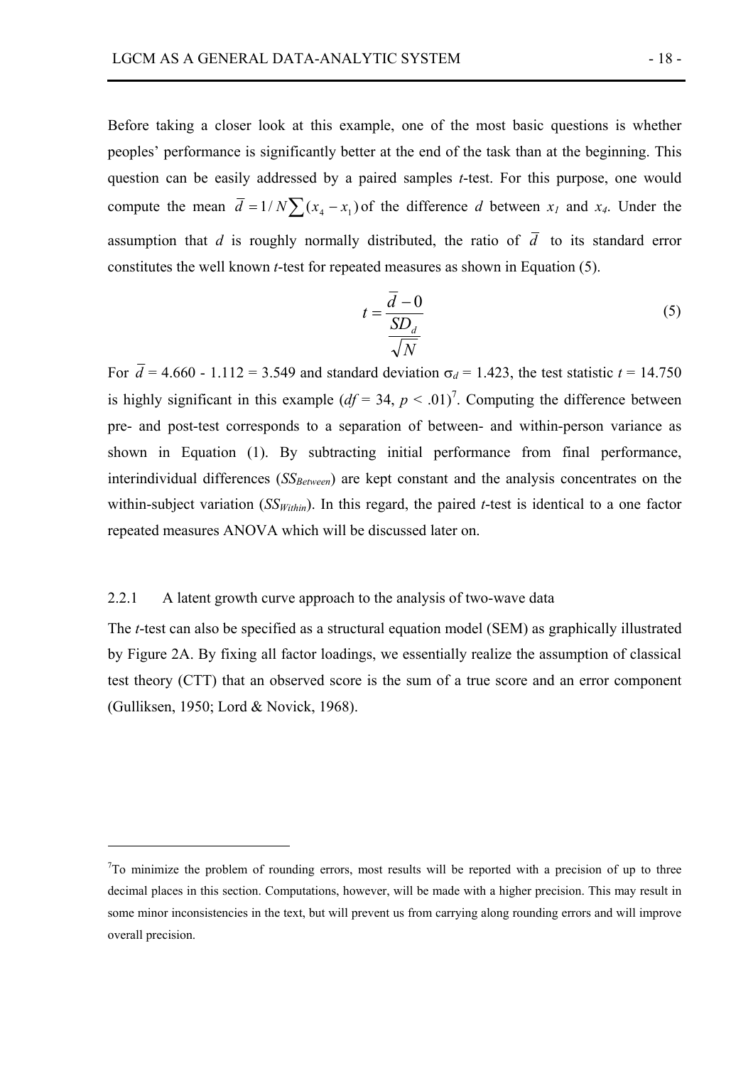Before taking a closer look at this example, one of the most basic questions is whether peoples' performance is significantly better at the end of the task than at the beginning. This question can be easily addressed by a paired samples *t*-test. For this purpose, one would compute the mean $\bar{d} = 1/N\sum(x_4 - x_1)$ of the difference $d$ between $x_1$ and $x_4$. Under the assumption that $d$ is roughly normally distributed, the ratio of $\bar{d}$ to its standard error constitutes the well known *t*-test for repeated measures as shown in Equation (5).

$$t = \frac{\bar{d} - 0}{\frac{SD_d}{\sqrt{N}}} \tag{5}$$

For $\bar{d}$ = 4.660 - 1.112 = 3.549 and standard deviation $\sigma_d$ = 1.423, the test statistic $t$ = 14.750 is highly significant in this example ($df$ = 34, $p < .01$)[7]. Computing the difference between pre- and post-test corresponds to a separation of between- and within-person variance as shown in Equation (1). By subtracting initial performance from final performance, interindividual differences ($SS_{Between}$) are kept constant and the analysis concentrates on the within-subject variation ($SS_{Within}$). In this regard, the paired *t*-test is identical to a one factor repeated measures ANOVA which will be discussed later on.

### 2.2.1 A latent growth curve approach to the analysis of two-wave data

The *t*-test can also be specified as a structural equation model (SEM) as graphically illustrated by Figure 2A. By fixing all factor loadings, we essentially realize the assumption of classical test theory (CTT) that an observed score is the sum of a true score and an error component (Gulliksen, 1950; Lord & Novick, 1968).

---

[7] To minimize the problem of rounding errors, most results will be reported with a precision of up to three decimal places in this section. Computations, however, will be made with a higher precision. This may result in some minor inconsistencies in the text, but will prevent us from carrying along rounding errors and will improve overall precision.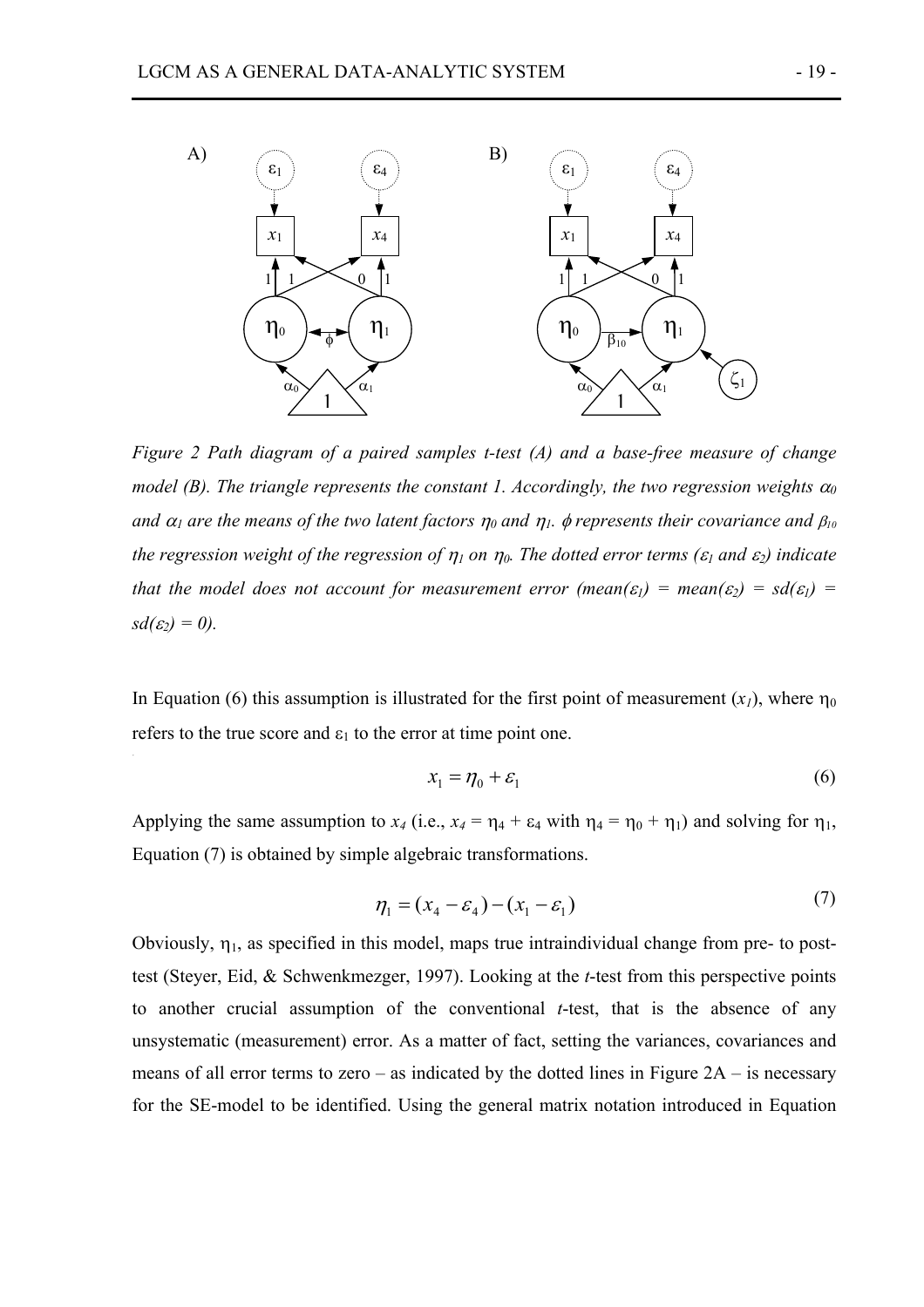*Figure 2 Path diagram of a paired samples t-test (A) and a base-free measure of change model (B). The triangle represents the constant 1. Accordingly, the two regression weights $\alpha_0$ and $\alpha_1$ are the means of the two latent factors $\eta_0$ and $\eta_1$. $\phi$ represents their covariance and $\beta_{10}$ the regression weight of the regression of $\eta_1$ on $\eta_0$. The dotted error terms ($\varepsilon_1$ and $\varepsilon_2$) indicate that the model does not account for measurement error (mean($\varepsilon_1$) = mean($\varepsilon_2$) = sd($\varepsilon_1$) = sd($\varepsilon_2$) = 0).*

In Equation (6) this assumption is illustrated for the first point of measurement ($x_1$), where $\eta_0$ refers to the true score and $\varepsilon_1$ to the error at time point one.

$$x_1 = \eta_0 + \varepsilon_1 \tag{6}$$

Applying the same assumption to $x_4$ (i.e., $x_4 = \eta_4 + \varepsilon_4$ with $\eta_4 = \eta_0 + \eta_1$) and solving for $\eta_1$, Equation (7) is obtained by simple algebraic transformations.

$$\eta_1 = (x_4 - \varepsilon_4) - (x_1 - \varepsilon_1) \tag{7}$$

Obviously, $\eta_1$, as specified in this model, maps true intraindividual change from pre- to post-test (Steyer, Eid, & Schwenkmezger, 1997). Looking at the *t*-test from this perspective points to another crucial assumption of the conventional *t*-test, that is the absence of any unsystematic (measurement) error. As a matter of fact, setting the variances, covariances and means of all error terms to zero – as indicated by the dotted lines in Figure 2A – is necessary for the SE-model to be identified. Using the general matrix notation introduced in Equation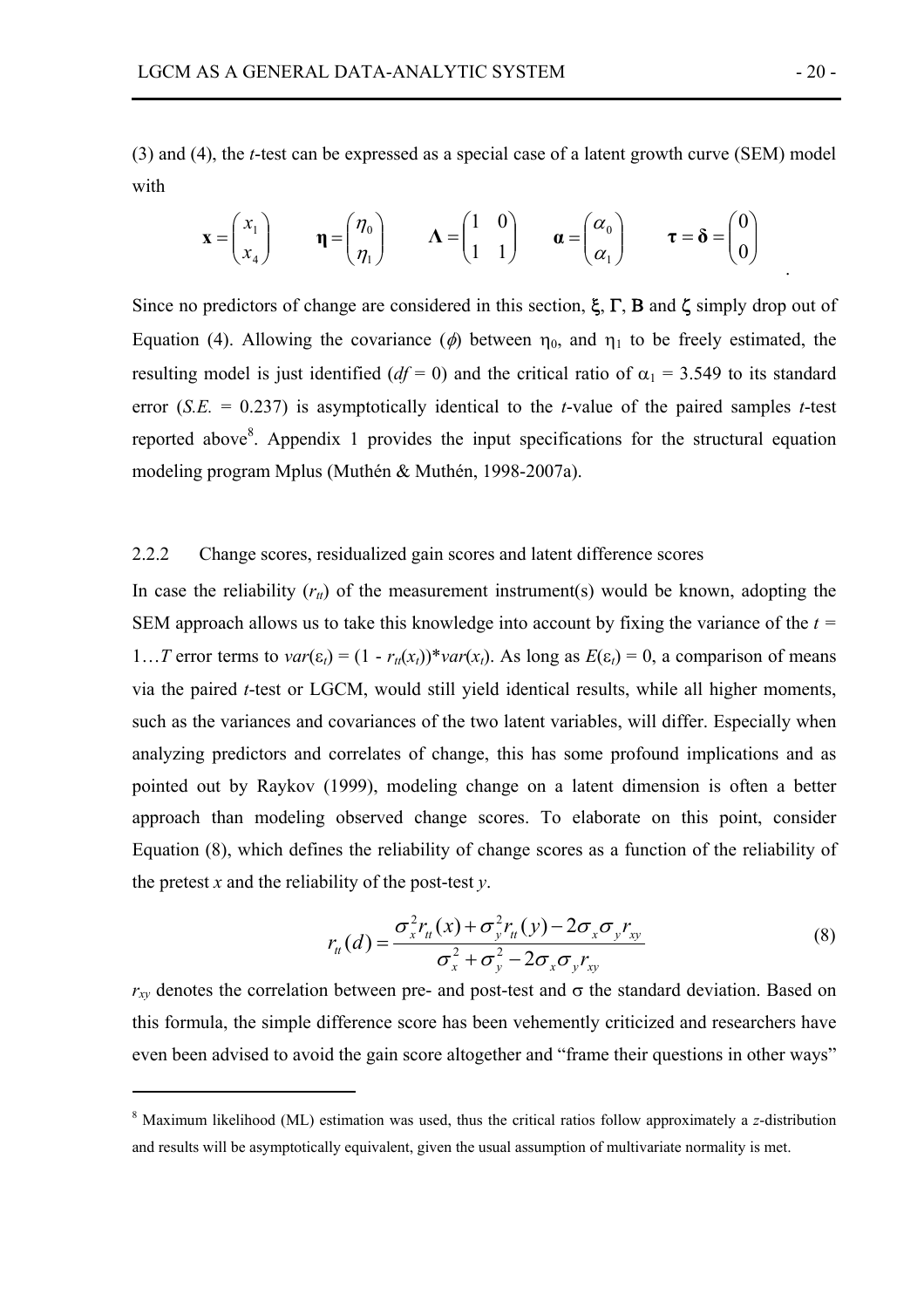(3) and (4), the *t*-test can be expressed as a special case of a latent growth curve (SEM) model with

$$\mathbf{x} = \begin{pmatrix} x_1 \\ x_4 \end{pmatrix} \qquad \boldsymbol{\eta} = \begin{pmatrix} \eta_0 \\ \eta_1 \end{pmatrix} \qquad \boldsymbol{\Lambda} = \begin{pmatrix} 1 & 0 \\ 1 & 1 \end{pmatrix} \qquad \boldsymbol{\alpha} = \begin{pmatrix} \alpha_0 \\ \alpha_1 \end{pmatrix} \qquad \boldsymbol{\tau} = \boldsymbol{\delta} = \begin{pmatrix} 0 \\ 0 \end{pmatrix}.$$

Since no predictors of change are considered in this section, $\boldsymbol{\xi}$, $\boldsymbol{\Gamma}$, $\mathbf{B}$ and $\boldsymbol{\zeta}$ simply drop out of Equation (4). Allowing the covariance ($\phi$) between $\eta_0$, and $\eta_1$ to be freely estimated, the resulting model is just identified ($df = 0$) and the critical ratio of $\alpha_1 = 3.549$ to its standard error (*S.E.* = 0.237) is asymptotically identical to the *t*-value of the paired samples *t*-test reported above[8]. Appendix 1 provides the input specifications for the structural equation modeling program Mplus (Muthén & Muthén, 1998-2007a).

### 2.2.2 Change scores, residualized gain scores and latent difference scores

In case the reliability ($r_{tt}$) of the measurement instrument(s) would be known, adopting the SEM approach allows us to take this knowledge into account by fixing the variance of the $t = 1 \ldots T$ error terms to $var(\varepsilon_t) = (1 - r_{tt}(x_t)) * var(x_t)$. As long as $E(\varepsilon_t) = 0$, a comparison of means via the paired *t*-test or LGCM, would still yield identical results, while all higher moments, such as the variances and covariances of the two latent variables, will differ. Especially when analyzing predictors and correlates of change, this has some profound implications and as pointed out by Raykov (1999), modeling change on a latent dimension is often a better approach than modeling observed change scores. To elaborate on this point, consider Equation (8), which defines the reliability of change scores as a function of the reliability of the pretest *x* and the reliability of the post-test *y*.

$$r_{tt}(d) = \frac{\sigma_x^2 r_{tt}(x) + \sigma_y^2 r_{tt}(y) - 2\sigma_x \sigma_y r_{xy}}{\sigma_x^2 + \sigma_y^2 - 2\sigma_x \sigma_y r_{xy}} \tag{8}$$

$r_{xy}$ denotes the correlation between pre- and post-test and $\sigma$ the standard deviation. Based on this formula, the simple difference score has been vehemently criticized and researchers have even been advised to avoid the gain score altogether and "frame their questions in other ways"

---

[8] Maximum likelihood (ML) estimation was used, thus the critical ratios follow approximately a *z*-distribution and results will be asymptotically equivalent, given the usual assumption of multivariate normality is met.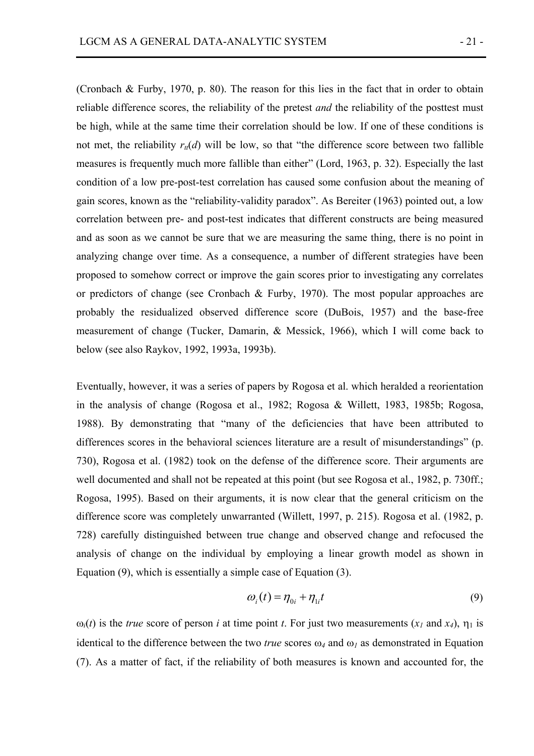(Cronbach & Furby, 1970, p. 80). The reason for this lies in the fact that in order to obtain reliable difference scores, the reliability of the pretest *and* the reliability of the posttest must be high, while at the same time their correlation should be low. If one of these conditions is not met, the reliability $r_{tt}(d)$ will be low, so that "the difference score between two fallible measures is frequently much more fallible than either" (Lord, 1963, p. 32). Especially the last condition of a low pre-post-test correlation has caused some confusion about the meaning of gain scores, known as the "reliability-validity paradox". As Bereiter (1963) pointed out, a low correlation between pre- and post-test indicates that different constructs are being measured and as soon as we cannot be sure that we are measuring the same thing, there is no point in analyzing change over time. As a consequence, a number of different strategies have been proposed to somehow correct or improve the gain scores prior to investigating any correlates or predictors of change (see Cronbach & Furby, 1970). The most popular approaches are probably the residualized observed difference score (DuBois, 1957) and the base-free measurement of change (Tucker, Damarin, & Messick, 1966), which I will come back to below (see also Raykov, 1992, 1993a, 1993b).

Eventually, however, it was a series of papers by Rogosa et al. which heralded a reorientation in the analysis of change (Rogosa et al., 1982; Rogosa & Willett, 1983, 1985b; Rogosa, 1988). By demonstrating that "many of the deficiencies that have been attributed to differences scores in the behavioral sciences literature are a result of misunderstandings" (p. 730), Rogosa et al. (1982) took on the defense of the difference score. Their arguments are well documented and shall not be repeated at this point (but see Rogosa et al., 1982, p. 730ff.; Rogosa, 1995). Based on their arguments, it is now clear that the general criticism on the difference score was completely unwarranted (Willett, 1997, p. 215). Rogosa et al. (1982, p. 728) carefully distinguished between true change and observed change and refocused the analysis of change on the individual by employing a linear growth model as shown in Equation (9), which is essentially a simple case of Equation (3).

$$\omega_i(t) = \eta_{0i} + \eta_{1i}t \tag{9}$$

$\omega_i(t)$ is the *true* score of person $i$ at time point $t$. For just two measurements ($x_1$ and $x_4$), $\eta_1$ is identical to the difference between the two *true* scores $\omega_4$ and $\omega_1$ as demonstrated in Equation (7). As a matter of fact, if the reliability of both measures is known and accounted for, the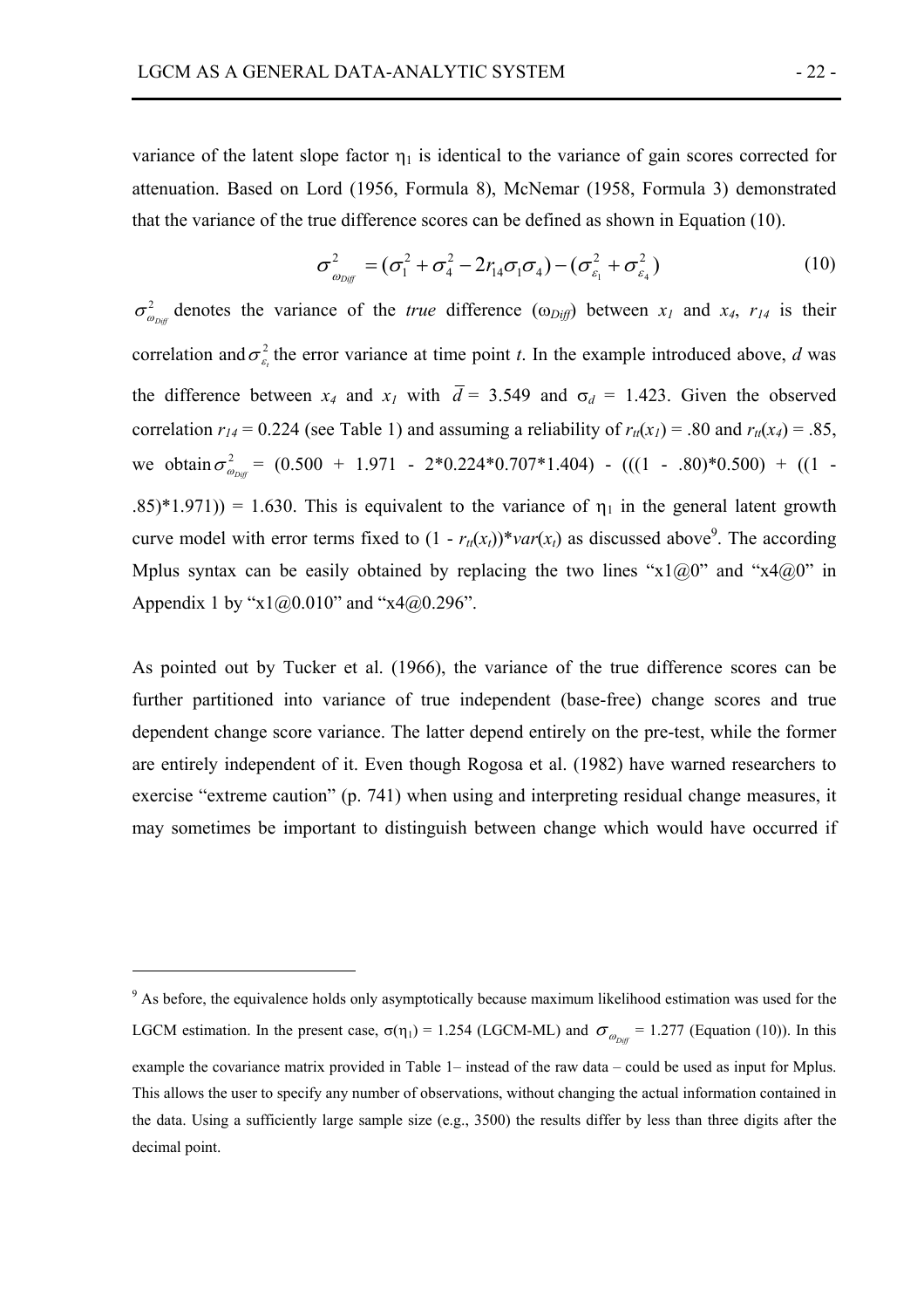variance of the latent slope factor $\eta_1$ is identical to the variance of gain scores corrected for attenuation. Based on Lord (1956, Formula 8), McNemar (1958, Formula 3) demonstrated that the variance of the true difference scores can be defined as shown in Equation (10).

$$\sigma^2_{\omega_{Diff}} = (\sigma_1^2 + \sigma_4^2 - 2r_{14}\sigma_1\sigma_4) - (\sigma^2_{\varepsilon_1} + \sigma^2_{\varepsilon_4}) \tag{10}$$

$\sigma^2_{\omega_{Diff}}$ denotes the variance of the *true* difference ($\omega_{Diff}$) between $x_1$ and $x_4$, $r_{14}$ is their correlation and $\sigma^2_{\varepsilon_t}$ the error variance at time point $t$. In the example introduced above, $d$ was the difference between $x_4$ and $x_1$ with $\bar{d}$ = 3.549 and $\sigma_d$ = 1.423. Given the observed correlation $r_{14}$ = 0.224 (see Table 1) and assuming a reliability of $r_{tt}(x_1)$ = .80 and $r_{tt}(x_4)$ = .85, we obtain $\sigma^2_{\omega_{Diff}}$ = (0.500 + 1.971 - 2*0.224*0.707*1.404) - (((1 - .80)*0.500) + ((1 - .85)*1.971)) = 1.630. This is equivalent to the variance of $\eta_1$ in the general latent growth curve model with error terms fixed to (1 - $r_{tt}(x_t)$)*$var(x_t)$ as discussed above[9]. The according Mplus syntax can be easily obtained by replacing the two lines "x1@0" and "x4@0" in Appendix 1 by "x1@0.010" and "x4@0.296".

As pointed out by Tucker et al. (1966), the variance of the true difference scores can be further partitioned into variance of true independent (base-free) change scores and true dependent change score variance. The latter depend entirely on the pre-test, while the former are entirely independent of it. Even though Rogosa et al. (1982) have warned researchers to exercise "extreme caution" (p. 741) when using and interpreting residual change measures, it may sometimes be important to distinguish between change which would have occurred if

---

[9] As before, the equivalence holds only asymptotically because maximum likelihood estimation was used for the LGCM estimation. In the present case, $\sigma(\eta_1)$ = 1.254 (LGCM-ML) and $\sigma_{\omega_{Diff}}$ = 1.277 (Equation (10)). In this example the covariance matrix provided in Table 1– instead of the raw data – could be used as input for Mplus. This allows the user to specify any number of observations, without changing the actual information contained in the data. Using a sufficiently large sample size (e.g., 3500) the results differ by less than three digits after the decimal point.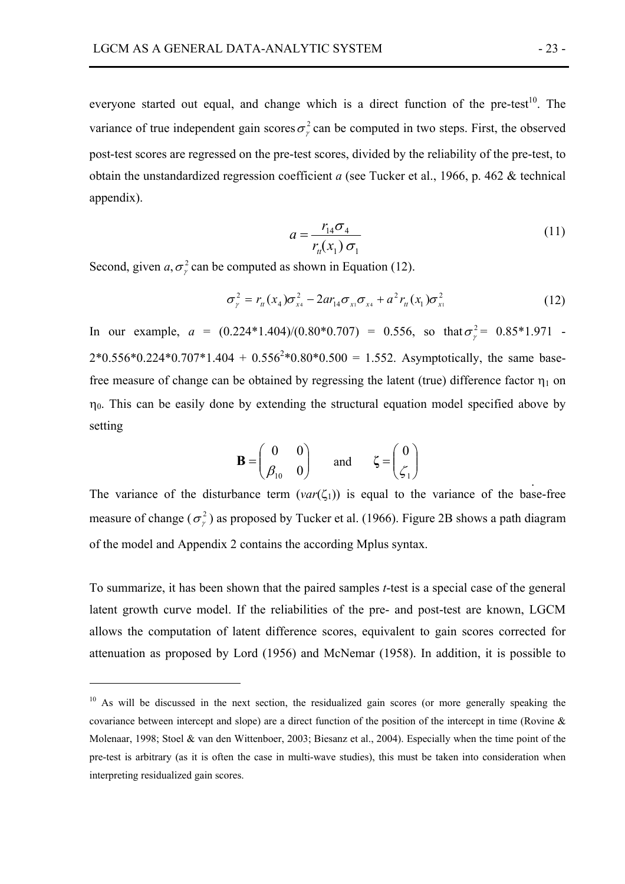everyone started out equal, and change which is a direct function of the pre-test[10]. The variance of true independent gain scores $\sigma_{\gamma}^{2}$ can be computed in two steps. First, the observed post-test scores are regressed on the pre-test scores, divided by the reliability of the pre-test, to obtain the unstandardized regression coefficient *a* (see Tucker et al., 1966, p. 462 & technical appendix).

$$a = \frac{r_{14}\sigma_{4}}{r_{tt}(x_{1})\,\sigma_{1}} \tag{11}$$

Second, given $a, \sigma_{\gamma}^{2}$ can be computed as shown in Equation (12).

$$\sigma_{\gamma}^{2} = r_{tt}(x_{4})\sigma_{x4}^{2} - 2ar_{14}\sigma_{x1}\sigma_{x4} + a^{2}r_{tt}(x_{1})\sigma_{x1}^{2} \tag{12}$$

In our example, $a$ = (0.224\*1.404)/(0.80\*0.707) = 0.556, so that $\sigma_{\gamma}^{2}$ = 0.85\*1.971 - 2\*0.556\*0.224\*0.707\*1.404 + $0.556^{2}$\*0.80\*0.500 = 1.552. Asymptotically, the same base-free measure of change can be obtained by regressing the latent (true) difference factor $\eta_1$ on $\eta_0$. This can be easily done by extending the structural equation model specified above by setting

$$\mathbf{B} = \begin{pmatrix} 0 & 0 \\ \beta_{10} & 0 \end{pmatrix} \qquad \text{and} \qquad \boldsymbol{\zeta} = \begin{pmatrix} 0 \\ \zeta_{1} \end{pmatrix}$$

The variance of the disturbance term ($var(\zeta_1)$) is equal to the variance of the base-free measure of change ($\sigma_{\gamma}^{2}$) as proposed by Tucker et al. (1966). Figure 2B shows a path diagram of the model and Appendix 2 contains the according Mplus syntax.

To summarize, it has been shown that the paired samples *t*-test is a special case of the general latent growth curve model. If the reliabilities of the pre- and post-test are known, LGCM allows the computation of latent difference scores, equivalent to gain scores corrected for attenuation as proposed by Lord (1956) and McNemar (1958). In addition, it is possible to

[10] As will be discussed in the next section, the residualized gain scores (or more generally speaking the covariance between intercept and slope) are a direct function of the position of the intercept in time (Rovine & Molenaar, 1998; Stoel & van den Wittenboer, 2003; Biesanz et al., 2004). Especially when the time point of the pre-test is arbitrary (as it is often the case in multi-wave studies), this must be taken into consideration when interpreting residualized gain scores.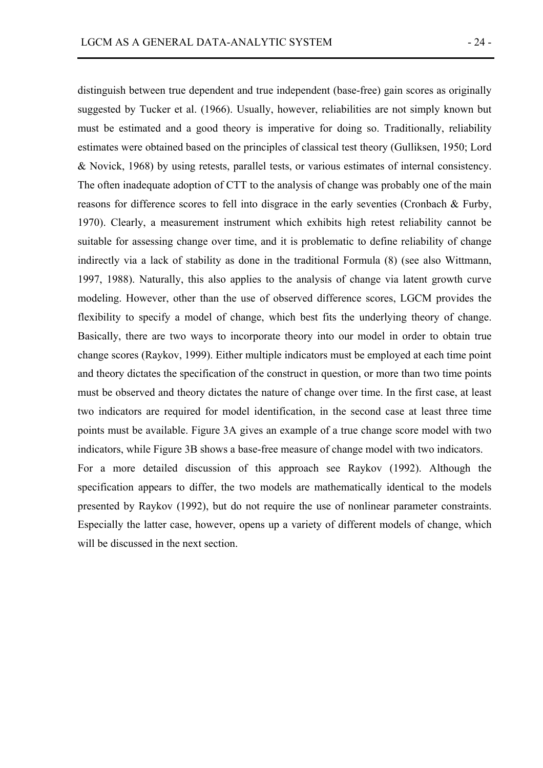distinguish between true dependent and true independent (base-free) gain scores as originally suggested by Tucker et al. (1966). Usually, however, reliabilities are not simply known but must be estimated and a good theory is imperative for doing so. Traditionally, reliability estimates were obtained based on the principles of classical test theory (Gulliksen, 1950; Lord & Novick, 1968) by using retests, parallel tests, or various estimates of internal consistency. The often inadequate adoption of CTT to the analysis of change was probably one of the main reasons for difference scores to fell into disgrace in the early seventies (Cronbach & Furby, 1970). Clearly, a measurement instrument which exhibits high retest reliability cannot be suitable for assessing change over time, and it is problematic to define reliability of change indirectly via a lack of stability as done in the traditional Formula (8) (see also Wittmann, 1997, 1988). Naturally, this also applies to the analysis of change via latent growth curve modeling. However, other than the use of observed difference scores, LGCM provides the flexibility to specify a model of change, which best fits the underlying theory of change. Basically, there are two ways to incorporate theory into our model in order to obtain true change scores (Raykov, 1999). Either multiple indicators must be employed at each time point and theory dictates the specification of the construct in question, or more than two time points must be observed and theory dictates the nature of change over time. In the first case, at least two indicators are required for model identification, in the second case at least three time points must be available. Figure 3A gives an example of a true change score model with two indicators, while Figure 3B shows a base-free measure of change model with two indicators.

For a more detailed discussion of this approach see Raykov (1992). Although the specification appears to differ, the two models are mathematically identical to the models presented by Raykov (1992), but do not require the use of nonlinear parameter constraints. Especially the latter case, however, opens up a variety of different models of change, which will be discussed in the next section.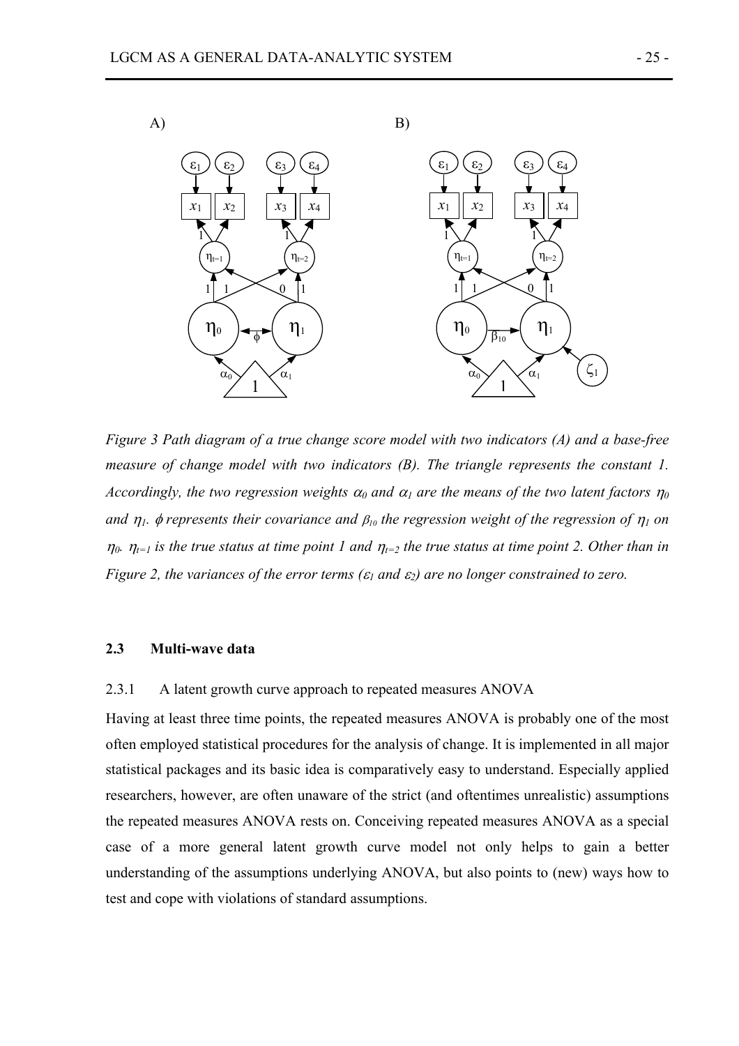Figure 3 Path diagram of a true change score model with two indicators (A) and a base-free measure of change model with two indicators (B). The triangle represents the constant 1. Accordingly, the two regression weights $\alpha_0$ and $\alpha_1$ are the means of the two latent factors $\eta_0$ and $\eta_1$. $\phi$ represents their covariance and $\beta_{10}$ the regression weight of the regression of $\eta_1$ on $\eta_0$. $\eta_{t=1}$ is the true status at time point 1 and $\eta_{t=2}$ the true status at time point 2. Other than in Figure 2, the variances of the error terms ($\varepsilon_1$ and $\varepsilon_2$) are no longer constrained to zero.

### 2.3 Multi-wave data

#### 2.3.1 A latent growth curve approach to repeated measures ANOVA

Having at least three time points, the repeated measures ANOVA is probably one of the most often employed statistical procedures for the analysis of change. It is implemented in all major statistical packages and its basic idea is comparatively easy to understand. Especially applied researchers, however, are often unaware of the strict (and oftentimes unrealistic) assumptions the repeated measures ANOVA rests on. Conceiving repeated measures ANOVA as a special case of a more general latent growth curve model not only helps to gain a better understanding of the assumptions underlying ANOVA, but also points to (new) ways how to test and cope with violations of standard assumptions.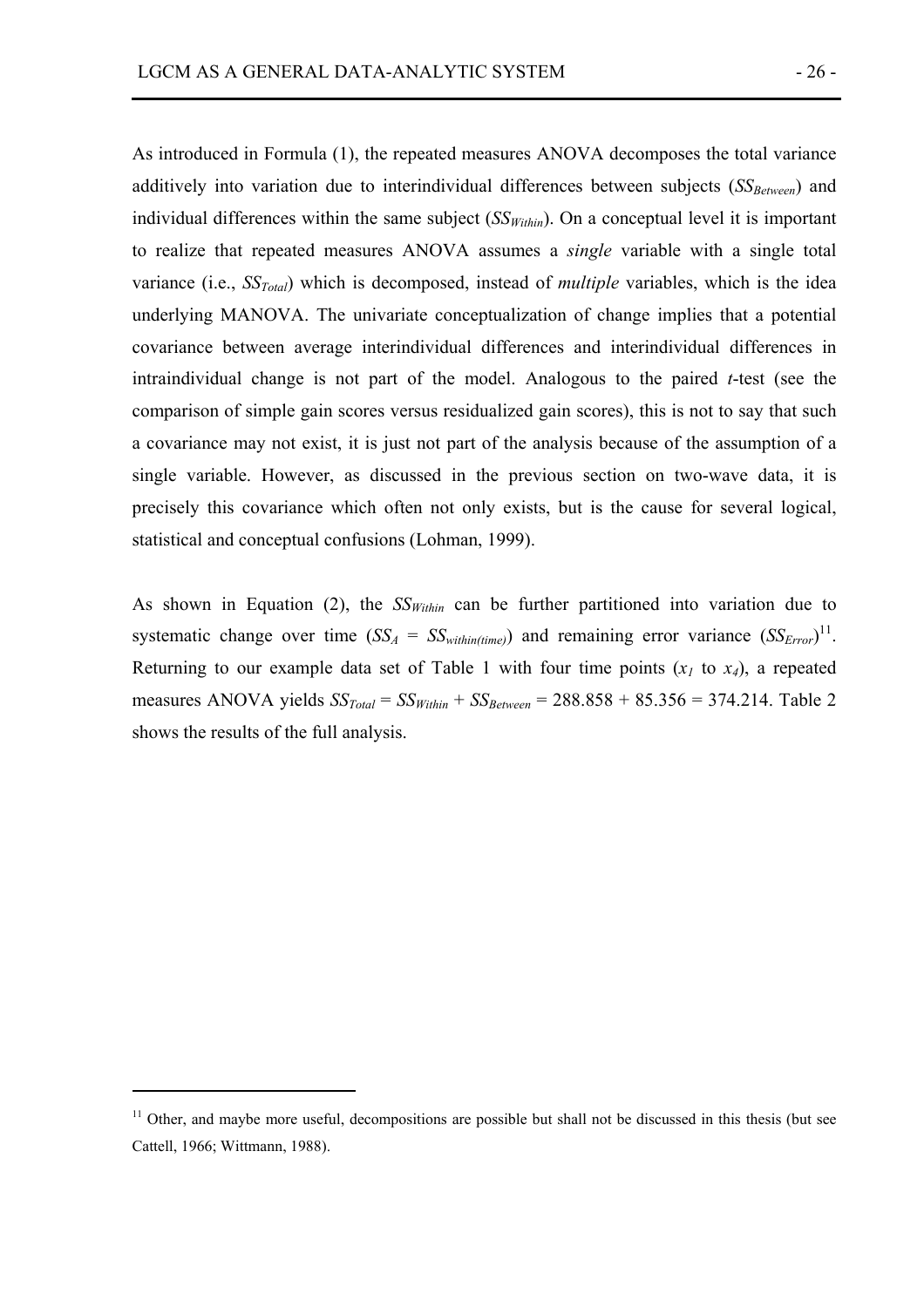As introduced in Formula (1), the repeated measures ANOVA decomposes the total variance additively into variation due to interindividual differences between subjects ($SS_{Between}$) and individual differences within the same subject ($SS_{Within}$). On a conceptual level it is important to realize that repeated measures ANOVA assumes a *single* variable with a single total variance (i.e., $SS_{Total}$) which is decomposed, instead of *multiple* variables, which is the idea underlying MANOVA. The univariate conceptualization of change implies that a potential covariance between average interindividual differences and interindividual differences in intraindividual change is not part of the model. Analogous to the paired *t*-test (see the comparison of simple gain scores versus residualized gain scores), this is not to say that such a covariance may not exist, it is just not part of the analysis because of the assumption of a single variable. However, as discussed in the previous section on two-wave data, it is precisely this covariance which often not only exists, but is the cause for several logical, statistical and conceptual confusions (Lohman, 1999).

As shown in Equation (2), the $SS_{Within}$ can be further partitioned into variation due to systematic change over time ($SS_A = SS_{within(time)}$) and remaining error variance ($SS_{Error}$)[11]. Returning to our example data set of Table 1 with four time points ($x_1$ to $x_4$), a repeated measures ANOVA yields $SS_{Total} = SS_{Within} + SS_{Between} = 288.858 + 85.356 = 374.214$. Table 2 shows the results of the full analysis.

---

[11] Other, and maybe more useful, decompositions are possible but shall not be discussed in this thesis (but see Cattell, 1966; Wittmann, 1988).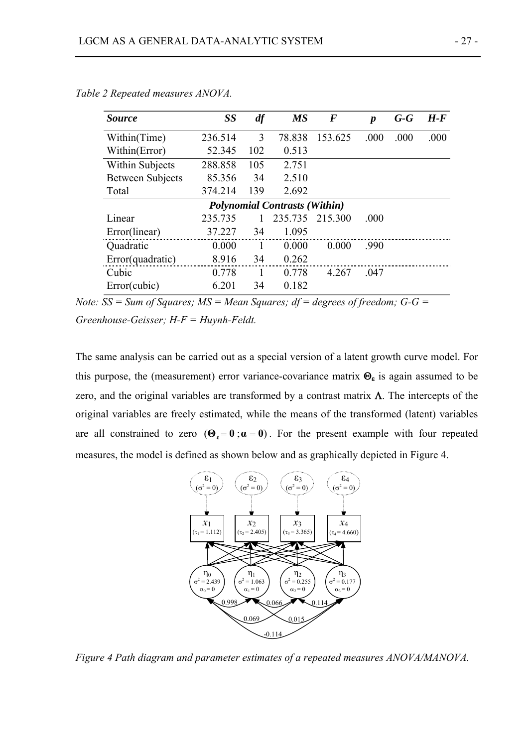*Table 2 Repeated measures ANOVA.*

| ***Source*** | ***SS*** | ***df*** | ***MS*** | ***F*** | ***p*** | ***G-G*** | ***H-F*** |
|---|---|---|---|---|---|---|---|
| Within(Time) | 236.514 | 3 | 78.838 | 153.625 | .000 | .000 | .000 |
| Within(Error) | 52.345 | 102 | 0.513 | | | | |
| Within Subjects | 288.858 | 105 | 2.751 | | | | |
| Between Subjects | 85.356 | 34 | 2.510 | | | | |
| Total | 374.214 | 139 | 2.692 | | | | |
| ***Polynomial Contrasts (Within)*** | | | | | | | |
| Linear | 235.735 | 1 | 235.735 | 215.300 | .000 | | |
| Error(linear) | 37.227 | 34 | 1.095 | | | | |
| Quadratic | 0.000 | 1 | 0.000 | 0.000 | .990 | | |
| Error(quadratic) | 8.916 | 34 | 0.262 | | | | |
| Cubic | 0.778 | 1 | 0.778 | 4.267 | .047 | | |
| Error(cubic) | 6.201 | 34 | 0.182 | | | | |

*Note: SS = Sum of Squares; MS = Mean Squares; df = degrees of freedom; G-G = Greenhouse-Geisser; H-F = Huynh-Feldt.*

The same analysis can be carried out as a special version of a latent growth curve model. For this purpose, the (measurement) error variance-covariance matrix $\mathbf{\Theta_\varepsilon}$ is again assumed to be zero, and the original variables are transformed by a contrast matrix $\mathbf{\Lambda}$. The intercepts of the original variables are freely estimated, while the means of the transformed (latent) variables are all constrained to zero $(\mathbf{\Theta_\varepsilon} = \mathbf{0}\,; \boldsymbol{\alpha} = \mathbf{0})$. For the present example with four repeated measures, the model is defined as shown below and as graphically depicted in Figure 4.

*Figure 4 Path diagram and parameter estimates of a repeated measures ANOVA/MANOVA.*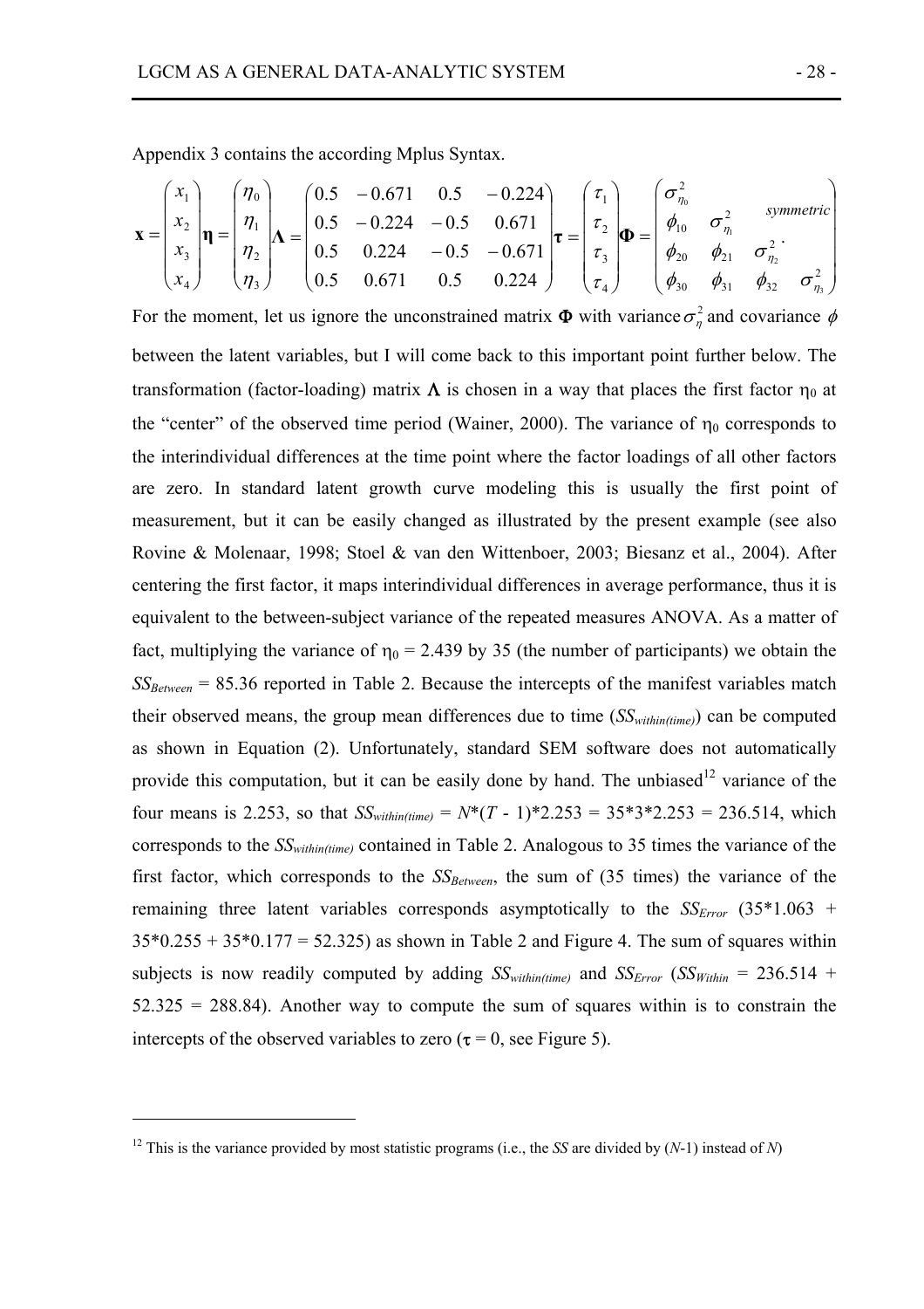Appendix 3 contains the according Mplus Syntax.

$$\mathbf{x} = \begin{pmatrix} x_1 \\ x_2 \\ x_3 \\ x_4 \end{pmatrix} \boldsymbol{\eta} = \begin{pmatrix} \eta_0 \\ \eta_1 \\ \eta_2 \\ \eta_3 \end{pmatrix} \boldsymbol{\Lambda} = \begin{pmatrix} 0.5 & -0.671 & 0.5 & -0.224 \\ 0.5 & -0.224 & -0.5 & 0.671 \\ 0.5 & 0.224 & -0.5 & -0.671 \\ 0.5 & 0.671 & 0.5 & 0.224 \end{pmatrix} \boldsymbol{\tau} = \begin{pmatrix} \tau_1 \\ \tau_2 \\ \tau_3 \\ \tau_4 \end{pmatrix} \boldsymbol{\Phi} = \begin{pmatrix} \sigma^2_{\eta_0} & & & symmetric \\ \phi_{10} & \sigma^2_{\eta_1} & & \\ \phi_{20} & \phi_{21} & \sigma^2_{\eta_2} & \\ \phi_{30} & \phi_{31} & \phi_{32} & \sigma^2_{\eta_3} \end{pmatrix}.$$

For the moment, let us ignore the unconstrained matrix $\boldsymbol{\Phi}$ with variance $\sigma^2_{\eta}$ and covariance $\phi$ between the latent variables, but I will come back to this important point further below. The transformation (factor-loading) matrix $\boldsymbol{\Lambda}$ is chosen in a way that places the first factor $\eta_0$ at the "center" of the observed time period (Wainer, 2000). The variance of $\eta_0$ corresponds to the interindividual differences at the time point where the factor loadings of all other factors are zero. In standard latent growth curve modeling this is usually the first point of measurement, but it can be easily changed as illustrated by the present example (see also Rovine & Molenaar, 1998; Stoel & van den Wittenboer, 2003; Biesanz et al., 2004). After centering the first factor, it maps interindividual differences in average performance, thus it is equivalent to the between-subject variance of the repeated measures ANOVA. As a matter of fact, multiplying the variance of $\eta_0$ = 2.439 by 35 (the number of participants) we obtain the $SS_{Between}$ = 85.36 reported in Table 2. Because the intercepts of the manifest variables match their observed means, the group mean differences due to time ($SS_{within(time)}$) can be computed as shown in Equation (2). Unfortunately, standard SEM software does not automatically provide this computation, but it can be easily done by hand. The unbiased[12] variance of the four means is 2.253, so that $SS_{within(time)} = N*(T - 1)*2.253 = 35*3*2.253 = 236.514$, which corresponds to the $SS_{within(time)}$ contained in Table 2. Analogous to 35 times the variance of the first factor, which corresponds to the $SS_{Between}$, the sum of (35 times) the variance of the remaining three latent variables corresponds asymptotically to the $SS_{Error}$ ($35*1.063 + 35*0.255 + 35*0.177 = 52.325$) as shown in Table 2 and Figure 4. The sum of squares within subjects is now readily computed by adding $SS_{within(time)}$ and $SS_{Error}$ ($SS_{Within}$ = 236.514 + 52.325 = 288.84). Another way to compute the sum of squares within is to constrain the intercepts of the observed variables to zero ($\boldsymbol{\tau} = 0$, see Figure 5).

---

[12] This is the variance provided by most statistic programs (i.e., the *SS* are divided by ($N$-1) instead of $N$)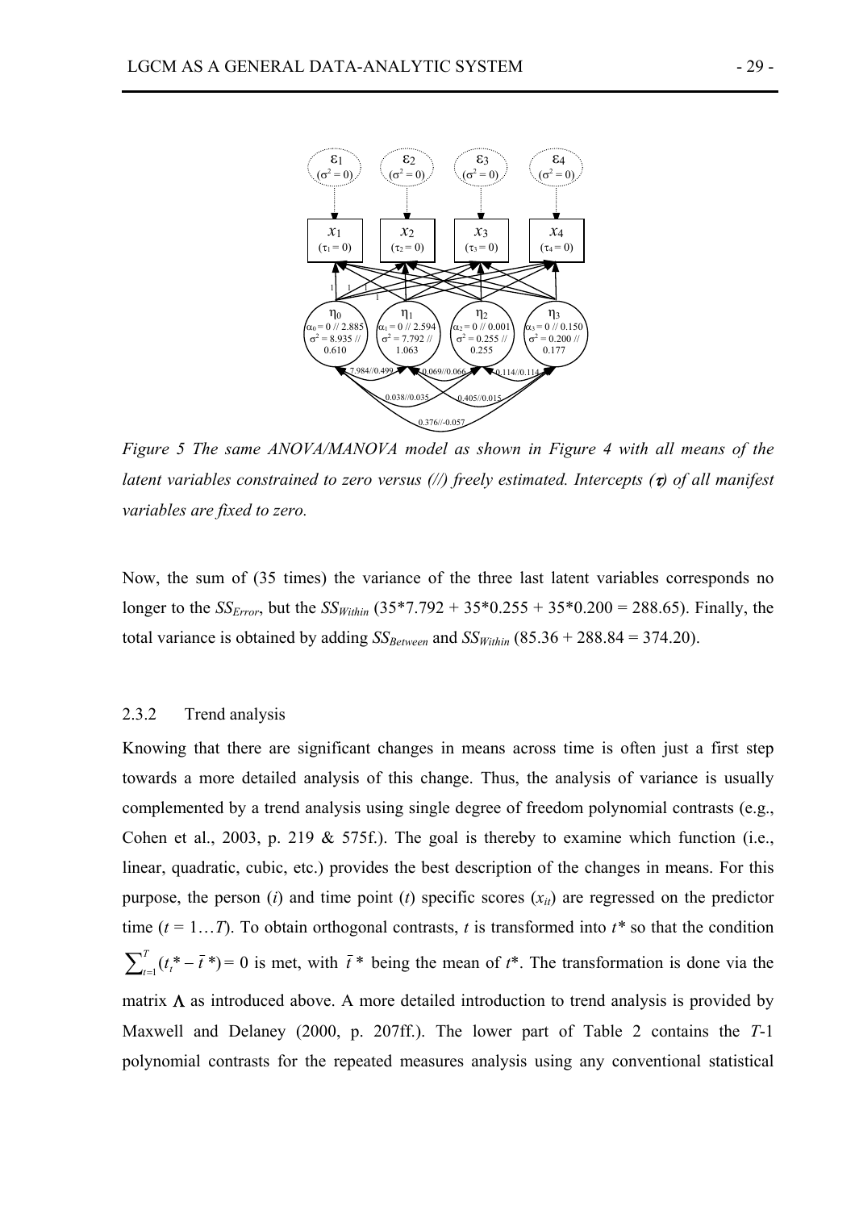*Figure 5 The same ANOVA/MANOVA model as shown in Figure 4 with all means of the latent variables constrained to zero versus (//) freely estimated. Intercepts ($\tau$) of all manifest variables are fixed to zero.*

Now, the sum of (35 times) the variance of the three last latent variables corresponds no longer to the $SS_{Error}$, but the $SS_{Within}$ (35\*7.792 + 35\*0.255 + 35\*0.200 = 288.65). Finally, the total variance is obtained by adding $SS_{Between}$ and $SS_{Within}$ (85.36 + 288.84 = 374.20).

### 2.3.2 Trend analysis

Knowing that there are significant changes in means across time is often just a first step towards a more detailed analysis of this change. Thus, the analysis of variance is usually complemented by a trend analysis using single degree of freedom polynomial contrasts (e.g., Cohen et al., 2003, p. 219 & 575f.). The goal is thereby to examine which function (i.e., linear, quadratic, cubic, etc.) provides the best description of the changes in means. For this purpose, the person ($i$) and time point ($t$) specific scores ($x_{it}$) are regressed on the predictor time ($t = 1 \ldots T$). To obtain orthogonal contrasts, $t$ is transformed into $t^*$ so that the condition $\sum_{t=1}^{T}(t_t^* - \bar{t}^*) = 0$ is met, with $\bar{t}^*$ being the mean of $t^*$. The transformation is done via the matrix $\Lambda$ as introduced above. A more detailed introduction to trend analysis is provided by Maxwell and Delaney (2000, p. 207ff.). The lower part of Table 2 contains the $T$-1 polynomial contrasts for the repeated measures analysis using any conventional statistical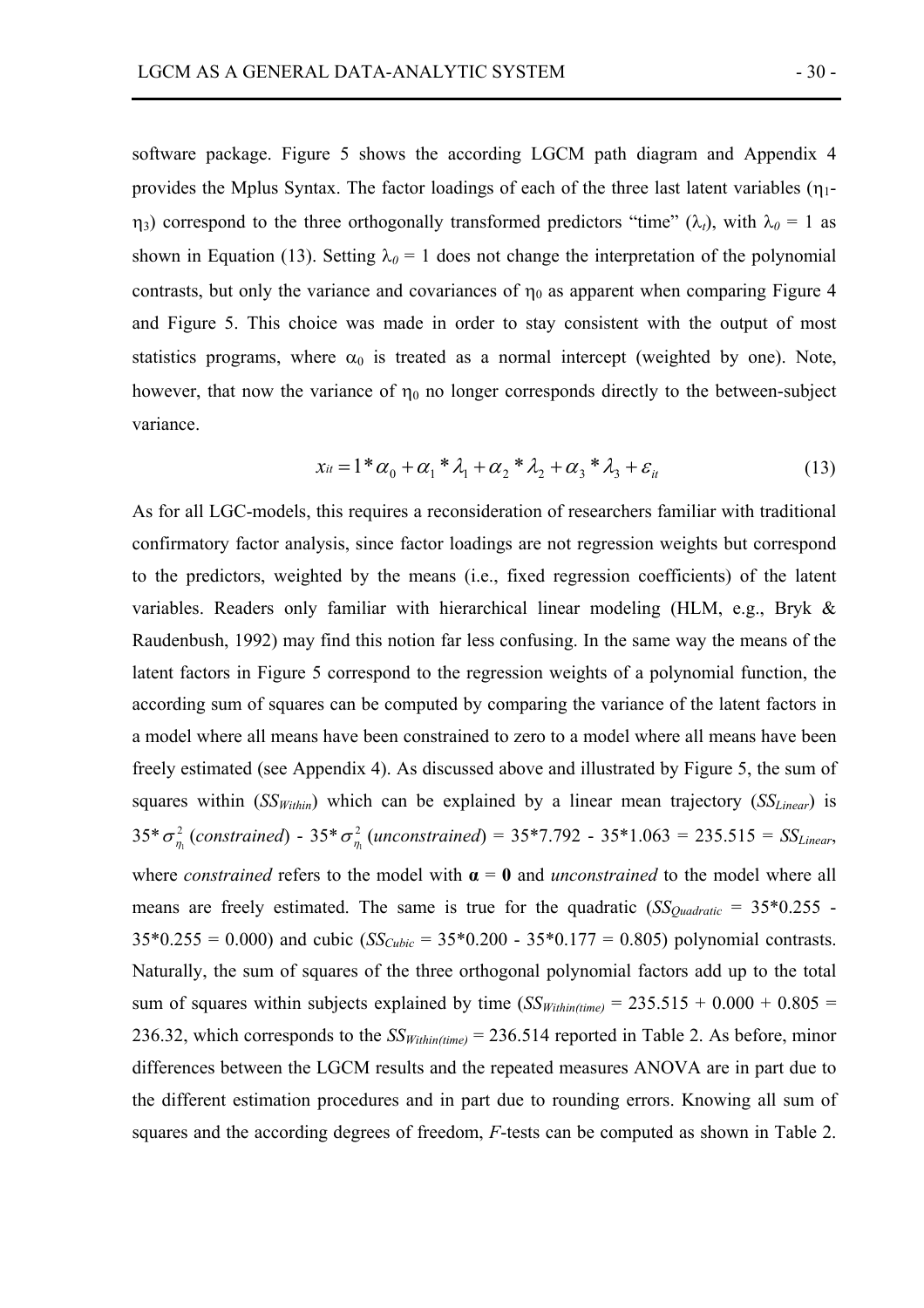software package. Figure 5 shows the according LGCM path diagram and Appendix 4 provides the Mplus Syntax. The factor loadings of each of the three last latent variables ($\eta_1$-$\eta_3$) correspond to the three orthogonally transformed predictors "time" ($\lambda_t$), with $\lambda_0 = 1$ as shown in Equation (13). Setting $\lambda_0 = 1$ does not change the interpretation of the polynomial contrasts, but only the variance and covariances of $\eta_0$ as apparent when comparing Figure 4 and Figure 5. This choice was made in order to stay consistent with the output of most statistics programs, where $\alpha_0$ is treated as a normal intercept (weighted by one). Note, however, that now the variance of $\eta_0$ no longer corresponds directly to the between-subject variance.

$$x_{it} = 1 * \alpha_0 + \alpha_1 * \lambda_1 + \alpha_2 * \lambda_2 + \alpha_3 * \lambda_3 + \varepsilon_{it} \tag{13}$$

As for all LGC-models, this requires a reconsideration of researchers familiar with traditional confirmatory factor analysis, since factor loadings are not regression weights but correspond to the predictors, weighted by the means (i.e., fixed regression coefficients) of the latent variables. Readers only familiar with hierarchical linear modeling (HLM, e.g., Bryk & Raudenbush, 1992) may find this notion far less confusing. In the same way the means of the latent factors in Figure 5 correspond to the regression weights of a polynomial function, the according sum of squares can be computed by comparing the variance of the latent factors in a model where all means have been constrained to zero to a model where all means have been freely estimated (see Appendix 4). As discussed above and illustrated by Figure 5, the sum of squares within ($SS_{Within}$) which can be explained by a linear mean trajectory ($SS_{Linear}$) is $35^*\sigma^2_{\eta_1}$ (*constrained*) - $35^*\sigma^2_{\eta_1}$ (*unconstrained*) = 35*7.792 - 35*1.063 = 235.515 = $SS_{Linear}$, where *constrained* refers to the model with $\boldsymbol{\alpha} = \mathbf{0}$ and *unconstrained* to the model where all means are freely estimated. The same is true for the quadratic ($SS_{Quadratic}$ = 35*0.255 - 35*0.255 = 0.000) and cubic ($SS_{Cubic}$ = 35*0.200 - 35*0.177 = 0.805) polynomial contrasts. Naturally, the sum of squares of the three orthogonal polynomial factors add up to the total sum of squares within subjects explained by time ($SS_{Within(time)}$ = 235.515 + 0.000 + 0.805 = 236.32, which corresponds to the $SS_{Within(time)}$ = 236.514 reported in Table 2. As before, minor differences between the LGCM results and the repeated measures ANOVA are in part due to the different estimation procedures and in part due to rounding errors. Knowing all sum of squares and the according degrees of freedom, *F*-tests can be computed as shown in Table 2.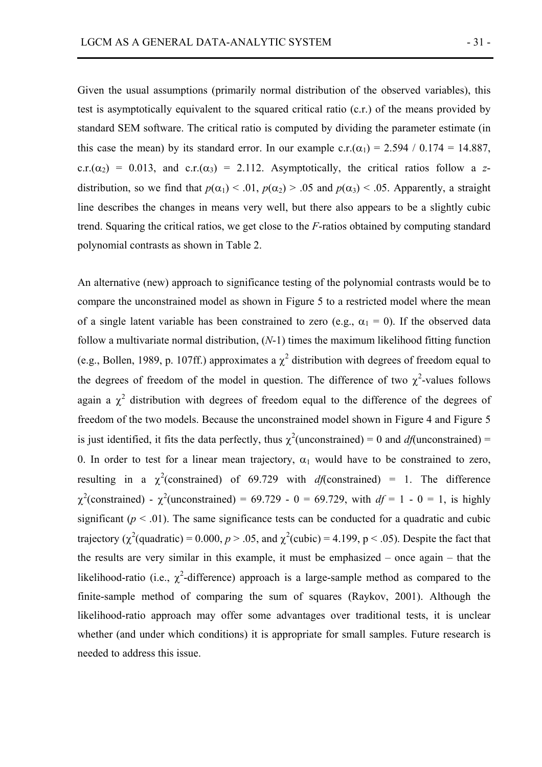Given the usual assumptions (primarily normal distribution of the observed variables), this test is asymptotically equivalent to the squared critical ratio (c.r.) of the means provided by standard SEM software. The critical ratio is computed by dividing the parameter estimate (in this case the mean) by its standard error. In our example c.r.($\alpha_1$) = 2.594 / 0.174 = 14.887, c.r.($\alpha_2$) = 0.013, and c.r.($\alpha_3$) = 2.112. Asymptotically, the critical ratios follow a *z*-distribution, so we find that $p(\alpha_1) < .01$, $p(\alpha_2) > .05$ and $p(\alpha_3) < .05$. Apparently, a straight line describes the changes in means very well, but there also appears to be a slightly cubic trend. Squaring the critical ratios, we get close to the *F*-ratios obtained by computing standard polynomial contrasts as shown in Table 2.

An alternative (new) approach to significance testing of the polynomial contrasts would be to compare the unconstrained model as shown in Figure 5 to a restricted model where the mean of a single latent variable has been constrained to zero (e.g., $\alpha_1 = 0$). If the observed data follow a multivariate normal distribution, ($N$-1) times the maximum likelihood fitting function (e.g., Bollen, 1989, p. 107ff.) approximates a $\chi^2$ distribution with degrees of freedom equal to the degrees of freedom of the model in question. The difference of two $\chi^2$-values follows again a $\chi^2$ distribution with degrees of freedom equal to the difference of the degrees of freedom of the two models. Because the unconstrained model shown in Figure 4 and Figure 5 is just identified, it fits the data perfectly, thus $\chi^2$(unconstrained) = 0 and *df*(unconstrained) = 0. In order to test for a linear mean trajectory, $\alpha_1$ would have to be constrained to zero, resulting in a $\chi^2$(constrained) of 69.729 with *df*(constrained) = 1. The difference $\chi^2$(constrained) - $\chi^2$(unconstrained) = 69.729 - 0 = 69.729, with $df = 1 - 0 = 1$, is highly significant ($p < .01$). The same significance tests can be conducted for a quadratic and cubic trajectory ($\chi^2$(quadratic) = 0.000, $p > .05$, and $\chi^2$(cubic) = 4.199, $p < .05$). Despite the fact that the results are very similar in this example, it must be emphasized – once again – that the likelihood-ratio (i.e., $\chi^2$-difference) approach is a large-sample method as compared to the finite-sample method of comparing the sum of squares (Raykov, 2001). Although the likelihood-ratio approach may offer some advantages over traditional tests, it is unclear whether (and under which conditions) it is appropriate for small samples. Future research is needed to address this issue.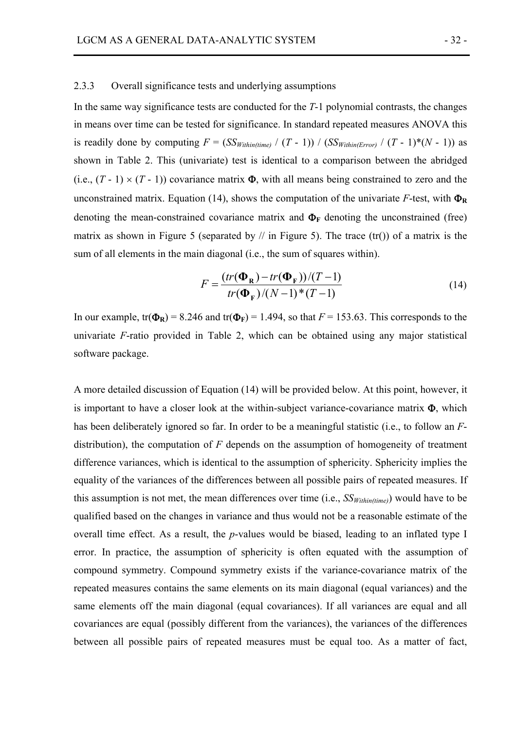### 2.3.3 Overall significance tests and underlying assumptions

In the same way significance tests are conducted for the $T$-1 polynomial contrasts, the changes in means over time can be tested for significance. In standard repeated measures ANOVA this is readily done by computing $F = (SS_{Within(time)} / (T - 1)) / (SS_{Within(Error)} / (T - 1)*(N - 1))$ as shown in Table 2. This (univariate) test is identical to a comparison between the abridged (i.e., $(T - 1) \times (T - 1)$) covariance matrix $\mathbf{\Phi}$, with all means being constrained to zero and the unconstrained matrix. Equation (14), shows the computation of the univariate $F$-test, with $\mathbf{\Phi_R}$ denoting the mean-constrained covariance matrix and $\mathbf{\Phi_F}$ denoting the unconstrained (free) matrix as shown in Figure 5 (separated by // in Figure 5). The trace (tr()) of a matrix is the sum of all elements in the main diagonal (i.e., the sum of squares within).

$$F = \frac{(tr(\mathbf{\Phi_R}) - tr(\mathbf{\Phi_F}))/(T-1)}{tr(\mathbf{\Phi_F})/(N-1)*(T-1)} \tag{14}$$

In our example, tr($\mathbf{\Phi_R}$) = 8.246 and tr($\mathbf{\Phi_F}$) = 1.494, so that $F$ = 153.63. This corresponds to the univariate $F$-ratio provided in Table 2, which can be obtained using any major statistical software package.

A more detailed discussion of Equation (14) will be provided below. At this point, however, it is important to have a closer look at the within-subject variance-covariance matrix $\mathbf{\Phi}$, which has been deliberately ignored so far. In order to be a meaningful statistic (i.e., to follow an $F$-distribution), the computation of $F$ depends on the assumption of homogeneity of treatment difference variances, which is identical to the assumption of sphericity. Sphericity implies the equality of the variances of the differences between all possible pairs of repeated measures. If this assumption is not met, the mean differences over time (i.e., $SS_{Within(time)}$) would have to be qualified based on the changes in variance and thus would not be a reasonable estimate of the overall time effect. As a result, the $p$-values would be biased, leading to an inflated type I error. In practice, the assumption of sphericity is often equated with the assumption of compound symmetry. Compound symmetry exists if the variance-covariance matrix of the repeated measures contains the same elements on its main diagonal (equal variances) and the same elements off the main diagonal (equal covariances). If all variances are equal and all covariances are equal (possibly different from the variances), the variances of the differences between all possible pairs of repeated measures must be equal too. As a matter of fact,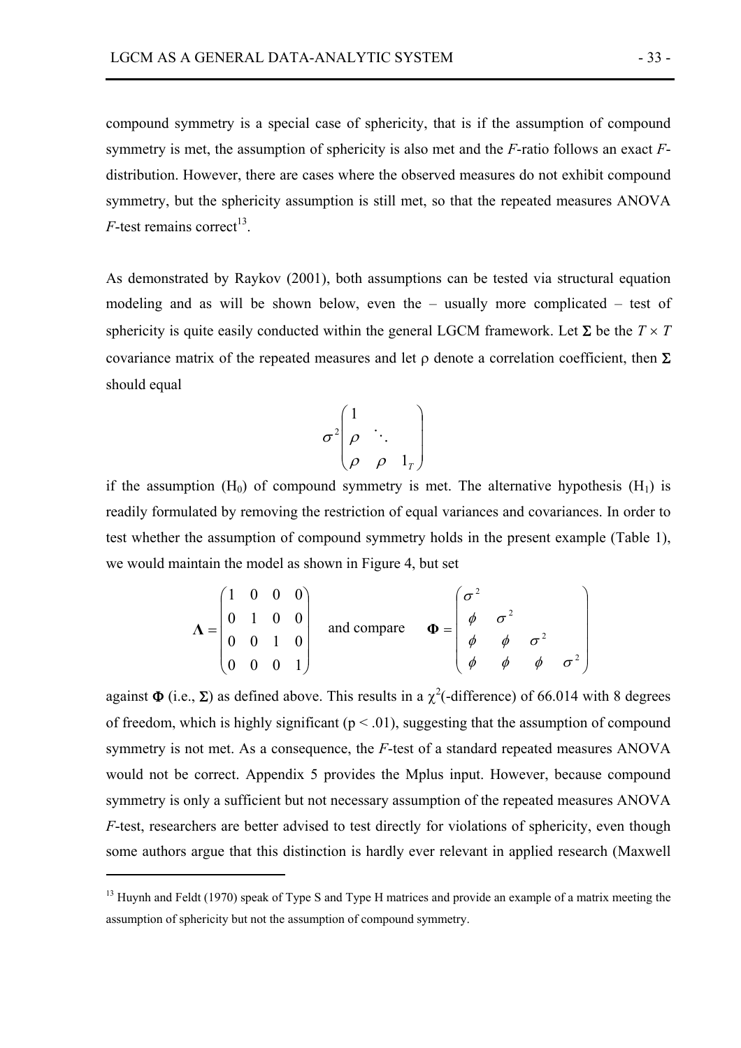compound symmetry is a special case of sphericity, that is if the assumption of compound symmetry is met, the assumption of sphericity is also met and the *F*-ratio follows an exact *F*-distribution. However, there are cases where the observed measures do not exhibit compound symmetry, but the sphericity assumption is still met, so that the repeated measures ANOVA *F*-test remains correct[13].

As demonstrated by Raykov (2001), both assumptions can be tested via structural equation modeling and as will be shown below, even the – usually more complicated – test of sphericity is quite easily conducted within the general LGCM framework. Let $\mathbf{\Sigma}$ be the $T \times T$ covariance matrix of the repeated measures and let $\rho$ denote a correlation coefficient, then $\mathbf{\Sigma}$ should equal

$$\sigma^2 \begin{pmatrix} 1 & & \\ \rho & \ddots & \\ \rho & \rho & 1_T \end{pmatrix}$$

if the assumption ($H_0$) of compound symmetry is met. The alternative hypothesis ($H_1$) is readily formulated by removing the restriction of equal variances and covariances. In order to test whether the assumption of compound symmetry holds in the present example (Table 1), we would maintain the model as shown in Figure 4, but set

$$\mathbf{\Lambda} = \begin{pmatrix} 1 & 0 & 0 & 0 \\ 0 & 1 & 0 & 0 \\ 0 & 0 & 1 & 0 \\ 0 & 0 & 0 & 1 \end{pmatrix} \quad \text{and compare} \quad \mathbf{\Phi} = \begin{pmatrix} \sigma^2 & & & \\ \phi & \sigma^2 & & \\ \phi & \phi & \sigma^2 & \\ \phi & \phi & \phi & \sigma^2 \end{pmatrix}$$

against $\mathbf{\Phi}$ (i.e., $\mathbf{\Sigma}$) as defined above. This results in a $\chi^2$(-difference) of 66.014 with 8 degrees of freedom, which is highly significant ($p < .01$), suggesting that the assumption of compound symmetry is not met. As a consequence, the *F*-test of a standard repeated measures ANOVA would not be correct. Appendix 5 provides the Mplus input. However, because compound symmetry is only a sufficient but not necessary assumption of the repeated measures ANOVA *F*-test, researchers are better advised to test directly for violations of sphericity, even though some authors argue that this distinction is hardly ever relevant in applied research (Maxwell

---

[13] Huynh and Feldt (1970) speak of Type S and Type H matrices and provide an example of a matrix meeting the assumption of sphericity but not the assumption of compound symmetry.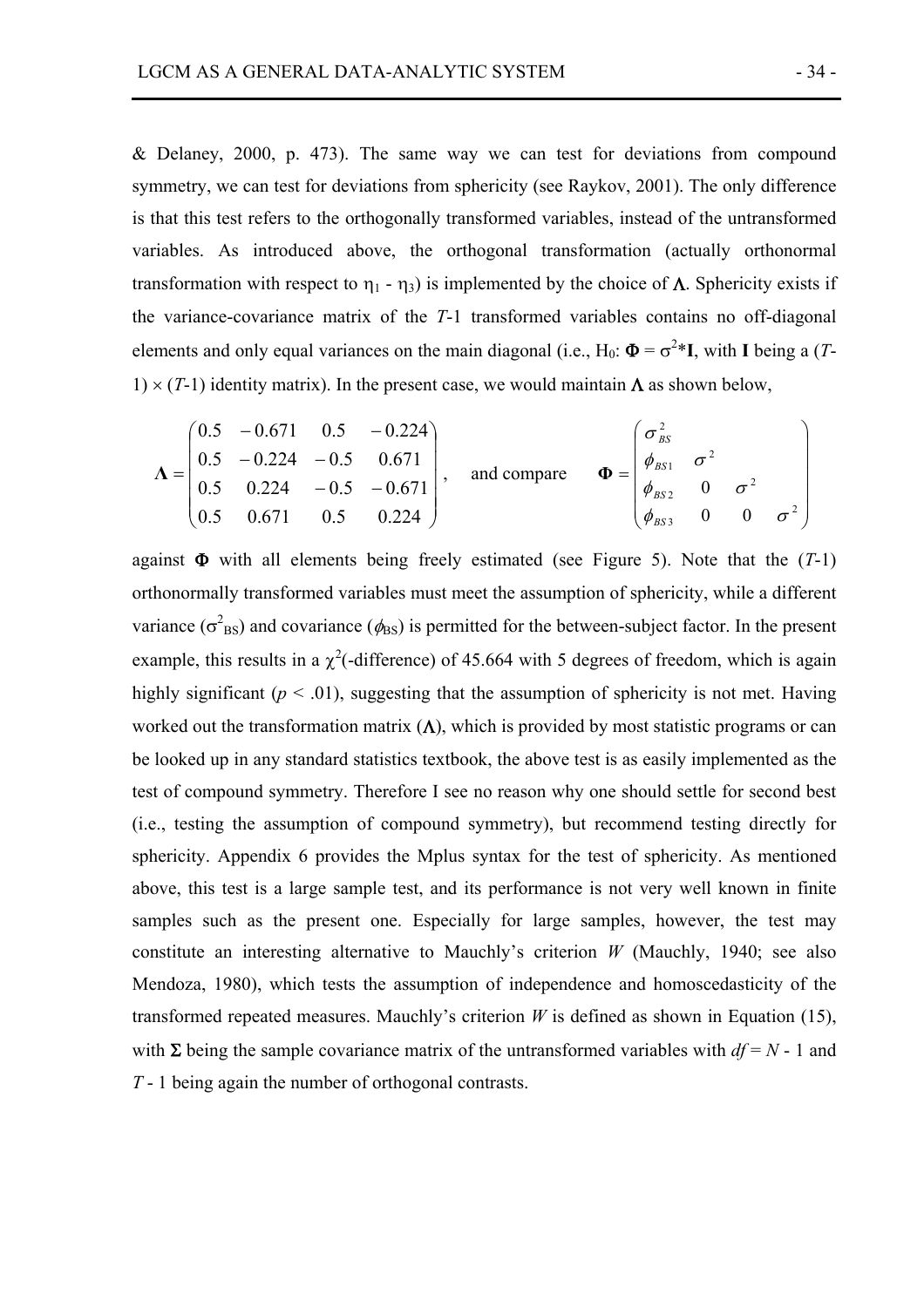& Delaney, 2000, p. 473). The same way we can test for deviations from compound symmetry, we can test for deviations from sphericity (see Raykov, 2001). The only difference is that this test refers to the orthogonally transformed variables, instead of the untransformed variables. As introduced above, the orthogonal transformation (actually orthonormal transformation with respect to $\eta_1$ - $\eta_3$) is implemented by the choice of $\mathbf{\Lambda}$. Sphericity exists if the variance-covariance matrix of the $T$-1 transformed variables contains no off-diagonal elements and only equal variances on the main diagonal (i.e., $H_0$: $\mathbf{\Phi} = \sigma^2 * \mathbf{I}$, with $\mathbf{I}$ being a ($T$-1) $\times$ ($T$-1) identity matrix). In the present case, we would maintain $\mathbf{\Lambda}$ as shown below,

$$\mathbf{\Lambda} = \begin{pmatrix} 0.5 & -0.671 & 0.5 & -0.224 \\ 0.5 & -0.224 & -0.5 & 0.671 \\ 0.5 & 0.224 & -0.5 & -0.671 \\ 0.5 & 0.671 & 0.5 & 0.224 \end{pmatrix}, \quad \text{and compare} \quad \mathbf{\Phi} = \begin{pmatrix} \sigma^2_{BS} & & & \\ \phi_{BS1} & \sigma^2 & & \\ \phi_{BS2} & 0 & \sigma^2 & \\ \phi_{BS3} & 0 & 0 & \sigma^2 \end{pmatrix}$$

against $\mathbf{\Phi}$ with all elements being freely estimated (see Figure 5). Note that the ($T$-1) orthonormally transformed variables must meet the assumption of sphericity, while a different variance ($\sigma^2_{BS}$) and covariance ($\phi_{BS}$) is permitted for the between-subject factor. In the present example, this results in a $\chi^2$(-difference) of 45.664 with 5 degrees of freedom, which is again highly significant ($p < .01$), suggesting that the assumption of sphericity is not met. Having worked out the transformation matrix ($\mathbf{\Lambda}$), which is provided by most statistic programs or can be looked up in any standard statistics textbook, the above test is as easily implemented as the test of compound symmetry. Therefore I see no reason why one should settle for second best (i.e., testing the assumption of compound symmetry), but recommend testing directly for sphericity. Appendix 6 provides the Mplus syntax for the test of sphericity. As mentioned above, this test is a large sample test, and its performance is not very well known in finite samples such as the present one. Especially for large samples, however, the test may constitute an interesting alternative to Mauchly's criterion $W$ (Mauchly, 1940; see also Mendoza, 1980), which tests the assumption of independence and homoscedasticity of the transformed repeated measures. Mauchly's criterion $W$ is defined as shown in Equation (15), with $\mathbf{\Sigma}$ being the sample covariance matrix of the untransformed variables with $df = N - 1$ and $T$ - 1 being again the number of orthogonal contrasts.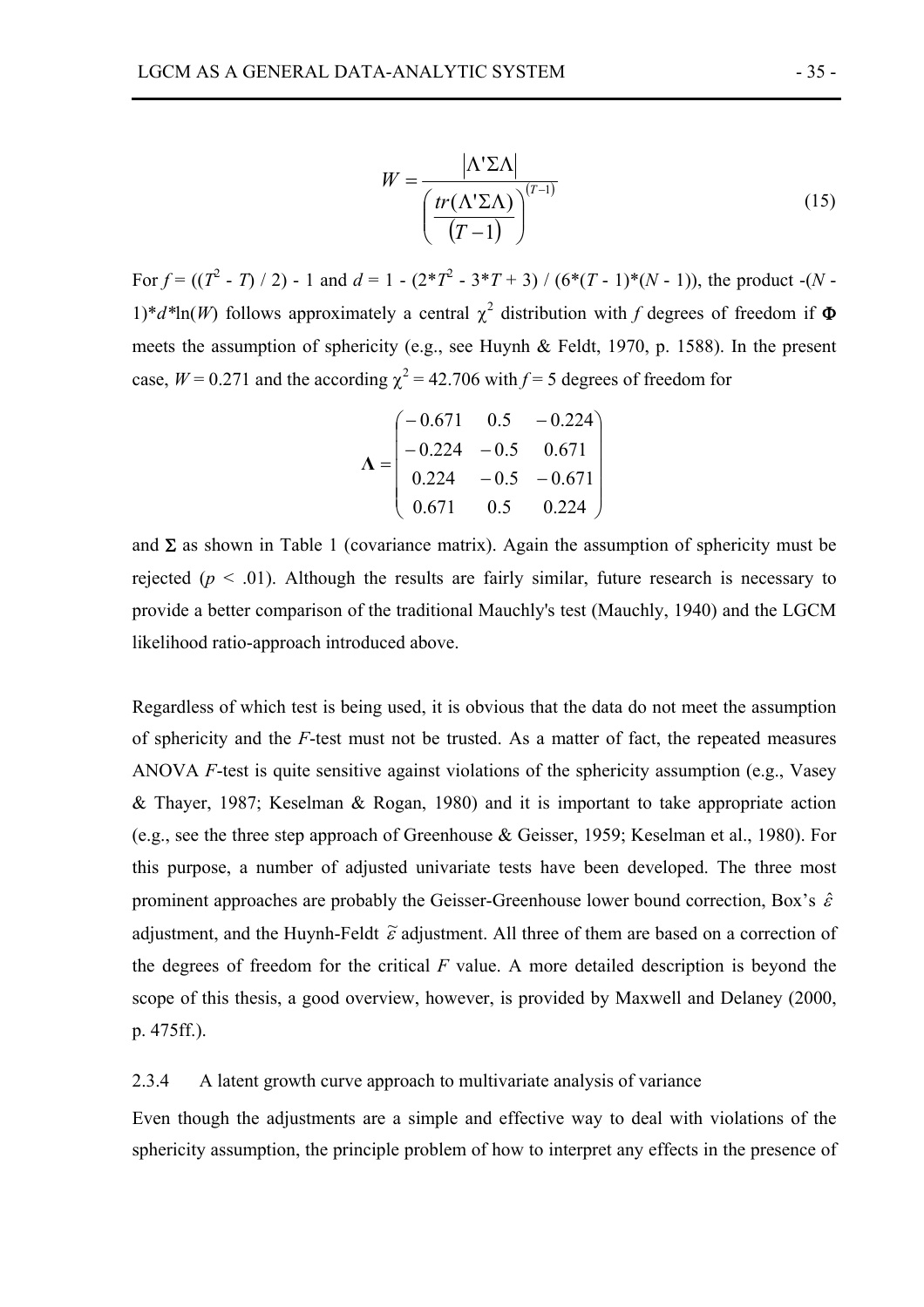$$W = \frac{\left|\Lambda'\Sigma\Lambda\right|}{\left(\frac{tr(\Lambda'\Sigma\Lambda)}{(T-1)}\right)^{(T-1)}} \tag{15}$$

For $f = ((T^2 - T) / 2) - 1$ and $d = 1 - (2*T^2 - 3*T + 3) / (6*(T - 1)*(N - 1))$, the product $-(N - 1)*d*\ln(W)$ follows approximately a central $\chi^2$ distribution with $f$ degrees of freedom if $\mathbf{\Phi}$ meets the assumption of sphericity (e.g., see Huynh & Feldt, 1970, p. 1588). In the present case, $W = 0.271$ and the according $\chi^2 = 42.706$ with $f = 5$ degrees of freedom for

$$\mathbf{\Lambda} = \begin{pmatrix} -0.671 & 0.5 & -0.224 \\ -0.224 & -0.5 & 0.671 \\ 0.224 & -0.5 & -0.671 \\ 0.671 & 0.5 & 0.224 \end{pmatrix}$$

and $\mathbf{\Sigma}$ as shown in Table 1 (covariance matrix). Again the assumption of sphericity must be rejected ($p < .01$). Although the results are fairly similar, future research is necessary to provide a better comparison of the traditional Mauchly's test (Mauchly, 1940) and the LGCM likelihood ratio-approach introduced above.

Regardless of which test is being used, it is obvious that the data do not meet the assumption of sphericity and the *F*-test must not be trusted. As a matter of fact, the repeated measures ANOVA *F*-test is quite sensitive against violations of the sphericity assumption (e.g., Vasey & Thayer, 1987; Keselman & Rogan, 1980) and it is important to take appropriate action (e.g., see the three step approach of Greenhouse & Geisser, 1959; Keselman et al., 1980). For this purpose, a number of adjusted univariate tests have been developed. The three most prominent approaches are probably the Geisser-Greenhouse lower bound correction, Box's $\hat{\varepsilon}$ adjustment, and the Huynh-Feldt $\tilde{\varepsilon}$ adjustment. All three of them are based on a correction of the degrees of freedom for the critical *F* value. A more detailed description is beyond the scope of this thesis, a good overview, however, is provided by Maxwell and Delaney (2000, p. 475ff.).

### 2.3.4 A latent growth curve approach to multivariate analysis of variance

Even though the adjustments are a simple and effective way to deal with violations of the sphericity assumption, the principle problem of how to interpret any effects in the presence of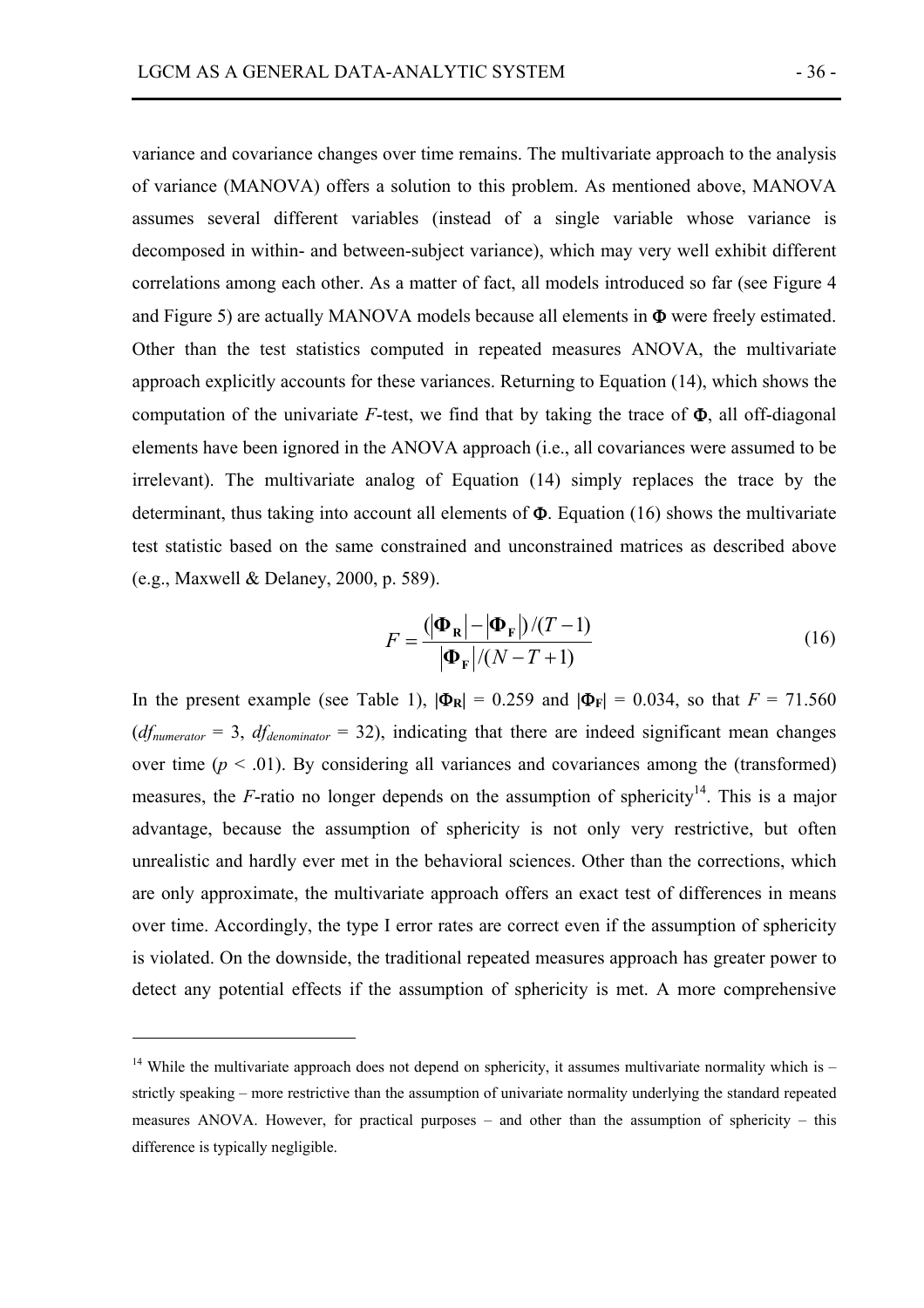variance and covariance changes over time remains. The multivariate approach to the analysis of variance (MANOVA) offers a solution to this problem. As mentioned above, MANOVA assumes several different variables (instead of a single variable whose variance is decomposed in within- and between-subject variance), which may very well exhibit different correlations among each other. As a matter of fact, all models introduced so far (see Figure 4 and Figure 5) are actually MANOVA models because all elements in $\mathbf{\Phi}$ were freely estimated. Other than the test statistics computed in repeated measures ANOVA, the multivariate approach explicitly accounts for these variances. Returning to Equation (14), which shows the computation of the univariate *F*-test, we find that by taking the trace of $\mathbf{\Phi}$, all off-diagonal elements have been ignored in the ANOVA approach (i.e., all covariances were assumed to be irrelevant). The multivariate analog of Equation (14) simply replaces the trace by the determinant, thus taking into account all elements of $\mathbf{\Phi}$. Equation (16) shows the multivariate test statistic based on the same constrained and unconstrained matrices as described above (e.g., Maxwell & Delaney, 2000, p. 589).

$$F = \frac{\left(\left|\mathbf{\Phi_R}\right| - \left|\mathbf{\Phi_F}\right|\right)/(T-1)}{\left|\mathbf{\Phi_F}\right|/(N-T+1)} \tag{16}$$

In the present example (see Table 1), $|\mathbf{\Phi_R}| = 0.259$ and $|\mathbf{\Phi_F}| = 0.034$, so that $F = 71.560$ ($df_{numerator} = 3$, $df_{denominator} = 32$), indicating that there are indeed significant mean changes over time ($p < .01$). By considering all variances and covariances among the (transformed) measures, the *F*-ratio no longer depends on the assumption of sphericity[14]. This is a major advantage, because the assumption of sphericity is not only very restrictive, but often unrealistic and hardly ever met in the behavioral sciences. Other than the corrections, which are only approximate, the multivariate approach offers an exact test of differences in means over time. Accordingly, the type I error rates are correct even if the assumption of sphericity is violated. On the downside, the traditional repeated measures approach has greater power to detect any potential effects if the assumption of sphericity is met. A more comprehensive

[14] While the multivariate approach does not depend on sphericity, it assumes multivariate normality which is – strictly speaking – more restrictive than the assumption of univariate normality underlying the standard repeated measures ANOVA. However, for practical purposes – and other than the assumption of sphericity – this difference is typically negligible.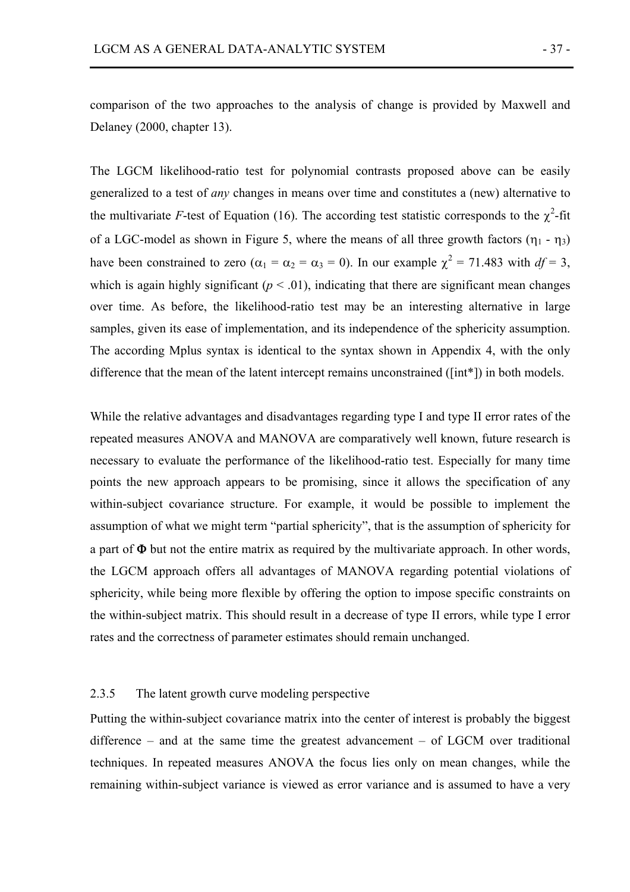comparison of the two approaches to the analysis of change is provided by Maxwell and Delaney (2000, chapter 13).

The LGCM likelihood-ratio test for polynomial contrasts proposed above can be easily generalized to a test of *any* changes in means over time and constitutes a (new) alternative to the multivariate *F*-test of Equation (16). The according test statistic corresponds to the $\chi^2$-fit of a LGC-model as shown in Figure 5, where the means of all three growth factors ($\eta_1$ - $\eta_3$) have been constrained to zero ($\alpha_1 = \alpha_2 = \alpha_3 = 0$). In our example $\chi^2 = 71.483$ with $df = 3$, which is again highly significant ($p < .01$), indicating that there are significant mean changes over time. As before, the likelihood-ratio test may be an interesting alternative in large samples, given its ease of implementation, and its independence of the sphericity assumption. The according Mplus syntax is identical to the syntax shown in Appendix 4, with the only difference that the mean of the latent intercept remains unconstrained ([int*]) in both models.

While the relative advantages and disadvantages regarding type I and type II error rates of the repeated measures ANOVA and MANOVA are comparatively well known, future research is necessary to evaluate the performance of the likelihood-ratio test. Especially for many time points the new approach appears to be promising, since it allows the specification of any within-subject covariance structure. For example, it would be possible to implement the assumption of what we might term "partial sphericity", that is the assumption of sphericity for a part of $\mathbf{\Phi}$ but not the entire matrix as required by the multivariate approach. In other words, the LGCM approach offers all advantages of MANOVA regarding potential violations of sphericity, while being more flexible by offering the option to impose specific constraints on the within-subject matrix. This should result in a decrease of type II errors, while type I error rates and the correctness of parameter estimates should remain unchanged.

### 2.3.5 The latent growth curve modeling perspective

Putting the within-subject covariance matrix into the center of interest is probably the biggest difference – and at the same time the greatest advancement – of LGCM over traditional techniques. In repeated measures ANOVA the focus lies only on mean changes, while the remaining within-subject variance is viewed as error variance and is assumed to have a very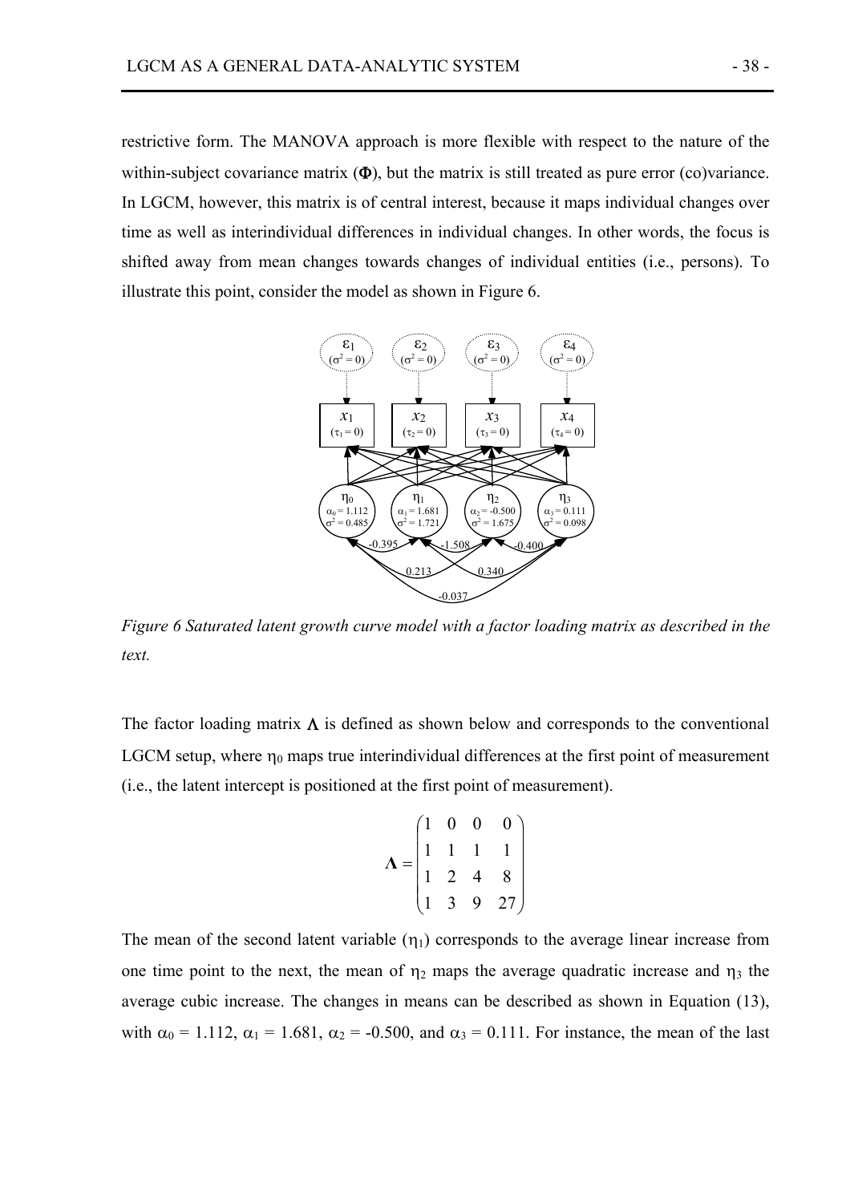restrictive form. The MANOVA approach is more flexible with respect to the nature of the within-subject covariance matrix ($\mathbf{\Phi}$), but the matrix is still treated as pure error (co)variance. In LGCM, however, this matrix is of central interest, because it maps individual changes over time as well as interindividual differences in individual changes. In other words, the focus is shifted away from mean changes towards changes of individual entities (i.e., persons). To illustrate this point, consider the model as shown in Figure 6.

*Figure 6 Saturated latent growth curve model with a factor loading matrix as described in the text.*

The factor loading matrix $\mathbf{\Lambda}$ is defined as shown below and corresponds to the conventional LGCM setup, where $\eta_0$ maps true interindividual differences at the first point of measurement (i.e., the latent intercept is positioned at the first point of measurement).

$$\mathbf{\Lambda} = \begin{pmatrix} 1 & 0 & 0 & 0 \\ 1 & 1 & 1 & 1 \\ 1 & 2 & 4 & 8 \\ 1 & 3 & 9 & 27 \end{pmatrix}$$

The mean of the second latent variable ($\eta_1$) corresponds to the average linear increase from one time point to the next, the mean of $\eta_2$ maps the average quadratic increase and $\eta_3$ the average cubic increase. The changes in means can be described as shown in Equation (13), with $\alpha_0 = 1.112$, $\alpha_1 = 1.681$, $\alpha_2 = -0.500$, and $\alpha_3 = 0.111$. For instance, the mean of the last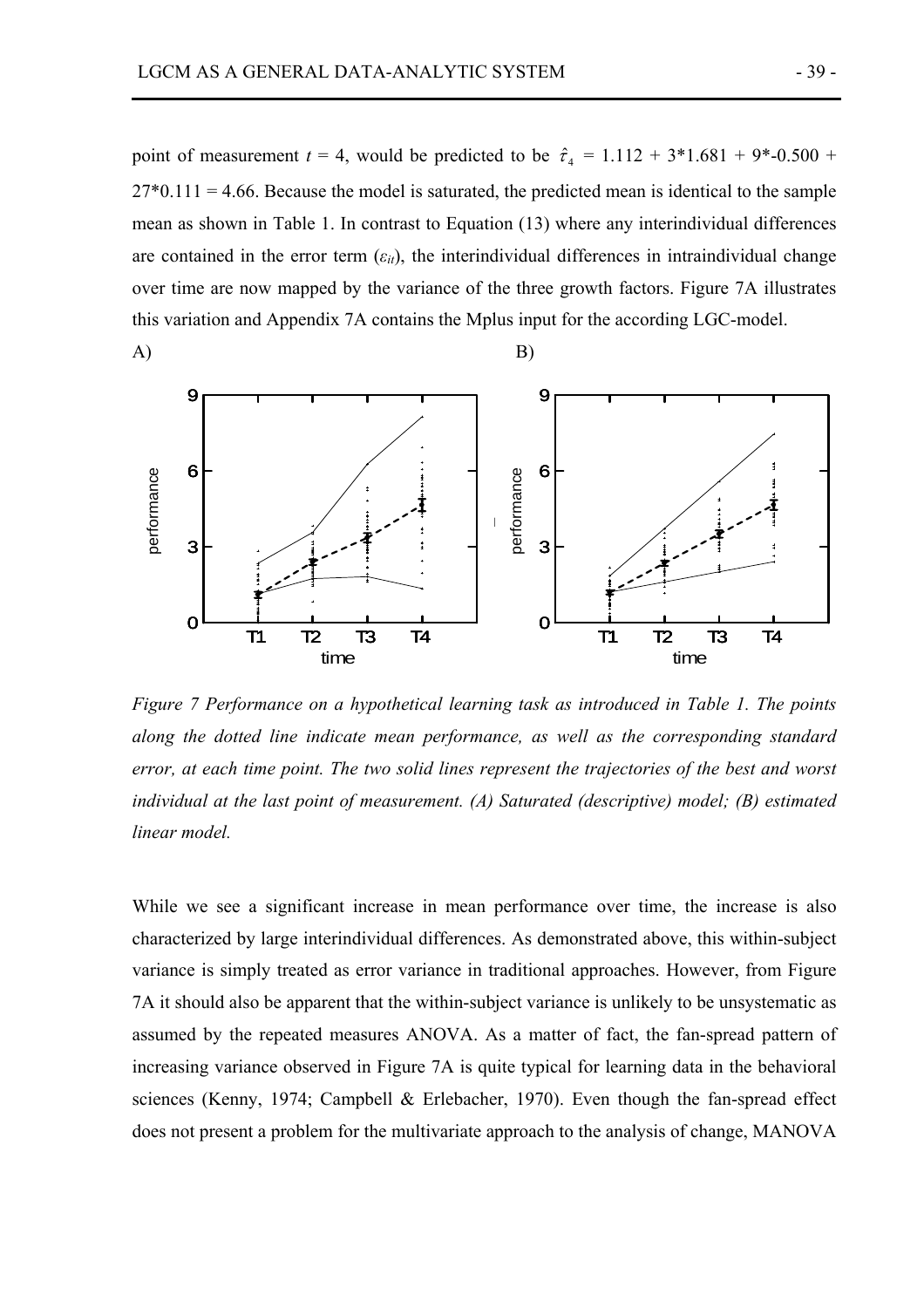point of measurement $t = 4$, would be predicted to be $\hat{\tau}_4 = 1.112 + 3*1.681 + 9*-0.500 + 27*0.111 = 4.66$. Because the model is saturated, the predicted mean is identical to the sample mean as shown in Table 1. In contrast to Equation (13) where any interindividual differences are contained in the error term ($\varepsilon_{it}$), the interindividual differences in intraindividual change over time are now mapped by the variance of the three growth factors. Figure 7A illustrates this variation and Appendix 7A contains the Mplus input for the according LGC-model.

A) B)

*Figure 7 Performance on a hypothetical learning task as introduced in Table 1. The points along the dotted line indicate mean performance, as well as the corresponding standard error, at each time point. The two solid lines represent the trajectories of the best and worst individual at the last point of measurement. (A) Saturated (descriptive) model; (B) estimated linear model.*

While we see a significant increase in mean performance over time, the increase is also characterized by large interindividual differences. As demonstrated above, this within-subject variance is simply treated as error variance in traditional approaches. However, from Figure 7A it should also be apparent that the within-subject variance is unlikely to be unsystematic as assumed by the repeated measures ANOVA. As a matter of fact, the fan-spread pattern of increasing variance observed in Figure 7A is quite typical for learning data in the behavioral sciences (Kenny, 1974; Campbell & Erlebacher, 1970). Even though the fan-spread effect does not present a problem for the multivariate approach to the analysis of change, MANOVA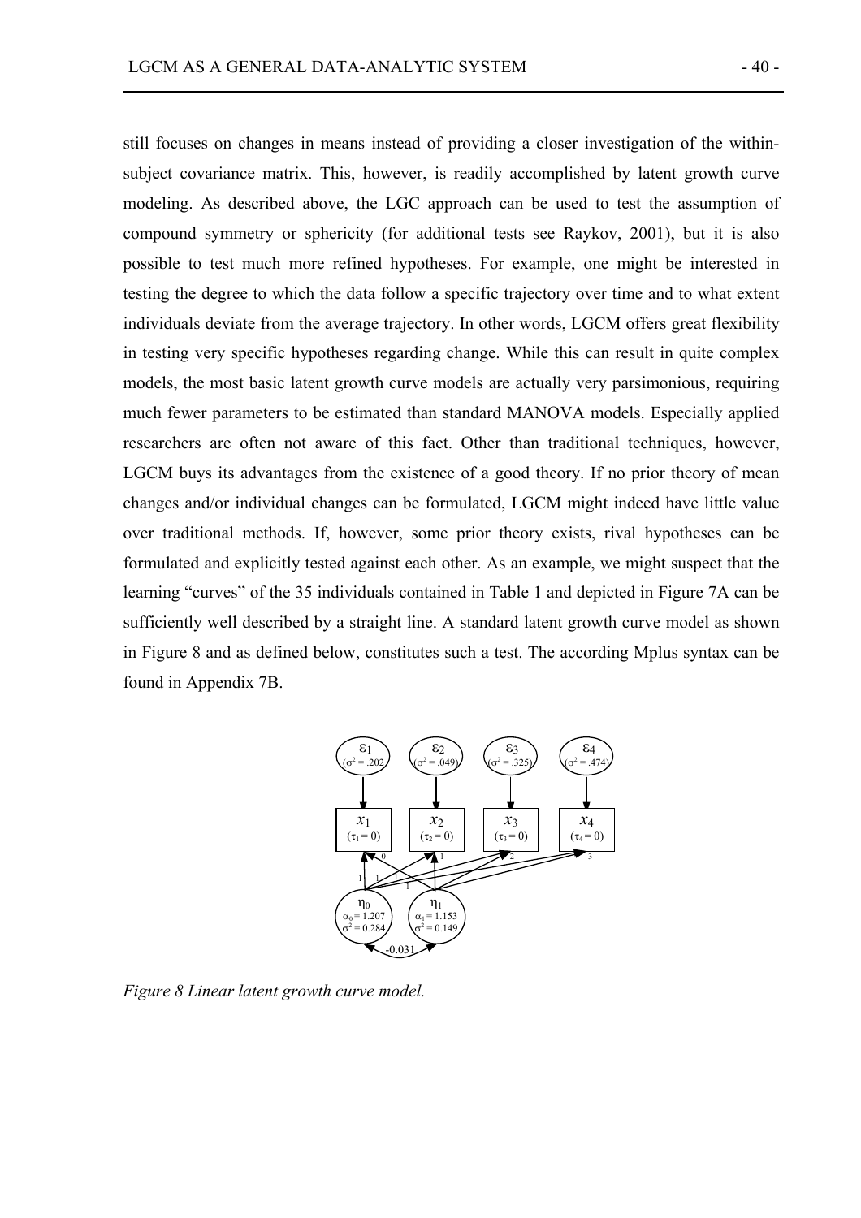still focuses on changes in means instead of providing a closer investigation of the within-subject covariance matrix. This, however, is readily accomplished by latent growth curve modeling. As described above, the LGC approach can be used to test the assumption of compound symmetry or sphericity (for additional tests see Raykov, 2001), but it is also possible to test much more refined hypotheses. For example, one might be interested in testing the degree to which the data follow a specific trajectory over time and to what extent individuals deviate from the average trajectory. In other words, LGCM offers great flexibility in testing very specific hypotheses regarding change. While this can result in quite complex models, the most basic latent growth curve models are actually very parsimonious, requiring much fewer parameters to be estimated than standard MANOVA models. Especially applied researchers are often not aware of this fact. Other than traditional techniques, however, LGCM buys its advantages from the existence of a good theory. If no prior theory of mean changes and/or individual changes can be formulated, LGCM might indeed have little value over traditional methods. If, however, some prior theory exists, rival hypotheses can be formulated and explicitly tested against each other. As an example, we might suspect that the learning "curves" of the 35 individuals contained in Table 1 and depicted in Figure 7A can be sufficiently well described by a straight line. A standard latent growth curve model as shown in Figure 8 and as defined below, constitutes such a test. The according Mplus syntax can be found in Appendix 7B.

*Figure 8 Linear latent growth curve model.*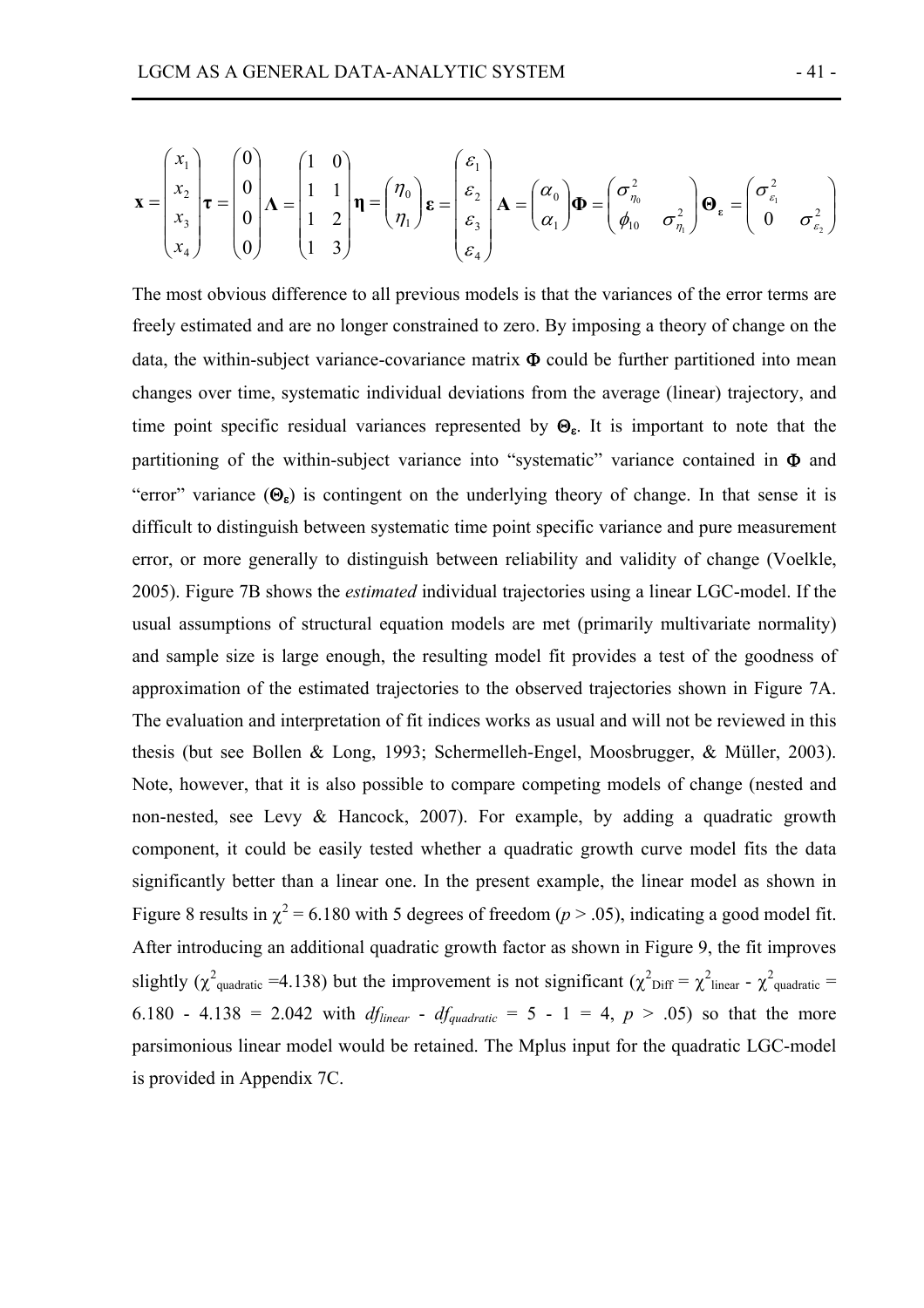$$\mathbf{x} = \begin{pmatrix} x_1 \\ x_2 \\ x_3 \\ x_4 \end{pmatrix} \boldsymbol{\tau} = \begin{pmatrix} 0 \\ 0 \\ 0 \\ 0 \end{pmatrix} \boldsymbol{\Lambda} = \begin{pmatrix} 1 & 0 \\ 1 & 1 \\ 1 & 2 \\ 1 & 3 \end{pmatrix} \boldsymbol{\eta} = \begin{pmatrix} \eta_0 \\ \eta_1 \end{pmatrix} \boldsymbol{\varepsilon} = \begin{pmatrix} \varepsilon_1 \\ \varepsilon_2 \\ \varepsilon_3 \\ \varepsilon_4 \end{pmatrix} \mathbf{A} = \begin{pmatrix} \alpha_0 \\ \alpha_1 \end{pmatrix} \boldsymbol{\Phi} = \begin{pmatrix} \sigma^2_{\eta_0} & \\ \phi_{10} & \sigma^2_{\eta_1} \end{pmatrix} \boldsymbol{\Theta}_{\boldsymbol{\varepsilon}} = \begin{pmatrix} \sigma^2_{\varepsilon_1} & \\ 0 & \sigma^2_{\varepsilon_2} \end{pmatrix}$$

The most obvious difference to all previous models is that the variances of the error terms are freely estimated and are no longer constrained to zero. By imposing a theory of change on the data, the within-subject variance-covariance matrix $\boldsymbol{\Phi}$ could be further partitioned into mean changes over time, systematic individual deviations from the average (linear) trajectory, and time point specific residual variances represented by $\boldsymbol{\Theta}_{\boldsymbol{\varepsilon}}$. It is important to note that the partitioning of the within-subject variance into "systematic" variance contained in $\boldsymbol{\Phi}$ and "error" variance ($\boldsymbol{\Theta}_{\boldsymbol{\varepsilon}}$) is contingent on the underlying theory of change. In that sense it is difficult to distinguish between systematic time point specific variance and pure measurement error, or more generally to distinguish between reliability and validity of change (Voelkle, 2005). Figure 7B shows the *estimated* individual trajectories using a linear LGC-model. If the usual assumptions of structural equation models are met (primarily multivariate normality) and sample size is large enough, the resulting model fit provides a test of the goodness of approximation of the estimated trajectories to the observed trajectories shown in Figure 7A. The evaluation and interpretation of fit indices works as usual and will not be reviewed in this thesis (but see Bollen & Long, 1993; Schermelleh-Engel, Moosbrugger, & Müller, 2003). Note, however, that it is also possible to compare competing models of change (nested and non-nested, see Levy & Hancock, 2007). For example, by adding a quadratic growth component, it could be easily tested whether a quadratic growth curve model fits the data significantly better than a linear one. In the present example, the linear model as shown in Figure 8 results in $\chi^2 = 6.180$ with 5 degrees of freedom ($p > .05$), indicating a good model fit. After introducing an additional quadratic growth factor as shown in Figure 9, the fit improves slightly ($\chi^2_{quadratic} = 4.138$) but the improvement is not significant ($\chi^2_{Diff} = \chi^2_{linear} - \chi^2_{quadratic} = 6.180 - 4.138 = 2.042$ with $df_{linear} - df_{quadratic} = 5 - 1 = 4$, $p > .05$) so that the more parsimonious linear model would be retained. The Mplus input for the quadratic LGC-model is provided in Appendix 7C.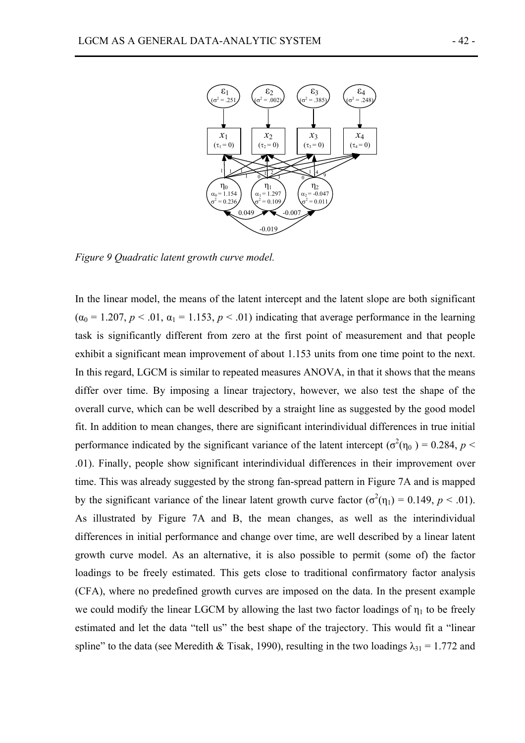*Figure 9 Quadratic latent growth curve model.*

In the linear model, the means of the latent intercept and the latent slope are both significant ($\alpha_0 = 1.207$, $p < .01$, $\alpha_1 = 1.153$, $p < .01$) indicating that average performance in the learning task is significantly different from zero at the first point of measurement and that people exhibit a significant mean improvement of about 1.153 units from one time point to the next. In this regard, LGCM is similar to repeated measures ANOVA, in that it shows that the means differ over time. By imposing a linear trajectory, however, we also test the shape of the overall curve, which can be well described by a straight line as suggested by the good model fit. In addition to mean changes, there are significant interindividual differences in true initial performance indicated by the significant variance of the latent intercept ($\sigma^2(\eta_0) = 0.284$, $p < .01$). Finally, people show significant interindividual differences in their improvement over time. This was already suggested by the strong fan-spread pattern in Figure 7A and is mapped by the significant variance of the linear latent growth curve factor ($\sigma^2(\eta_1) = 0.149$, $p < .01$). As illustrated by Figure 7A and B, the mean changes, as well as the interindividual differences in initial performance and change over time, are well described by a linear latent growth curve model. As an alternative, it is also possible to permit (some of) the factor loadings to be freely estimated. This gets close to traditional confirmatory factor analysis (CFA), where no predefined growth curves are imposed on the data. In the present example we could modify the linear LGCM by allowing the last two factor loadings of $\eta_1$ to be freely estimated and let the data "tell us" the best shape of the trajectory. This would fit a "linear spline" to the data (see Meredith & Tisak, 1990), resulting in the two loadings $\lambda_{31} = 1.772$ and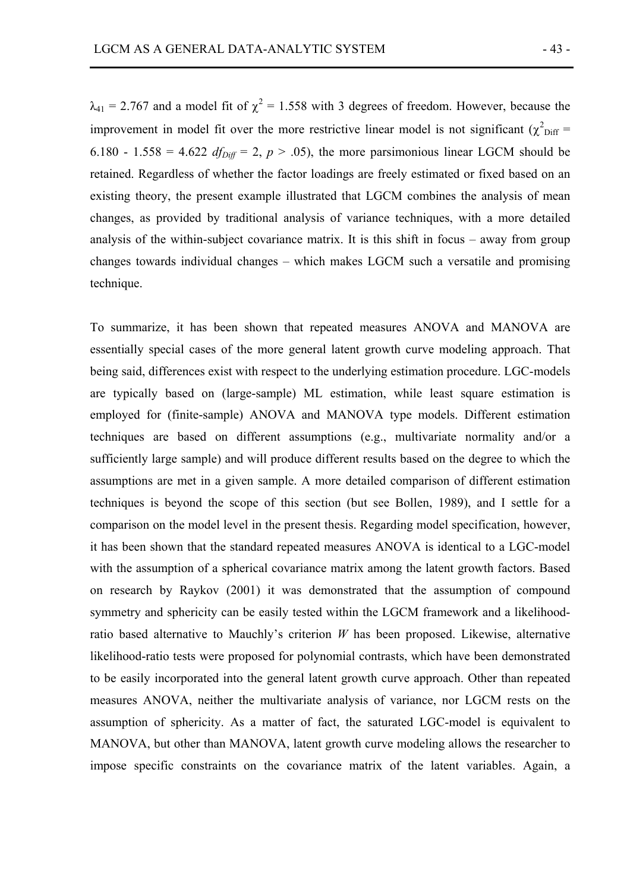$\lambda_{41} = 2.767$ and a model fit of $\chi^2 = 1.558$ with 3 degrees of freedom. However, because the improvement in model fit over the more restrictive linear model is not significant ($\chi^2_{Diff}$ = 6.180 - 1.558 = 4.622 $df_{Diff} = 2$, $p > .05$), the more parsimonious linear LGCM should be retained. Regardless of whether the factor loadings are freely estimated or fixed based on an existing theory, the present example illustrated that LGCM combines the analysis of mean changes, as provided by traditional analysis of variance techniques, with a more detailed analysis of the within-subject covariance matrix. It is this shift in focus – away from group changes towards individual changes – which makes LGCM such a versatile and promising technique.

To summarize, it has been shown that repeated measures ANOVA and MANOVA are essentially special cases of the more general latent growth curve modeling approach. That being said, differences exist with respect to the underlying estimation procedure. LGC-models are typically based on (large-sample) ML estimation, while least square estimation is employed for (finite-sample) ANOVA and MANOVA type models. Different estimation techniques are based on different assumptions (e.g., multivariate normality and/or a sufficiently large sample) and will produce different results based on the degree to which the assumptions are met in a given sample. A more detailed comparison of different estimation techniques is beyond the scope of this section (but see Bollen, 1989), and I settle for a comparison on the model level in the present thesis. Regarding model specification, however, it has been shown that the standard repeated measures ANOVA is identical to a LGC-model with the assumption of a spherical covariance matrix among the latent growth factors. Based on research by Raykov (2001) it was demonstrated that the assumption of compound symmetry and sphericity can be easily tested within the LGCM framework and a likelihood-ratio based alternative to Mauchly's criterion *W* has been proposed. Likewise, alternative likelihood-ratio tests were proposed for polynomial contrasts, which have been demonstrated to be easily incorporated into the general latent growth curve approach. Other than repeated measures ANOVA, neither the multivariate analysis of variance, nor LGCM rests on the assumption of sphericity. As a matter of fact, the saturated LGC-model is equivalent to MANOVA, but other than MANOVA, latent growth curve modeling allows the researcher to impose specific constraints on the covariance matrix of the latent variables. Again, a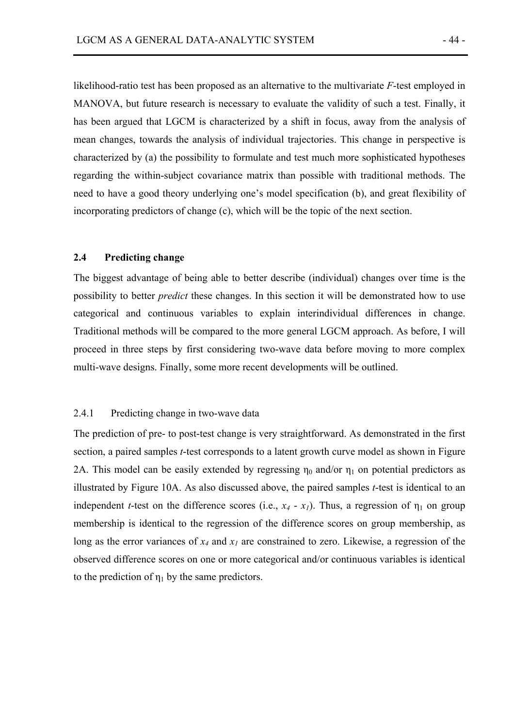likelihood-ratio test has been proposed as an alternative to the multivariate *F*-test employed in MANOVA, but future research is necessary to evaluate the validity of such a test. Finally, it has been argued that LGCM is characterized by a shift in focus, away from the analysis of mean changes, towards the analysis of individual trajectories. This change in perspective is characterized by (a) the possibility to formulate and test much more sophisticated hypotheses regarding the within-subject covariance matrix than possible with traditional methods. The need to have a good theory underlying one's model specification (b), and great flexibility of incorporating predictors of change (c), which will be the topic of the next section.

## 2.4 Predicting change

The biggest advantage of being able to better describe (individual) changes over time is the possibility to better *predict* these changes. In this section it will be demonstrated how to use categorical and continuous variables to explain interindividual differences in change. Traditional methods will be compared to the more general LGCM approach. As before, I will proceed in three steps by first considering two-wave data before moving to more complex multi-wave designs. Finally, some more recent developments will be outlined.

### 2.4.1 Predicting change in two-wave data

The prediction of pre- to post-test change is very straightforward. As demonstrated in the first section, a paired samples *t*-test corresponds to a latent growth curve model as shown in Figure 2A. This model can be easily extended by regressing $\eta_0$ and/or $\eta_1$ on potential predictors as illustrated by Figure 10A. As also discussed above, the paired samples *t*-test is identical to an independent *t*-test on the difference scores (i.e., $x_4$ - $x_1$). Thus, a regression of $\eta_1$ on group membership is identical to the regression of the difference scores on group membership, as long as the error variances of $x_4$ and $x_1$ are constrained to zero. Likewise, a regression of the observed difference scores on one or more categorical and/or continuous variables is identical to the prediction of $\eta_1$ by the same predictors.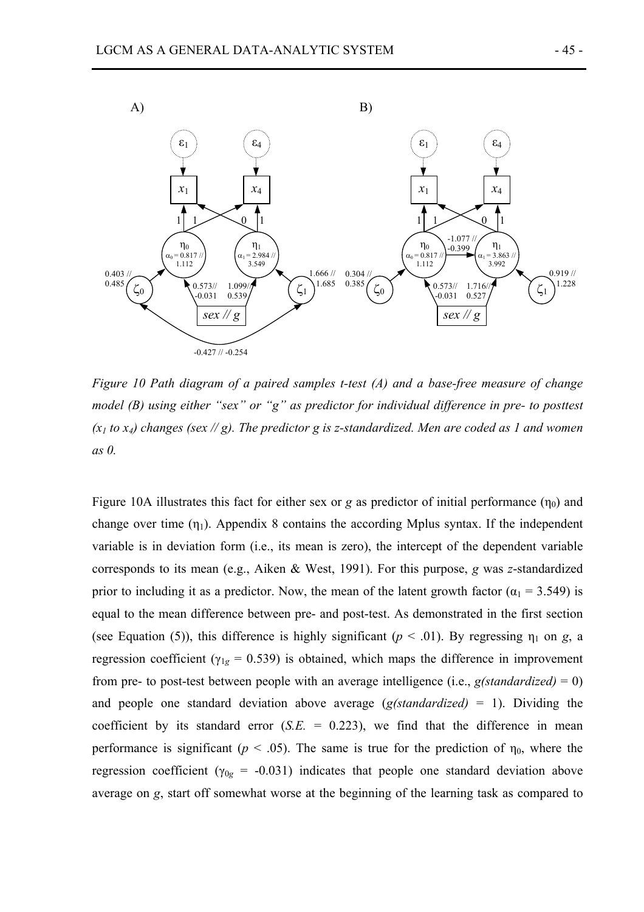*Figure 10 Path diagram of a paired samples t-test (A) and a base-free measure of change model (B) using either "sex" or "g" as predictor for individual difference in pre- to posttest ($x_1$ to $x_4$) changes (sex // g). The predictor g is z-standardized. Men are coded as 1 and women as 0.*

Figure 10A illustrates this fact for either sex or *g* as predictor of initial performance ($\eta_0$) and change over time ($\eta_1$). Appendix 8 contains the according Mplus syntax. If the independent variable is in deviation form (i.e., its mean is zero), the intercept of the dependent variable corresponds to its mean (e.g., Aiken & West, 1991). For this purpose, *g* was *z*-standardized prior to including it as a predictor. Now, the mean of the latent growth factor ($\alpha_1 = 3.549$) is equal to the mean difference between pre- and post-test. As demonstrated in the first section (see Equation (5)), this difference is highly significant ($p < .01$). By regressing $\eta_1$ on *g*, a regression coefficient ($\gamma_{1g} = 0.539$) is obtained, which maps the difference in improvement from pre- to post-test between people with an average intelligence (i.e., *g(standardized)* = 0) and people one standard deviation above average (*g(standardized)* = 1). Dividing the coefficient by its standard error (*S.E.* = 0.223), we find that the difference in mean performance is significant ($p < .05$). The same is true for the prediction of $\eta_0$, where the regression coefficient ($\gamma_{0g} = -0.031$) indicates that people one standard deviation above average on *g*, start off somewhat worse at the beginning of the learning task as compared to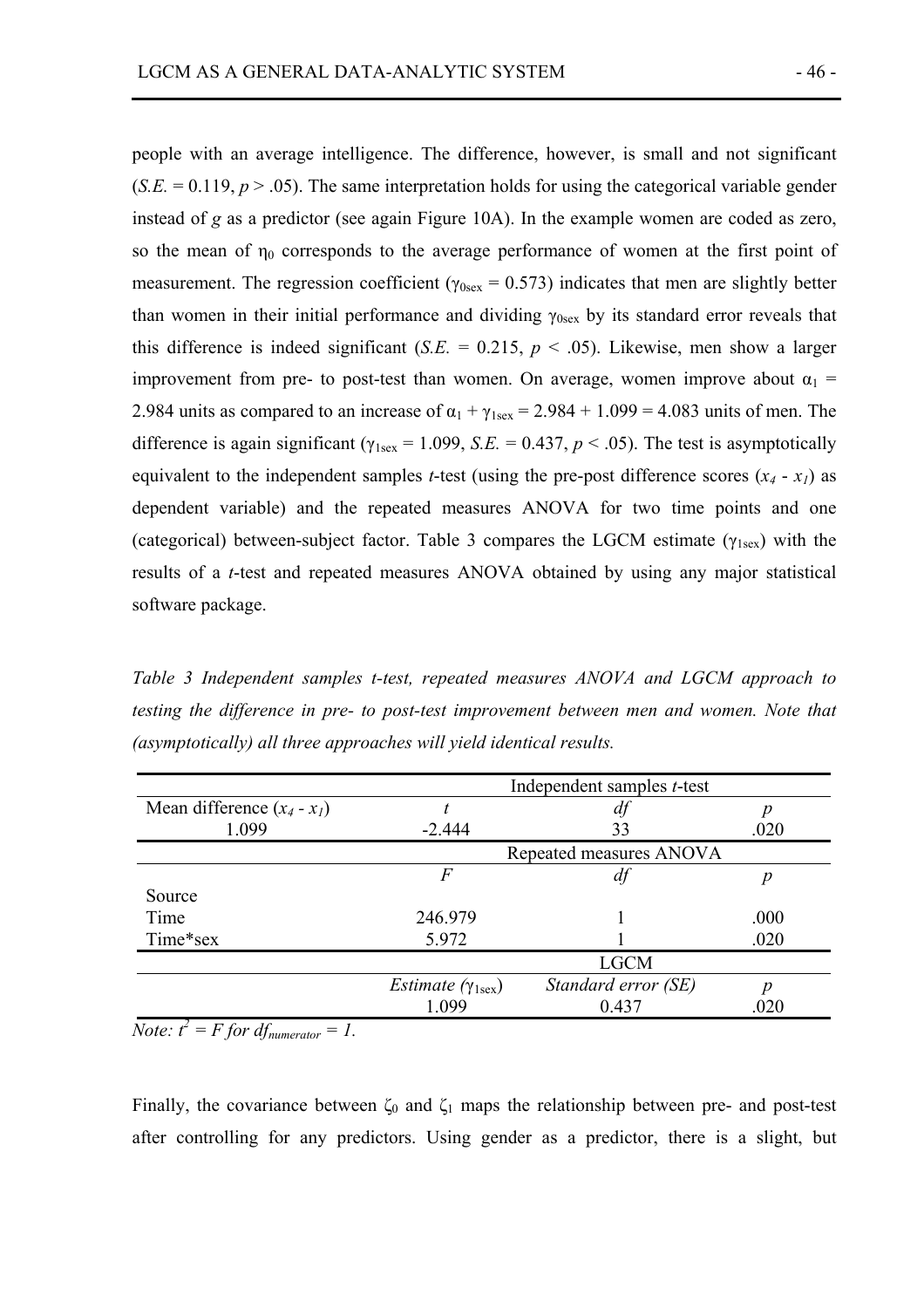people with an average intelligence. The difference, however, is small and not significant (*S.E.* = 0.119, $p > .05$). The same interpretation holds for using the categorical variable gender instead of *g* as a predictor (see again Figure 10A). In the example women are coded as zero, so the mean of $\eta_0$ corresponds to the average performance of women at the first point of measurement. The regression coefficient ($\gamma_{0sex} = 0.573$) indicates that men are slightly better than women in their initial performance and dividing $\gamma_{0sex}$ by its standard error reveals that this difference is indeed significant (*S.E.* = 0.215, $p < .05$). Likewise, men show a larger improvement from pre- to post-test than women. On average, women improve about $\alpha_1$ = 2.984 units as compared to an increase of $\alpha_1 + \gamma_{1sex} = 2.984 + 1.099 = 4.083$ units of men. The difference is again significant ($\gamma_{1sex} = 1.099$, *S.E.* = 0.437, $p < .05$). The test is asymptotically equivalent to the independent samples *t*-test (using the pre-post difference scores ($x_4 - x_1$) as dependent variable) and the repeated measures ANOVA for two time points and one (categorical) between-subject factor. Table 3 compares the LGCM estimate ($\gamma_{1sex}$) with the results of a *t*-test and repeated measures ANOVA obtained by using any major statistical software package.

*Table 3 Independent samples t-test, repeated measures ANOVA and LGCM approach to testing the difference in pre- to post-test improvement between men and women. Note that (asymptotically) all three approaches will yield identical results.*

| | Independent samples *t*-test | | |
|---|---|---|---|
| Mean difference ($x_4 - x_1$) | *t* | *df* | *p* |
| 1.099 | -2.444 | 33 | .020 |
| | Repeated measures ANOVA | | |
| | *F* | *df* | *p* |
| Source | | | |
| Time | 246.979 | 1 | .000 |
| Time*sex | 5.972 | 1 | .020 |
| | LGCM | | |
| | *Estimate* ($\gamma_{1sex}$) | *Standard error (SE)* | *p* |
| | 1.099 | 0.437 | .020 |

*Note:* $t^2 = F$ *for* $df_{numerator} = 1$.

Finally, the covariance between $\zeta_0$ and $\zeta_1$ maps the relationship between pre- and post-test after controlling for any predictors. Using gender as a predictor, there is a slight, but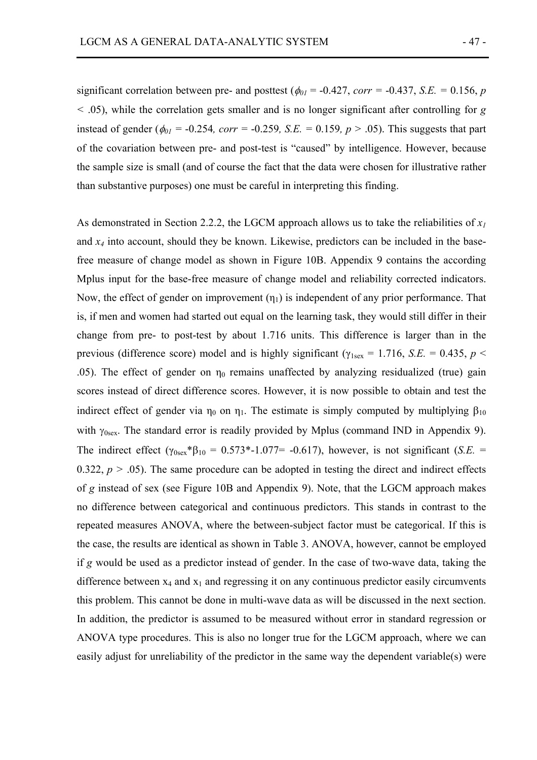significant correlation between pre- and posttest ($\phi_{01}$ = -0.427, *corr* = -0.437, *S.E.* = 0.156, $p < .05$), while the correlation gets smaller and is no longer significant after controlling for *g* instead of gender ($\phi_{01}$ = -0.254, *corr* = -0.259, *S.E.* = 0.159, $p > .05$). This suggests that part of the covariation between pre- and post-test is "caused" by intelligence. However, because the sample size is small (and of course the fact that the data were chosen for illustrative rather than substantive purposes) one must be careful in interpreting this finding.

As demonstrated in Section 2.2.2, the LGCM approach allows us to take the reliabilities of $x_1$ and $x_4$ into account, should they be known. Likewise, predictors can be included in the base-free measure of change model as shown in Figure 10B. Appendix 9 contains the according Mplus input for the base-free measure of change model and reliability corrected indicators. Now, the effect of gender on improvement ($\eta_1$) is independent of any prior performance. That is, if men and women had started out equal on the learning task, they would still differ in their change from pre- to post-test by about 1.716 units. This difference is larger than in the previous (difference score) model and is highly significant ($\gamma_{1sex}$ = 1.716, *S.E.* = 0.435, $p < .05$). The effect of gender on $\eta_0$ remains unaffected by analyzing residualized (true) gain scores instead of direct difference scores. However, it is now possible to obtain and test the indirect effect of gender via $\eta_0$ on $\eta_1$. The estimate is simply computed by multiplying $\beta_{10}$ with $\gamma_{0sex}$. The standard error is readily provided by Mplus (command IND in Appendix 9). The indirect effect ($\gamma_{0sex}*\beta_{10}$ = 0.573*-1.077= -0.617), however, is not significant (*S.E.* = 0.322, $p > .05$). The same procedure can be adopted in testing the direct and indirect effects of *g* instead of sex (see Figure 10B and Appendix 9). Note, that the LGCM approach makes no difference between categorical and continuous predictors. This stands in contrast to the repeated measures ANOVA, where the between-subject factor must be categorical. If this is the case, the results are identical as shown in Table 3. ANOVA, however, cannot be employed if *g* would be used as a predictor instead of gender. In the case of two-wave data, taking the difference between $x_4$ and $x_1$ and regressing it on any continuous predictor easily circumvents this problem. This cannot be done in multi-wave data as will be discussed in the next section. In addition, the predictor is assumed to be measured without error in standard regression or ANOVA type procedures. This is also no longer true for the LGCM approach, where we can easily adjust for unreliability of the predictor in the same way the dependent variable(s) were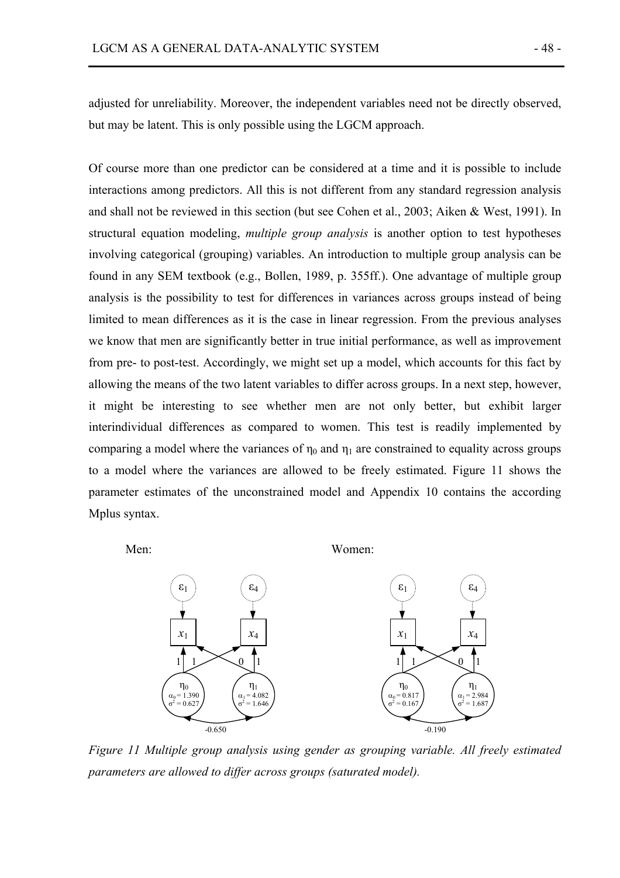adjusted for unreliability. Moreover, the independent variables need not be directly observed, but may be latent. This is only possible using the LGCM approach.

Of course more than one predictor can be considered at a time and it is possible to include interactions among predictors. All this is not different from any standard regression analysis and shall not be reviewed in this section (but see Cohen et al., 2003; Aiken & West, 1991). In structural equation modeling, *multiple group analysis* is another option to test hypotheses involving categorical (grouping) variables. An introduction to multiple group analysis can be found in any SEM textbook (e.g., Bollen, 1989, p. 355ff.). One advantage of multiple group analysis is the possibility to test for differences in variances across groups instead of being limited to mean differences as it is the case in linear regression. From the previous analyses we know that men are significantly better in true initial performance, as well as improvement from pre- to post-test. Accordingly, we might set up a model, which accounts for this fact by allowing the means of the two latent variables to differ across groups. In a next step, however, it might be interesting to see whether men are not only better, but exhibit larger interindividual differences as compared to women. This test is readily implemented by comparing a model where the variances of $\eta_0$ and $\eta_1$ are constrained to equality across groups to a model where the variances are allowed to be freely estimated. Figure 11 shows the parameter estimates of the unconstrained model and Appendix 10 contains the according Mplus syntax.

Men:

$\varepsilon_1$ → $x_1$; $\varepsilon_4$ → $x_4$; $\eta_0$ ($\alpha_0 = 1.390$, $\sigma^2 = 0.627$) loadings 1, 1; $\eta_1$ ($\alpha_1 = 4.082$, $\sigma^2 = 1.646$) loadings 0, 1; covariance $-0.650$

Women:

$\varepsilon_1$ → $x_1$; $\varepsilon_4$ → $x_4$; $\eta_0$ ($\alpha_0 = 0.817$, $\sigma^2 = 0.167$) loadings 1, 1; $\eta_1$ ($\alpha_1 = 2.984$, $\sigma^2 = 1.687$) loadings 0, 1; covariance $-0.190$

*Figure 11 Multiple group analysis using gender as grouping variable. All freely estimated parameters are allowed to differ across groups (saturated model).*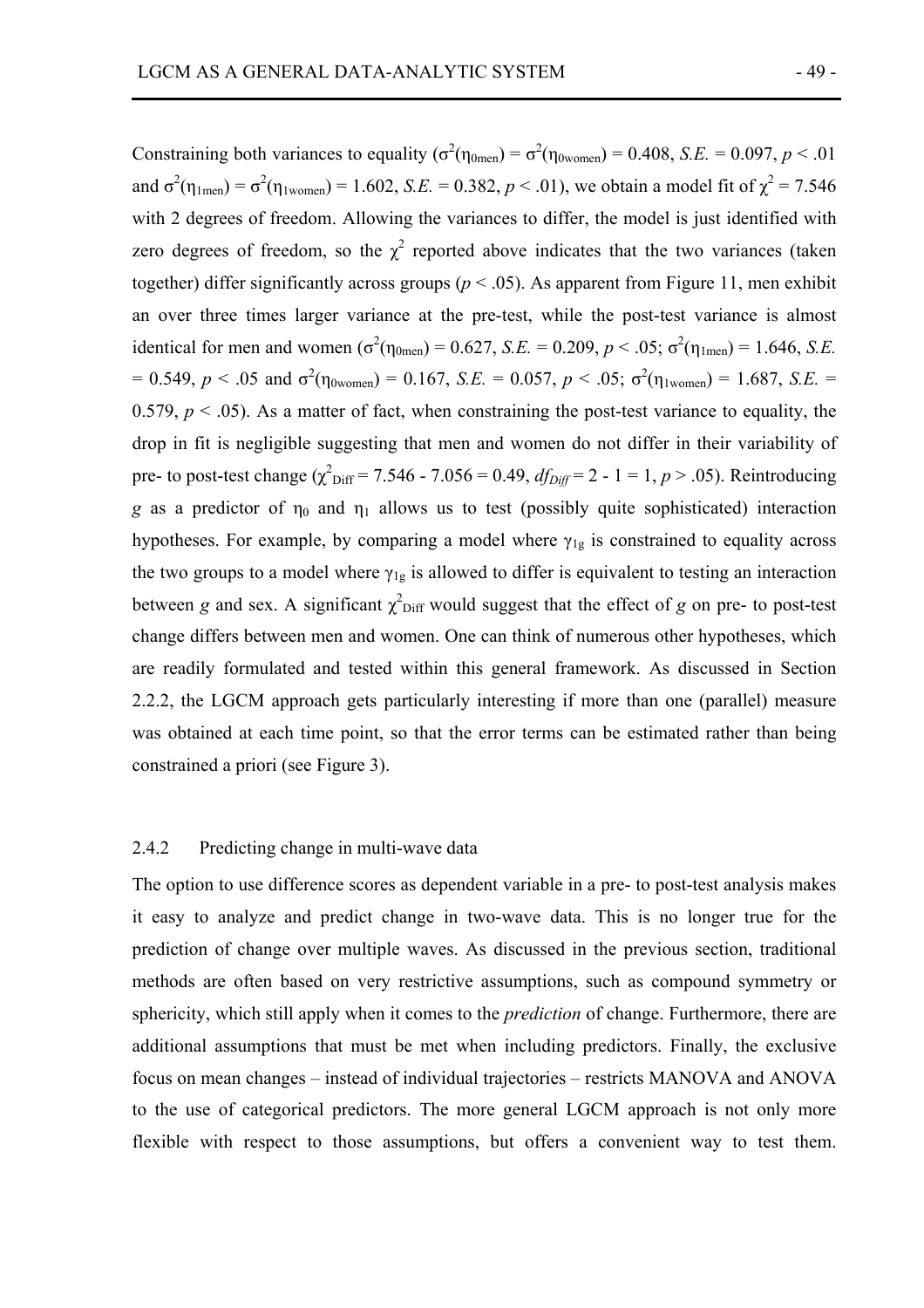Constraining both variances to equality ($\sigma^2(\eta_{0men}) = \sigma^2(\eta_{0women}) = 0.408$, *S.E.* = 0.097, $p < .01$ and $\sigma^2(\eta_{1men}) = \sigma^2(\eta_{1women}) = 1.602$, *S.E.* = 0.382, $p < .01$), we obtain a model fit of $\chi^2 = 7.546$ with 2 degrees of freedom. Allowing the variances to differ, the model is just identified with zero degrees of freedom, so the $\chi^2$ reported above indicates that the two variances (taken together) differ significantly across groups ($p < .05$). As apparent from Figure 11, men exhibit an over three times larger variance at the pre-test, while the post-test variance is almost identical for men and women ($\sigma^2(\eta_{0men}) = 0.627$, *S.E.* = 0.209, $p < .05$; $\sigma^2(\eta_{1men}) = 1.646$, *S.E.* = 0.549, $p < .05$ and $\sigma^2(\eta_{0women}) = 0.167$, *S.E.* = 0.057, $p < .05$; $\sigma^2(\eta_{1women}) = 1.687$, *S.E.* = 0.579, $p < .05$). As a matter of fact, when constraining the post-test variance to equality, the drop in fit is negligible suggesting that men and women do not differ in their variability of pre- to post-test change ($\chi^2_{Diff} = 7.546 - 7.056 = 0.49$, $df_{Diff} = 2 - 1 = 1$, $p > .05$). Reintroducing $g$ as a predictor of $\eta_0$ and $\eta_1$ allows us to test (possibly quite sophisticated) interaction hypotheses. For example, by comparing a model where $\gamma_{1g}$ is constrained to equality across the two groups to a model where $\gamma_{1g}$ is allowed to differ is equivalent to testing an interaction between $g$ and sex. A significant $\chi^2_{Diff}$ would suggest that the effect of $g$ on pre- to post-test change differs between men and women. One can think of numerous other hypotheses, which are readily formulated and tested within this general framework. As discussed in Section 2.2.2, the LGCM approach gets particularly interesting if more than one (parallel) measure was obtained at each time point, so that the error terms can be estimated rather than being constrained a priori (see Figure 3).

### 2.4.2 Predicting change in multi-wave data

The option to use difference scores as dependent variable in a pre- to post-test analysis makes it easy to analyze and predict change in two-wave data. This is no longer true for the prediction of change over multiple waves. As discussed in the previous section, traditional methods are often based on very restrictive assumptions, such as compound symmetry or sphericity, which still apply when it comes to the *prediction* of change. Furthermore, there are additional assumptions that must be met when including predictors. Finally, the exclusive focus on mean changes – instead of individual trajectories – restricts MANOVA and ANOVA to the use of categorical predictors. The more general LGCM approach is not only more flexible with respect to those assumptions, but offers a convenient way to test them.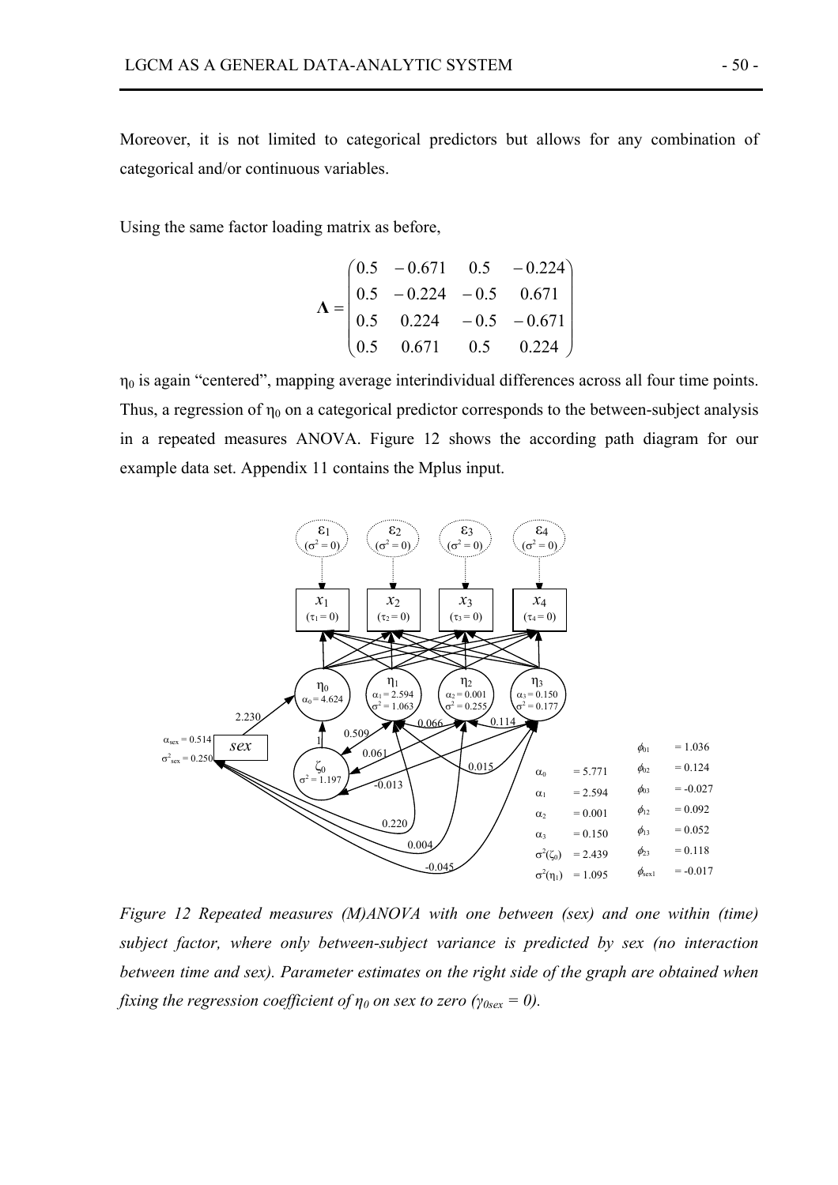Moreover, it is not limited to categorical predictors but allows for any combination of categorical and/or continuous variables.

Using the same factor loading matrix as before,

$$\mathbf{\Lambda} = \begin{pmatrix} 0.5 & -0.671 & 0.5 & -0.224 \\ 0.5 & -0.224 & -0.5 & 0.671 \\ 0.5 & 0.224 & -0.5 & -0.671 \\ 0.5 & 0.671 & 0.5 & 0.224 \end{pmatrix}$$

$\eta_0$ is again "centered", mapping average interindividual differences across all four time points. Thus, a regression of $\eta_0$ on a categorical predictor corresponds to the between-subject analysis in a repeated measures ANOVA. Figure 12 shows the according path diagram for our example data set. Appendix 11 contains the Mplus input.

*Figure 12 Repeated measures (M)ANOVA with one between (sex) and one within (time) subject factor, where only between-subject variance is predicted by sex (no interaction between time and sex). Parameter estimates on the right side of the graph are obtained when fixing the regression coefficient of $\eta_0$ on sex to zero ($\gamma_{0sex} = 0$).*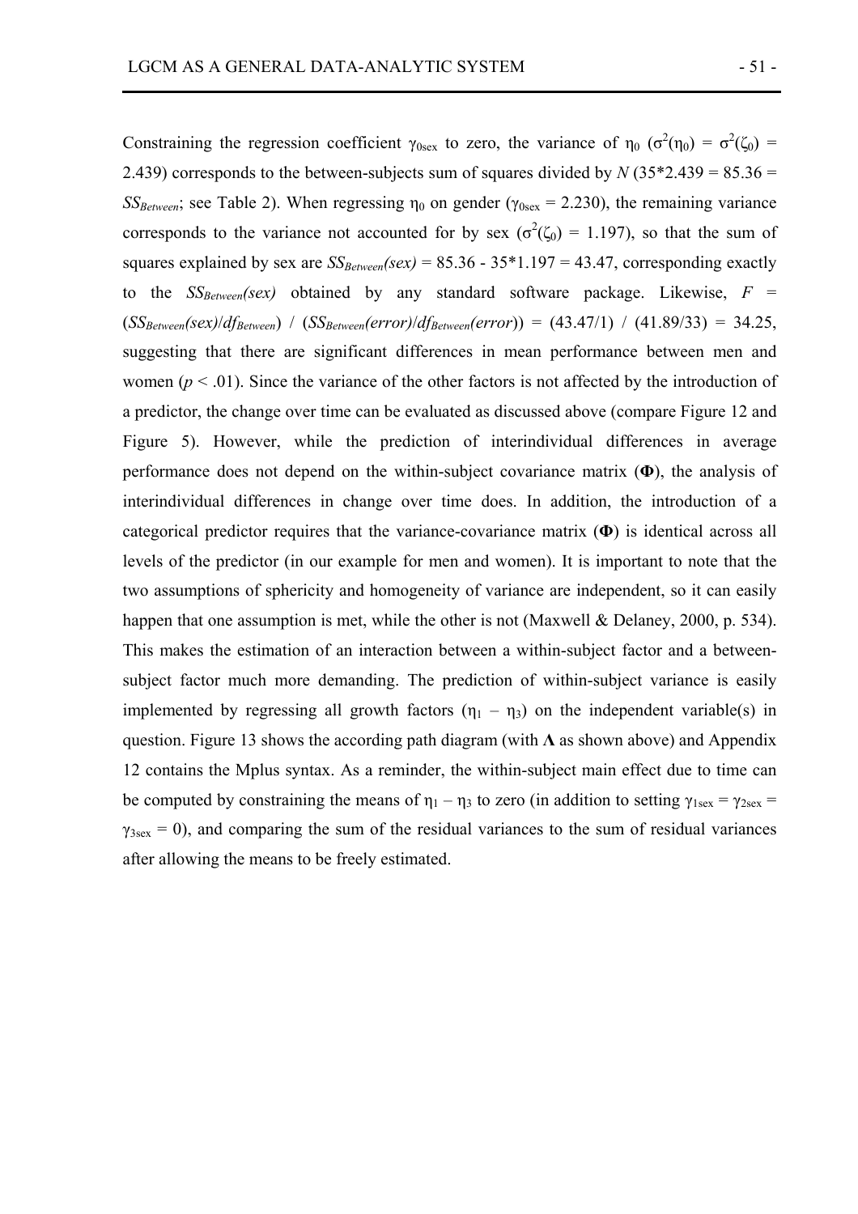Constraining the regression coefficient $\gamma_{0sex}$ to zero, the variance of $\eta_0$ ($\sigma^2(\eta_0) = \sigma^2(\zeta_0) = 2.439$) corresponds to the between-subjects sum of squares divided by *N* (35\*2.439 = 85.36 = $SS_{Between}$; see Table 2). When regressing $\eta_0$ on gender ($\gamma_{0sex} = 2.230$), the remaining variance corresponds to the variance not accounted for by sex ($\sigma^2(\zeta_0) = 1.197$), so that the sum of squares explained by sex are $SS_{Between}(sex)$ = 85.36 - 35\*1.197 = 43.47, corresponding exactly to the $SS_{Between}(sex)$ obtained by any standard software package. Likewise, $F = (SS_{Between}(sex)/df_{Between}) / (SS_{Between}(error)/df_{Between}(error)) = (43.47/1) / (41.89/33) = 34.25$, suggesting that there are significant differences in mean performance between men and women ($p < .01$). Since the variance of the other factors is not affected by the introduction of a predictor, the change over time can be evaluated as discussed above (compare Figure 12 and Figure 5). However, while the prediction of interindividual differences in average performance does not depend on the within-subject covariance matrix (**Φ**), the analysis of interindividual differences in change over time does. In addition, the introduction of a categorical predictor requires that the variance-covariance matrix (**Φ**) is identical across all levels of the predictor (in our example for men and women). It is important to note that the two assumptions of sphericity and homogeneity of variance are independent, so it can easily happen that one assumption is met, while the other is not (Maxwell & Delaney, 2000, p. 534). This makes the estimation of an interaction between a within-subject factor and a between-subject factor much more demanding. The prediction of within-subject variance is easily implemented by regressing all growth factors ($\eta_1 - \eta_3$) on the independent variable(s) in question. Figure 13 shows the according path diagram (with **Λ** as shown above) and Appendix 12 contains the Mplus syntax. As a reminder, the within-subject main effect due to time can be computed by constraining the means of $\eta_1 - \eta_3$ to zero (in addition to setting $\gamma_{1sex} = \gamma_{2sex} = \gamma_{3sex} = 0$), and comparing the sum of the residual variances to the sum of residual variances after allowing the means to be freely estimated.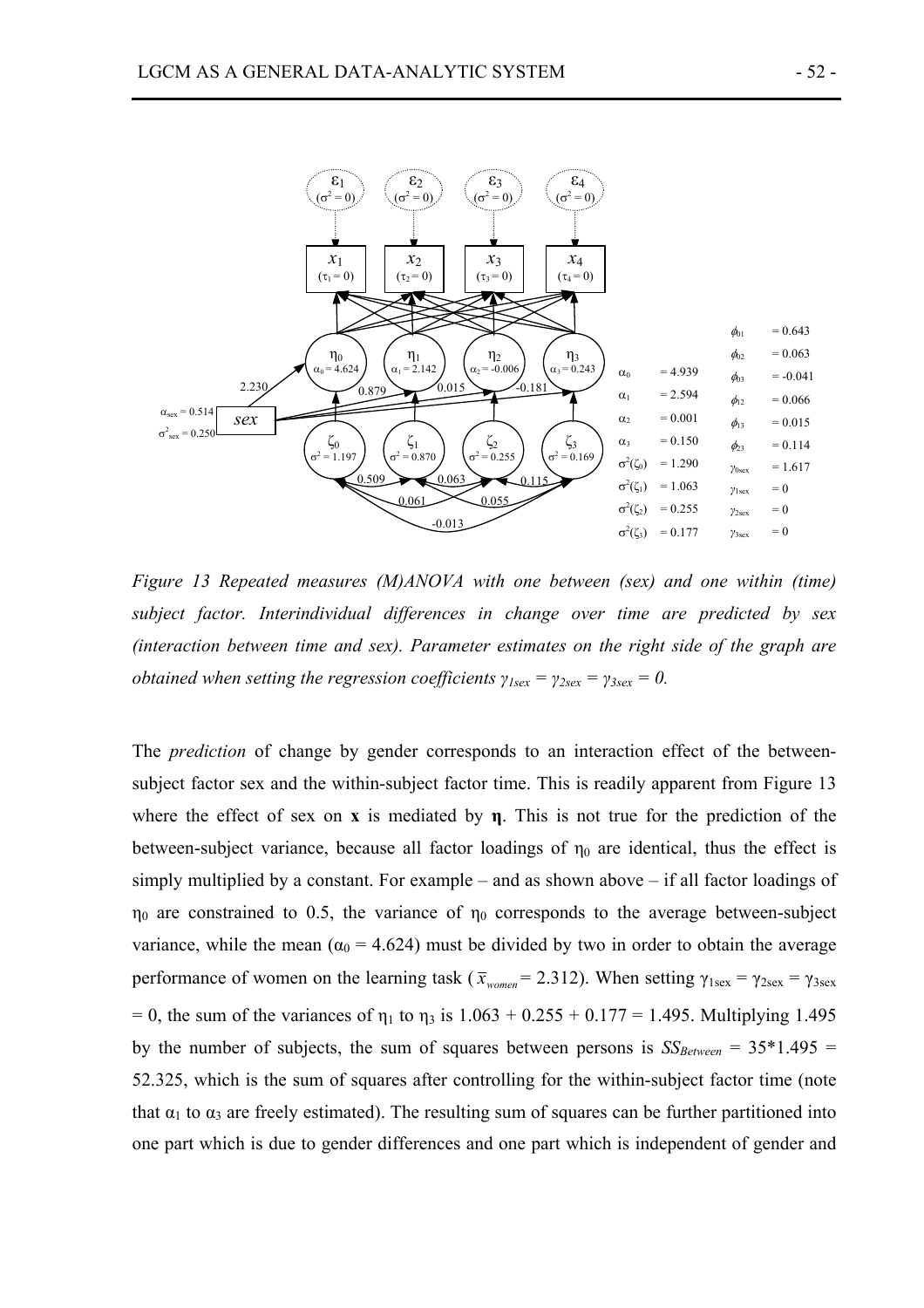*Figure 13 Repeated measures (M)ANOVA with one between (sex) and one within (time) subject factor. Interindividual differences in change over time are predicted by sex (interaction between time and sex). Parameter estimates on the right side of the graph are obtained when setting the regression coefficients $\gamma_{1sex} = \gamma_{2sex} = \gamma_{3sex} = 0$.*

The *prediction* of change by gender corresponds to an interaction effect of the between-subject factor sex and the within-subject factor time. This is readily apparent from Figure 13 where the effect of sex on **x** is mediated by $\boldsymbol{\eta}$. This is not true for the prediction of the between-subject variance, because all factor loadings of $\eta_0$ are identical, thus the effect is simply multiplied by a constant. For example – and as shown above – if all factor loadings of $\eta_0$ are constrained to 0.5, the variance of $\eta_0$ corresponds to the average between-subject variance, while the mean ($\alpha_0 = 4.624$) must be divided by two in order to obtain the average performance of women on the learning task ($\bar{x}_{women} = 2.312$). When setting $\gamma_{1sex} = \gamma_{2sex} = \gamma_{3sex} = 0$, the sum of the variances of $\eta_1$ to $\eta_3$ is $1.063 + 0.255 + 0.177 = 1.495$. Multiplying 1.495 by the number of subjects, the sum of squares between persons is $SS_{Between} = 35*1.495 = 52.325$, which is the sum of squares after controlling for the within-subject factor time (note that $\alpha_1$ to $\alpha_3$ are freely estimated). The resulting sum of squares can be further partitioned into one part which is due to gender differences and one part which is independent of gender and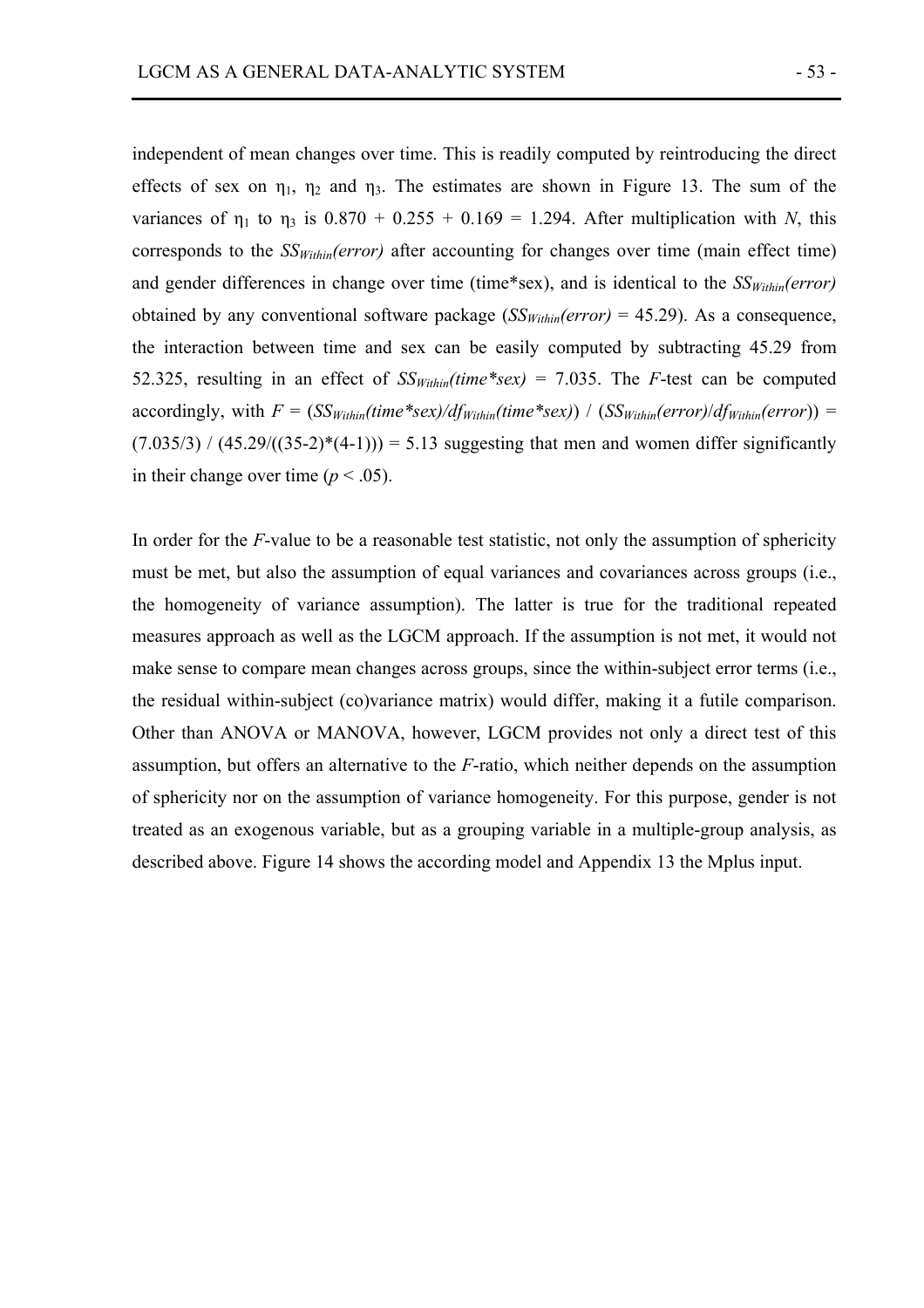independent of mean changes over time. This is readily computed by reintroducing the direct effects of sex on $\eta_1$, $\eta_2$ and $\eta_3$. The estimates are shown in Figure 13. The sum of the variances of $\eta_1$ to $\eta_3$ is 0.870 + 0.255 + 0.169 = 1.294. After multiplication with *N*, this corresponds to the $SS_{Within}(error)$ after accounting for changes over time (main effect time) and gender differences in change over time (time*sex), and is identical to the $SS_{Within}(error)$ obtained by any conventional software package ($SS_{Within}(error) = 45.29$). As a consequence, the interaction between time and sex can be easily computed by subtracting 45.29 from 52.325, resulting in an effect of $SS_{Within}(time*sex) = 7.035$. The *F*-test can be computed accordingly, with $F = (SS_{Within}(time*sex)/df_{Within}(time*sex)) / (SS_{Within}(error)/df_{Within}(error)) = (7.035/3) / (45.29/((35-2)*(4-1))) = 5.13$ suggesting that men and women differ significantly in their change over time ($p < .05$).

In order for the *F*-value to be a reasonable test statistic, not only the assumption of sphericity must be met, but also the assumption of equal variances and covariances across groups (i.e., the homogeneity of variance assumption). The latter is true for the traditional repeated measures approach as well as the LGCM approach. If the assumption is not met, it would not make sense to compare mean changes across groups, since the within-subject error terms (i.e., the residual within-subject (co)variance matrix) would differ, making it a futile comparison. Other than ANOVA or MANOVA, however, LGCM provides not only a direct test of this assumption, but offers an alternative to the *F*-ratio, which neither depends on the assumption of sphericity nor on the assumption of variance homogeneity. For this purpose, gender is not treated as an exogenous variable, but as a grouping variable in a multiple-group analysis, as described above. Figure 14 shows the according model and Appendix 13 the Mplus input.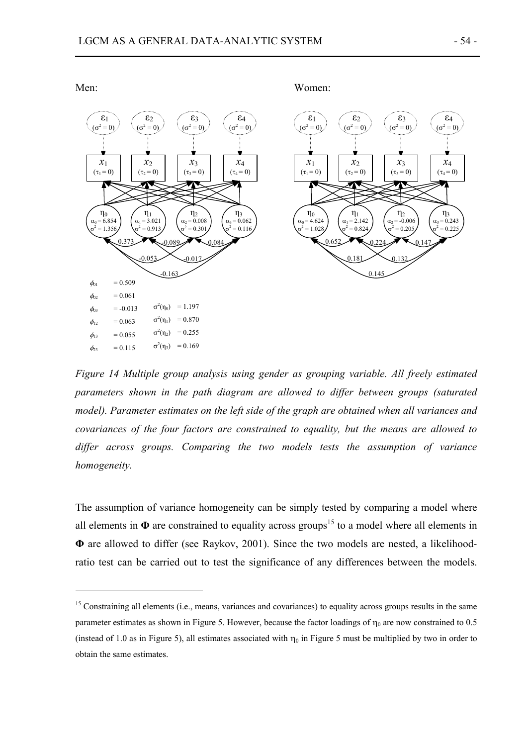Men:

Women:

$\phi_{01}$ = 0.509

$\phi_{02}$ = 0.061

$\phi_{03}$ = -0.013  $\sigma^2(\eta_0)$ = 1.197

$\phi_{12}$ = 0.063  $\sigma^2(\eta_1)$ = 0.870

$\phi_{13}$ = 0.055  $\sigma^2(\eta_2)$ = 0.255

$\phi_{23}$ = 0.115  $\sigma^2(\eta_3)$ = 0.169

*Figure 14 Multiple group analysis using gender as grouping variable. All freely estimated parameters shown in the path diagram are allowed to differ between groups (saturated model). Parameter estimates on the left side of the graph are obtained when all variances and covariances of the four factors are constrained to equality, but the means are allowed to differ across groups. Comparing the two models tests the assumption of variance homogeneity.*

The assumption of variance homogeneity can be simply tested by comparing a model where all elements in **Φ** are constrained to equality across groups[15] to a model where all elements in **Φ** are allowed to differ (see Raykov, 2001). Since the two models are nested, a likelihood-ratio test can be carried out to test the significance of any differences between the models.

[15] Constraining all elements (i.e., means, variances and covariances) to equality across groups results in the same parameter estimates as shown in Figure 5. However, because the factor loadings of $\eta_0$ are now constrained to 0.5 (instead of 1.0 as in Figure 5), all estimates associated with $\eta_0$ in Figure 5 must be multiplied by two in order to obtain the same estimates.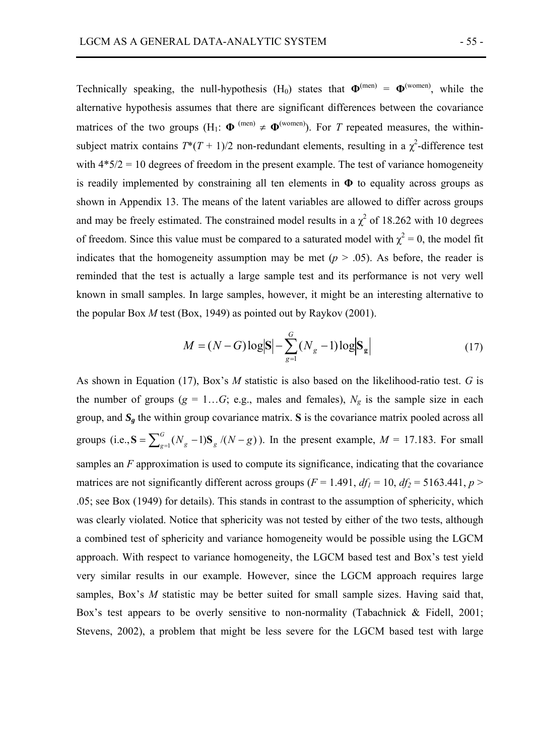Technically speaking, the null-hypothesis ($H_0$) states that $\mathbf{\Phi}^{(\text{men})} = \mathbf{\Phi}^{(\text{women})}$, while the alternative hypothesis assumes that there are significant differences between the covariance matrices of the two groups ($H_1$: $\mathbf{\Phi}^{(\text{men})} \neq \mathbf{\Phi}^{(\text{women})}$). For $T$ repeated measures, the within-subject matrix contains $T*(T + 1)/2$ non-redundant elements, resulting in a $\chi^2$-difference test with 4*5/2 = 10 degrees of freedom in the present example. The test of variance homogeneity is readily implemented by constraining all ten elements in $\mathbf{\Phi}$ to equality across groups as shown in Appendix 13. The means of the latent variables are allowed to differ across groups and may be freely estimated. The constrained model results in a $\chi^2$ of 18.262 with 10 degrees of freedom. Since this value must be compared to a saturated model with $\chi^2 = 0$, the model fit indicates that the homogeneity assumption may be met ($p > .05$). As before, the reader is reminded that the test is actually a large sample test and its performance is not very well known in small samples. In large samples, however, it might be an interesting alternative to the popular Box *M* test (Box, 1949) as pointed out by Raykov (2001).

$$M = (N - G)\log\left|\mathbf{S}\right| - \sum_{g=1}^{G}(N_g - 1)\log\left|\mathbf{S_g}\right| \tag{17}$$

As shown in Equation (17), Box's *M* statistic is also based on the likelihood-ratio test. $G$ is the number of groups ($g = 1\ldots G$; e.g., males and females), $N_g$ is the sample size in each group, and $\boldsymbol{S_g}$ the within group covariance matrix. $\mathbf{S}$ is the covariance matrix pooled across all groups (i.e., $\mathbf{S} = \sum_{g=1}^{G}(N_g - 1)\mathbf{S}_g/(N - g)$). In the present example, $M = 17.183$. For small samples an *F* approximation is used to compute its significance, indicating that the covariance matrices are not significantly different across groups ($F = 1.491$, $df_1 = 10$, $df_2 = 5163.441$, $p > .05$; see Box (1949) for details). This stands in contrast to the assumption of sphericity, which was clearly violated. Notice that sphericity was not tested by either of the two tests, although a combined test of sphericity and variance homogeneity would be possible using the LGCM approach. With respect to variance homogeneity, the LGCM based test and Box's test yield very similar results in our example. However, since the LGCM approach requires large samples, Box's *M* statistic may be better suited for small sample sizes. Having said that, Box's test appears to be overly sensitive to non-normality (Tabachnick & Fidell, 2001; Stevens, 2002), a problem that might be less severe for the LGCM based test with large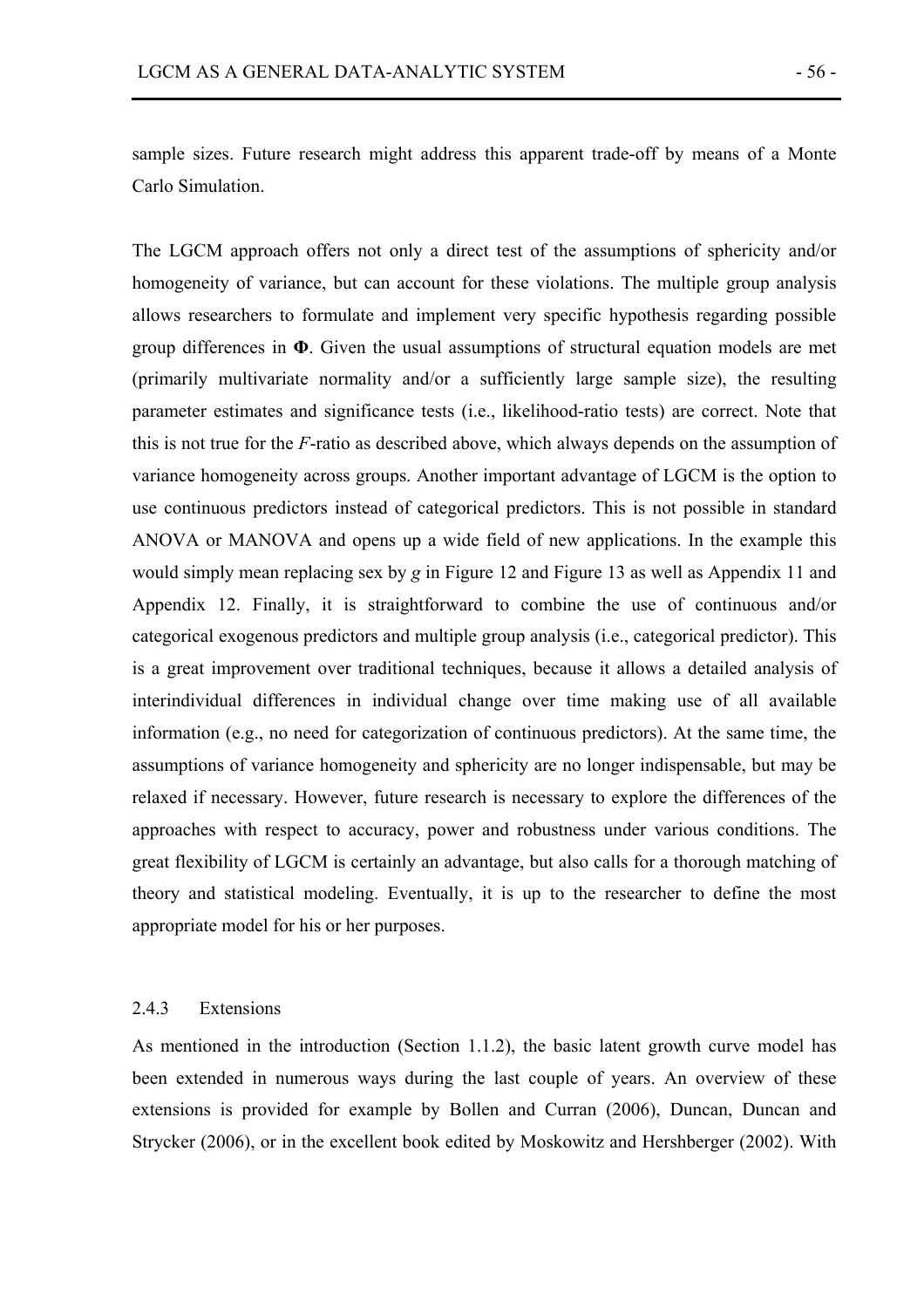sample sizes. Future research might address this apparent trade-off by means of a Monte Carlo Simulation.

The LGCM approach offers not only a direct test of the assumptions of sphericity and/or homogeneity of variance, but can account for these violations. The multiple group analysis allows researchers to formulate and implement very specific hypothesis regarding possible group differences in $\mathbf{\Phi}$. Given the usual assumptions of structural equation models are met (primarily multivariate normality and/or a sufficiently large sample size), the resulting parameter estimates and significance tests (i.e., likelihood-ratio tests) are correct. Note that this is not true for the $F$-ratio as described above, which always depends on the assumption of variance homogeneity across groups. Another important advantage of LGCM is the option to use continuous predictors instead of categorical predictors. This is not possible in standard ANOVA or MANOVA and opens up a wide field of new applications. In the example this would simply mean replacing sex by $g$ in Figure 12 and Figure 13 as well as Appendix 11 and Appendix 12. Finally, it is straightforward to combine the use of continuous and/or categorical exogenous predictors and multiple group analysis (i.e., categorical predictor). This is a great improvement over traditional techniques, because it allows a detailed analysis of interindividual differences in individual change over time making use of all available information (e.g., no need for categorization of continuous predictors). At the same time, the assumptions of variance homogeneity and sphericity are no longer indispensable, but may be relaxed if necessary. However, future research is necessary to explore the differences of the approaches with respect to accuracy, power and robustness under various conditions. The great flexibility of LGCM is certainly an advantage, but also calls for a thorough matching of theory and statistical modeling. Eventually, it is up to the researcher to define the most appropriate model for his or her purposes.

### 2.4.3 Extensions

As mentioned in the introduction (Section 1.1.2), the basic latent growth curve model has been extended in numerous ways during the last couple of years. An overview of these extensions is provided for example by Bollen and Curran (2006), Duncan, Duncan and Strycker (2006), or in the excellent book edited by Moskowitz and Hershberger (2002). With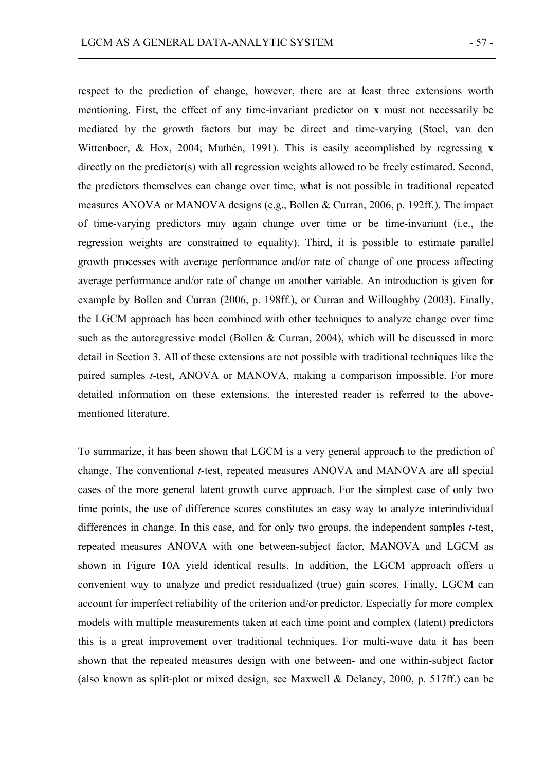respect to the prediction of change, however, there are at least three extensions worth mentioning. First, the effect of any time-invariant predictor on **x** must not necessarily be mediated by the growth factors but may be direct and time-varying (Stoel, van den Wittenboer, & Hox, 2004; Muthén, 1991). This is easily accomplished by regressing **x** directly on the predictor(s) with all regression weights allowed to be freely estimated. Second, the predictors themselves can change over time, what is not possible in traditional repeated measures ANOVA or MANOVA designs (e.g., Bollen & Curran, 2006, p. 192ff.). The impact of time-varying predictors may again change over time or be time-invariant (i.e., the regression weights are constrained to equality). Third, it is possible to estimate parallel growth processes with average performance and/or rate of change of one process affecting average performance and/or rate of change on another variable. An introduction is given for example by Bollen and Curran (2006, p. 198ff.), or Curran and Willoughby (2003). Finally, the LGCM approach has been combined with other techniques to analyze change over time such as the autoregressive model (Bollen & Curran, 2004), which will be discussed in more detail in Section 3. All of these extensions are not possible with traditional techniques like the paired samples *t*-test, ANOVA or MANOVA, making a comparison impossible. For more detailed information on these extensions, the interested reader is referred to the above-mentioned literature.

To summarize, it has been shown that LGCM is a very general approach to the prediction of change. The conventional *t*-test, repeated measures ANOVA and MANOVA are all special cases of the more general latent growth curve approach. For the simplest case of only two time points, the use of difference scores constitutes an easy way to analyze interindividual differences in change. In this case, and for only two groups, the independent samples *t*-test, repeated measures ANOVA with one between-subject factor, MANOVA and LGCM as shown in Figure 10A yield identical results. In addition, the LGCM approach offers a convenient way to analyze and predict residualized (true) gain scores. Finally, LGCM can account for imperfect reliability of the criterion and/or predictor. Especially for more complex models with multiple measurements taken at each time point and complex (latent) predictors this is a great improvement over traditional techniques. For multi-wave data it has been shown that the repeated measures design with one between- and one within-subject factor (also known as split-plot or mixed design, see Maxwell & Delaney, 2000, p. 517ff.) can be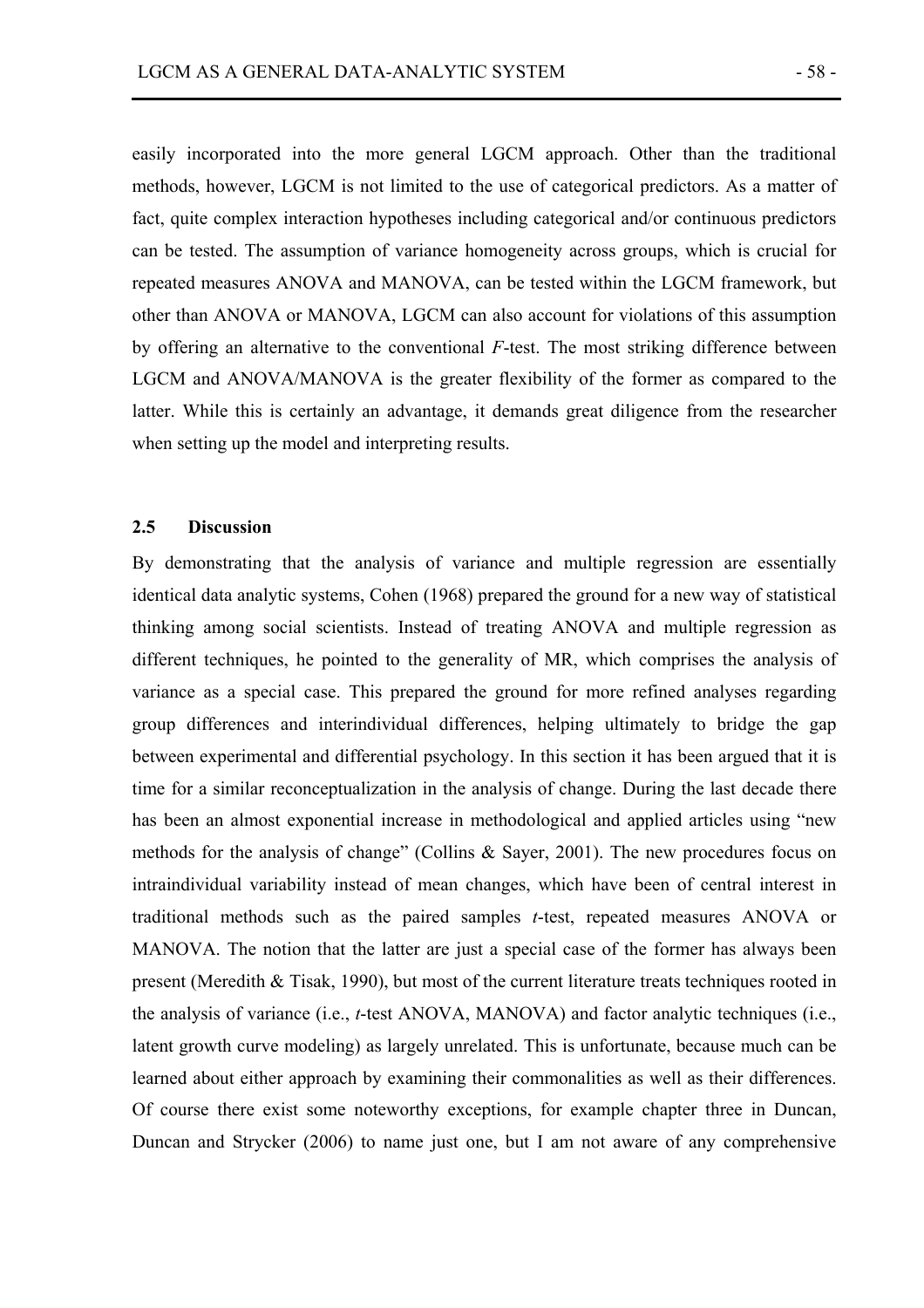easily incorporated into the more general LGCM approach. Other than the traditional methods, however, LGCM is not limited to the use of categorical predictors. As a matter of fact, quite complex interaction hypotheses including categorical and/or continuous predictors can be tested. The assumption of variance homogeneity across groups, which is crucial for repeated measures ANOVA and MANOVA, can be tested within the LGCM framework, but other than ANOVA or MANOVA, LGCM can also account for violations of this assumption by offering an alternative to the conventional *F*-test. The most striking difference between LGCM and ANOVA/MANOVA is the greater flexibility of the former as compared to the latter. While this is certainly an advantage, it demands great diligence from the researcher when setting up the model and interpreting results.

## 2.5 Discussion

By demonstrating that the analysis of variance and multiple regression are essentially identical data analytic systems, Cohen (1968) prepared the ground for a new way of statistical thinking among social scientists. Instead of treating ANOVA and multiple regression as different techniques, he pointed to the generality of MR, which comprises the analysis of variance as a special case. This prepared the ground for more refined analyses regarding group differences and interindividual differences, helping ultimately to bridge the gap between experimental and differential psychology. In this section it has been argued that it is time for a similar reconceptualization in the analysis of change. During the last decade there has been an almost exponential increase in methodological and applied articles using "new methods for the analysis of change" (Collins & Sayer, 2001). The new procedures focus on intraindividual variability instead of mean changes, which have been of central interest in traditional methods such as the paired samples *t*-test, repeated measures ANOVA or MANOVA. The notion that the latter are just a special case of the former has always been present (Meredith & Tisak, 1990), but most of the current literature treats techniques rooted in the analysis of variance (i.e., *t*-test ANOVA, MANOVA) and factor analytic techniques (i.e., latent growth curve modeling) as largely unrelated. This is unfortunate, because much can be learned about either approach by examining their commonalities as well as their differences. Of course there exist some noteworthy exceptions, for example chapter three in Duncan, Duncan and Strycker (2006) to name just one, but I am not aware of any comprehensive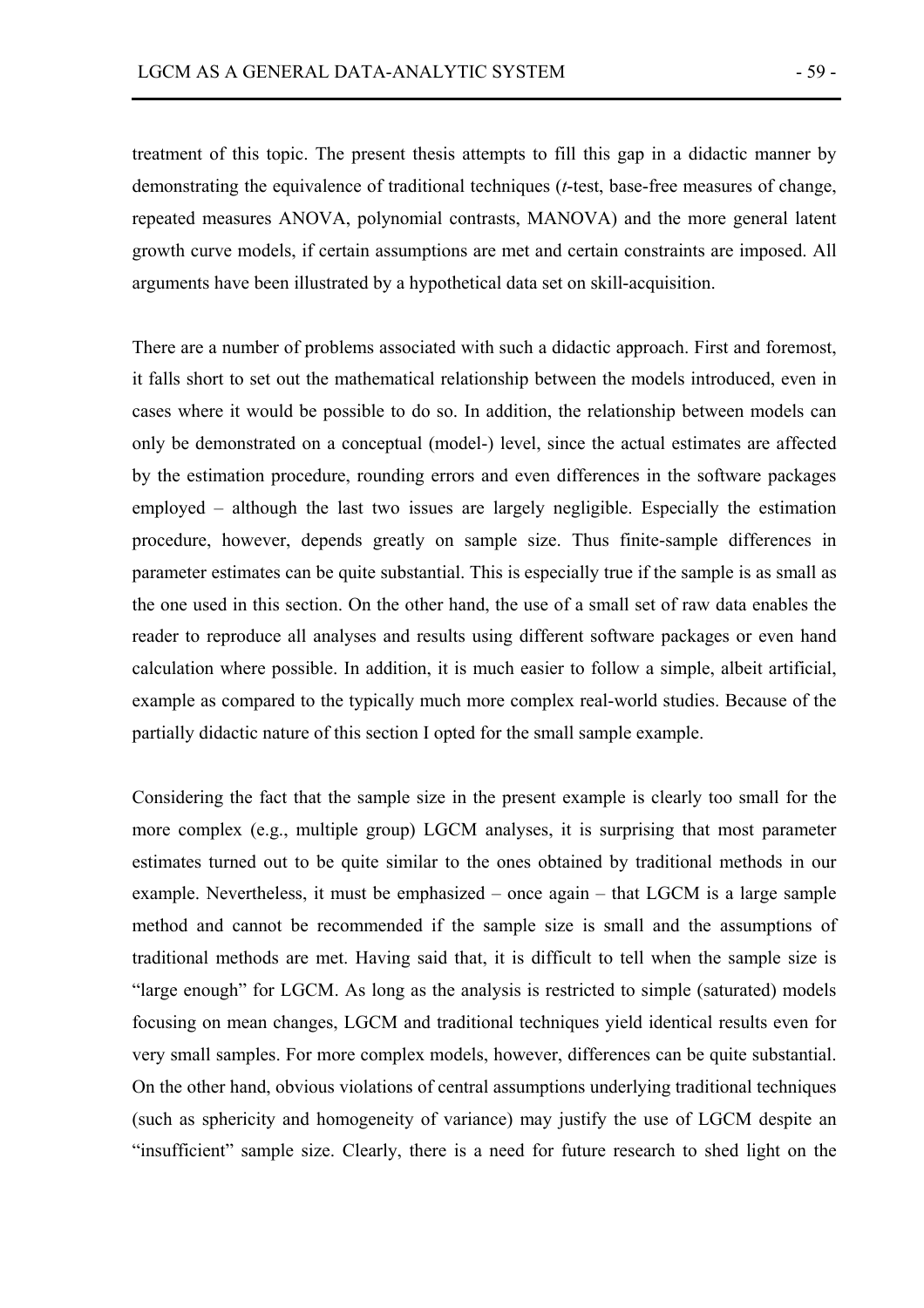treatment of this topic. The present thesis attempts to fill this gap in a didactic manner by demonstrating the equivalence of traditional techniques (*t*-test, base-free measures of change, repeated measures ANOVA, polynomial contrasts, MANOVA) and the more general latent growth curve models, if certain assumptions are met and certain constraints are imposed. All arguments have been illustrated by a hypothetical data set on skill-acquisition.

There are a number of problems associated with such a didactic approach. First and foremost, it falls short to set out the mathematical relationship between the models introduced, even in cases where it would be possible to do so. In addition, the relationship between models can only be demonstrated on a conceptual (model-) level, since the actual estimates are affected by the estimation procedure, rounding errors and even differences in the software packages employed – although the last two issues are largely negligible. Especially the estimation procedure, however, depends greatly on sample size. Thus finite-sample differences in parameter estimates can be quite substantial. This is especially true if the sample is as small as the one used in this section. On the other hand, the use of a small set of raw data enables the reader to reproduce all analyses and results using different software packages or even hand calculation where possible. In addition, it is much easier to follow a simple, albeit artificial, example as compared to the typically much more complex real-world studies. Because of the partially didactic nature of this section I opted for the small sample example.

Considering the fact that the sample size in the present example is clearly too small for the more complex (e.g., multiple group) LGCM analyses, it is surprising that most parameter estimates turned out to be quite similar to the ones obtained by traditional methods in our example. Nevertheless, it must be emphasized – once again – that LGCM is a large sample method and cannot be recommended if the sample size is small and the assumptions of traditional methods are met. Having said that, it is difficult to tell when the sample size is "large enough" for LGCM. As long as the analysis is restricted to simple (saturated) models focusing on mean changes, LGCM and traditional techniques yield identical results even for very small samples. For more complex models, however, differences can be quite substantial. On the other hand, obvious violations of central assumptions underlying traditional techniques (such as sphericity and homogeneity of variance) may justify the use of LGCM despite an "insufficient" sample size. Clearly, there is a need for future research to shed light on the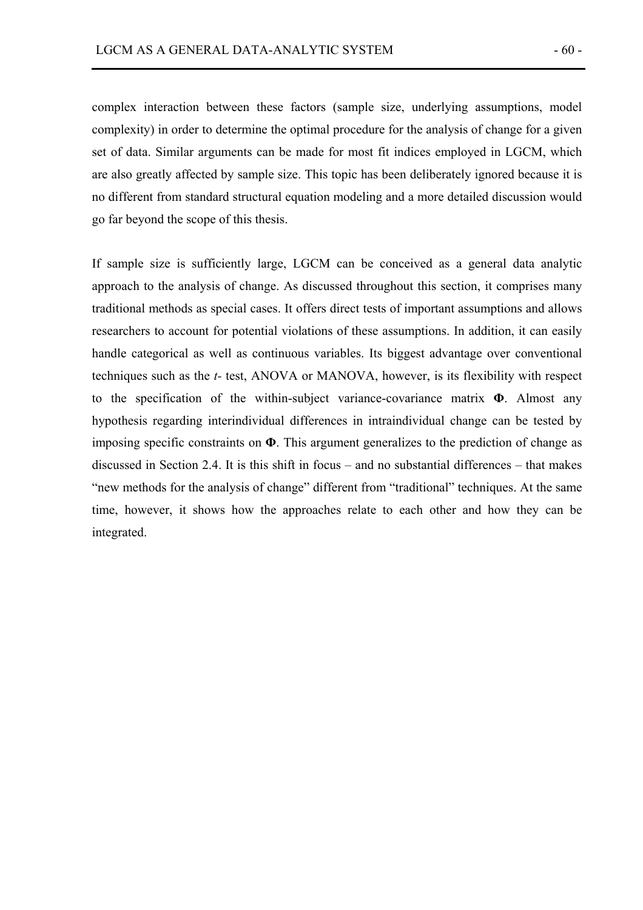complex interaction between these factors (sample size, underlying assumptions, model complexity) in order to determine the optimal procedure for the analysis of change for a given set of data. Similar arguments can be made for most fit indices employed in LGCM, which are also greatly affected by sample size. This topic has been deliberately ignored because it is no different from standard structural equation modeling and a more detailed discussion would go far beyond the scope of this thesis.

If sample size is sufficiently large, LGCM can be conceived as a general data analytic approach to the analysis of change. As discussed throughout this section, it comprises many traditional methods as special cases. It offers direct tests of important assumptions and allows researchers to account for potential violations of these assumptions. In addition, it can easily handle categorical as well as continuous variables. Its biggest advantage over conventional techniques such as the *t*- test, ANOVA or MANOVA, however, is its flexibility with respect to the specification of the within-subject variance-covariance matrix $\mathbf{\Phi}$. Almost any hypothesis regarding interindividual differences in intraindividual change can be tested by imposing specific constraints on $\mathbf{\Phi}$. This argument generalizes to the prediction of change as discussed in Section 2.4. It is this shift in focus – and no substantial differences – that makes "new methods for the analysis of change" different from "traditional" techniques. At the same time, however, it shows how the approaches relate to each other and how they can be integrated.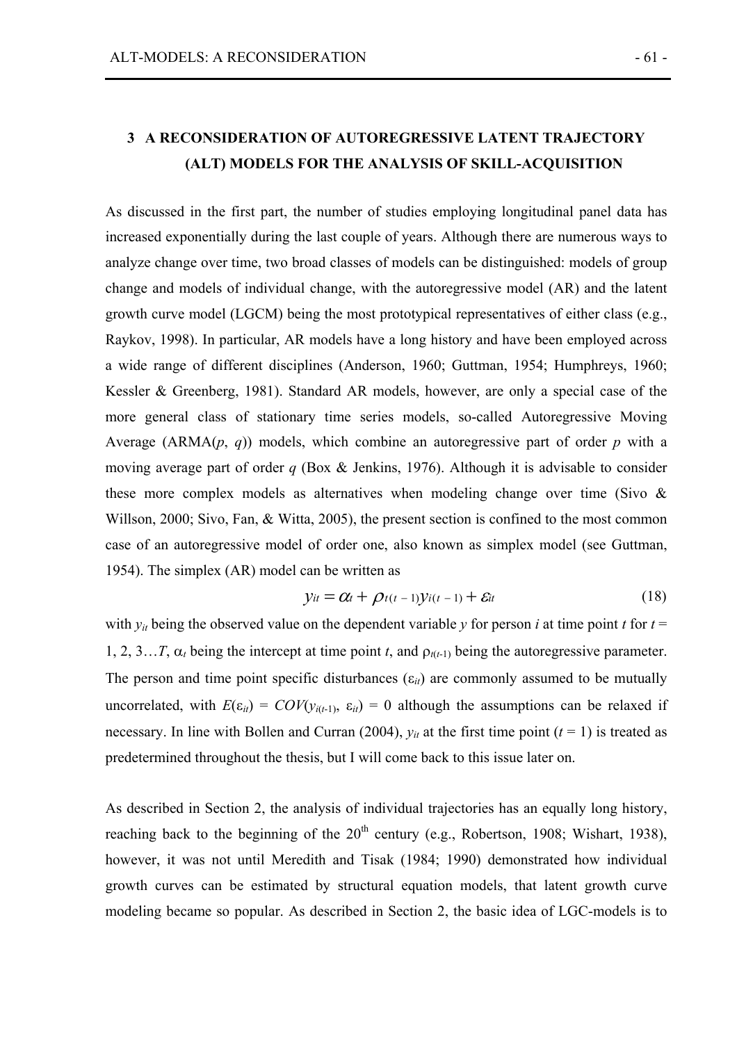## 3 A RECONSIDERATION OF AUTOREGRESSIVE LATENT TRAJECTORY (ALT) MODELS FOR THE ANALYSIS OF SKILL-ACQUISITION

As discussed in the first part, the number of studies employing longitudinal panel data has increased exponentially during the last couple of years. Although there are numerous ways to analyze change over time, two broad classes of models can be distinguished: models of group change and models of individual change, with the autoregressive model (AR) and the latent growth curve model (LGCM) being the most prototypical representatives of either class (e.g., Raykov, 1998). In particular, AR models have a long history and have been employed across a wide range of different disciplines (Anderson, 1960; Guttman, 1954; Humphreys, 1960; Kessler & Greenberg, 1981). Standard AR models, however, are only a special case of the more general class of stationary time series models, so-called Autoregressive Moving Average (ARMA($p$, $q$)) models, which combine an autoregressive part of order $p$ with a moving average part of order $q$ (Box & Jenkins, 1976). Although it is advisable to consider these more complex models as alternatives when modeling change over time (Sivo & Willson, 2000; Sivo, Fan, & Witta, 2005), the present section is confined to the most common case of an autoregressive model of order one, also known as simplex model (see Guttman, 1954). The simplex (AR) model can be written as

$$y_{it} = \alpha_t + \rho_{t(t-1)} y_{i(t-1)} + \varepsilon_{it} \tag{18}$$

with $y_{it}$ being the observed value on the dependent variable $y$ for person $i$ at time point $t$ for $t$ = 1, 2, 3…$T$, $\alpha_t$ being the intercept at time point $t$, and $\rho_{t(t-1)}$ being the autoregressive parameter. The person and time point specific disturbances ($\varepsilon_{it}$) are commonly assumed to be mutually uncorrelated, with $E(\varepsilon_{it}) = COV(y_{i(t-1)}, \varepsilon_{it}) = 0$ although the assumptions can be relaxed if necessary. In line with Bollen and Curran (2004), $y_{it}$ at the first time point ($t$ = 1) is treated as predetermined throughout the thesis, but I will come back to this issue later on.

As described in Section 2, the analysis of individual trajectories has an equally long history, reaching back to the beginning of the 20th century (e.g., Robertson, 1908; Wishart, 1938), however, it was not until Meredith and Tisak (1984; 1990) demonstrated how individual growth curves can be estimated by structural equation models, that latent growth curve modeling became so popular. As described in Section 2, the basic idea of LGC-models is to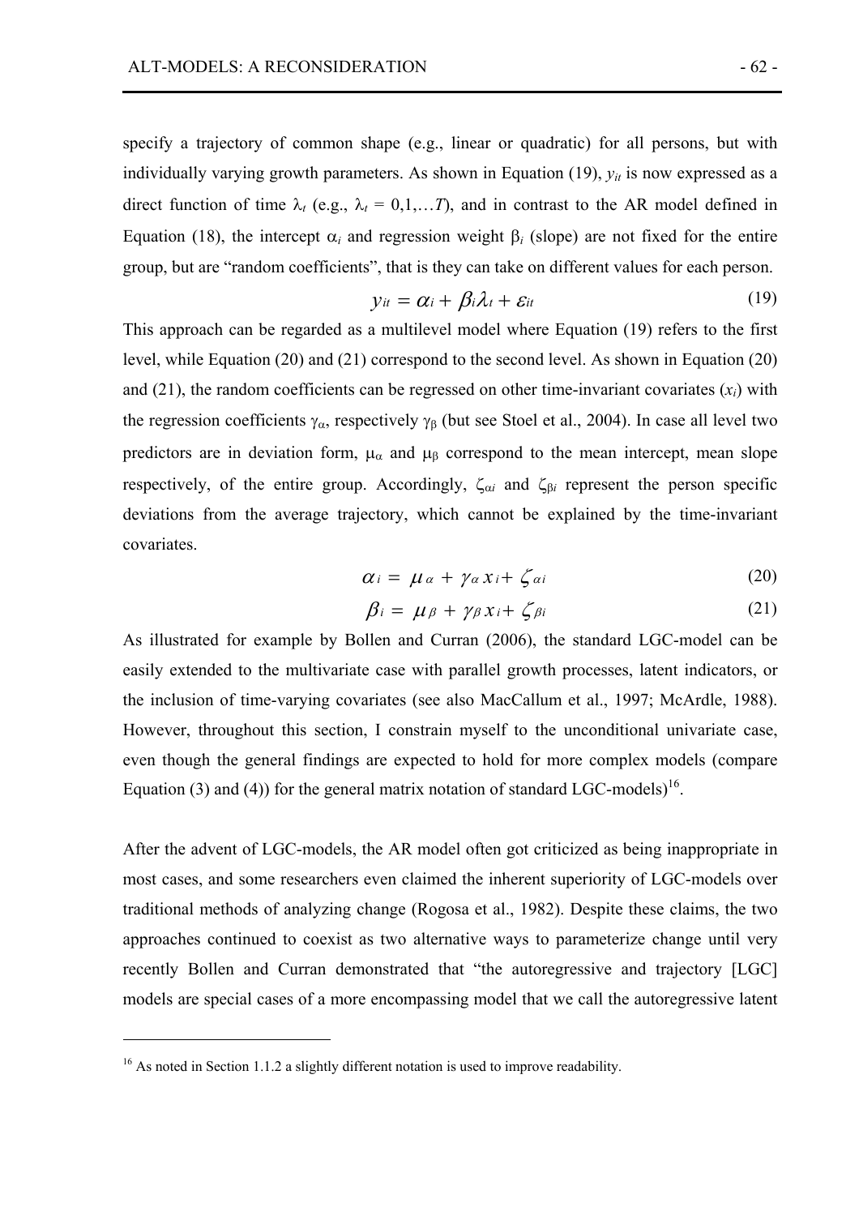specify a trajectory of common shape (e.g., linear or quadratic) for all persons, but with individually varying growth parameters. As shown in Equation (19), $y_{it}$ is now expressed as a direct function of time $\lambda_t$ (e.g., $\lambda_t = 0,1,\ldots T$), and in contrast to the AR model defined in Equation (18), the intercept $\alpha_i$ and regression weight $\beta_i$ (slope) are not fixed for the entire group, but are "random coefficients", that is they can take on different values for each person.

$$y_{it} = \alpha_i + \beta_i \lambda_t + \varepsilon_{it} \tag{19}$$

This approach can be regarded as a multilevel model where Equation (19) refers to the first level, while Equation (20) and (21) correspond to the second level. As shown in Equation (20) and (21), the random coefficients can be regressed on other time-invariant covariates ($x_i$) with the regression coefficients $\gamma_\alpha$, respectively $\gamma_\beta$ (but see Stoel et al., 2004). In case all level two predictors are in deviation form, $\mu_\alpha$ and $\mu_\beta$ correspond to the mean intercept, mean slope respectively, of the entire group. Accordingly, $\zeta_{\alpha i}$ and $\zeta_{\beta i}$ represent the person specific deviations from the average trajectory, which cannot be explained by the time-invariant covariates.

$$\alpha_i = \mu_\alpha + \gamma_\alpha x_i + \zeta_{\alpha i} \tag{20}$$

$$\beta_i = \mu_\beta + \gamma_\beta x_i + \zeta_{\beta i} \tag{21}$$

As illustrated for example by Bollen and Curran (2006), the standard LGC-model can be easily extended to the multivariate case with parallel growth processes, latent indicators, or the inclusion of time-varying covariates (see also MacCallum et al., 1997; McArdle, 1988). However, throughout this section, I constrain myself to the unconditional univariate case, even though the general findings are expected to hold for more complex models (compare Equation (3) and (4)) for the general matrix notation of standard LGC-models)[16].

After the advent of LGC-models, the AR model often got criticized as being inappropriate in most cases, and some researchers even claimed the inherent superiority of LGC-models over traditional methods of analyzing change (Rogosa et al., 1982). Despite these claims, the two approaches continued to coexist as two alternative ways to parameterize change until very recently Bollen and Curran demonstrated that "the autoregressive and trajectory [LGC] models are special cases of a more encompassing model that we call the autoregressive latent

[16] As noted in Section 1.1.2 a slightly different notation is used to improve readability.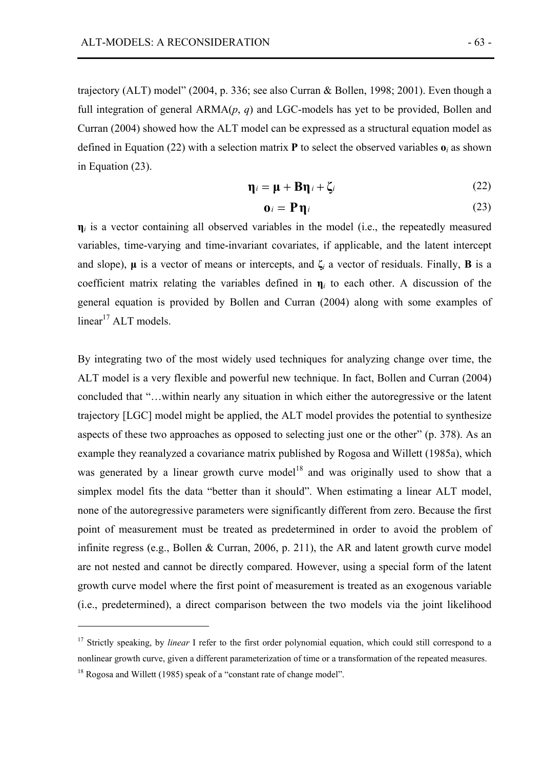trajectory (ALT) model" (2004, p. 336; see also Curran & Bollen, 1998; 2001). Even though a full integration of general ARMA($p$, $q$) and LGC-models has yet to be provided, Bollen and Curran (2004) showed how the ALT model can be expressed as a structural equation model as defined in Equation (22) with a selection matrix **P** to select the observed variables $\mathbf{o}_i$ as shown in Equation (23).

$$\boldsymbol{\eta}_i = \boldsymbol{\mu} + \mathbf{B}\boldsymbol{\eta}_i + \boldsymbol{\zeta}_i \tag{22}$$

$$\mathbf{o}_i = \mathbf{P}\boldsymbol{\eta}_i \tag{23}$$

$\boldsymbol{\eta}_i$ is a vector containing all observed variables in the model (i.e., the repeatedly measured variables, time-varying and time-invariant covariates, if applicable, and the latent intercept and slope), $\boldsymbol{\mu}$ is a vector of means or intercepts, and $\boldsymbol{\zeta}_i$ a vector of residuals. Finally, **B** is a coefficient matrix relating the variables defined in $\boldsymbol{\eta}_i$ to each other. A discussion of the general equation is provided by Bollen and Curran (2004) along with some examples of linear[17] ALT models.

By integrating two of the most widely used techniques for analyzing change over time, the ALT model is a very flexible and powerful new technique. In fact, Bollen and Curran (2004) concluded that "…within nearly any situation in which either the autoregressive or the latent trajectory [LGC] model might be applied, the ALT model provides the potential to synthesize aspects of these two approaches as opposed to selecting just one or the other" (p. 378). As an example they reanalyzed a covariance matrix published by Rogosa and Willett (1985a), which was generated by a linear growth curve model[18] and was originally used to show that a simplex model fits the data "better than it should". When estimating a linear ALT model, none of the autoregressive parameters were significantly different from zero. Because the first point of measurement must be treated as predetermined in order to avoid the problem of infinite regress (e.g., Bollen & Curran, 2006, p. 211), the AR and latent growth curve model are not nested and cannot be directly compared. However, using a special form of the latent growth curve model where the first point of measurement is treated as an exogenous variable (i.e., predetermined), a direct comparison between the two models via the joint likelihood

---

[17] Strictly speaking, by *linear* I refer to the first order polynomial equation, which could still correspond to a nonlinear growth curve, given a different parameterization of time or a transformation of the repeated measures.

[18] Rogosa and Willett (1985) speak of a "constant rate of change model".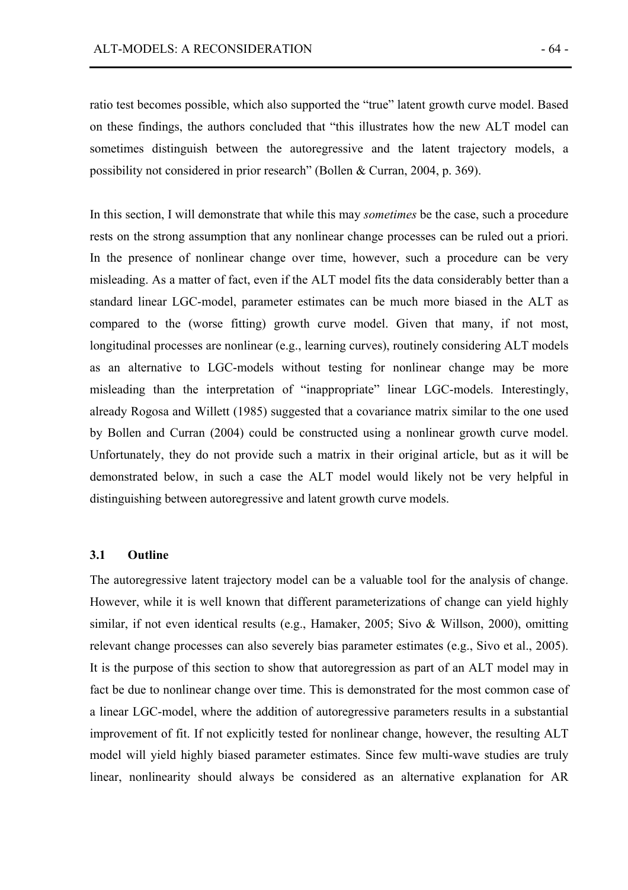ratio test becomes possible, which also supported the "true" latent growth curve model. Based on these findings, the authors concluded that "this illustrates how the new ALT model can sometimes distinguish between the autoregressive and the latent trajectory models, a possibility not considered in prior research" (Bollen & Curran, 2004, p. 369).

In this section, I will demonstrate that while this may *sometimes* be the case, such a procedure rests on the strong assumption that any nonlinear change processes can be ruled out a priori. In the presence of nonlinear change over time, however, such a procedure can be very misleading. As a matter of fact, even if the ALT model fits the data considerably better than a standard linear LGC-model, parameter estimates can be much more biased in the ALT as compared to the (worse fitting) growth curve model. Given that many, if not most, longitudinal processes are nonlinear (e.g., learning curves), routinely considering ALT models as an alternative to LGC-models without testing for nonlinear change may be more misleading than the interpretation of "inappropriate" linear LGC-models. Interestingly, already Rogosa and Willett (1985) suggested that a covariance matrix similar to the one used by Bollen and Curran (2004) could be constructed using a nonlinear growth curve model. Unfortunately, they do not provide such a matrix in their original article, but as it will be demonstrated below, in such a case the ALT model would likely not be very helpful in distinguishing between autoregressive and latent growth curve models.

### 3.1 Outline

The autoregressive latent trajectory model can be a valuable tool for the analysis of change. However, while it is well known that different parameterizations of change can yield highly similar, if not even identical results (e.g., Hamaker, 2005; Sivo & Willson, 2000), omitting relevant change processes can also severely bias parameter estimates (e.g., Sivo et al., 2005). It is the purpose of this section to show that autoregression as part of an ALT model may in fact be due to nonlinear change over time. This is demonstrated for the most common case of a linear LGC-model, where the addition of autoregressive parameters results in a substantial improvement of fit. If not explicitly tested for nonlinear change, however, the resulting ALT model will yield highly biased parameter estimates. Since few multi-wave studies are truly linear, nonlinearity should always be considered as an alternative explanation for AR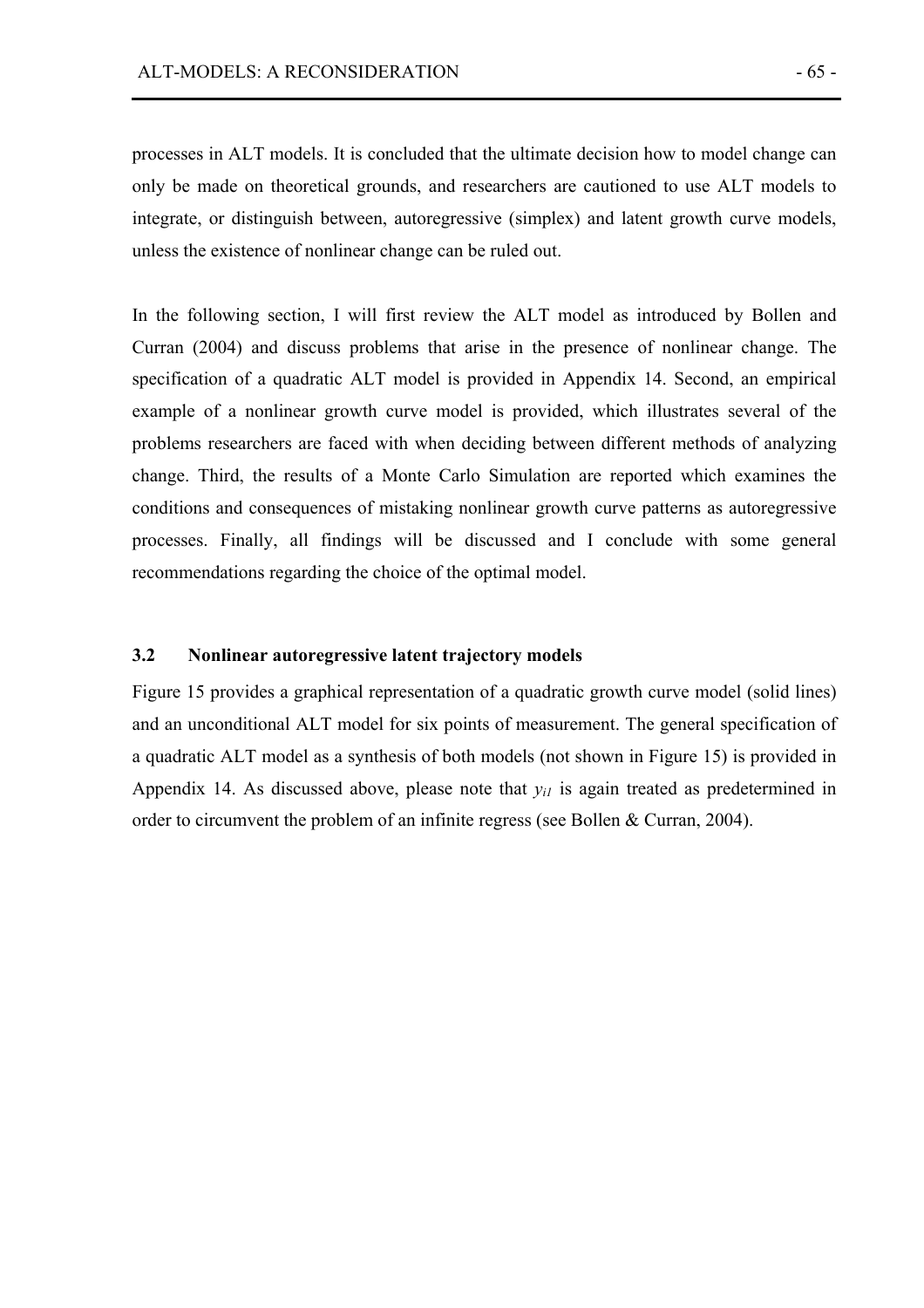processes in ALT models. It is concluded that the ultimate decision how to model change can only be made on theoretical grounds, and researchers are cautioned to use ALT models to integrate, or distinguish between, autoregressive (simplex) and latent growth curve models, unless the existence of nonlinear change can be ruled out.

In the following section, I will first review the ALT model as introduced by Bollen and Curran (2004) and discuss problems that arise in the presence of nonlinear change. The specification of a quadratic ALT model is provided in Appendix 14. Second, an empirical example of a nonlinear growth curve model is provided, which illustrates several of the problems researchers are faced with when deciding between different methods of analyzing change. Third, the results of a Monte Carlo Simulation are reported which examines the conditions and consequences of mistaking nonlinear growth curve patterns as autoregressive processes. Finally, all findings will be discussed and I conclude with some general recommendations regarding the choice of the optimal model.

### 3.2 Nonlinear autoregressive latent trajectory models

Figure 15 provides a graphical representation of a quadratic growth curve model (solid lines) and an unconditional ALT model for six points of measurement. The general specification of a quadratic ALT model as a synthesis of both models (not shown in Figure 15) is provided in Appendix 14. As discussed above, please note that $y_{i1}$ is again treated as predetermined in order to circumvent the problem of an infinite regress (see Bollen & Curran, 2004).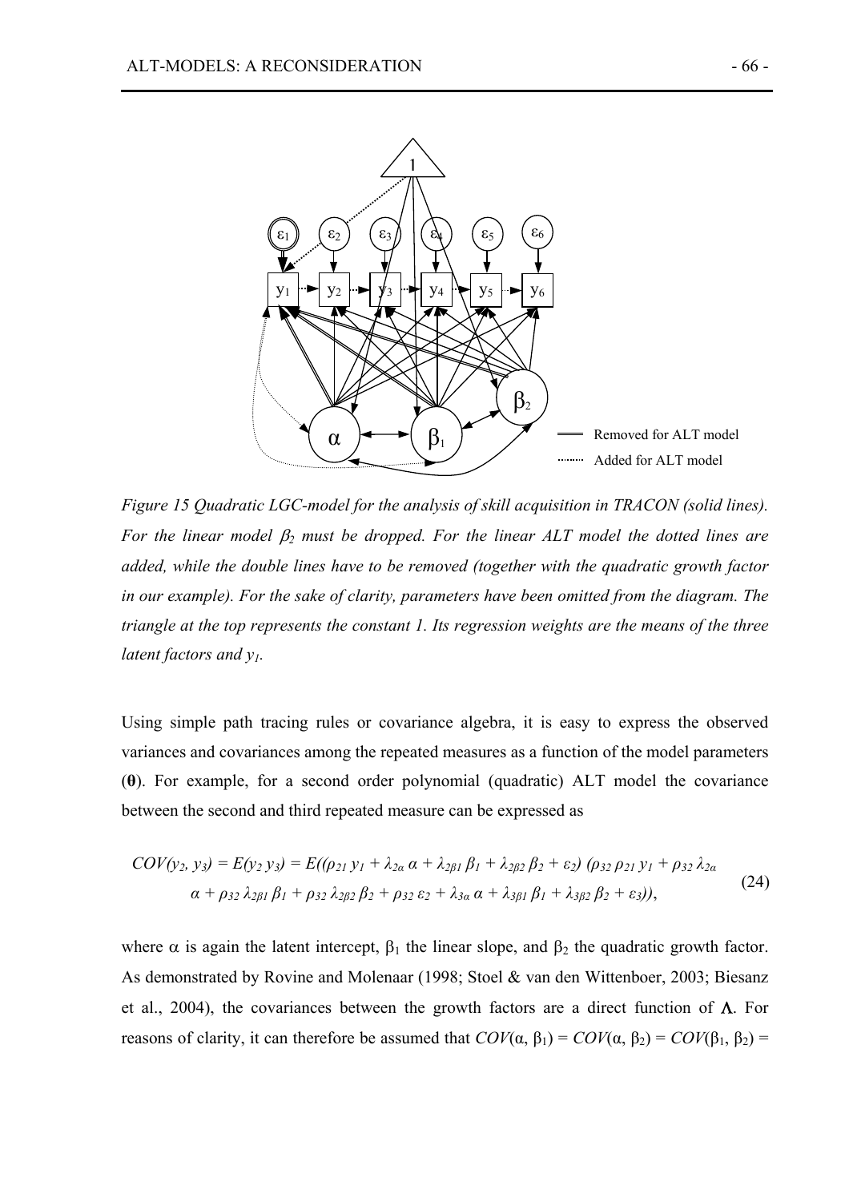*Figure 15 Quadratic LGC-model for the analysis of skill acquisition in TRACON (solid lines). For the linear model $\beta_2$ must be dropped. For the linear ALT model the dotted lines are added, while the double lines have to be removed (together with the quadratic growth factor in our example). For the sake of clarity, parameters have been omitted from the diagram. The triangle at the top represents the constant 1. Its regression weights are the means of the three latent factors and $y_1$.*

Using simple path tracing rules or covariance algebra, it is easy to express the observed variances and covariances among the repeated measures as a function of the model parameters (**θ**). For example, for a second order polynomial (quadratic) ALT model the covariance between the second and third repeated measure can be expressed as

$$COV(y_2, y_3) = E(y_2\, y_3) = E((\rho_{21}\, y_1 + \lambda_{2\alpha}\, \alpha + \lambda_{2\beta 1}\, \beta_1 + \lambda_{2\beta 2}\, \beta_2 + \varepsilon_2)\, (\rho_{32}\, \rho_{21}\, y_1 + \rho_{32}\, \lambda_{2\alpha}\, \alpha + \rho_{32}\, \lambda_{2\beta 1}\, \beta_1 + \rho_{32}\, \lambda_{2\beta 2}\, \beta_2 + \rho_{32}\, \varepsilon_2 + \lambda_{3\alpha}\, \alpha + \lambda_{3\beta 1}\, \beta_1 + \lambda_{3\beta 2}\, \beta_2 + \varepsilon_3)), \tag{24}$$

where $\alpha$ is again the latent intercept, $\beta_1$ the linear slope, and $\beta_2$ the quadratic growth factor. As demonstrated by Rovine and Molenaar (1998; Stoel & van den Wittenboer, 2003; Biesanz et al., 2004), the covariances between the growth factors are a direct function of $\mathbf{\Lambda}$. For reasons of clarity, it can therefore be assumed that $COV(\alpha, \beta_1) = COV(\alpha, \beta_2) = COV(\beta_1, \beta_2) =$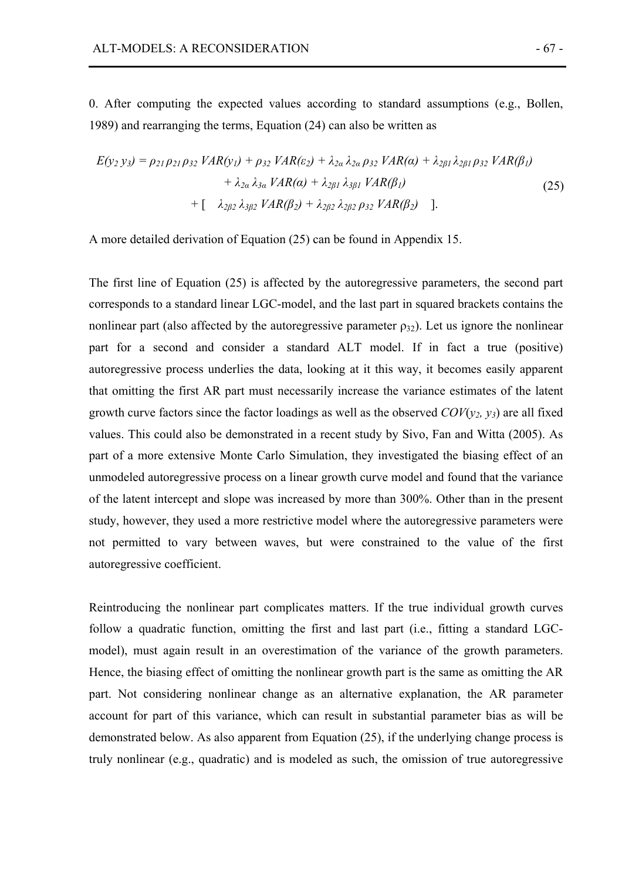0. After computing the expected values according to standard assumptions (e.g., Bollen, 1989) and rearranging the terms, Equation (24) can also be written as

$$
\begin{aligned}
E(y_2\, y_3) = {} & \rho_{21}\, \rho_{21}\, \rho_{32}\, VAR(y_1) + \rho_{32}\, VAR(\varepsilon_2) + \lambda_{2\alpha}\, \lambda_{2\alpha}\, \rho_{32}\, VAR(\alpha) + \lambda_{2\beta 1}\, \lambda_{2\beta 1}\, \rho_{32}\, VAR(\beta_1) \\
& + \lambda_{2\alpha}\, \lambda_{3\alpha}\, VAR(\alpha) + \lambda_{2\beta 1}\, \lambda_{3\beta 1}\, VAR(\beta_1) \\
& + [\quad \lambda_{2\beta 2}\, \lambda_{3\beta 2}\, VAR(\beta_2) + \lambda_{2\beta 2}\, \lambda_{2\beta 2}\, \rho_{32}\, VAR(\beta_2) \quad].
\end{aligned}
\tag{25}
$$

A more detailed derivation of Equation (25) can be found in Appendix 15.

The first line of Equation (25) is affected by the autoregressive parameters, the second part corresponds to a standard linear LGC-model, and the last part in squared brackets contains the nonlinear part (also affected by the autoregressive parameter $\rho_{32}$). Let us ignore the nonlinear part for a second and consider a standard ALT model. If in fact a true (positive) autoregressive process underlies the data, looking at it this way, it becomes easily apparent that omitting the first AR part must necessarily increase the variance estimates of the latent growth curve factors since the factor loadings as well as the observed $COV(y_2, y_3)$ are all fixed values. This could also be demonstrated in a recent study by Sivo, Fan and Witta (2005). As part of a more extensive Monte Carlo Simulation, they investigated the biasing effect of an unmodeled autoregressive process on a linear growth curve model and found that the variance of the latent intercept and slope was increased by more than 300%. Other than in the present study, however, they used a more restrictive model where the autoregressive parameters were not permitted to vary between waves, but were constrained to the value of the first autoregressive coefficient.

Reintroducing the nonlinear part complicates matters. If the true individual growth curves follow a quadratic function, omitting the first and last part (i.e., fitting a standard LGC-model), must again result in an overestimation of the variance of the growth parameters. Hence, the biasing effect of omitting the nonlinear growth part is the same as omitting the AR part. Not considering nonlinear change as an alternative explanation, the AR parameter account for part of this variance, which can result in substantial parameter bias as will be demonstrated below. As also apparent from Equation (25), if the underlying change process is truly nonlinear (e.g., quadratic) and is modeled as such, the omission of true autoregressive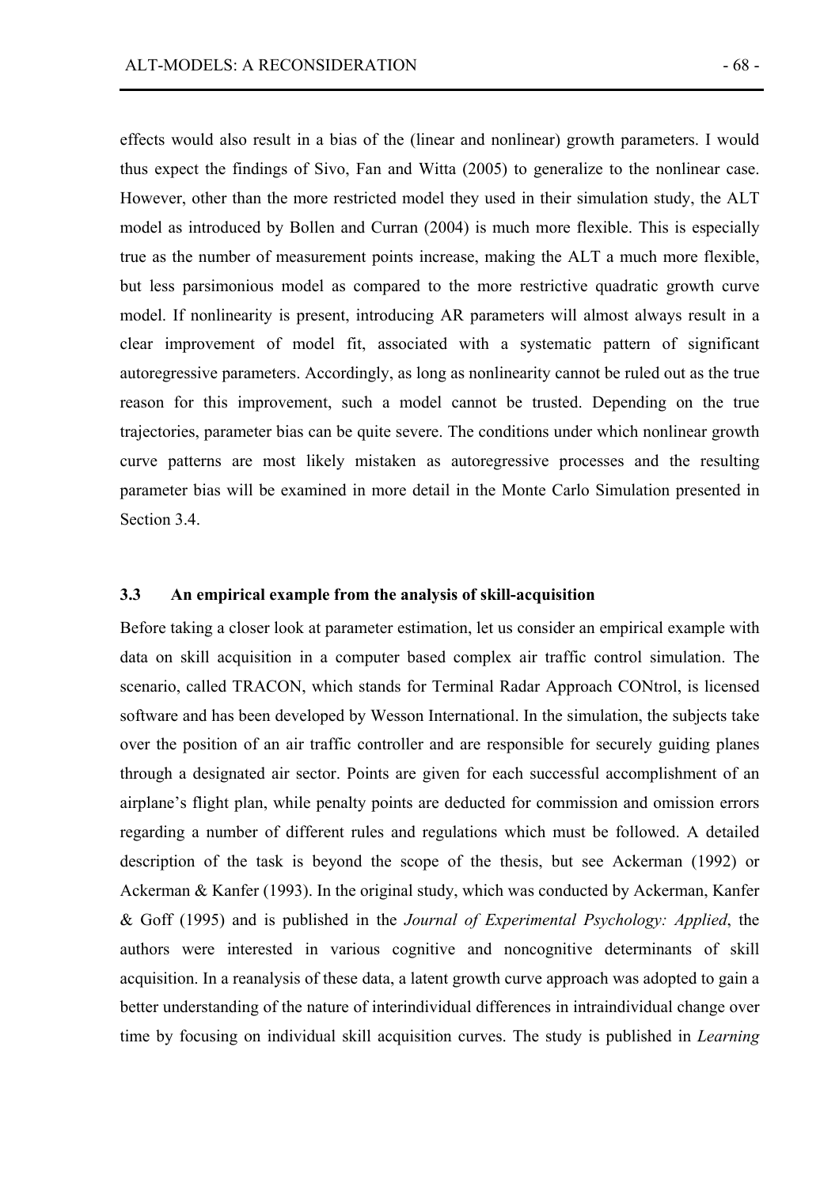effects would also result in a bias of the (linear and nonlinear) growth parameters. I would thus expect the findings of Sivo, Fan and Witta (2005) to generalize to the nonlinear case. However, other than the more restricted model they used in their simulation study, the ALT model as introduced by Bollen and Curran (2004) is much more flexible. This is especially true as the number of measurement points increase, making the ALT a much more flexible, but less parsimonious model as compared to the more restrictive quadratic growth curve model. If nonlinearity is present, introducing AR parameters will almost always result in a clear improvement of model fit, associated with a systematic pattern of significant autoregressive parameters. Accordingly, as long as nonlinearity cannot be ruled out as the true reason for this improvement, such a model cannot be trusted. Depending on the true trajectories, parameter bias can be quite severe. The conditions under which nonlinear growth curve patterns are most likely mistaken as autoregressive processes and the resulting parameter bias will be examined in more detail in the Monte Carlo Simulation presented in Section 3.4.

### 3.3 An empirical example from the analysis of skill-acquisition

Before taking a closer look at parameter estimation, let us consider an empirical example with data on skill acquisition in a computer based complex air traffic control simulation. The scenario, called TRACON, which stands for Terminal Radar Approach CONtrol, is licensed software and has been developed by Wesson International. In the simulation, the subjects take over the position of an air traffic controller and are responsible for securely guiding planes through a designated air sector. Points are given for each successful accomplishment of an airplane's flight plan, while penalty points are deducted for commission and omission errors regarding a number of different rules and regulations which must be followed. A detailed description of the task is beyond the scope of the thesis, but see Ackerman (1992) or Ackerman & Kanfer (1993). In the original study, which was conducted by Ackerman, Kanfer & Goff (1995) and is published in the *Journal of Experimental Psychology: Applied*, the authors were interested in various cognitive and noncognitive determinants of skill acquisition. In a reanalysis of these data, a latent growth curve approach was adopted to gain a better understanding of the nature of interindividual differences in intraindividual change over time by focusing on individual skill acquisition curves. The study is published in *Learning*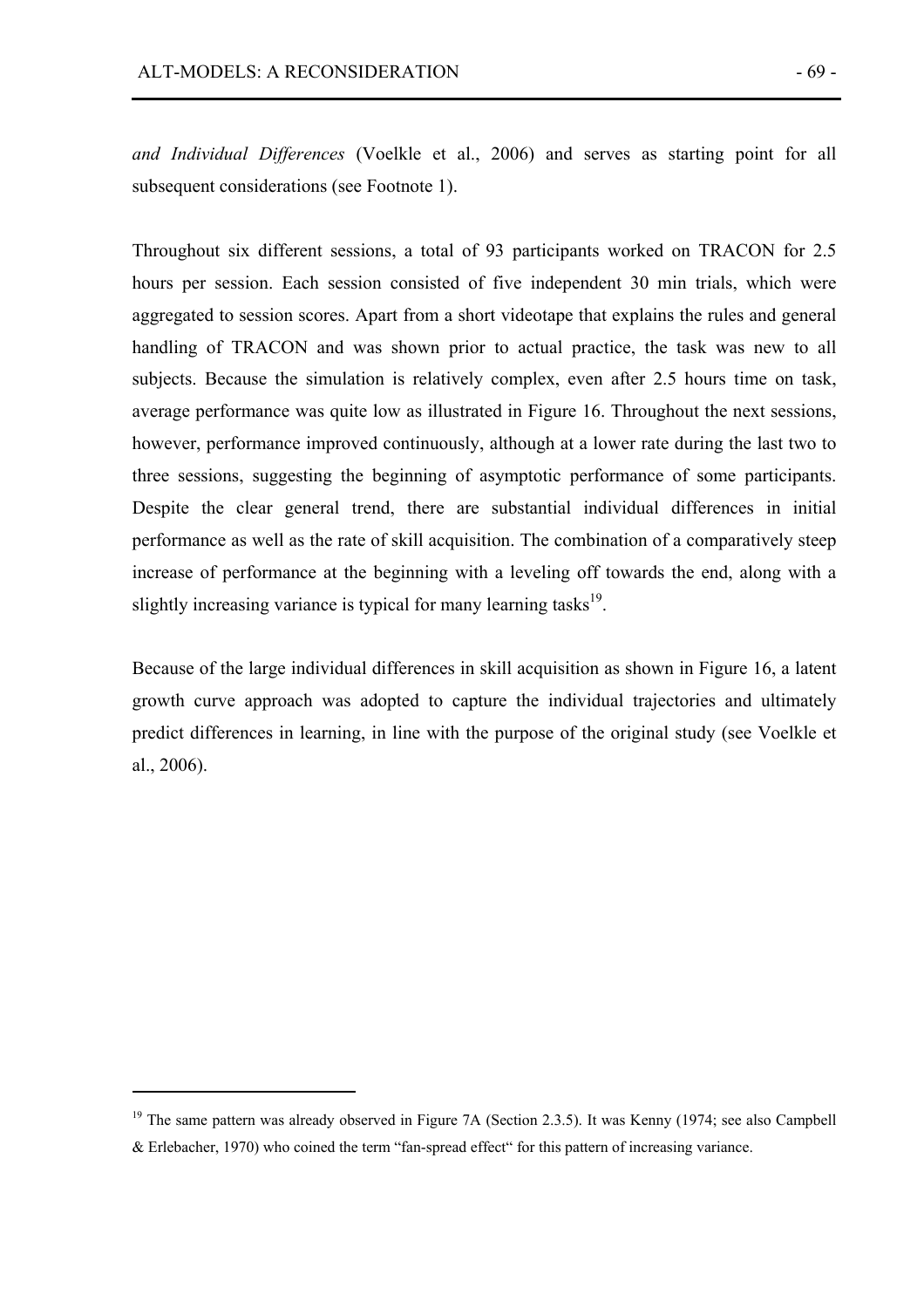*and Individual Differences* (Voelkle et al., 2006) and serves as starting point for all subsequent considerations (see Footnote 1).

Throughout six different sessions, a total of 93 participants worked on TRACON for 2.5 hours per session. Each session consisted of five independent 30 min trials, which were aggregated to session scores. Apart from a short videotape that explains the rules and general handling of TRACON and was shown prior to actual practice, the task was new to all subjects. Because the simulation is relatively complex, even after 2.5 hours time on task, average performance was quite low as illustrated in Figure 16. Throughout the next sessions, however, performance improved continuously, although at a lower rate during the last two to three sessions, suggesting the beginning of asymptotic performance of some participants. Despite the clear general trend, there are substantial individual differences in initial performance as well as the rate of skill acquisition. The combination of a comparatively steep increase of performance at the beginning with a leveling off towards the end, along with a slightly increasing variance is typical for many learning tasks[19].

Because of the large individual differences in skill acquisition as shown in Figure 16, a latent growth curve approach was adopted to capture the individual trajectories and ultimately predict differences in learning, in line with the purpose of the original study (see Voelkle et al., 2006).

---

[19] The same pattern was already observed in Figure 7A (Section 2.3.5). It was Kenny (1974; see also Campbell & Erlebacher, 1970) who coined the term "fan-spread effect" for this pattern of increasing variance.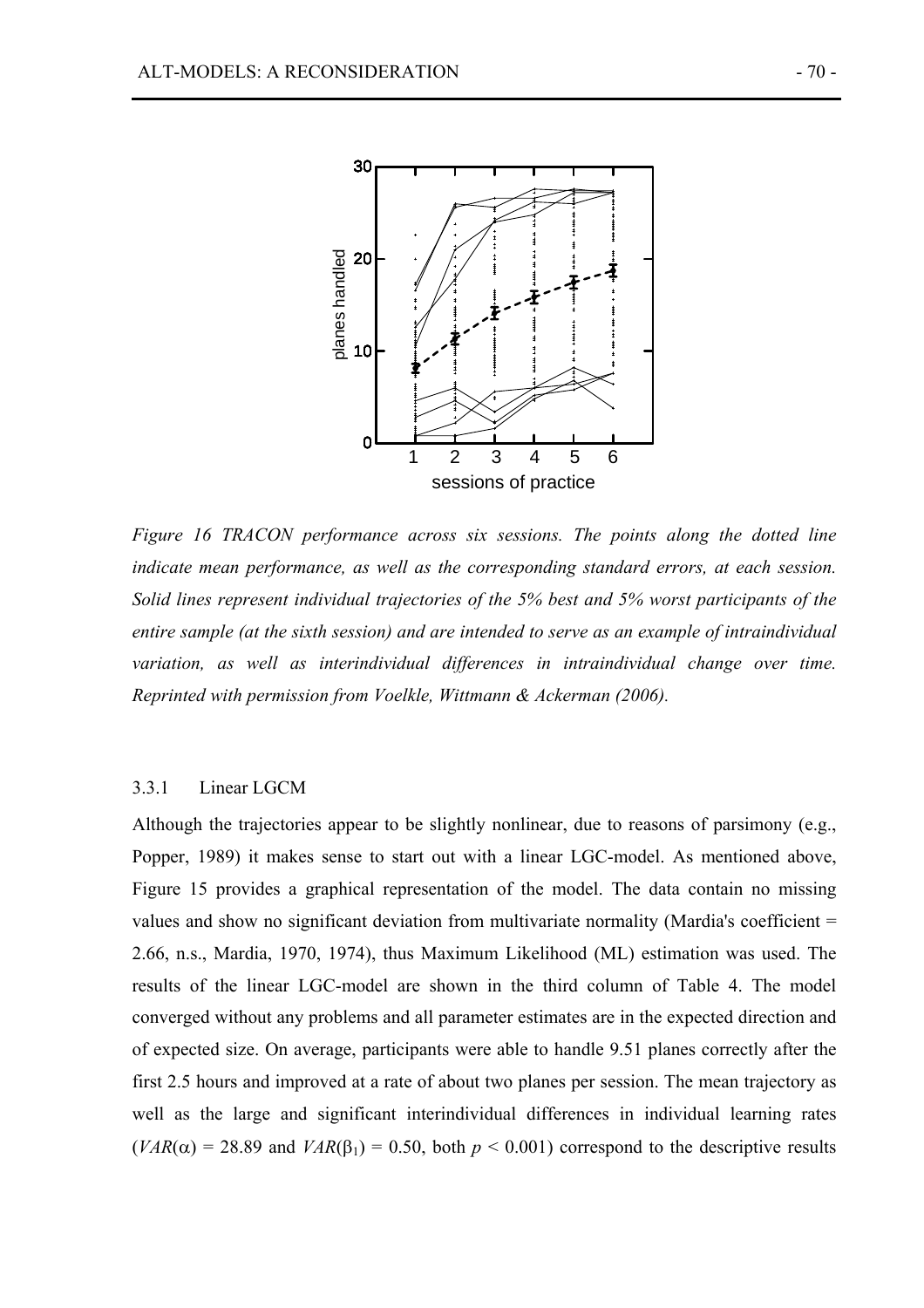*Figure 16 TRACON performance across six sessions. The points along the dotted line indicate mean performance, as well as the corresponding standard errors, at each session. Solid lines represent individual trajectories of the 5% best and 5% worst participants of the entire sample (at the sixth session) and are intended to serve as an example of intraindividual variation, as well as interindividual differences in intraindividual change over time. Reprinted with permission from Voelkle, Wittmann & Ackerman (2006).*

### 3.3.1 Linear LGCM

Although the trajectories appear to be slightly nonlinear, due to reasons of parsimony (e.g., Popper, 1989) it makes sense to start out with a linear LGC-model. As mentioned above, Figure 15 provides a graphical representation of the model. The data contain no missing values and show no significant deviation from multivariate normality (Mardia's coefficient = 2.66, n.s., Mardia, 1970, 1974), thus Maximum Likelihood (ML) estimation was used. The results of the linear LGC-model are shown in the third column of Table 4. The model converged without any problems and all parameter estimates are in the expected direction and of expected size. On average, participants were able to handle 9.51 planes correctly after the first 2.5 hours and improved at a rate of about two planes per session. The mean trajectory as well as the large and significant interindividual differences in individual learning rates ($VAR(\alpha) = 28.89$ and $VAR(\beta_1) = 0.50$, both $p < 0.001$) correspond to the descriptive results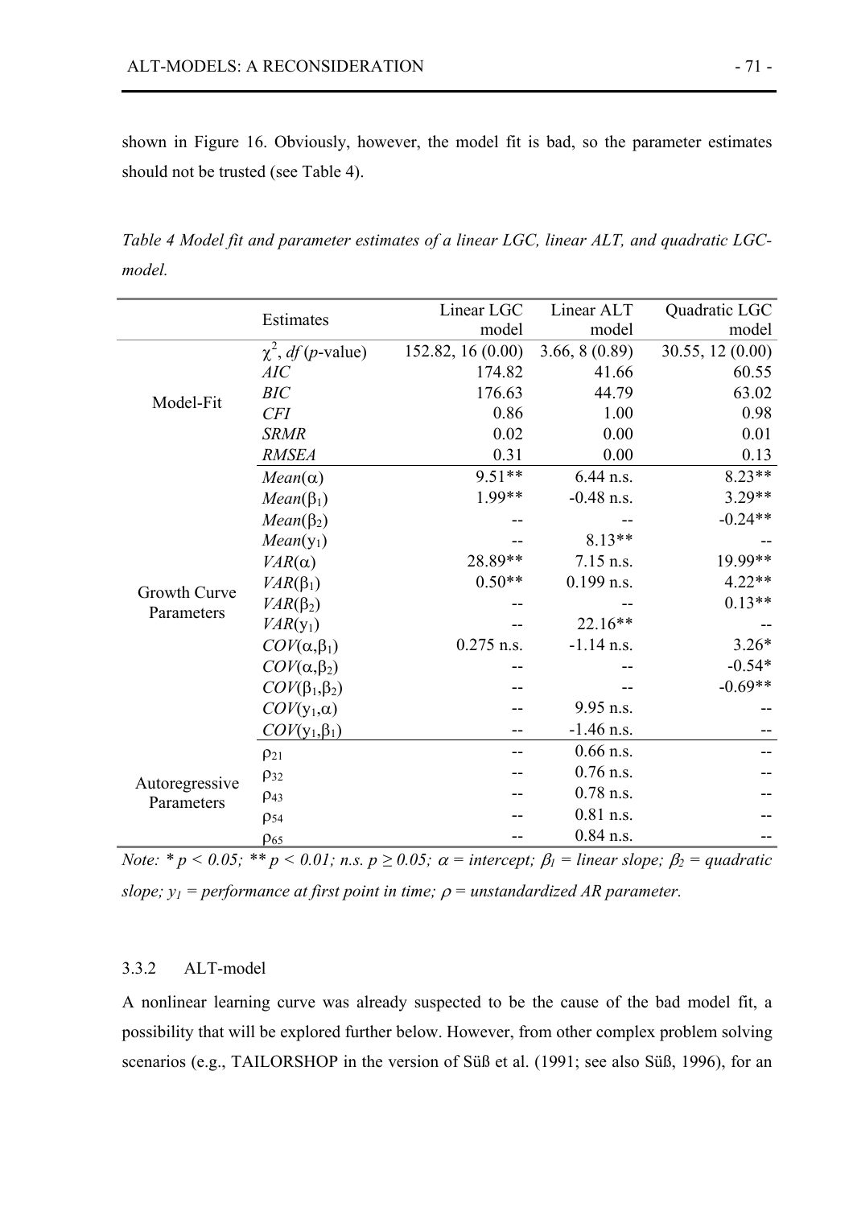shown in Figure 16. Obviously, however, the model fit is bad, so the parameter estimates should not be trusted (see Table 4).

*Table 4 Model fit and parameter estimates of a linear LGC, linear ALT, and quadratic LGC-model.*

| | Estimates | Linear LGC model | Linear ALT model | Quadratic LGC model |
|---|---|---|---|---|
| Model-Fit | $\chi^2$, *df* (*p*-value) | 152.82, 16 (0.00) | 3.66, 8 (0.89) | 30.55, 12 (0.00) |
| | *AIC* | 174.82 | 41.66 | 60.55 |
| | *BIC* | 176.63 | 44.79 | 63.02 |
| | *CFI* | 0.86 | 1.00 | 0.98 |
| | *SRMR* | 0.02 | 0.00 | 0.01 |
| | *RMSEA* | 0.31 | 0.00 | 0.13 |
| Growth Curve Parameters | $Mean(\alpha)$ | 9.51** | 6.44 n.s. | 8.23** |
| | $Mean(\beta_1)$ | 1.99** | -0.48 n.s. | 3.29** |
| | $Mean(\beta_2)$ | -- | -- | -0.24** |
| | $Mean(y_1)$ | -- | 8.13** | -- |
| | $VAR(\alpha)$ | 28.89** | 7.15 n.s. | 19.99** |
| | $VAR(\beta_1)$ | 0.50** | 0.199 n.s. | 4.22** |
| | $VAR(\beta_2)$ | -- | -- | 0.13** |
| | $VAR(y_1)$ | -- | 22.16** | -- |
| | $COV(\alpha,\beta_1)$ | 0.275 n.s. | -1.14 n.s. | 3.26* |
| | $COV(\alpha,\beta_2)$ | -- | -- | -0.54* |
| | $COV(\beta_1,\beta_2)$ | -- | -- | -0.69** |
| | $COV(y_1,\alpha)$ | -- | 9.95 n.s. | -- |
| | $COV(y_1,\beta_1)$ | -- | -1.46 n.s. | -- |
| Autoregressive Parameters | $\rho_{21}$ | -- | 0.66 n.s. | -- |
| | $\rho_{32}$ | -- | 0.76 n.s. | -- |
| | $\rho_{43}$ | -- | 0.78 n.s. | -- |
| | $\rho_{54}$ | -- | 0.81 n.s. | -- |
| | $\rho_{65}$ | -- | 0.84 n.s. | -- |

*Note: * $p < 0.05$; ** $p < 0.01$; n.s. $p \geq 0.05$; $\alpha$ = intercept; $\beta_1$ = linear slope; $\beta_2$ = quadratic slope; $y_1$ = performance at first point in time; $\rho$ = unstandardized AR parameter.*

### 3.3.2 ALT-model

A nonlinear learning curve was already suspected to be the cause of the bad model fit, a possibility that will be explored further below. However, from other complex problem solving scenarios (e.g., TAILORSHOP in the version of Süß et al. (1991; see also Süß, 1996), for an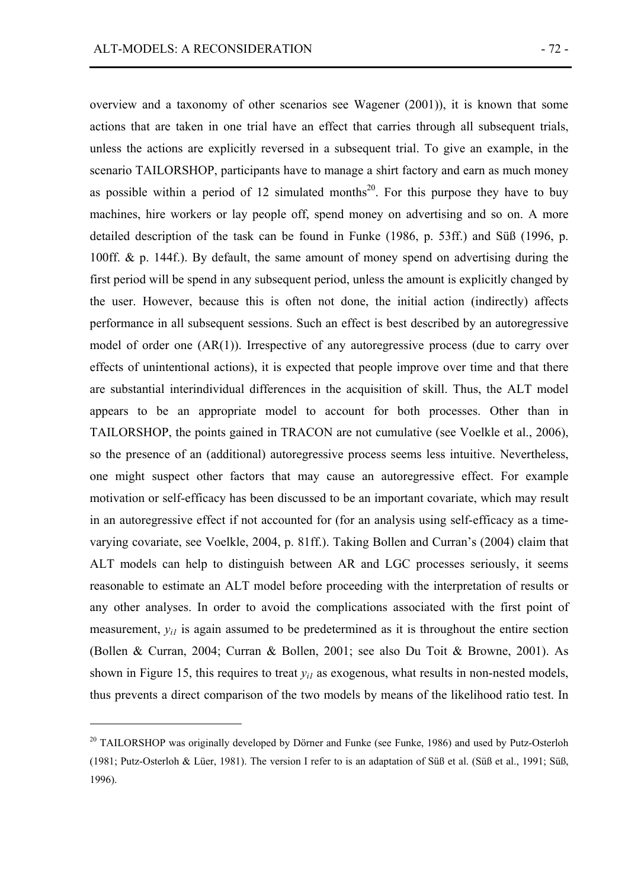overview and a taxonomy of other scenarios see Wagener (2001)), it is known that some actions that are taken in one trial have an effect that carries through all subsequent trials, unless the actions are explicitly reversed in a subsequent trial. To give an example, in the scenario TAILORSHOP, participants have to manage a shirt factory and earn as much money as possible within a period of 12 simulated months[20]. For this purpose they have to buy machines, hire workers or lay people off, spend money on advertising and so on. A more detailed description of the task can be found in Funke (1986, p. 53ff.) and Süß (1996, p. 100ff. & p. 144f.). By default, the same amount of money spend on advertising during the first period will be spend in any subsequent period, unless the amount is explicitly changed by the user. However, because this is often not done, the initial action (indirectly) affects performance in all subsequent sessions. Such an effect is best described by an autoregressive model of order one (AR(1)). Irrespective of any autoregressive process (due to carry over effects of unintentional actions), it is expected that people improve over time and that there are substantial interindividual differences in the acquisition of skill. Thus, the ALT model appears to be an appropriate model to account for both processes. Other than in TAILORSHOP, the points gained in TRACON are not cumulative (see Voelkle et al., 2006), so the presence of an (additional) autoregressive process seems less intuitive. Nevertheless, one might suspect other factors that may cause an autoregressive effect. For example motivation or self-efficacy has been discussed to be an important covariate, which may result in an autoregressive effect if not accounted for (for an analysis using self-efficacy as a time-varying covariate, see Voelkle, 2004, p. 81ff.). Taking Bollen and Curran's (2004) claim that ALT models can help to distinguish between AR and LGC processes seriously, it seems reasonable to estimate an ALT model before proceeding with the interpretation of results or any other analyses. In order to avoid the complications associated with the first point of measurement, $y_{i1}$ is again assumed to be predetermined as it is throughout the entire section (Bollen & Curran, 2004; Curran & Bollen, 2001; see also Du Toit & Browne, 2001). As shown in Figure 15, this requires to treat $y_{i1}$ as exogenous, what results in non-nested models, thus prevents a direct comparison of the two models by means of the likelihood ratio test. In

[20] TAILORSHOP was originally developed by Dörner and Funke (see Funke, 1986) and used by Putz-Osterloh (1981; Putz-Osterloh & Lüer, 1981). The version I refer to is an adaptation of Süß et al. (Süß et al., 1991; Süß, 1996).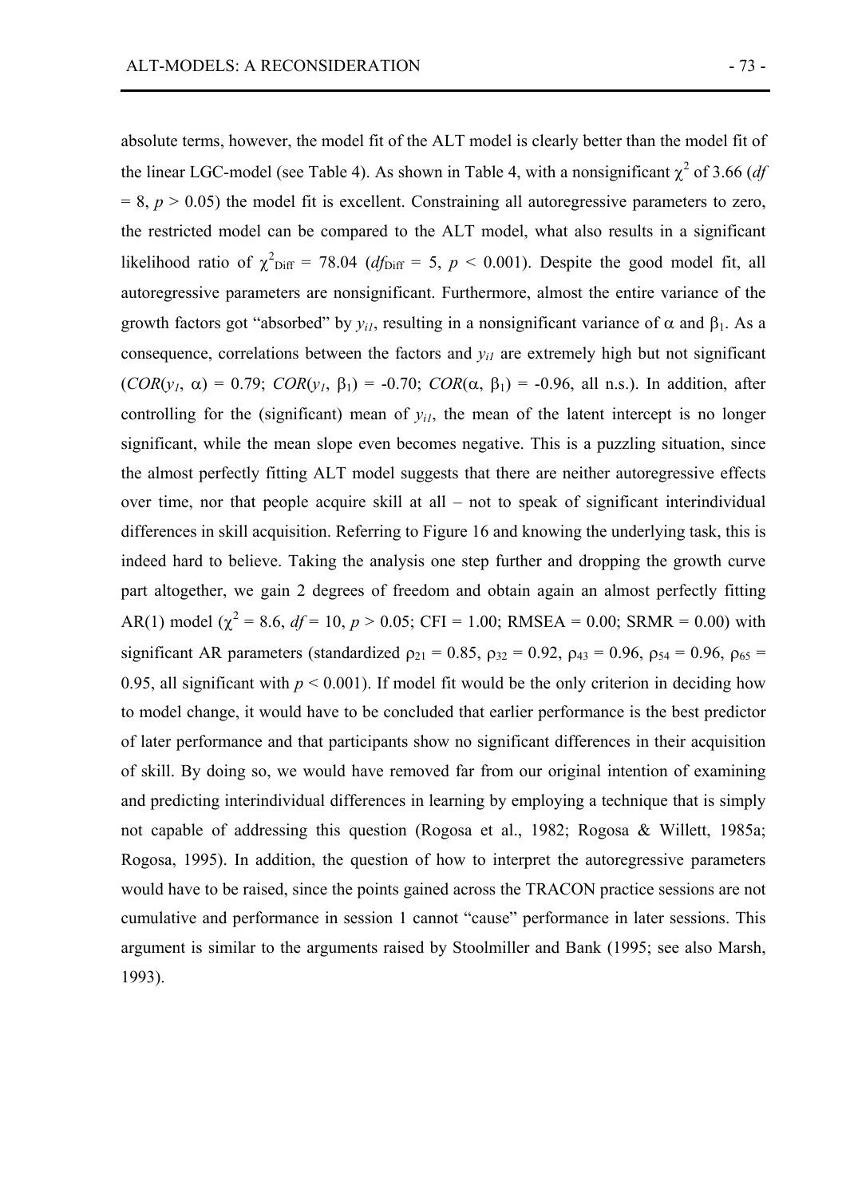absolute terms, however, the model fit of the ALT model is clearly better than the model fit of the linear LGC-model (see Table 4). As shown in Table 4, with a nonsignificant $\chi^2$ of 3.66 ($df = 8$, $p > 0.05$) the model fit is excellent. Constraining all autoregressive parameters to zero, the restricted model can be compared to the ALT model, what also results in a significant likelihood ratio of $\chi^2_{\text{Diff}} = 78.04$ ($df_{\text{Diff}} = 5$, $p < 0.001$). Despite the good model fit, all autoregressive parameters are nonsignificant. Furthermore, almost the entire variance of the growth factors got "absorbed" by $y_{i1}$, resulting in a nonsignificant variance of $\alpha$ and $\beta_1$. As a consequence, correlations between the factors and $y_{i1}$ are extremely high but not significant ($COR(y_1, \alpha) = 0.79$; $COR(y_1, \beta_1) = -0.70$; $COR(\alpha, \beta_1) = -0.96$, all n.s.). In addition, after controlling for the (significant) mean of $y_{i1}$, the mean of the latent intercept is no longer significant, while the mean slope even becomes negative. This is a puzzling situation, since the almost perfectly fitting ALT model suggests that there are neither autoregressive effects over time, nor that people acquire skill at all – not to speak of significant interindividual differences in skill acquisition. Referring to Figure 16 and knowing the underlying task, this is indeed hard to believe. Taking the analysis one step further and dropping the growth curve part altogether, we gain 2 degrees of freedom and obtain again an almost perfectly fitting AR(1) model ($\chi^2 = 8.6$, $df = 10$, $p > 0.05$; CFI = 1.00; RMSEA = 0.00; SRMR = 0.00) with significant AR parameters (standardized $\rho_{21} = 0.85$, $\rho_{32} = 0.92$, $\rho_{43} = 0.96$, $\rho_{54} = 0.96$, $\rho_{65} = 0.95$, all significant with $p < 0.001$). If model fit would be the only criterion in deciding how to model change, it would have to be concluded that earlier performance is the best predictor of later performance and that participants show no significant differences in their acquisition of skill. By doing so, we would have removed far from our original intention of examining and predicting interindividual differences in learning by employing a technique that is simply not capable of addressing this question (Rogosa et al., 1982; Rogosa & Willett, 1985a; Rogosa, 1995). In addition, the question of how to interpret the autoregressive parameters would have to be raised, since the points gained across the TRACON practice sessions are not cumulative and performance in session 1 cannot "cause" performance in later sessions. This argument is similar to the arguments raised by Stoolmiller and Bank (1995; see also Marsh, 1993).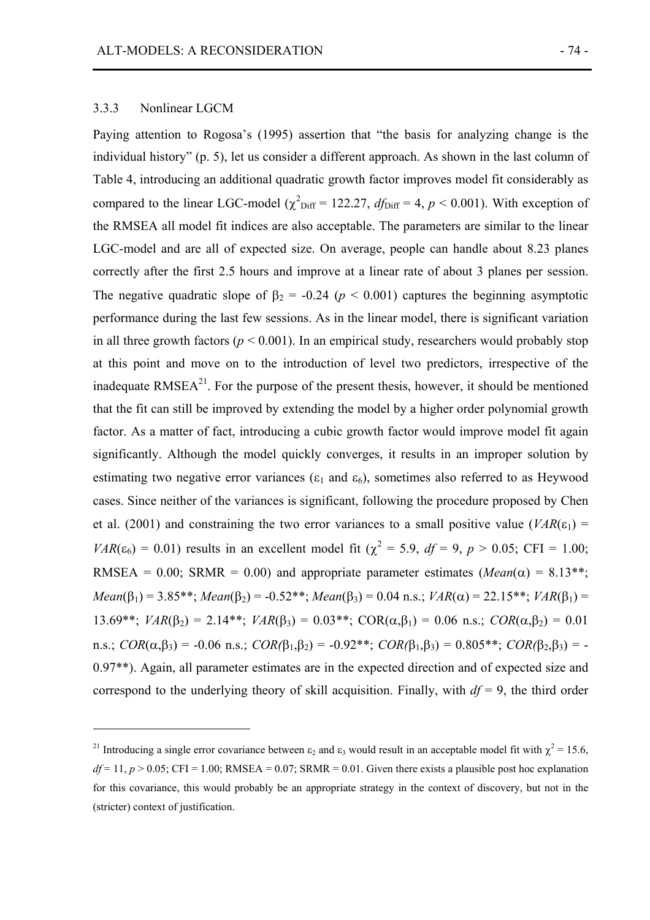### 3.3.3 Nonlinear LGCM

Paying attention to Rogosa's (1995) assertion that "the basis for analyzing change is the individual history" (p. 5), let us consider a different approach. As shown in the last column of Table 4, introducing an additional quadratic growth factor improves model fit considerably as compared to the linear LGC-model ($\chi^2_{Diff} = 122.27$, $df_{Diff} = 4$, $p < 0.001$). With exception of the RMSEA all model fit indices are also acceptable. The parameters are similar to the linear LGC-model and are all of expected size. On average, people can handle about 8.23 planes correctly after the first 2.5 hours and improve at a linear rate of about 3 planes per session. The negative quadratic slope of $\beta_2 = -0.24$ ($p < 0.001$) captures the beginning asymptotic performance during the last few sessions. As in the linear model, there is significant variation in all three growth factors ($p < 0.001$). In an empirical study, researchers would probably stop at this point and move on to the introduction of level two predictors, irrespective of the inadequate RMSEA[21]. For the purpose of the present thesis, however, it should be mentioned that the fit can still be improved by extending the model by a higher order polynomial growth factor. As a matter of fact, introducing a cubic growth factor would improve model fit again significantly. Although the model quickly converges, it results in an improper solution by estimating two negative error variances ($\varepsilon_1$ and $\varepsilon_6$), sometimes also referred to as Heywood cases. Since neither of the variances is significant, following the procedure proposed by Chen et al. (2001) and constraining the two error variances to a small positive value ($VAR(\varepsilon_1) = VAR(\varepsilon_6) = 0.01$) results in an excellent model fit ($\chi^2 = 5.9$, $df = 9$, $p > 0.05$; CFI = 1.00; RMSEA = 0.00; SRMR = 0.00) and appropriate parameter estimates ($Mean(\alpha) = 8.13$**; $Mean(\beta_1) = 3.85$**; $Mean(\beta_2) = -0.52$**; $Mean(\beta_3) = 0.04$ n.s.; $VAR(\alpha) = 22.15$**; $VAR(\beta_1) = 13.69$**; $VAR(\beta_2) = 2.14$**; $VAR(\beta_3) = 0.03$**; $COR(\alpha,\beta_1) = 0.06$ n.s.; $COR(\alpha,\beta_2) = 0.01$ n.s.; $COR(\alpha,\beta_3) = -0.06$ n.s.; $COR(\beta_1,\beta_2) = -0.92$**; $COR(\beta_1,\beta_3) = 0.805$**; $COR(\beta_2,\beta_3) = -0.97$**). Again, all parameter estimates are in the expected direction and of expected size and correspond to the underlying theory of skill acquisition. Finally, with $df = 9$, the third order

---

[21] Introducing a single error covariance between $\varepsilon_2$ and $\varepsilon_3$ would result in an acceptable model fit with $\chi^2 = 15.6$, $df = 11$, $p > 0.05$; CFI = 1.00; RMSEA = 0.07; SRMR = 0.01. Given there exists a plausible post hoc explanation for this covariance, this would probably be an appropriate strategy in the context of discovery, but not in the (stricter) context of justification.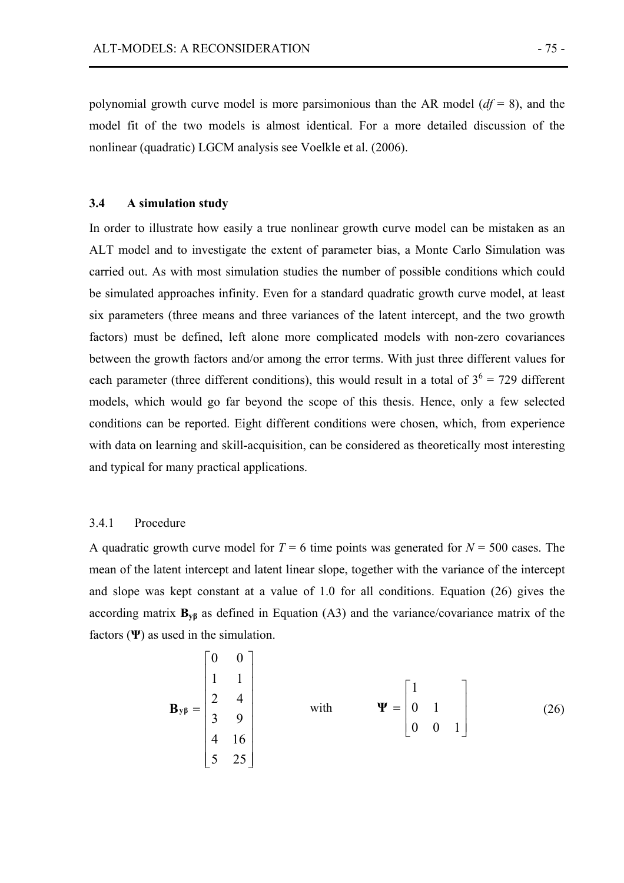polynomial growth curve model is more parsimonious than the AR model ($df = 8$), and the model fit of the two models is almost identical. For a more detailed discussion of the nonlinear (quadratic) LGCM analysis see Voelkle et al. (2006).

### 3.4 A simulation study

In order to illustrate how easily a true nonlinear growth curve model can be mistaken as an ALT model and to investigate the extent of parameter bias, a Monte Carlo Simulation was carried out. As with most simulation studies the number of possible conditions which could be simulated approaches infinity. Even for a standard quadratic growth curve model, at least six parameters (three means and three variances of the latent intercept, and the two growth factors) must be defined, left alone more complicated models with non-zero covariances between the growth factors and/or among the error terms. With just three different values for each parameter (three different conditions), this would result in a total of $3^6 = 729$ different models, which would go far beyond the scope of this thesis. Hence, only a few selected conditions can be reported. Eight different conditions were chosen, which, from experience with data on learning and skill-acquisition, can be considered as theoretically most interesting and typical for many practical applications.

#### 3.4.1 Procedure

A quadratic growth curve model for $T = 6$ time points was generated for $N = 500$ cases. The mean of the latent intercept and latent linear slope, together with the variance of the intercept and slope was kept constant at a value of 1.0 for all conditions. Equation (26) gives the according matrix $\mathbf{B_{y\beta}}$ as defined in Equation (A3) and the variance/covariance matrix of the factors ($\mathbf{\Psi}$) as used in the simulation.

$$\mathbf{B_{y\beta}} = \begin{bmatrix} 0 & 0 \\ 1 & 1 \\ 2 & 4 \\ 3 & 9 \\ 4 & 16 \\ 5 & 25 \end{bmatrix} \qquad \text{with} \qquad \mathbf{\Psi} = \begin{bmatrix} 1 & & \\ 0 & 1 & \\ 0 & 0 & 1 \end{bmatrix} \tag{26}$$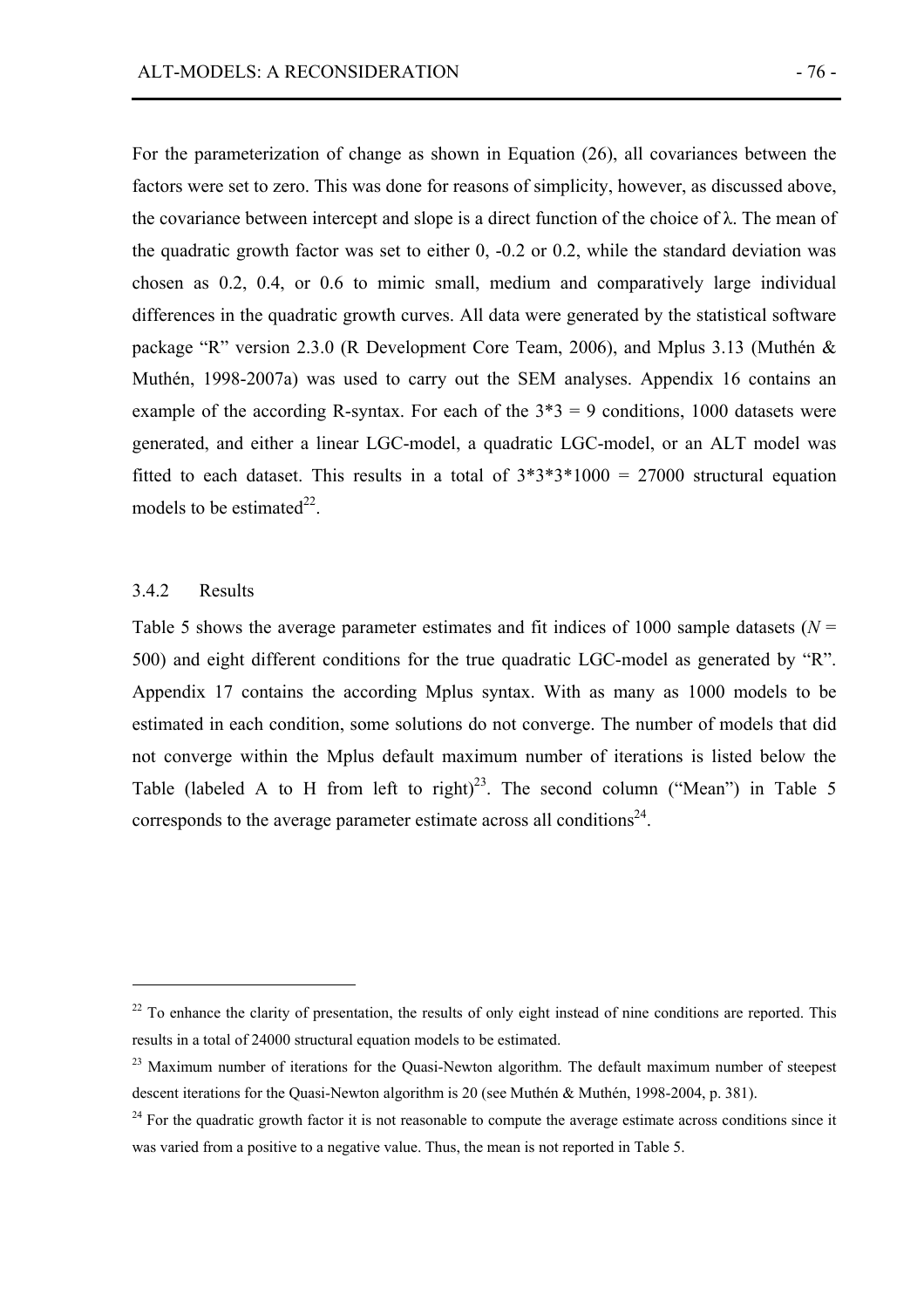For the parameterization of change as shown in Equation (26), all covariances between the factors were set to zero. This was done for reasons of simplicity, however, as discussed above, the covariance between intercept and slope is a direct function of the choice of $\lambda$. The mean of the quadratic growth factor was set to either 0, -0.2 or 0.2, while the standard deviation was chosen as 0.2, 0.4, or 0.6 to mimic small, medium and comparatively large individual differences in the quadratic growth curves. All data were generated by the statistical software package "R" version 2.3.0 (R Development Core Team, 2006), and Mplus 3.13 (Muthén & Muthén, 1998-2007a) was used to carry out the SEM analyses. Appendix 16 contains an example of the according R-syntax. For each of the 3*3 = 9 conditions, 1000 datasets were generated, and either a linear LGC-model, a quadratic LGC-model, or an ALT model was fitted to each dataset. This results in a total of 3*3*3*1000 = 27000 structural equation models to be estimated[22].

### 3.4.2 Results

Table 5 shows the average parameter estimates and fit indices of 1000 sample datasets (*N* = 500) and eight different conditions for the true quadratic LGC-model as generated by "R". Appendix 17 contains the according Mplus syntax. With as many as 1000 models to be estimated in each condition, some solutions do not converge. The number of models that did not converge within the Mplus default maximum number of iterations is listed below the Table (labeled A to H from left to right)[23]. The second column ("Mean") in Table 5 corresponds to the average parameter estimate across all conditions[24].

---

[22] To enhance the clarity of presentation, the results of only eight instead of nine conditions are reported. This results in a total of 24000 structural equation models to be estimated.

[23] Maximum number of iterations for the Quasi-Newton algorithm. The default maximum number of steepest descent iterations for the Quasi-Newton algorithm is 20 (see Muthén & Muthén, 1998-2004, p. 381).

[24] For the quadratic growth factor it is not reasonable to compute the average estimate across conditions since it was varied from a positive to a negative value. Thus, the mean is not reported in Table 5.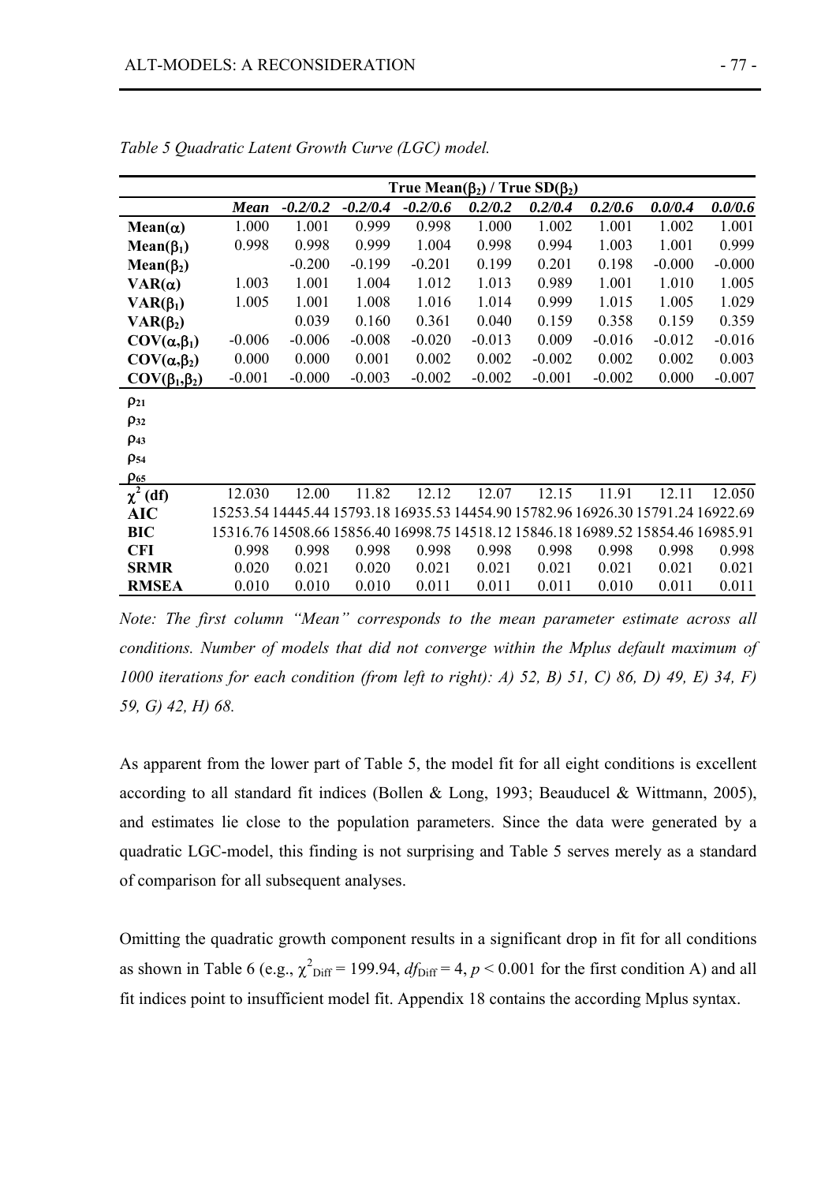*Table 5 Quadratic Latent Growth Curve (LGC) model.*

| | True Mean($\beta_2$) / True SD($\beta_2$) | | | | | | | | |
|---|---|---|---|---|---|---|---|---|---|
| | ***Mean*** | ***-0.2/0.2*** | ***-0.2/0.4*** | ***-0.2/0.6*** | ***0.2/0.2*** | ***0.2/0.4*** | ***0.2/0.6*** | ***0.0/0.4*** | ***0.0/0.6*** |
| **Mean($\alpha$)** | 1.000 | 1.001 | 0.999 | 0.998 | 1.000 | 1.002 | 1.001 | 1.002 | 1.001 |
| **Mean($\beta_1$)** | 0.998 | 0.998 | 0.999 | 1.004 | 0.998 | 0.994 | 1.003 | 1.001 | 0.999 |
| **Mean($\beta_2$)** | | -0.200 | -0.199 | -0.201 | 0.199 | 0.201 | 0.198 | -0.000 | -0.000 |
| **VAR($\alpha$)** | 1.003 | 1.001 | 1.004 | 1.012 | 1.013 | 0.989 | 1.001 | 1.010 | 1.005 |
| **VAR($\beta_1$)** | 1.005 | 1.001 | 1.008 | 1.016 | 1.014 | 0.999 | 1.015 | 1.005 | 1.029 |
| **VAR($\beta_2$)** | | 0.039 | 0.160 | 0.361 | 0.040 | 0.159 | 0.358 | 0.159 | 0.359 |
| **COV($\alpha$,$\beta_1$)** | -0.006 | -0.006 | -0.008 | -0.020 | -0.013 | 0.009 | -0.016 | -0.012 | -0.016 |
| **COV($\alpha$,$\beta_2$)** | 0.000 | 0.000 | 0.001 | 0.002 | 0.002 | -0.002 | 0.002 | 0.002 | 0.003 |
| **COV($\beta_1$,$\beta_2$)** | -0.001 | -0.000 | -0.003 | -0.002 | -0.002 | -0.001 | -0.002 | 0.000 | -0.007 |
| $\rho_{21}$ | | | | | | | | | |
| $\rho_{32}$ | | | | | | | | | |
| $\rho_{43}$ | | | | | | | | | |
| $\rho_{54}$ | | | | | | | | | |
| $\rho_{65}$ | | | | | | | | | |
| **$\chi^2$ (df)** | 12.030 | 12.00 | 11.82 | 12.12 | 12.07 | 12.15 | 11.91 | 12.11 | 12.050 |
| **AIC** | 15253.54 | 14445.44 | 15793.18 | 16935.53 | 14454.90 | 15782.96 | 16926.30 | 15791.24 | 16922.69 |
| **BIC** | 15316.76 | 14508.66 | 15856.40 | 16998.75 | 14518.12 | 15846.18 | 16989.52 | 15854.46 | 16985.91 |
| **CFI** | 0.998 | 0.998 | 0.998 | 0.998 | 0.998 | 0.998 | 0.998 | 0.998 | 0.998 |
| **SRMR** | 0.020 | 0.021 | 0.020 | 0.021 | 0.021 | 0.021 | 0.021 | 0.021 | 0.021 |
| **RMSEA** | 0.010 | 0.010 | 0.010 | 0.011 | 0.011 | 0.011 | 0.010 | 0.011 | 0.011 |

*Note: The first column "Mean" corresponds to the mean parameter estimate across all conditions. Number of models that did not converge within the Mplus default maximum of 1000 iterations for each condition (from left to right): A) 52, B) 51, C) 86, D) 49, E) 34, F) 59, G) 42, H) 68.*

As apparent from the lower part of Table 5, the model fit for all eight conditions is excellent according to all standard fit indices (Bollen & Long, 1993; Beauducel & Wittmann, 2005), and estimates lie close to the population parameters. Since the data were generated by a quadratic LGC-model, this finding is not surprising and Table 5 serves merely as a standard of comparison for all subsequent analyses.

Omitting the quadratic growth component results in a significant drop in fit for all conditions as shown in Table 6 (e.g., $\chi^2_{\text{Diff}} = 199.94$, $df_{\text{Diff}} = 4$, $p < 0.001$ for the first condition A) and all fit indices point to insufficient model fit. Appendix 18 contains the according Mplus syntax.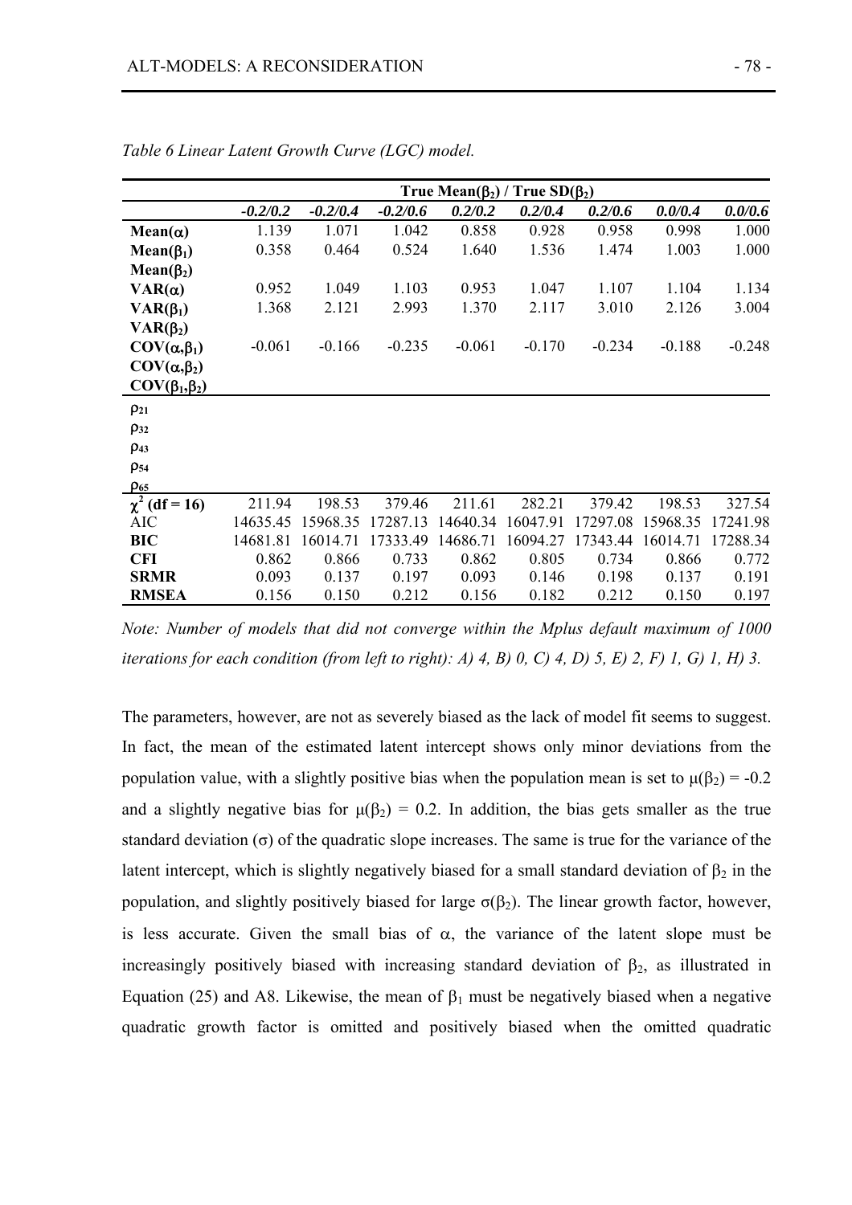*Table 6 Linear Latent Growth Curve (LGC) model.*

| | True Mean($\beta_2$) / True SD($\beta_2$) | | | | | | | |
|---|---|---|---|---|---|---|---|---|
| | ***-0.2/0.2*** | ***-0.2/0.4*** | ***-0.2/0.6*** | ***0.2/0.2*** | ***0.2/0.4*** | ***0.2/0.6*** | ***0.0/0.4*** | ***0.0/0.6*** |
| **Mean($\alpha$)** | 1.139 | 1.071 | 1.042 | 0.858 | 0.928 | 0.958 | 0.998 | 1.000 |
| **Mean($\beta_1$)** | 0.358 | 0.464 | 0.524 | 1.640 | 1.536 | 1.474 | 1.003 | 1.000 |
| **Mean($\beta_2$)** | | | | | | | | |
| **VAR($\alpha$)** | 0.952 | 1.049 | 1.103 | 0.953 | 1.047 | 1.107 | 1.104 | 1.134 |
| **VAR($\beta_1$)** | 1.368 | 2.121 | 2.993 | 1.370 | 2.117 | 3.010 | 2.126 | 3.004 |
| **VAR($\beta_2$)** | | | | | | | | |
| **COV($\alpha$,$\beta_1$)** | -0.061 | -0.166 | -0.235 | -0.061 | -0.170 | -0.234 | -0.188 | -0.248 |
| **COV($\alpha$,$\beta_2$)** | | | | | | | | |
| **COV($\beta_1$,$\beta_2$)** | | | | | | | | |
| $\rho_{21}$ | | | | | | | | |
| $\rho_{32}$ | | | | | | | | |
| $\rho_{43}$ | | | | | | | | |
| $\rho_{54}$ | | | | | | | | |
| $\rho_{65}$ | | | | | | | | |
| **$\chi^2$ (df = 16)** | 211.94 | 198.53 | 379.46 | 211.61 | 282.21 | 379.42 | 198.53 | 327.54 |
| AIC | 14635.45 | 15968.35 | 17287.13 | 14640.34 | 16047.91 | 17297.08 | 15968.35 | 17241.98 |
| **BIC** | 14681.81 | 16014.71 | 17333.49 | 14686.71 | 16094.27 | 17343.44 | 16014.71 | 17288.34 |
| **CFI** | 0.862 | 0.866 | 0.733 | 0.862 | 0.805 | 0.734 | 0.866 | 0.772 |
| **SRMR** | 0.093 | 0.137 | 0.197 | 0.093 | 0.146 | 0.198 | 0.137 | 0.191 |
| **RMSEA** | 0.156 | 0.150 | 0.212 | 0.156 | 0.182 | 0.212 | 0.150 | 0.197 |

*Note: Number of models that did not converge within the Mplus default maximum of 1000 iterations for each condition (from left to right): A) 4, B) 0, C) 4, D) 5, E) 2, F) 1, G) 1, H) 3.*

The parameters, however, are not as severely biased as the lack of model fit seems to suggest. In fact, the mean of the estimated latent intercept shows only minor deviations from the population value, with a slightly positive bias when the population mean is set to $\mu(\beta_2) = -0.2$ and a slightly negative bias for $\mu(\beta_2) = 0.2$. In addition, the bias gets smaller as the true standard deviation ($\sigma$) of the quadratic slope increases. The same is true for the variance of the latent intercept, which is slightly negatively biased for a small standard deviation of $\beta_2$ in the population, and slightly positively biased for large $\sigma(\beta_2)$. The linear growth factor, however, is less accurate. Given the small bias of $\alpha$, the variance of the latent slope must be increasingly positively biased with increasing standard deviation of $\beta_2$, as illustrated in Equation (25) and A8. Likewise, the mean of $\beta_1$ must be negatively biased when a negative quadratic growth factor is omitted and positively biased when the omitted quadratic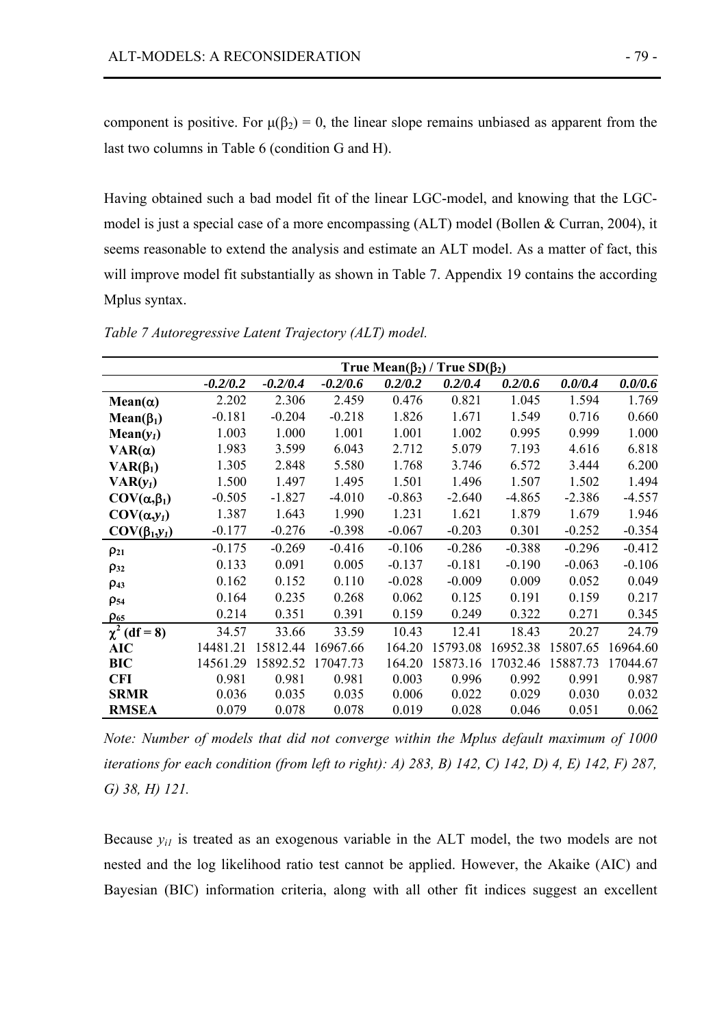component is positive. For $\mu(\beta_2) = 0$, the linear slope remains unbiased as apparent from the last two columns in Table 6 (condition G and H).

Having obtained such a bad model fit of the linear LGC-model, and knowing that the LGC-model is just a special case of a more encompassing (ALT) model (Bollen & Curran, 2004), it seems reasonable to extend the analysis and estimate an ALT model. As a matter of fact, this will improve model fit substantially as shown in Table 7. Appendix 19 contains the according Mplus syntax.

*Table 7 Autoregressive Latent Trajectory (ALT) model.*

| | True Mean($\beta_2$) / True SD($\beta_2$) | | | | | | | |
|---|---|---|---|---|---|---|---|---|
| | ***-0.2/0.2*** | ***-0.2/0.4*** | ***-0.2/0.6*** | ***0.2/0.2*** | ***0.2/0.4*** | ***0.2/0.6*** | ***0.0/0.4*** | ***0.0/0.6*** |
| **Mean($\alpha$)** | 2.202 | 2.306 | 2.459 | 0.476 | 0.821 | 1.045 | 1.594 | 1.769 |
| **Mean($\beta_1$)** | -0.181 | -0.204 | -0.218 | 1.826 | 1.671 | 1.549 | 0.716 | 0.660 |
| **Mean($y_1$)** | 1.003 | 1.000 | 1.001 | 1.001 | 1.002 | 0.995 | 0.999 | 1.000 |
| **VAR($\alpha$)** | 1.983 | 3.599 | 6.043 | 2.712 | 5.079 | 7.193 | 4.616 | 6.818 |
| **VAR($\beta_1$)** | 1.305 | 2.848 | 5.580 | 1.768 | 3.746 | 6.572 | 3.444 | 6.200 |
| **VAR($y_1$)** | 1.500 | 1.497 | 1.495 | 1.501 | 1.496 | 1.507 | 1.502 | 1.494 |
| **COV($\alpha$,$\beta_1$)** | -0.505 | -1.827 | -4.010 | -0.863 | -2.640 | -4.865 | -2.386 | -4.557 |
| **COV($\alpha$,$y_1$)** | 1.387 | 1.643 | 1.990 | 1.231 | 1.621 | 1.879 | 1.679 | 1.946 |
| **COV($\beta_1$,$y_1$)** | -0.177 | -0.276 | -0.398 | -0.067 | -0.203 | 0.301 | -0.252 | -0.354 |
| $\rho_{21}$ | -0.175 | -0.269 | -0.416 | -0.106 | -0.286 | -0.388 | -0.296 | -0.412 |
| $\rho_{32}$ | 0.133 | 0.091 | 0.005 | -0.137 | -0.181 | -0.190 | -0.063 | -0.106 |
| $\rho_{43}$ | 0.162 | 0.152 | 0.110 | -0.028 | -0.009 | 0.009 | 0.052 | 0.049 |
| $\rho_{54}$ | 0.164 | 0.235 | 0.268 | 0.062 | 0.125 | 0.191 | 0.159 | 0.217 |
| $\rho_{65}$ | 0.214 | 0.351 | 0.391 | 0.159 | 0.249 | 0.322 | 0.271 | 0.345 |
| **$\chi^2$ (df = 8)** | 34.57 | 33.66 | 33.59 | 10.43 | 12.41 | 18.43 | 20.27 | 24.79 |
| **AIC** | 14481.21 | 15812.44 | 16967.66 | 164.20 | 15793.08 | 16952.38 | 15807.65 | 16964.60 |
| **BIC** | 14561.29 | 15892.52 | 17047.73 | 164.20 | 15873.16 | 17032.46 | 15887.73 | 17044.67 |
| **CFI** | 0.981 | 0.981 | 0.981 | 0.003 | 0.996 | 0.992 | 0.991 | 0.987 |
| **SRMR** | 0.036 | 0.035 | 0.035 | 0.006 | 0.022 | 0.029 | 0.030 | 0.032 |
| **RMSEA** | 0.079 | 0.078 | 0.078 | 0.019 | 0.028 | 0.046 | 0.051 | 0.062 |

*Note: Number of models that did not converge within the Mplus default maximum of 1000 iterations for each condition (from left to right): A) 283, B) 142, C) 142, D) 4, E) 142, F) 287, G) 38, H) 121.*

Because $y_{i1}$ is treated as an exogenous variable in the ALT model, the two models are not nested and the log likelihood ratio test cannot be applied. However, the Akaike (AIC) and Bayesian (BIC) information criteria, along with all other fit indices suggest an excellent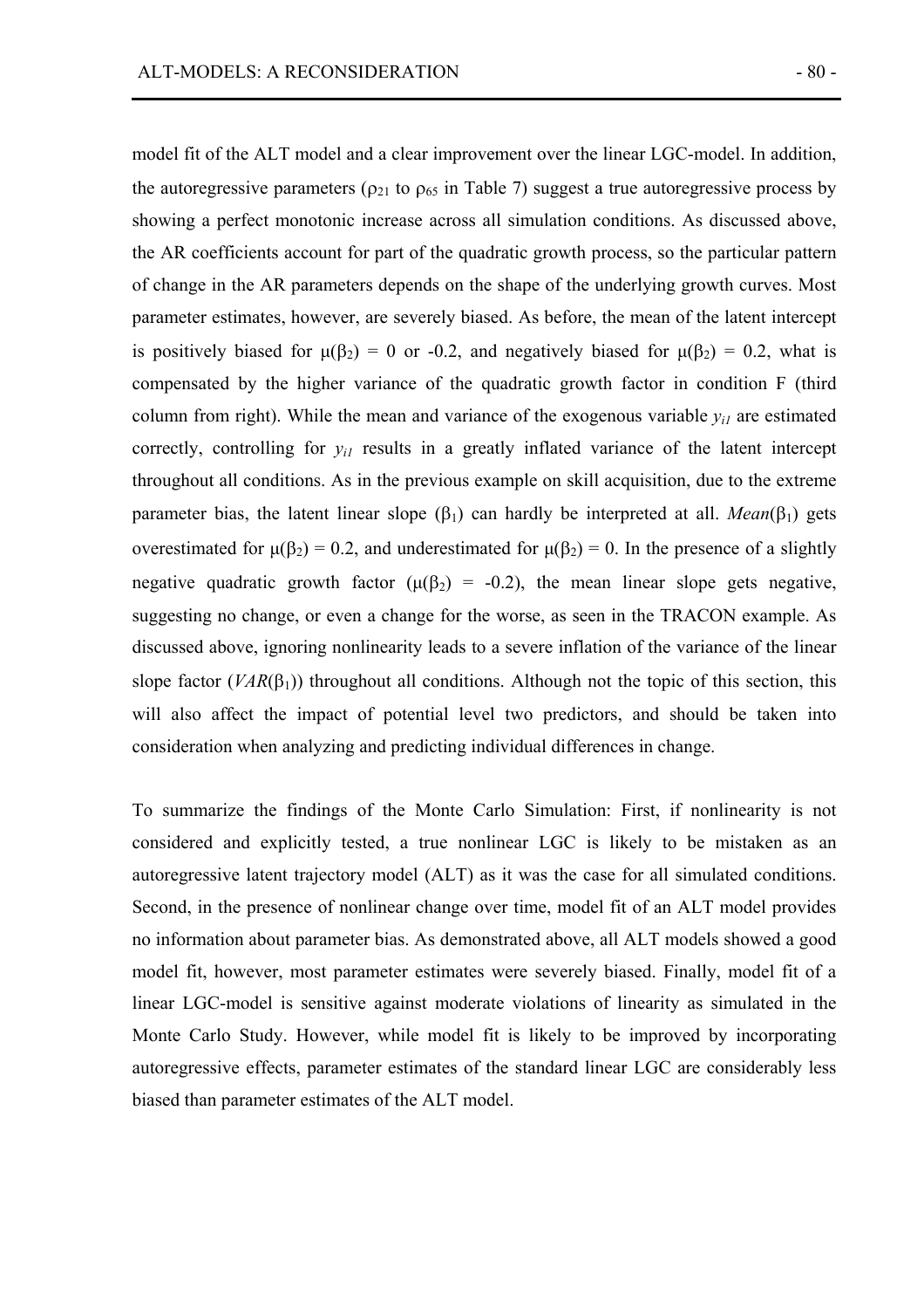model fit of the ALT model and a clear improvement over the linear LGC-model. In addition, the autoregressive parameters ($\rho_{21}$ to $\rho_{65}$ in Table 7) suggest a true autoregressive process by showing a perfect monotonic increase across all simulation conditions. As discussed above, the AR coefficients account for part of the quadratic growth process, so the particular pattern of change in the AR parameters depends on the shape of the underlying growth curves. Most parameter estimates, however, are severely biased. As before, the mean of the latent intercept is positively biased for $\mu(\beta_2)$ = 0 or -0.2, and negatively biased for $\mu(\beta_2)$ = 0.2, what is compensated by the higher variance of the quadratic growth factor in condition F (third column from right). While the mean and variance of the exogenous variable $y_{i1}$ are estimated correctly, controlling for $y_{i1}$ results in a greatly inflated variance of the latent intercept throughout all conditions. As in the previous example on skill acquisition, due to the extreme parameter bias, the latent linear slope ($\beta_1$) can hardly be interpreted at all. *Mean*($\beta_1$) gets overestimated for $\mu(\beta_2)$ = 0.2, and underestimated for $\mu(\beta_2)$ = 0. In the presence of a slightly negative quadratic growth factor ($\mu(\beta_2)$ = -0.2), the mean linear slope gets negative, suggesting no change, or even a change for the worse, as seen in the TRACON example. As discussed above, ignoring nonlinearity leads to a severe inflation of the variance of the linear slope factor (*VAR*($\beta_1$)) throughout all conditions. Although not the topic of this section, this will also affect the impact of potential level two predictors, and should be taken into consideration when analyzing and predicting individual differences in change.

To summarize the findings of the Monte Carlo Simulation: First, if nonlinearity is not considered and explicitly tested, a true nonlinear LGC is likely to be mistaken as an autoregressive latent trajectory model (ALT) as it was the case for all simulated conditions. Second, in the presence of nonlinear change over time, model fit of an ALT model provides no information about parameter bias. As demonstrated above, all ALT models showed a good model fit, however, most parameter estimates were severely biased. Finally, model fit of a linear LGC-model is sensitive against moderate violations of linearity as simulated in the Monte Carlo Study. However, while model fit is likely to be improved by incorporating autoregressive effects, parameter estimates of the standard linear LGC are considerably less biased than parameter estimates of the ALT model.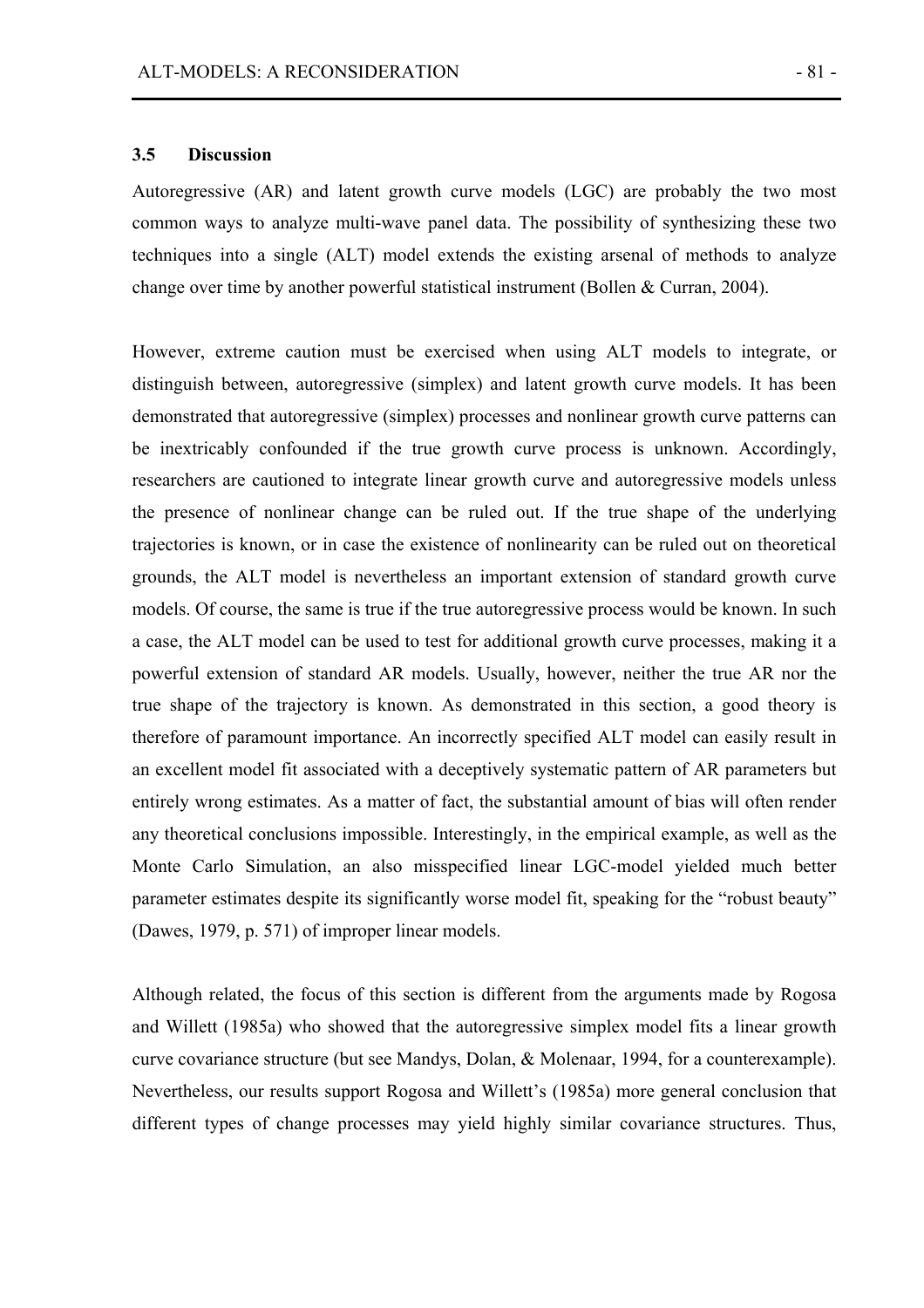### 3.5 Discussion

Autoregressive (AR) and latent growth curve models (LGC) are probably the two most common ways to analyze multi-wave panel data. The possibility of synthesizing these two techniques into a single (ALT) model extends the existing arsenal of methods to analyze change over time by another powerful statistical instrument (Bollen & Curran, 2004).

However, extreme caution must be exercised when using ALT models to integrate, or distinguish between, autoregressive (simplex) and latent growth curve models. It has been demonstrated that autoregressive (simplex) processes and nonlinear growth curve patterns can be inextricably confounded if the true growth curve process is unknown. Accordingly, researchers are cautioned to integrate linear growth curve and autoregressive models unless the presence of nonlinear change can be ruled out. If the true shape of the underlying trajectories is known, or in case the existence of nonlinearity can be ruled out on theoretical grounds, the ALT model is nevertheless an important extension of standard growth curve models. Of course, the same is true if the true autoregressive process would be known. In such a case, the ALT model can be used to test for additional growth curve processes, making it a powerful extension of standard AR models. Usually, however, neither the true AR nor the true shape of the trajectory is known. As demonstrated in this section, a good theory is therefore of paramount importance. An incorrectly specified ALT model can easily result in an excellent model fit associated with a deceptively systematic pattern of AR parameters but entirely wrong estimates. As a matter of fact, the substantial amount of bias will often render any theoretical conclusions impossible. Interestingly, in the empirical example, as well as the Monte Carlo Simulation, an also misspecified linear LGC-model yielded much better parameter estimates despite its significantly worse model fit, speaking for the "robust beauty" (Dawes, 1979, p. 571) of improper linear models.

Although related, the focus of this section is different from the arguments made by Rogosa and Willett (1985a) who showed that the autoregressive simplex model fits a linear growth curve covariance structure (but see Mandys, Dolan, & Molenaar, 1994, for a counterexample). Nevertheless, our results support Rogosa and Willett's (1985a) more general conclusion that different types of change processes may yield highly similar covariance structures. Thus,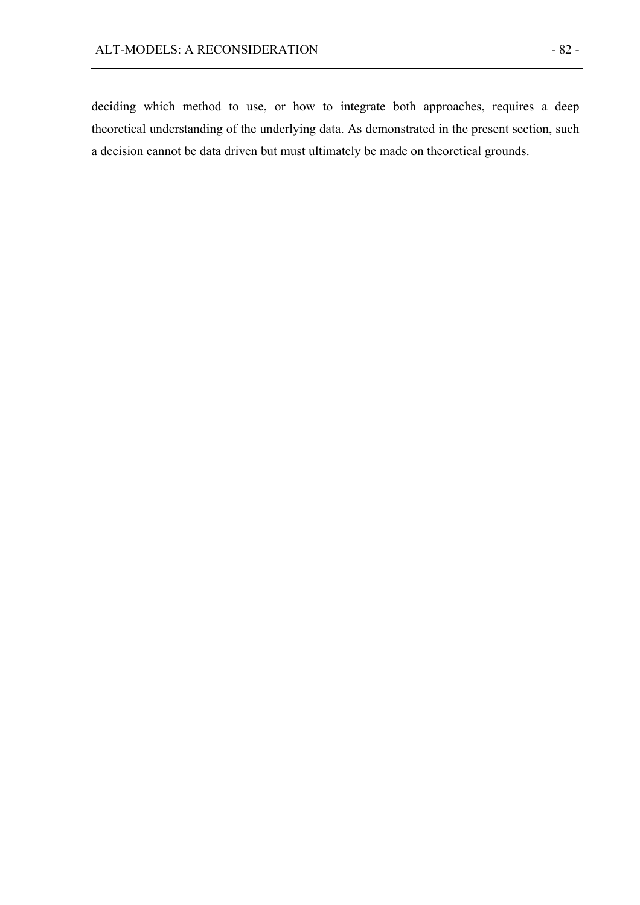deciding which method to use, or how to integrate both approaches, requires a deep theoretical understanding of the underlying data. As demonstrated in the present section, such a decision cannot be data driven but must ultimately be made on theoretical grounds.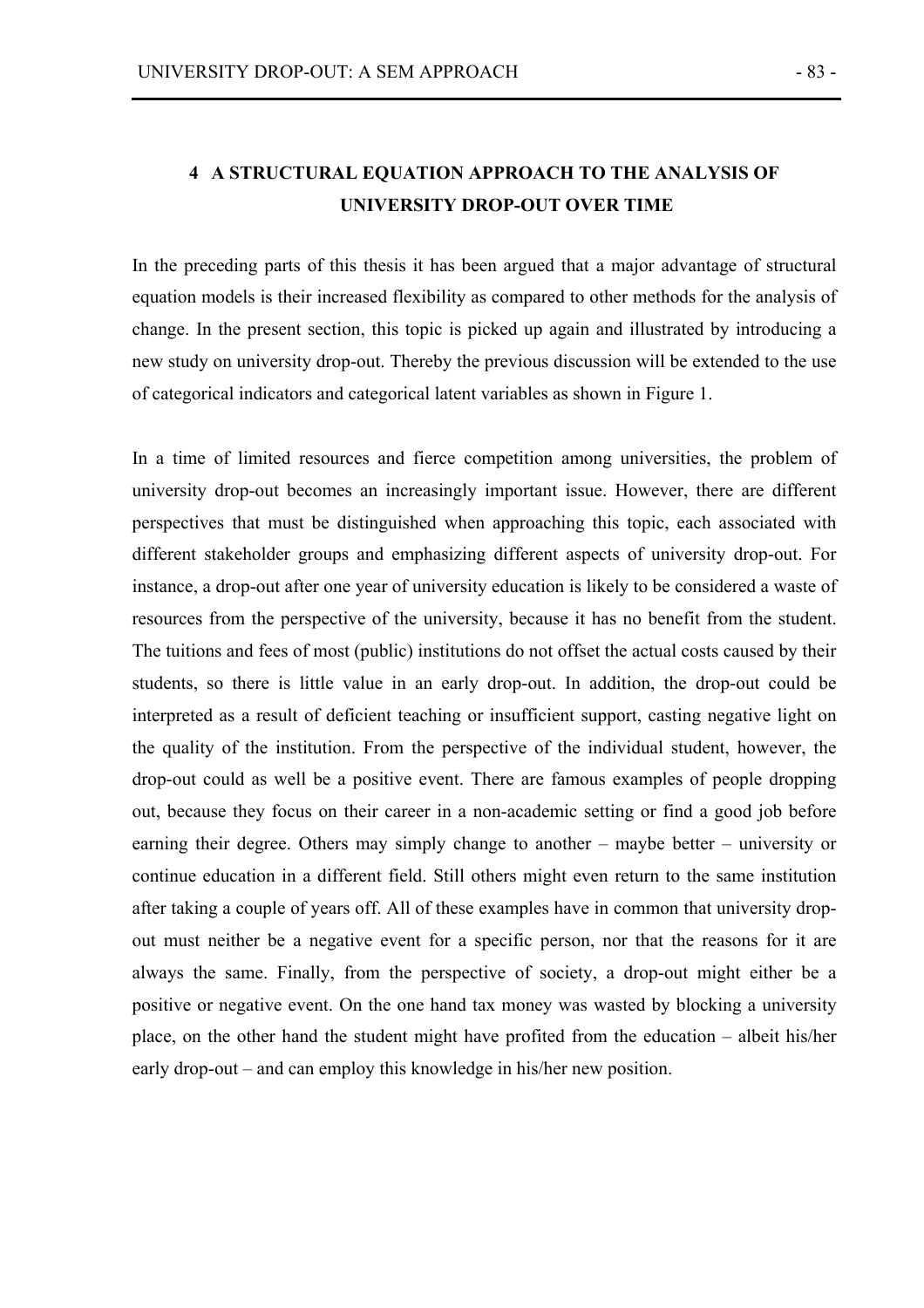# 4 A STRUCTURAL EQUATION APPROACH TO THE ANALYSIS OF UNIVERSITY DROP-OUT OVER TIME

In the preceding parts of this thesis it has been argued that a major advantage of structural equation models is their increased flexibility as compared to other methods for the analysis of change. In the present section, this topic is picked up again and illustrated by introducing a new study on university drop-out. Thereby the previous discussion will be extended to the use of categorical indicators and categorical latent variables as shown in Figure 1.

In a time of limited resources and fierce competition among universities, the problem of university drop-out becomes an increasingly important issue. However, there are different perspectives that must be distinguished when approaching this topic, each associated with different stakeholder groups and emphasizing different aspects of university drop-out. For instance, a drop-out after one year of university education is likely to be considered a waste of resources from the perspective of the university, because it has no benefit from the student. The tuitions and fees of most (public) institutions do not offset the actual costs caused by their students, so there is little value in an early drop-out. In addition, the drop-out could be interpreted as a result of deficient teaching or insufficient support, casting negative light on the quality of the institution. From the perspective of the individual student, however, the drop-out could as well be a positive event. There are famous examples of people dropping out, because they focus on their career in a non-academic setting or find a good job before earning their degree. Others may simply change to another – maybe better – university or continue education in a different field. Still others might even return to the same institution after taking a couple of years off. All of these examples have in common that university drop-out must neither be a negative event for a specific person, nor that the reasons for it are always the same. Finally, from the perspective of society, a drop-out might either be a positive or negative event. On the one hand tax money was wasted by blocking a university place, on the other hand the student might have profited from the education – albeit his/her early drop-out – and can employ this knowledge in his/her new position.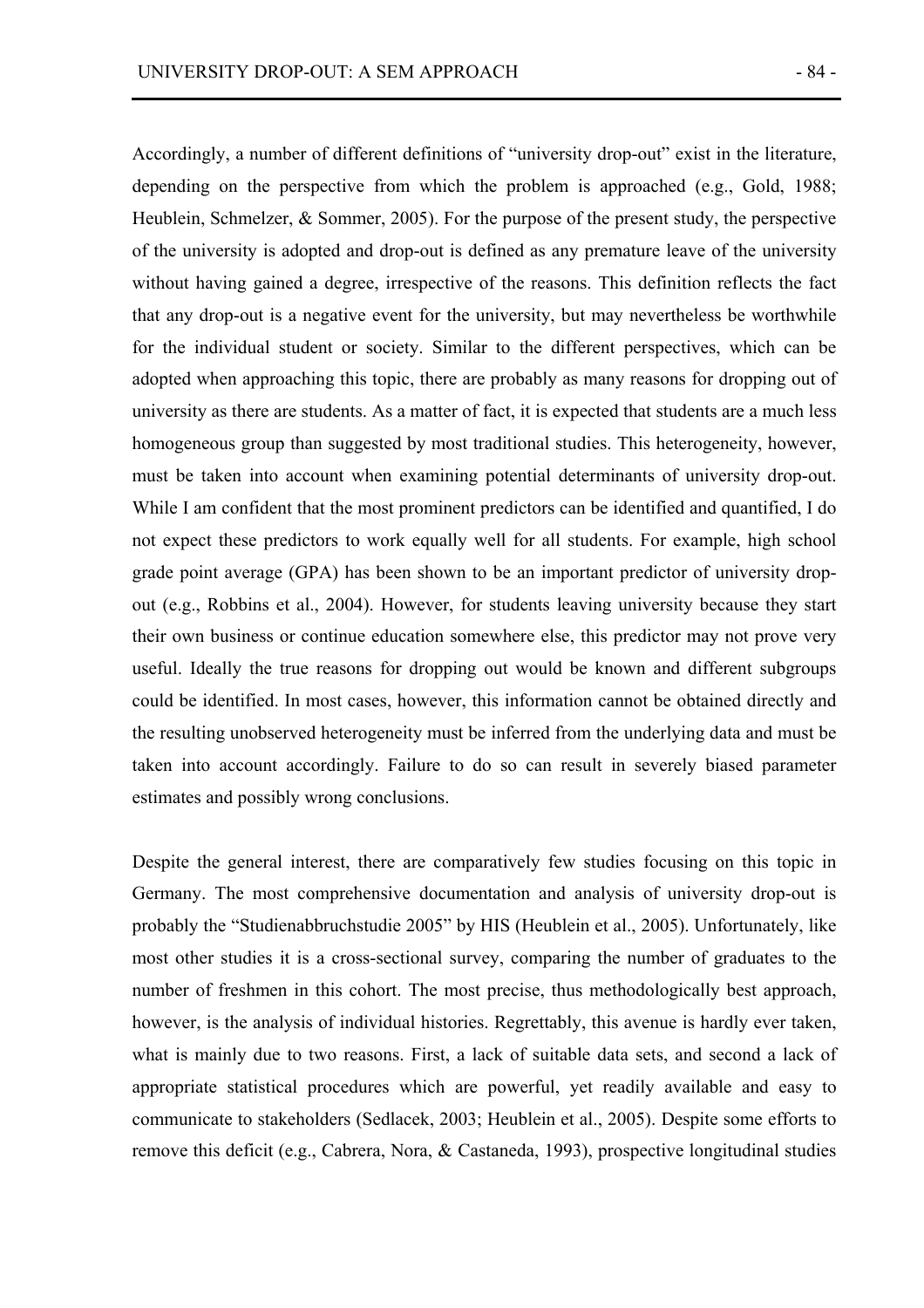Accordingly, a number of different definitions of "university drop-out" exist in the literature, depending on the perspective from which the problem is approached (e.g., Gold, 1988; Heublein, Schmelzer, & Sommer, 2005). For the purpose of the present study, the perspective of the university is adopted and drop-out is defined as any premature leave of the university without having gained a degree, irrespective of the reasons. This definition reflects the fact that any drop-out is a negative event for the university, but may nevertheless be worthwhile for the individual student or society. Similar to the different perspectives, which can be adopted when approaching this topic, there are probably as many reasons for dropping out of university as there are students. As a matter of fact, it is expected that students are a much less homogeneous group than suggested by most traditional studies. This heterogeneity, however, must be taken into account when examining potential determinants of university drop-out. While I am confident that the most prominent predictors can be identified and quantified, I do not expect these predictors to work equally well for all students. For example, high school grade point average (GPA) has been shown to be an important predictor of university drop-out (e.g., Robbins et al., 2004). However, for students leaving university because they start their own business or continue education somewhere else, this predictor may not prove very useful. Ideally the true reasons for dropping out would be known and different subgroups could be identified. In most cases, however, this information cannot be obtained directly and the resulting unobserved heterogeneity must be inferred from the underlying data and must be taken into account accordingly. Failure to do so can result in severely biased parameter estimates and possibly wrong conclusions.

Despite the general interest, there are comparatively few studies focusing on this topic in Germany. The most comprehensive documentation and analysis of university drop-out is probably the "Studienabbruchstudie 2005" by HIS (Heublein et al., 2005). Unfortunately, like most other studies it is a cross-sectional survey, comparing the number of graduates to the number of freshmen in this cohort. The most precise, thus methodologically best approach, however, is the analysis of individual histories. Regrettably, this avenue is hardly ever taken, what is mainly due to two reasons. First, a lack of suitable data sets, and second a lack of appropriate statistical procedures which are powerful, yet readily available and easy to communicate to stakeholders (Sedlacek, 2003; Heublein et al., 2005). Despite some efforts to remove this deficit (e.g., Cabrera, Nora, & Castaneda, 1993), prospective longitudinal studies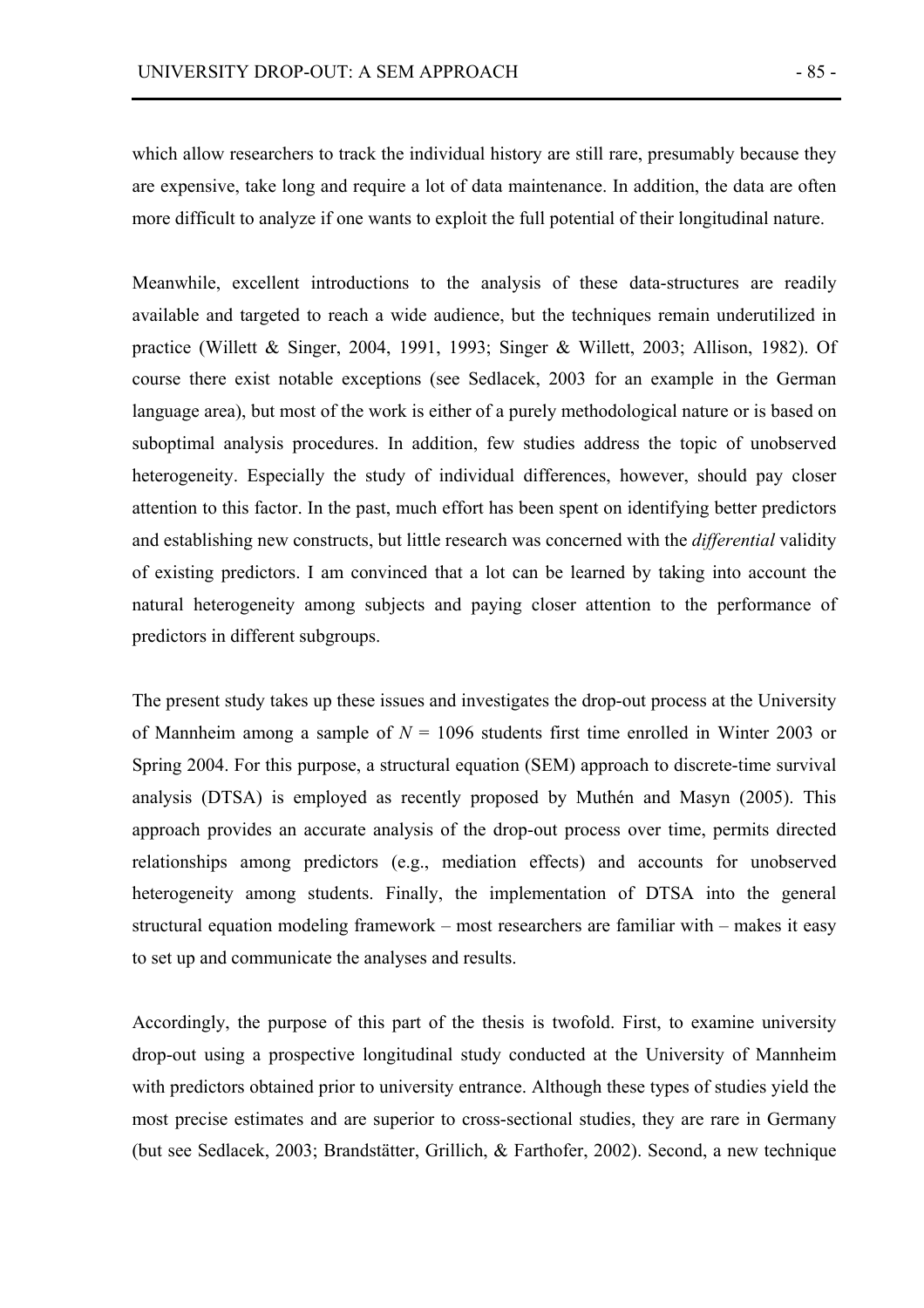which allow researchers to track the individual history are still rare, presumably because they are expensive, take long and require a lot of data maintenance. In addition, the data are often more difficult to analyze if one wants to exploit the full potential of their longitudinal nature.

Meanwhile, excellent introductions to the analysis of these data-structures are readily available and targeted to reach a wide audience, but the techniques remain underutilized in practice (Willett & Singer, 2004, 1991, 1993; Singer & Willett, 2003; Allison, 1982). Of course there exist notable exceptions (see Sedlacek, 2003 for an example in the German language area), but most of the work is either of a purely methodological nature or is based on suboptimal analysis procedures. In addition, few studies address the topic of unobserved heterogeneity. Especially the study of individual differences, however, should pay closer attention to this factor. In the past, much effort has been spent on identifying better predictors and establishing new constructs, but little research was concerned with the *differential* validity of existing predictors. I am convinced that a lot can be learned by taking into account the natural heterogeneity among subjects and paying closer attention to the performance of predictors in different subgroups.

The present study takes up these issues and investigates the drop-out process at the University of Mannheim among a sample of $N$ = 1096 students first time enrolled in Winter 2003 or Spring 2004. For this purpose, a structural equation (SEM) approach to discrete-time survival analysis (DTSA) is employed as recently proposed by Muthén and Masyn (2005). This approach provides an accurate analysis of the drop-out process over time, permits directed relationships among predictors (e.g., mediation effects) and accounts for unobserved heterogeneity among students. Finally, the implementation of DTSA into the general structural equation modeling framework – most researchers are familiar with – makes it easy to set up and communicate the analyses and results.

Accordingly, the purpose of this part of the thesis is twofold. First, to examine university drop-out using a prospective longitudinal study conducted at the University of Mannheim with predictors obtained prior to university entrance. Although these types of studies yield the most precise estimates and are superior to cross-sectional studies, they are rare in Germany (but see Sedlacek, 2003; Brandstätter, Grillich, & Farthofer, 2002). Second, a new technique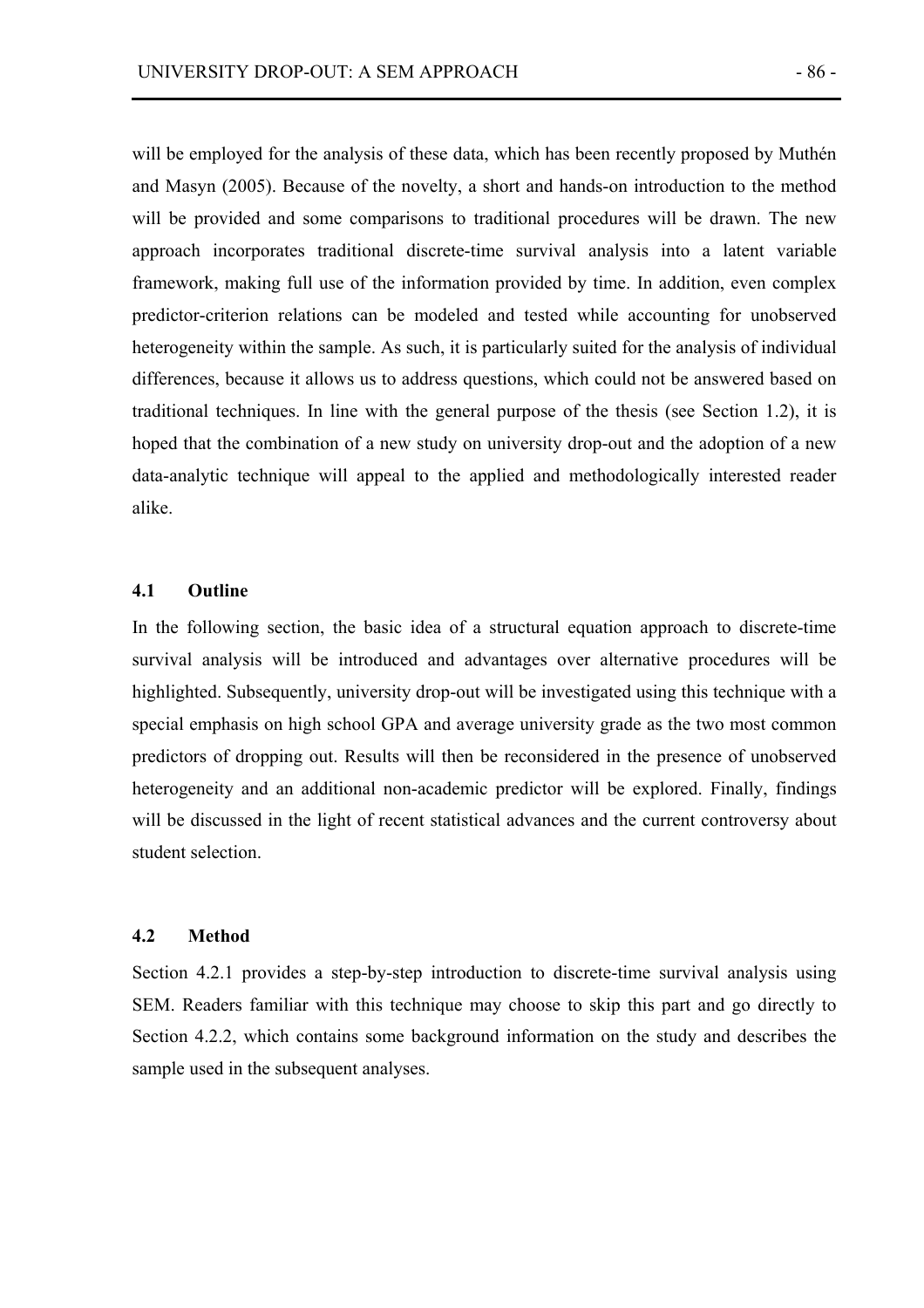will be employed for the analysis of these data, which has been recently proposed by Muthén and Masyn (2005). Because of the novelty, a short and hands-on introduction to the method will be provided and some comparisons to traditional procedures will be drawn. The new approach incorporates traditional discrete-time survival analysis into a latent variable framework, making full use of the information provided by time. In addition, even complex predictor-criterion relations can be modeled and tested while accounting for unobserved heterogeneity within the sample. As such, it is particularly suited for the analysis of individual differences, because it allows us to address questions, which could not be answered based on traditional techniques. In line with the general purpose of the thesis (see Section 1.2), it is hoped that the combination of a new study on university drop-out and the adoption of a new data-analytic technique will appeal to the applied and methodologically interested reader alike.

### 4.1 Outline

In the following section, the basic idea of a structural equation approach to discrete-time survival analysis will be introduced and advantages over alternative procedures will be highlighted. Subsequently, university drop-out will be investigated using this technique with a special emphasis on high school GPA and average university grade as the two most common predictors of dropping out. Results will then be reconsidered in the presence of unobserved heterogeneity and an additional non-academic predictor will be explored. Finally, findings will be discussed in the light of recent statistical advances and the current controversy about student selection.

### 4.2 Method

Section 4.2.1 provides a step-by-step introduction to discrete-time survival analysis using SEM. Readers familiar with this technique may choose to skip this part and go directly to Section 4.2.2, which contains some background information on the study and describes the sample used in the subsequent analyses.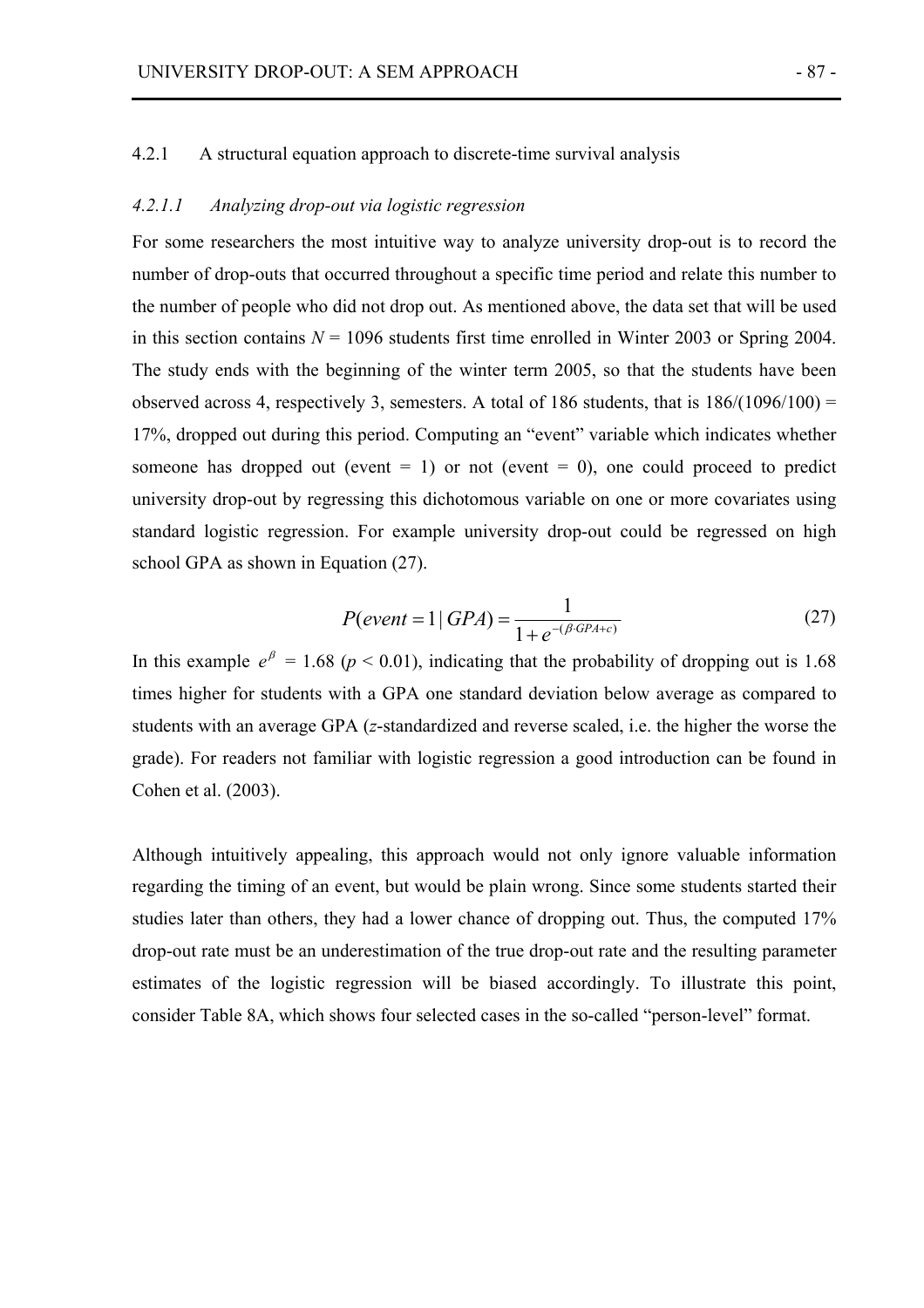### 4.2.1 A structural equation approach to discrete-time survival analysis

#### *4.2.1.1 Analyzing drop-out via logistic regression*

For some researchers the most intuitive way to analyze university drop-out is to record the number of drop-outs that occurred throughout a specific time period and relate this number to the number of people who did not drop out. As mentioned above, the data set that will be used in this section contains $N$ = 1096 students first time enrolled in Winter 2003 or Spring 2004. The study ends with the beginning of the winter term 2005, so that the students have been observed across 4, respectively 3, semesters. A total of 186 students, that is 186/(1096/100) = 17%, dropped out during this period. Computing an "event" variable which indicates whether someone has dropped out (event = 1) or not (event = 0), one could proceed to predict university drop-out by regressing this dichotomous variable on one or more covariates using standard logistic regression. For example university drop-out could be regressed on high school GPA as shown in Equation (27).

$$P(event = 1 \mid GPA) = \frac{1}{1 + e^{-(\beta \cdot GPA + c)}} \tag{27}$$

In this example $e^{\beta}$ = 1.68 ($p < 0.01$), indicating that the probability of dropping out is 1.68 times higher for students with a GPA one standard deviation below average as compared to students with an average GPA ($z$-standardized and reverse scaled, i.e. the higher the worse the grade). For readers not familiar with logistic regression a good introduction can be found in Cohen et al. (2003).

Although intuitively appealing, this approach would not only ignore valuable information regarding the timing of an event, but would be plain wrong. Since some students started their studies later than others, they had a lower chance of dropping out. Thus, the computed 17% drop-out rate must be an underestimation of the true drop-out rate and the resulting parameter estimates of the logistic regression will be biased accordingly. To illustrate this point, consider Table 8A, which shows four selected cases in the so-called "person-level" format.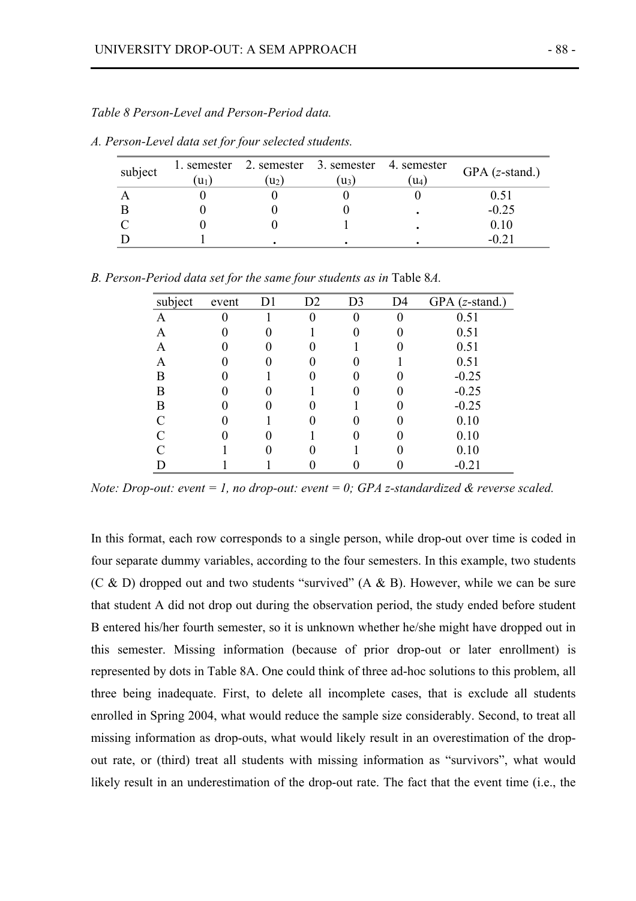*Table 8 Person-Level and Person-Period data.*

*A. Person-Level data set for four selected students.*

| subject | 1. semester ($u_1$) | 2. semester ($u_2$) | 3. semester ($u_3$) | 4. semester ($u_4$) | GPA (*z*-stand.) |
|---|---|---|---|---|---|
| A | 0 | 0 | 0 | 0 | 0.51 |
| B | 0 | 0 | 0 | . | -0.25 |
| C | 0 | 0 | 1 | . | 0.10 |
| D | 1 | . | . | . | -0.21 |

*B. Person-Period data set for the same four students as in* Table 8*A.*

| subject | event | D1 | D2 | D3 | D4 | GPA (*z*-stand.) |
|---|---|---|---|---|---|---|
| A | 0 | 1 | 0 | 0 | 0 | 0.51 |
| A | 0 | 0 | 1 | 0 | 0 | 0.51 |
| A | 0 | 0 | 0 | 1 | 0 | 0.51 |
| A | 0 | 0 | 0 | 0 | 1 | 0.51 |
| B | 0 | 1 | 0 | 0 | 0 | -0.25 |
| B | 0 | 0 | 1 | 0 | 0 | -0.25 |
| B | 0 | 0 | 0 | 1 | 0 | -0.25 |
| C | 0 | 1 | 0 | 0 | 0 | 0.10 |
| C | 0 | 0 | 1 | 0 | 0 | 0.10 |
| C | 1 | 0 | 0 | 1 | 0 | 0.10 |
| D | 1 | 1 | 0 | 0 | 0 | -0.21 |

*Note: Drop-out: event = 1, no drop-out: event = 0; GPA z-standardized & reverse scaled.*

In this format, each row corresponds to a single person, while drop-out over time is coded in four separate dummy variables, according to the four semesters. In this example, two students (C & D) dropped out and two students "survived" (A & B). However, while we can be sure that student A did not drop out during the observation period, the study ended before student B entered his/her fourth semester, so it is unknown whether he/she might have dropped out in this semester. Missing information (because of prior drop-out or later enrollment) is represented by dots in Table 8A. One could think of three ad-hoc solutions to this problem, all three being inadequate. First, to delete all incomplete cases, that is exclude all students enrolled in Spring 2004, what would reduce the sample size considerably. Second, to treat all missing information as drop-outs, what would likely result in an overestimation of the drop-out rate, or (third) treat all students with missing information as "survivors", what would likely result in an underestimation of the drop-out rate. The fact that the event time (i.e., the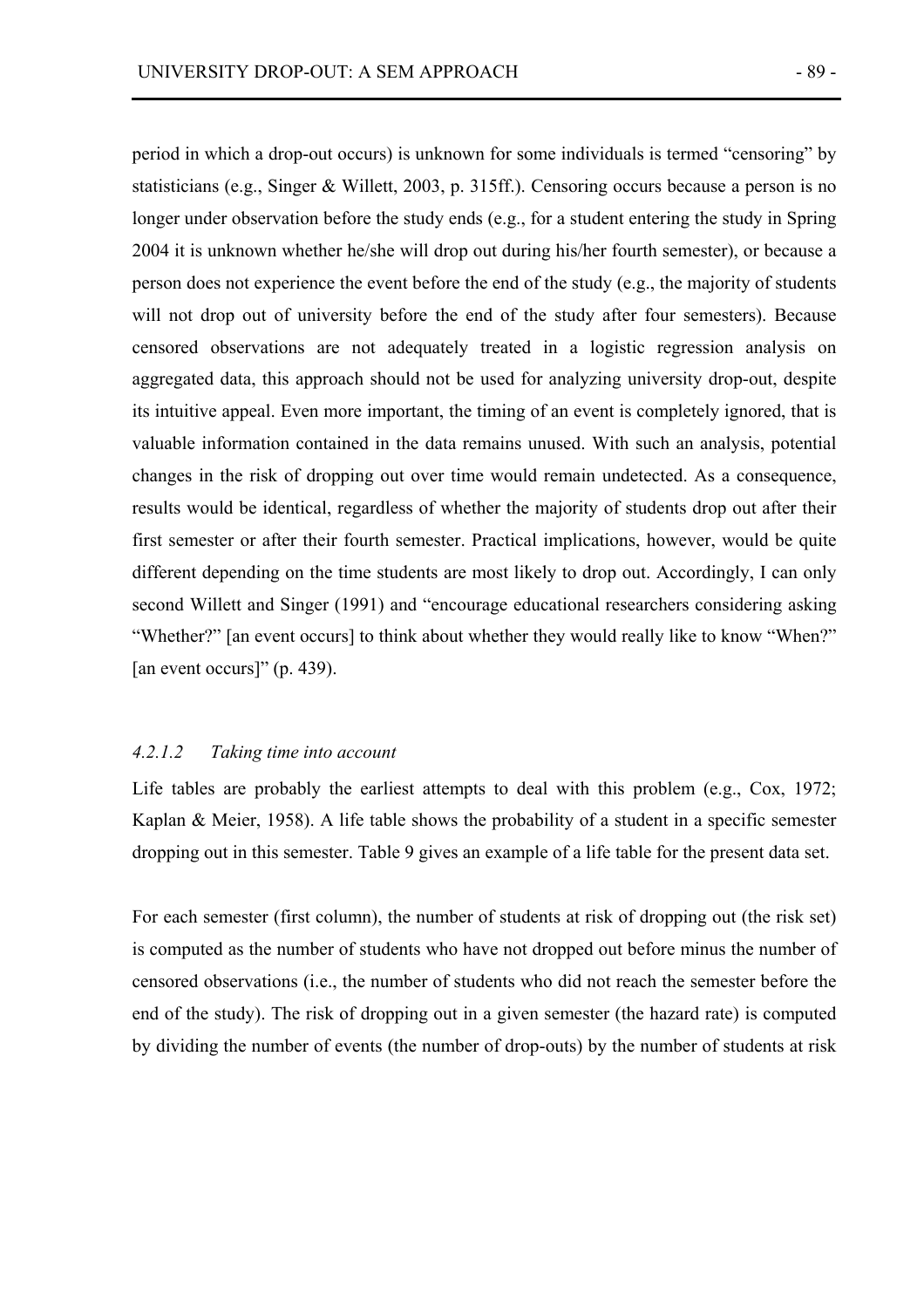period in which a drop-out occurs) is unknown for some individuals is termed "censoring" by statisticians (e.g., Singer & Willett, 2003, p. 315ff.). Censoring occurs because a person is no longer under observation before the study ends (e.g., for a student entering the study in Spring 2004 it is unknown whether he/she will drop out during his/her fourth semester), or because a person does not experience the event before the end of the study (e.g., the majority of students will not drop out of university before the end of the study after four semesters). Because censored observations are not adequately treated in a logistic regression analysis on aggregated data, this approach should not be used for analyzing university drop-out, despite its intuitive appeal. Even more important, the timing of an event is completely ignored, that is valuable information contained in the data remains unused. With such an analysis, potential changes in the risk of dropping out over time would remain undetected. As a consequence, results would be identical, regardless of whether the majority of students drop out after their first semester or after their fourth semester. Practical implications, however, would be quite different depending on the time students are most likely to drop out. Accordingly, I can only second Willett and Singer (1991) and "encourage educational researchers considering asking "Whether?" [an event occurs] to think about whether they would really like to know "When?" [an event occurs]" (p. 439).

#### *4.2.1.2 Taking time into account*

Life tables are probably the earliest attempts to deal with this problem (e.g., Cox, 1972; Kaplan & Meier, 1958). A life table shows the probability of a student in a specific semester dropping out in this semester. Table 9 gives an example of a life table for the present data set.

For each semester (first column), the number of students at risk of dropping out (the risk set) is computed as the number of students who have not dropped out before minus the number of censored observations (i.e., the number of students who did not reach the semester before the end of the study). The risk of dropping out in a given semester (the hazard rate) is computed by dividing the number of events (the number of drop-outs) by the number of students at risk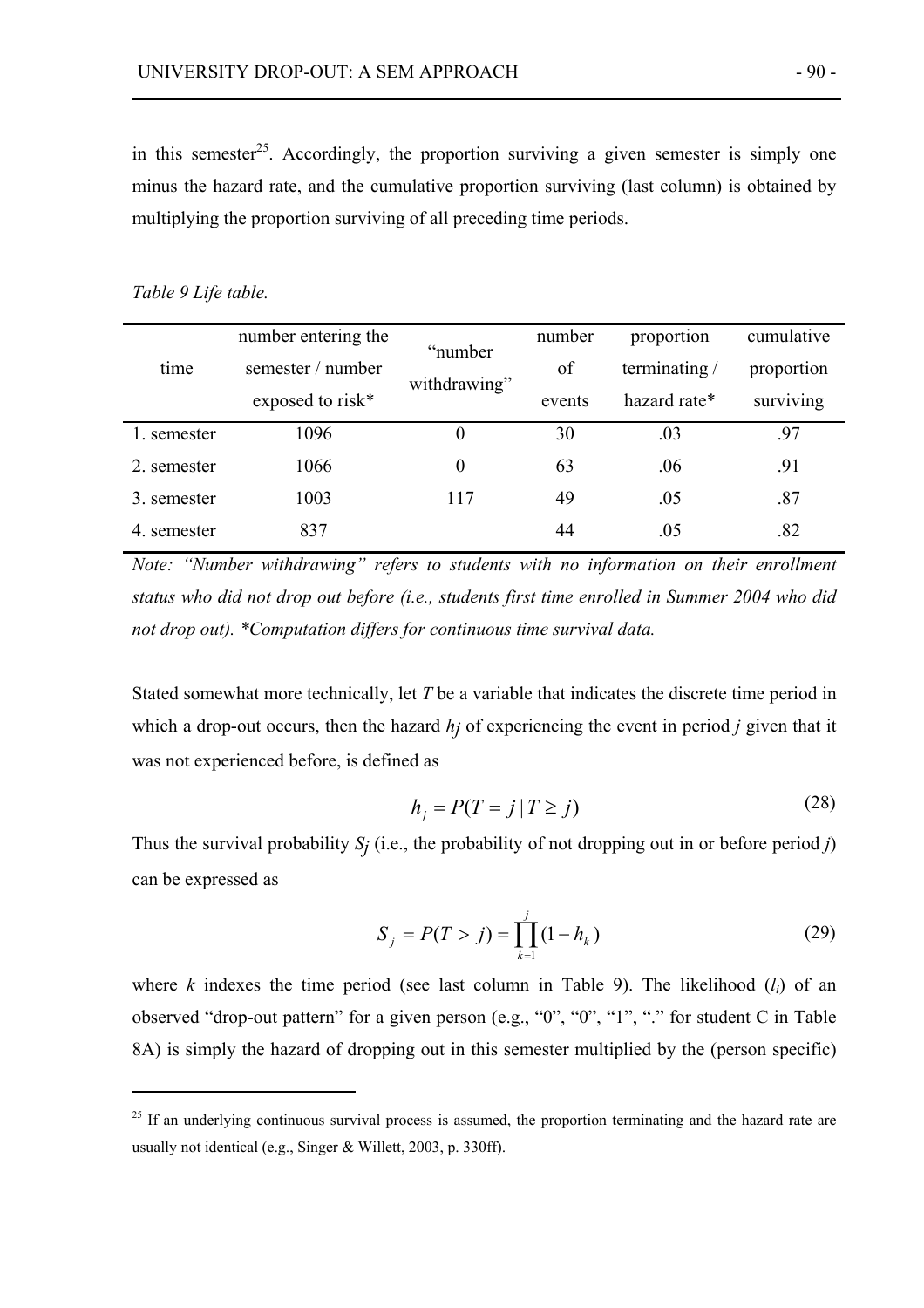in this semester[25]. Accordingly, the proportion surviving a given semester is simply one minus the hazard rate, and the cumulative proportion surviving (last column) is obtained by multiplying the proportion surviving of all preceding time periods.

*Table 9 Life table.*

| time | number entering the semester / number exposed to risk* | "number withdrawing" | number of events | proportion terminating / hazard rate* | cumulative proportion surviving |
|---|---|---|---|---|---|
| 1. semester | 1096 | 0 | 30 | .03 | .97 |
| 2. semester | 1066 | 0 | 63 | .06 | .91 |
| 3. semester | 1003 | 117 | 49 | .05 | .87 |
| 4. semester | 837 | | 44 | .05 | .82 |

*Note: "Number withdrawing" refers to students with no information on their enrollment status who did not drop out before (i.e., students first time enrolled in Summer 2004 who did not drop out). \*Computation differs for continuous time survival data.*

Stated somewhat more technically, let $T$ be a variable that indicates the discrete time period in which a drop-out occurs, then the hazard $h_j$ of experiencing the event in period $j$ given that it was not experienced before, is defined as

$$h_j = P(T = j \mid T \geq j) \tag{28}$$

Thus the survival probability $S_j$ (i.e., the probability of not dropping out in or before period $j$) can be expressed as

$$S_j = P(T > j) = \prod_{k=1}^{j} (1 - h_k) \tag{29}$$

where $k$ indexes the time period (see last column in Table 9). The likelihood ($l_i$) of an observed "drop-out pattern" for a given person (e.g., "0", "0", "1", "." for student C in Table 8A) is simply the hazard of dropping out in this semester multiplied by the (person specific)

---

[25] If an underlying continuous survival process is assumed, the proportion terminating and the hazard rate are usually not identical (e.g., Singer & Willett, 2003, p. 330ff).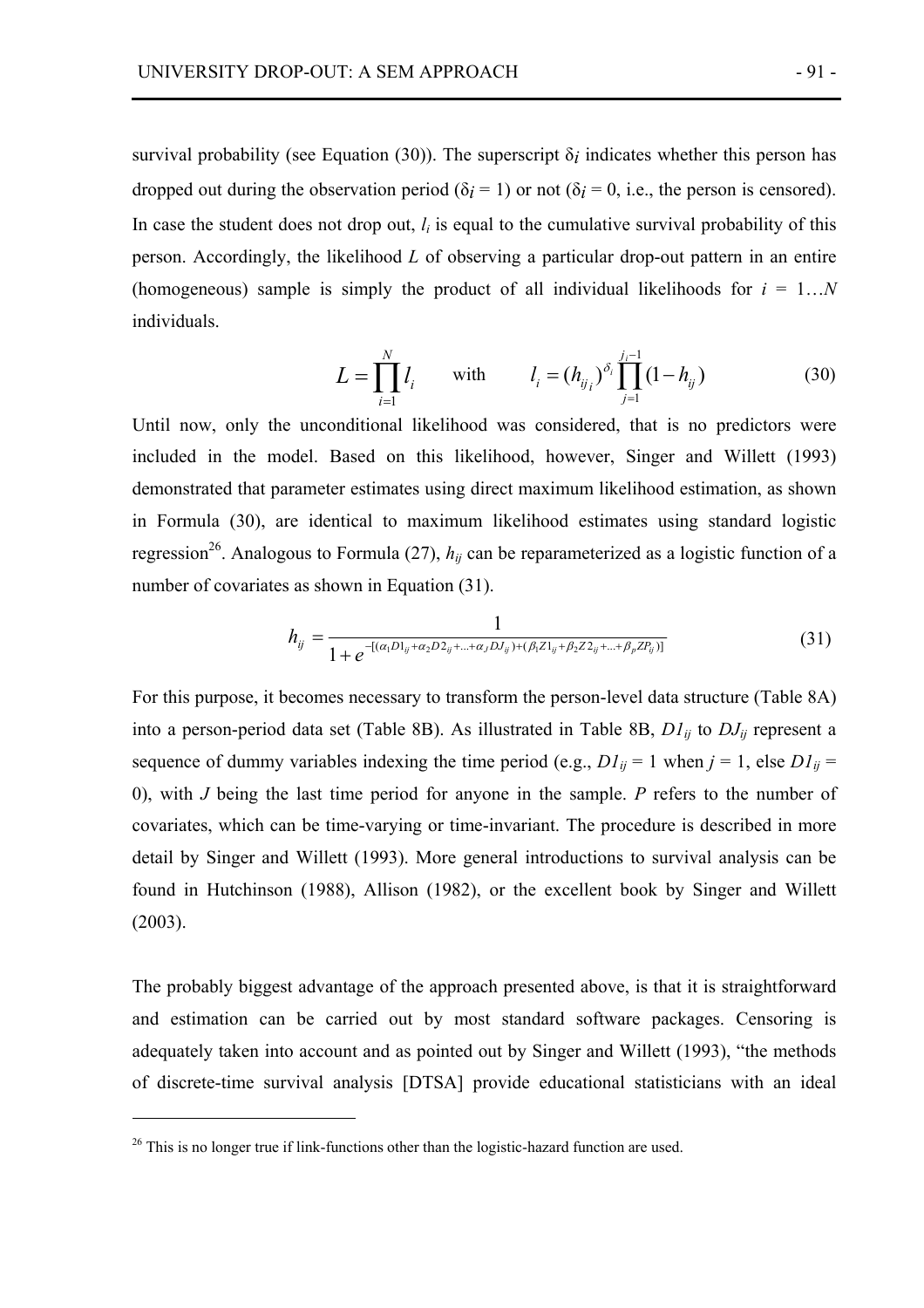survival probability (see Equation (30)). The superscript $\delta_i$ indicates whether this person has dropped out during the observation period ($\delta_i = 1$) or not ($\delta_i = 0$, i.e., the person is censored). In case the student does not drop out, $l_i$ is equal to the cumulative survival probability of this person. Accordingly, the likelihood $L$ of observing a particular drop-out pattern in an entire (homogeneous) sample is simply the product of all individual likelihoods for $i = 1 \ldots N$ individuals.

$$L = \prod_{i=1}^{N} l_i \qquad \text{with} \qquad l_i = (h_{ij_i})^{\delta_i} \prod_{j=1}^{j_i - 1} (1 - h_{ij}) \tag{30}$$

Until now, only the unconditional likelihood was considered, that is no predictors were included in the model. Based on this likelihood, however, Singer and Willett (1993) demonstrated that parameter estimates using direct maximum likelihood estimation, as shown in Formula (30), are identical to maximum likelihood estimates using standard logistic regression[26]. Analogous to Formula (27), $h_{ij}$ can be reparameterized as a logistic function of a number of covariates as shown in Equation (31).

$$h_{ij} = \frac{1}{1 + e^{-[(\alpha_1 D1_{ij} + \alpha_2 D2_{ij} + \ldots + \alpha_J DJ_{ij}) + (\beta_1 Z1_{ij} + \beta_2 Z2_{ij} + \ldots + \beta_p ZP_{ij})]}} \tag{31}$$

For this purpose, it becomes necessary to transform the person-level data structure (Table 8A) into a person-period data set (Table 8B). As illustrated in Table 8B, $D1_{ij}$ to $DJ_{ij}$ represent a sequence of dummy variables indexing the time period (e.g., $D1_{ij} = 1$ when $j = 1$, else $D1_{ij} = 0$), with $J$ being the last time period for anyone in the sample. $P$ refers to the number of covariates, which can be time-varying or time-invariant. The procedure is described in more detail by Singer and Willett (1993). More general introductions to survival analysis can be found in Hutchinson (1988), Allison (1982), or the excellent book by Singer and Willett (2003).

The probably biggest advantage of the approach presented above, is that it is straightforward and estimation can be carried out by most standard software packages. Censoring is adequately taken into account and as pointed out by Singer and Willett (1993), "the methods of discrete-time survival analysis [DTSA] provide educational statisticians with an ideal

[26] This is no longer true if link-functions other than the logistic-hazard function are used.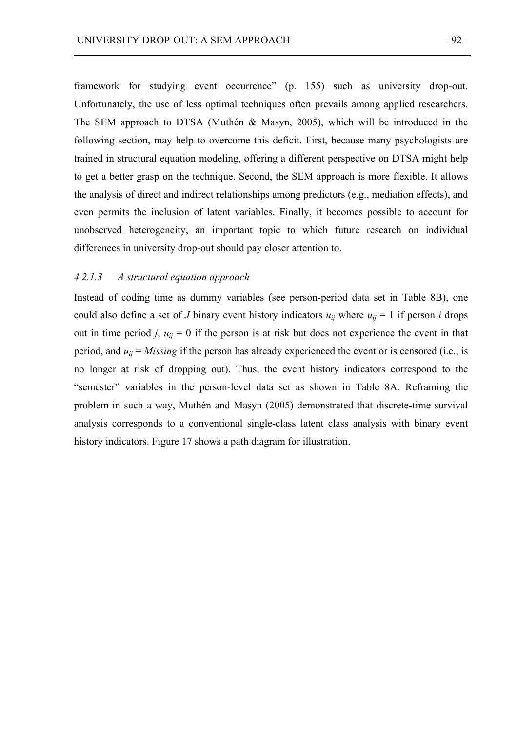framework for studying event occurrence" (p. 155) such as university drop-out. Unfortunately, the use of less optimal techniques often prevails among applied researchers. The SEM approach to DTSA (Muthén & Masyn, 2005), which will be introduced in the following section, may help to overcome this deficit. First, because many psychologists are trained in structural equation modeling, offering a different perspective on DTSA might help to get a better grasp on the technique. Second, the SEM approach is more flexible. It allows the analysis of direct and indirect relationships among predictors (e.g., mediation effects), and even permits the inclusion of latent variables. Finally, it becomes possible to account for unobserved heterogeneity, an important topic to which future research on individual differences in university drop-out should pay closer attention to.

#### *4.2.1.3 A structural equation approach*

Instead of coding time as dummy variables (see person-period data set in Table 8B), one could also define a set of $J$ binary event history indicators $u_{ij}$ where $u_{ij} = 1$ if person $i$ drops out in time period $j$, $u_{ij} = 0$ if the person is at risk but does not experience the event in that period, and $u_{ij} = Missing$ if the person has already experienced the event or is censored (i.e., is no longer at risk of dropping out). Thus, the event history indicators correspond to the "semester" variables in the person-level data set as shown in Table 8A. Reframing the problem in such a way, Muthén and Masyn (2005) demonstrated that discrete-time survival analysis corresponds to a conventional single-class latent class analysis with binary event history indicators. Figure 17 shows a path diagram for illustration.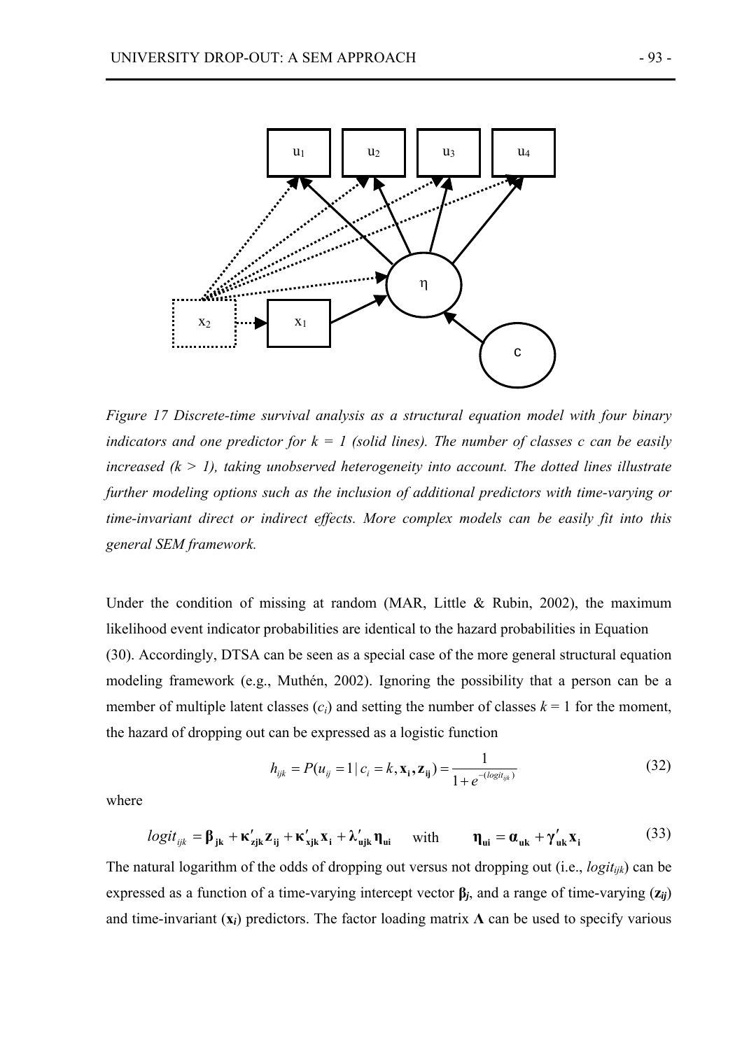*Figure 17 Discrete-time survival analysis as a structural equation model with four binary indicators and one predictor for k = 1 (solid lines). The number of classes c can be easily increased (k > 1), taking unobserved heterogeneity into account. The dotted lines illustrate further modeling options such as the inclusion of additional predictors with time-varying or time-invariant direct or indirect effects. More complex models can be easily fit into this general SEM framework.*

Under the condition of missing at random (MAR, Little & Rubin, 2002), the maximum likelihood event indicator probabilities are identical to the hazard probabilities in Equation (30). Accordingly, DTSA can be seen as a special case of the more general structural equation modeling framework (e.g., Muthén, 2002). Ignoring the possibility that a person can be a member of multiple latent classes ($c_i$) and setting the number of classes $k = 1$ for the moment, the hazard of dropping out can be expressed as a logistic function

$$h_{ijk} = P(u_{ij} = 1 \mid c_i = k, \mathbf{x_i}, \mathbf{z_{ij}}) = \frac{1}{1 + e^{-(logit_{ijk})}} \tag{32}$$

where

$$logit_{ijk} = \boldsymbol{\beta}_{\mathbf{jk}} + \boldsymbol{\kappa}'_{\mathbf{zjk}}\mathbf{z_{ij}} + \boldsymbol{\kappa}'_{\mathbf{xjk}}\mathbf{x_i} + \boldsymbol{\lambda}'_{\mathbf{ujk}}\boldsymbol{\eta}_{\mathbf{ui}} \quad \text{with} \quad \boldsymbol{\eta}_{\mathbf{ui}} = \boldsymbol{\alpha}_{\mathbf{uk}} + \boldsymbol{\gamma}'_{\mathbf{uk}}\mathbf{x_i} \tag{33}$$

The natural logarithm of the odds of dropping out versus not dropping out (i.e., $logit_{ijk}$) can be expressed as a function of a time-varying intercept vector $\boldsymbol{\beta}_j$, and a range of time-varying ($\mathbf{z}_{ij}$) and time-invariant ($\mathbf{x}_i$) predictors. The factor loading matrix $\boldsymbol{\Lambda}$ can be used to specify various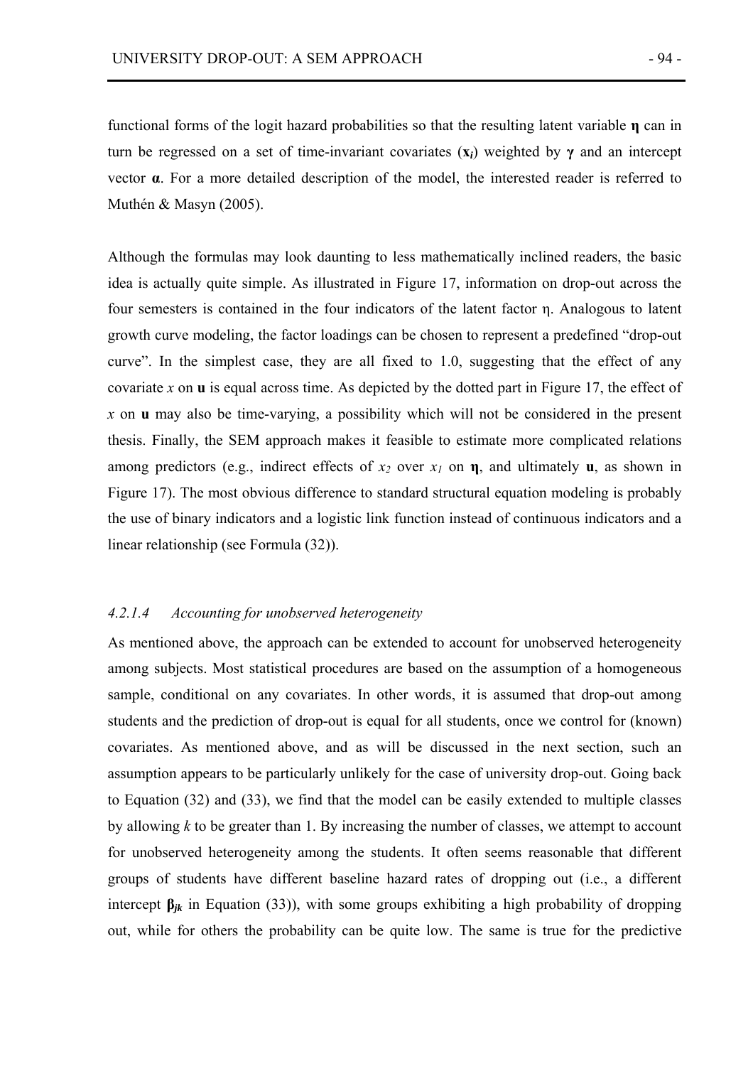functional forms of the logit hazard probabilities so that the resulting latent variable $\boldsymbol{\eta}$ can in turn be regressed on a set of time-invariant covariates ($\mathbf{x}_i$) weighted by $\boldsymbol{\gamma}$ and an intercept vector $\boldsymbol{\alpha}$. For a more detailed description of the model, the interested reader is referred to Muthén & Masyn (2005).

Although the formulas may look daunting to less mathematically inclined readers, the basic idea is actually quite simple. As illustrated in Figure 17, information on drop-out across the four semesters is contained in the four indicators of the latent factor $\eta$. Analogous to latent growth curve modeling, the factor loadings can be chosen to represent a predefined "drop-out curve". In the simplest case, they are all fixed to 1.0, suggesting that the effect of any covariate $x$ on $\mathbf{u}$ is equal across time. As depicted by the dotted part in Figure 17, the effect of $x$ on $\mathbf{u}$ may also be time-varying, a possibility which will not be considered in the present thesis. Finally, the SEM approach makes it feasible to estimate more complicated relations among predictors (e.g., indirect effects of $x_2$ over $x_1$ on $\boldsymbol{\eta}$, and ultimately $\mathbf{u}$, as shown in Figure 17). The most obvious difference to standard structural equation modeling is probably the use of binary indicators and a logistic link function instead of continuous indicators and a linear relationship (see Formula (32)).

### *4.2.1.4 Accounting for unobserved heterogeneity*

As mentioned above, the approach can be extended to account for unobserved heterogeneity among subjects. Most statistical procedures are based on the assumption of a homogeneous sample, conditional on any covariates. In other words, it is assumed that drop-out among students and the prediction of drop-out is equal for all students, once we control for (known) covariates. As mentioned above, and as will be discussed in the next section, such an assumption appears to be particularly unlikely for the case of university drop-out. Going back to Equation (32) and (33), we find that the model can be easily extended to multiple classes by allowing $k$ to be greater than 1. By increasing the number of classes, we attempt to account for unobserved heterogeneity among the students. It often seems reasonable that different groups of students have different baseline hazard rates of dropping out (i.e., a different intercept $\boldsymbol{\beta}_{jk}$ in Equation (33)), with some groups exhibiting a high probability of dropping out, while for others the probability can be quite low. The same is true for the predictive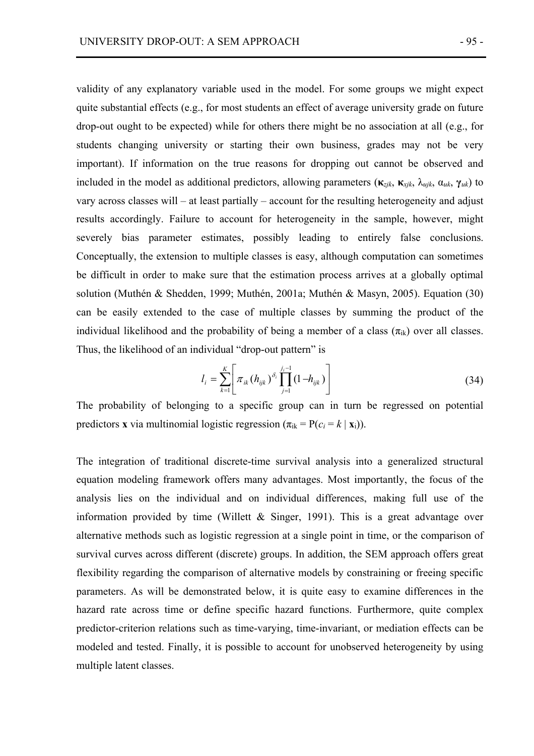validity of any explanatory variable used in the model. For some groups we might expect quite substantial effects (e.g., for most students an effect of average university grade on future drop-out ought to be expected) while for others there might be no association at all (e.g., for students changing university or starting their own business, grades may not be very important). If information on the true reasons for dropping out cannot be observed and included in the model as additional predictors, allowing parameters ($\boldsymbol{\kappa}_{zjk}$, $\boldsymbol{\kappa}_{xjk}$, $\lambda_{ujk}$, $\alpha_{uk}$, $\boldsymbol{\gamma}_{uk}$) to vary across classes will – at least partially – account for the resulting heterogeneity and adjust results accordingly. Failure to account for heterogeneity in the sample, however, might severely bias parameter estimates, possibly leading to entirely false conclusions. Conceptually, the extension to multiple classes is easy, although computation can sometimes be difficult in order to make sure that the estimation process arrives at a globally optimal solution (Muthén & Shedden, 1999; Muthén, 2001a; Muthén & Masyn, 2005). Equation (30) can be easily extended to the case of multiple classes by summing the product of the individual likelihood and the probability of being a member of a class ($\pi_{ik}$) over all classes. Thus, the likelihood of an individual "drop-out pattern" is

$$l_i = \sum_{k=1}^{K} \left[ \pi_{ik} (h_{ijk})^{\delta_i} \prod_{j=1}^{j_i - 1} (1 - h_{ijk}) \right] \tag{34}$$

The probability of belonging to a specific group can in turn be regressed on potential predictors $\mathbf{x}$ via multinomial logistic regression ($\pi_{ik} = P(c_i = k \mid \mathbf{x}_i)$).

The integration of traditional discrete-time survival analysis into a generalized structural equation modeling framework offers many advantages. Most importantly, the focus of the analysis lies on the individual and on individual differences, making full use of the information provided by time (Willett & Singer, 1991). This is a great advantage over alternative methods such as logistic regression at a single point in time, or the comparison of survival curves across different (discrete) groups. In addition, the SEM approach offers great flexibility regarding the comparison of alternative models by constraining or freeing specific parameters. As will be demonstrated below, it is quite easy to examine differences in the hazard rate across time or define specific hazard functions. Furthermore, quite complex predictor-criterion relations such as time-varying, time-invariant, or mediation effects can be modeled and tested. Finally, it is possible to account for unobserved heterogeneity by using multiple latent classes.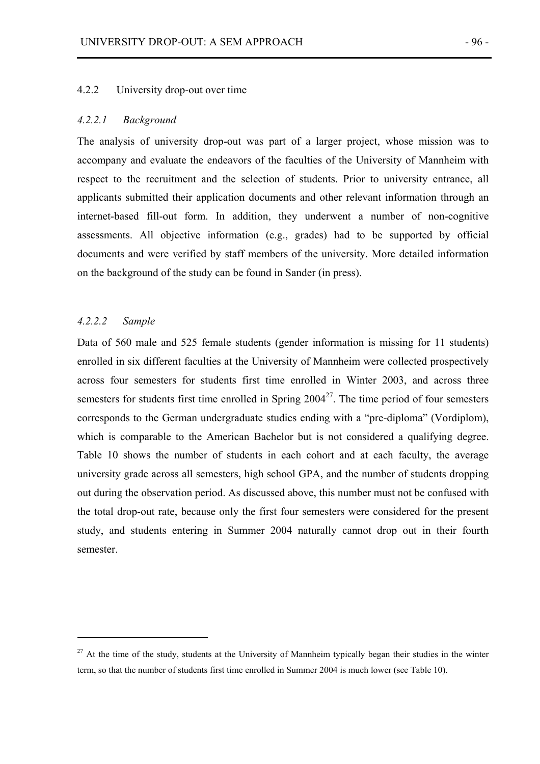### 4.2.2 University drop-out over time

#### *4.2.2.1 Background*

The analysis of university drop-out was part of a larger project, whose mission was to accompany and evaluate the endeavors of the faculties of the University of Mannheim with respect to the recruitment and the selection of students. Prior to university entrance, all applicants submitted their application documents and other relevant information through an internet-based fill-out form. In addition, they underwent a number of non-cognitive assessments. All objective information (e.g., grades) had to be supported by official documents and were verified by staff members of the university. More detailed information on the background of the study can be found in Sander (in press).

#### *4.2.2.2 Sample*

Data of 560 male and 525 female students (gender information is missing for 11 students) enrolled in six different faculties at the University of Mannheim were collected prospectively across four semesters for students first time enrolled in Winter 2003, and across three semesters for students first time enrolled in Spring 2004[27]. The time period of four semesters corresponds to the German undergraduate studies ending with a "pre-diploma" (Vordiplom), which is comparable to the American Bachelor but is not considered a qualifying degree. Table 10 shows the number of students in each cohort and at each faculty, the average university grade across all semesters, high school GPA, and the number of students dropping out during the observation period. As discussed above, this number must not be confused with the total drop-out rate, because only the first four semesters were considered for the present study, and students entering in Summer 2004 naturally cannot drop out in their fourth semester.

---

[27] At the time of the study, students at the University of Mannheim typically began their studies in the winter term, so that the number of students first time enrolled in Summer 2004 is much lower (see Table 10).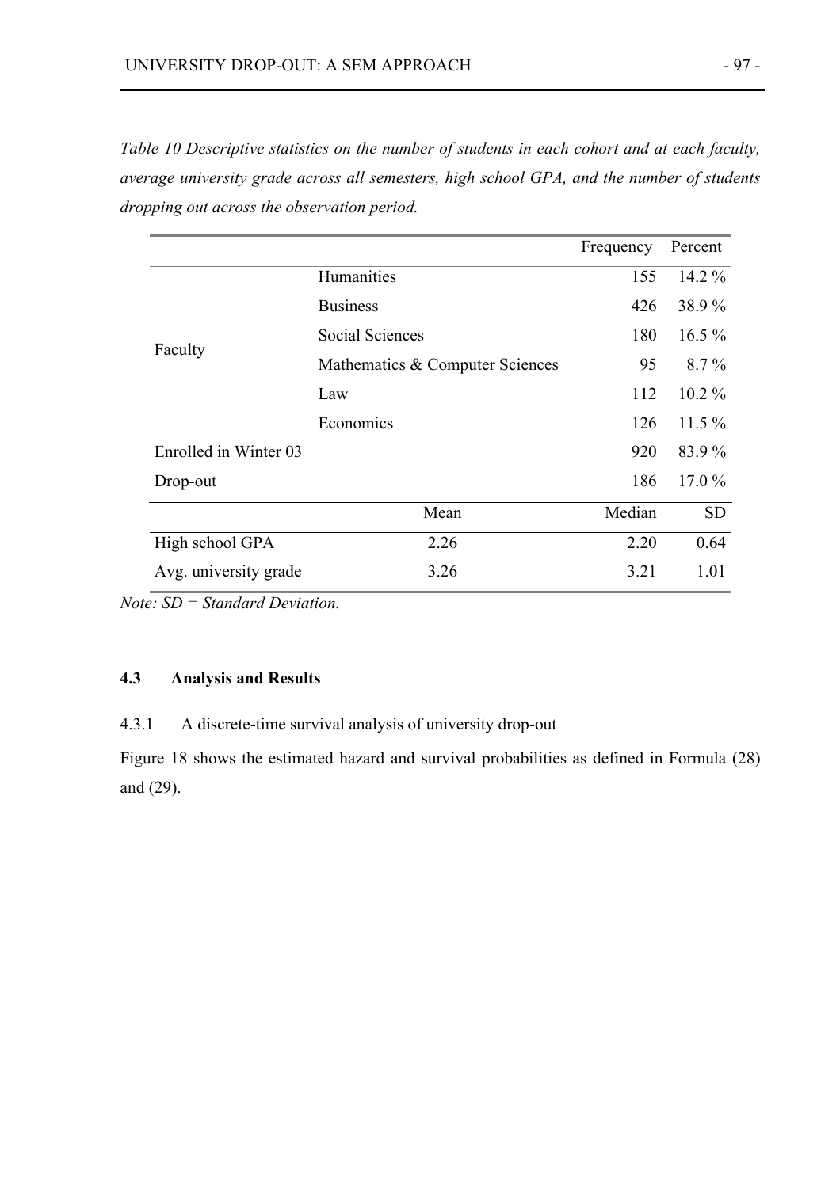*Table 10 Descriptive statistics on the number of students in each cohort and at each faculty, average university grade across all semesters, high school GPA, and the number of students dropping out across the observation period.*

| | | Frequency | Percent |
|---|---|---|---|
| Faculty | Humanities | 155 | 14.2 % |
| | Business | 426 | 38.9 % |
| | Social Sciences | 180 | 16.5 % |
| | Mathematics & Computer Sciences | 95 | 8.7 % |
| | Law | 112 | 10.2 % |
| | Economics | 126 | 11.5 % |
| Enrolled in Winter 03 | | 920 | 83.9 % |
| Drop-out | | 186 | 17.0 % |
| | **Mean** | **Median** | **SD** |
| High school GPA | 2.26 | 2.20 | 0.64 |
| Avg. university grade | 3.26 | 3.21 | 1.01 |

*Note: SD = Standard Deviation.*

### 4.3 Analysis and Results

#### 4.3.1 A discrete-time survival analysis of university drop-out

Figure 18 shows the estimated hazard and survival probabilities as defined in Formula (28) and (29).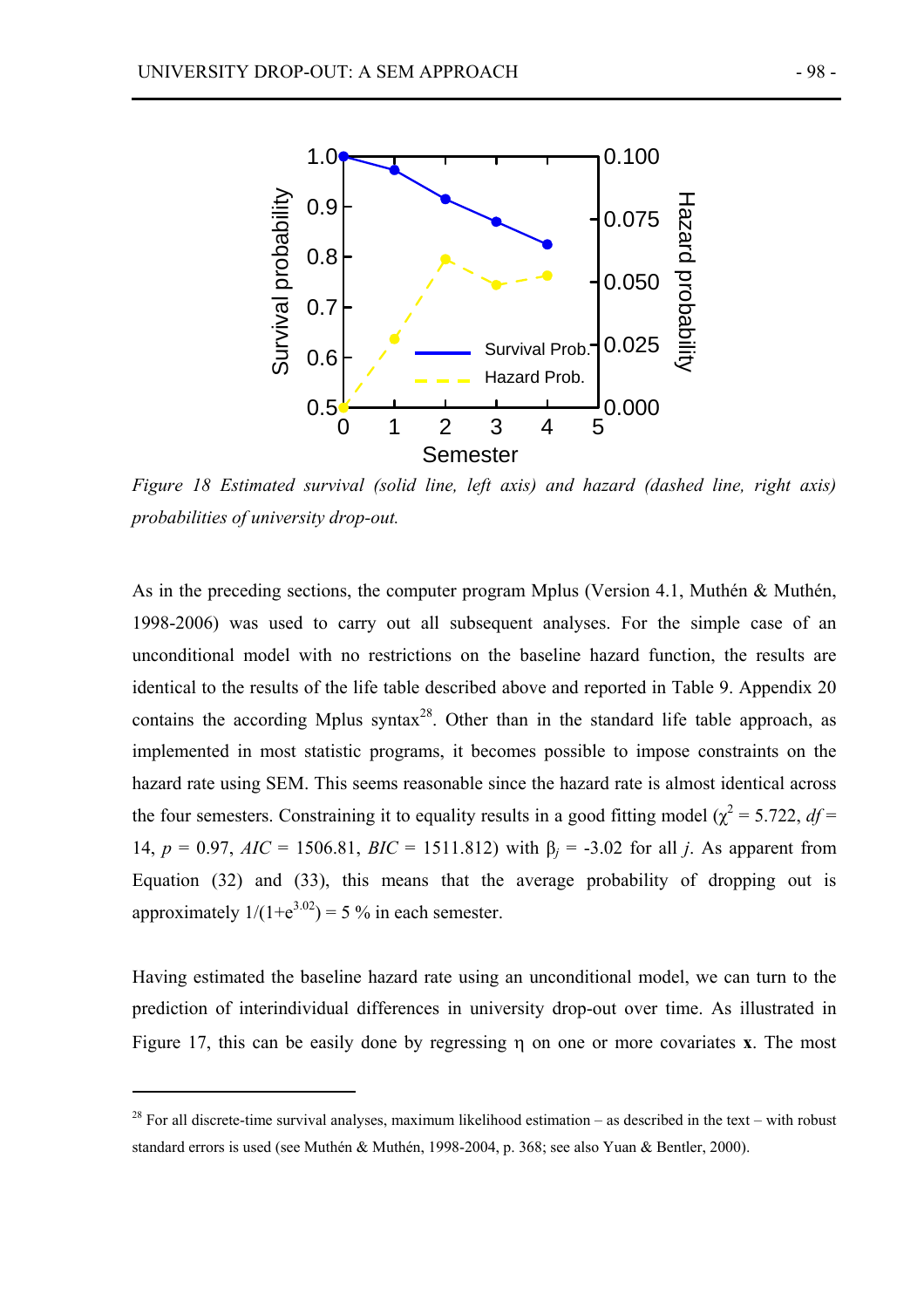*Figure 18 Estimated survival (solid line, left axis) and hazard (dashed line, right axis) probabilities of university drop-out.*

As in the preceding sections, the computer program Mplus (Version 4.1, Muthén & Muthén, 1998-2006) was used to carry out all subsequent analyses. For the simple case of an unconditional model with no restrictions on the baseline hazard function, the results are identical to the results of the life table described above and reported in Table 9. Appendix 20 contains the according Mplus syntax[28]. Other than in the standard life table approach, as implemented in most statistic programs, it becomes possible to impose constraints on the hazard rate using SEM. This seems reasonable since the hazard rate is almost identical across the four semesters. Constraining it to equality results in a good fitting model ($\chi^2 = 5.722$, $df = 14$, $p = 0.97$, $AIC = 1506.81$, $BIC = 1511.812$) with $\beta_j = -3.02$ for all $j$. As apparent from Equation (32) and (33), this means that the average probability of dropping out is approximately $1/(1+e^{3.02}) = 5$ % in each semester.

Having estimated the baseline hazard rate using an unconditional model, we can turn to the prediction of interindividual differences in university drop-out over time. As illustrated in Figure 17, this can be easily done by regressing $\eta$ on one or more covariates $\mathbf{x}$. The most

[28] For all discrete-time survival analyses, maximum likelihood estimation – as described in the text – with robust standard errors is used (see Muthén & Muthén, 1998-2004, p. 368; see also Yuan & Bentler, 2000).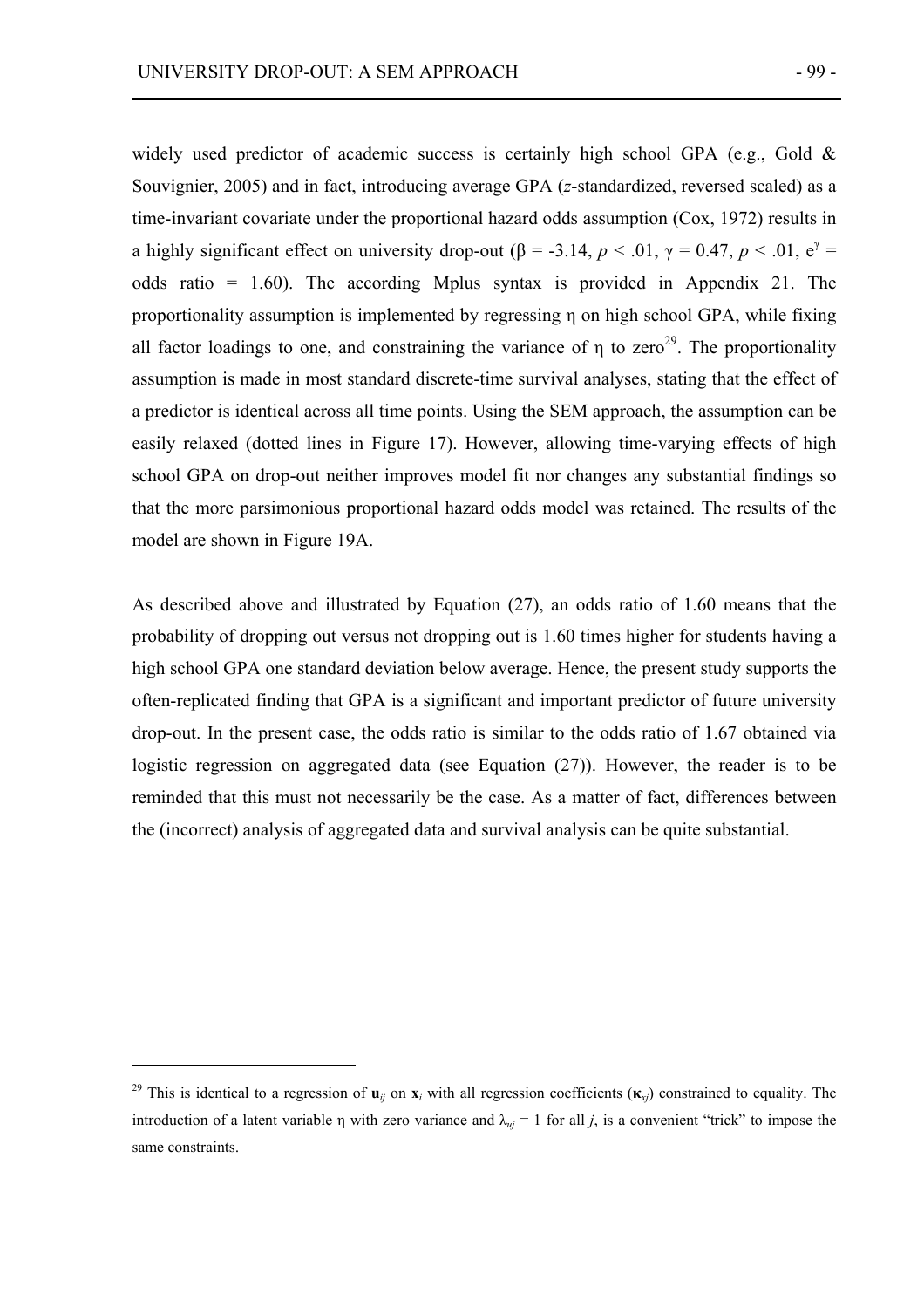widely used predictor of academic success is certainly high school GPA (e.g., Gold & Souvignier, 2005) and in fact, introducing average GPA (*z*-standardized, reversed scaled) as a time-invariant covariate under the proportional hazard odds assumption (Cox, 1972) results in a highly significant effect on university drop-out ($\beta$ = -3.14, $p$ < .01, $\gamma$ = 0.47, $p$ < .01, $e^{\gamma}$ = odds ratio = 1.60). The according Mplus syntax is provided in Appendix 21. The proportionality assumption is implemented by regressing $\eta$ on high school GPA, while fixing all factor loadings to one, and constraining the variance of $\eta$ to zero[29]. The proportionality assumption is made in most standard discrete-time survival analyses, stating that the effect of a predictor is identical across all time points. Using the SEM approach, the assumption can be easily relaxed (dotted lines in Figure 17). However, allowing time-varying effects of high school GPA on drop-out neither improves model fit nor changes any substantial findings so that the more parsimonious proportional hazard odds model was retained. The results of the model are shown in Figure 19A.

As described above and illustrated by Equation (27), an odds ratio of 1.60 means that the probability of dropping out versus not dropping out is 1.60 times higher for students having a high school GPA one standard deviation below average. Hence, the present study supports the often-replicated finding that GPA is a significant and important predictor of future university drop-out. In the present case, the odds ratio is similar to the odds ratio of 1.67 obtained via logistic regression on aggregated data (see Equation (27)). However, the reader is to be reminded that this must not necessarily be the case. As a matter of fact, differences between the (incorrect) analysis of aggregated data and survival analysis can be quite substantial.

---

[29] This is identical to a regression of $\mathbf{u}_{ij}$ on $\mathbf{x}_i$ with all regression coefficients ($\boldsymbol{\kappa}_{xj}$) constrained to equality. The introduction of a latent variable $\eta$ with zero variance and $\lambda_{uj} = 1$ for all $j$, is a convenient "trick" to impose the same constraints.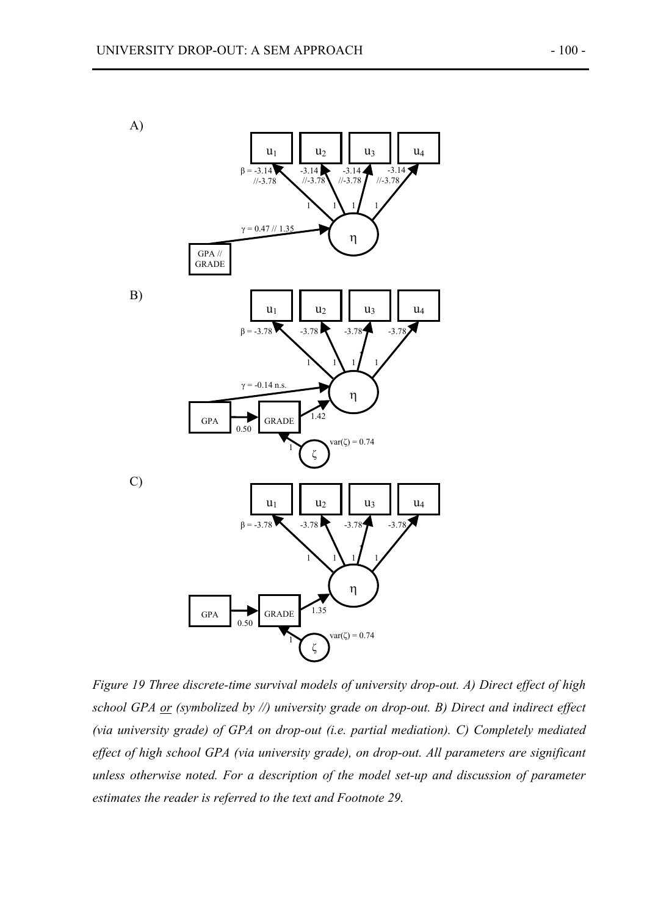A)

B)

C)

*Figure 19 Three discrete-time survival models of university drop-out. A) Direct effect of high school GPA <u>or</u> (symbolized by //) university grade on drop-out. B) Direct and indirect effect (via university grade) of GPA on drop-out (i.e. partial mediation). C) Completely mediated effect of high school GPA (via university grade), on drop-out. All parameters are significant unless otherwise noted. For a description of the model set-up and discussion of parameter estimates the reader is referred to the text and Footnote 29.*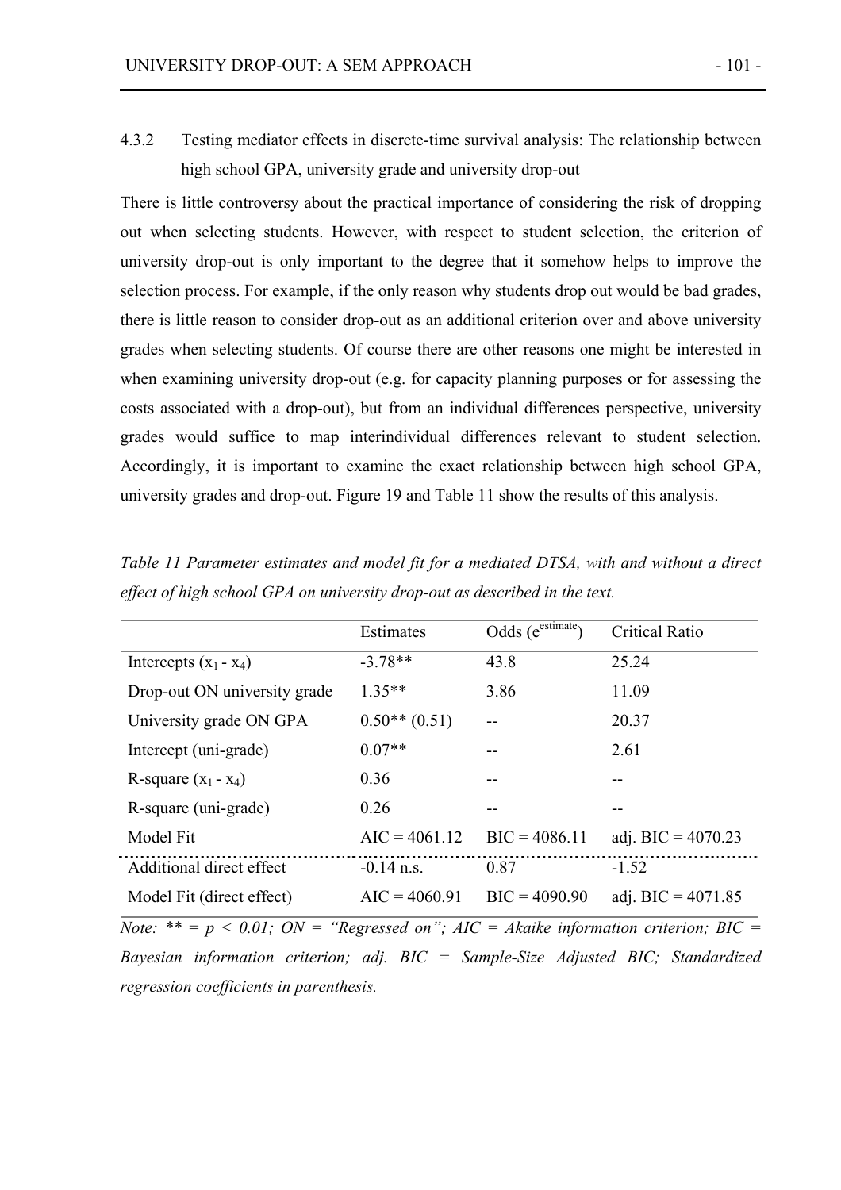### 4.3.2 Testing mediator effects in discrete-time survival analysis: The relationship between high school GPA, university grade and university drop-out

There is little controversy about the practical importance of considering the risk of dropping out when selecting students. However, with respect to student selection, the criterion of university drop-out is only important to the degree that it somehow helps to improve the selection process. For example, if the only reason why students drop out would be bad grades, there is little reason to consider drop-out as an additional criterion over and above university grades when selecting students. Of course there are other reasons one might be interested in when examining university drop-out (e.g. for capacity planning purposes or for assessing the costs associated with a drop-out), but from an individual differences perspective, university grades would suffice to map interindividual differences relevant to student selection. Accordingly, it is important to examine the exact relationship between high school GPA, university grades and drop-out. Figure 19 and Table 11 show the results of this analysis.

*Table 11 Parameter estimates and model fit for a mediated DTSA, with and without a direct effect of high school GPA on university drop-out as described in the text.*

| | Estimates | Odds ($e^{estimate}$) | Critical Ratio |
|---|---|---|---|
| Intercepts ($x_1$ - $x_4$) | -3.78** | 43.8 | 25.24 |
| Drop-out ON university grade | 1.35** | 3.86 | 11.09 |
| University grade ON GPA | 0.50** (0.51) | -- | 20.37 |
| Intercept (uni-grade) | 0.07** | -- | 2.61 |
| R-square ($x_1$ - $x_4$) | 0.36 | -- | -- |
| R-square (uni-grade) | 0.26 | -- | -- |
| Model Fit | AIC = 4061.12 | BIC = 4086.11 | adj. BIC = 4070.23 |
| Additional direct effect | -0.14 n.s. | 0.87 | -1.52 |
| Model Fit (direct effect) | AIC = 4060.91 | BIC = 4090.90 | adj. BIC = 4071.85 |

*Note: ** = $p < 0.01$; ON = "Regressed on"; AIC = Akaike information criterion; BIC = Bayesian information criterion; adj. BIC = Sample-Size Adjusted BIC; Standardized regression coefficients in parenthesis.*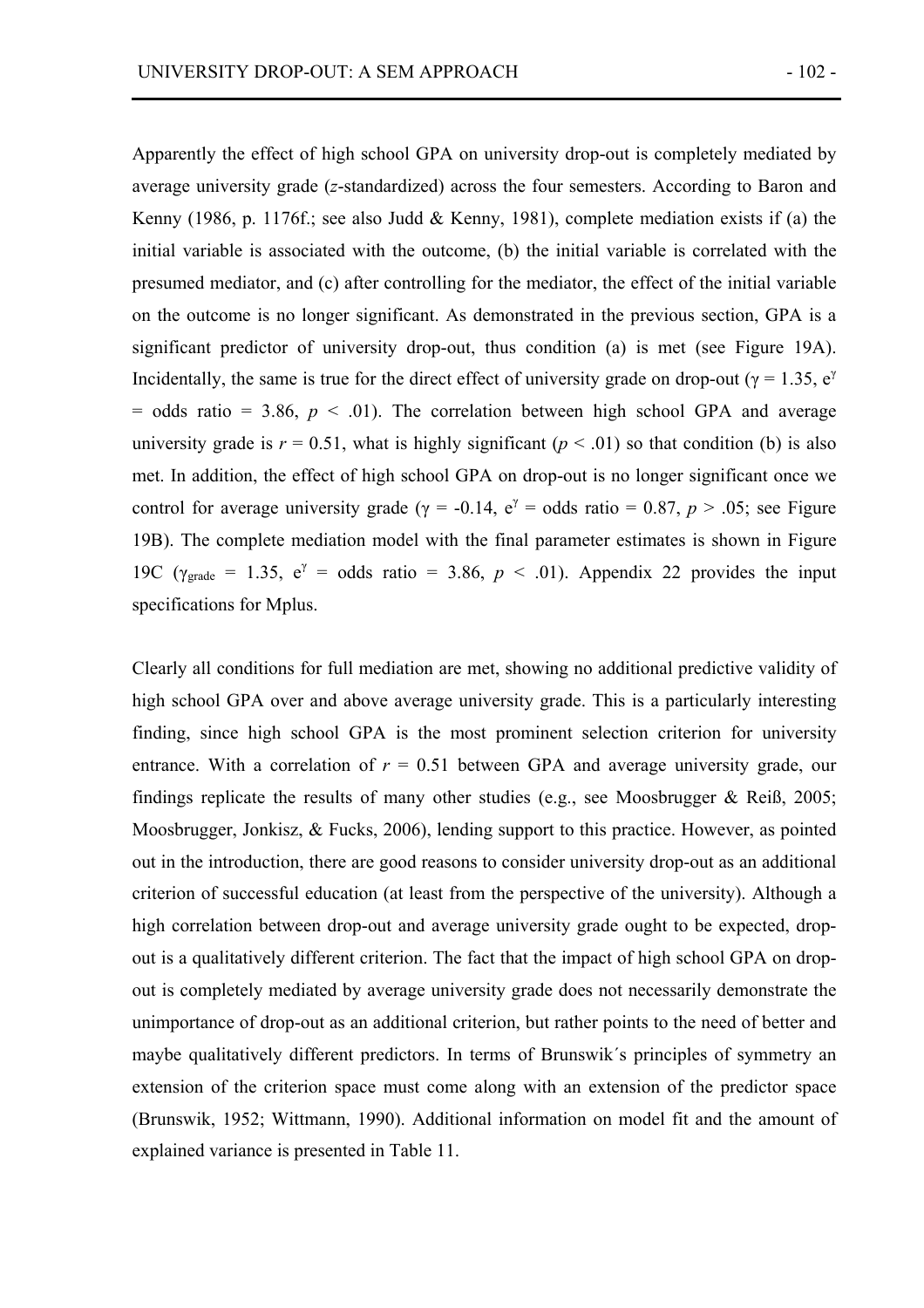Apparently the effect of high school GPA on university drop-out is completely mediated by average university grade (*z*-standardized) across the four semesters. According to Baron and Kenny (1986, p. 1176f.; see also Judd & Kenny, 1981), complete mediation exists if (a) the initial variable is associated with the outcome, (b) the initial variable is correlated with the presumed mediator, and (c) after controlling for the mediator, the effect of the initial variable on the outcome is no longer significant. As demonstrated in the previous section, GPA is a significant predictor of university drop-out, thus condition (a) is met (see Figure 19A). Incidentally, the same is true for the direct effect of university grade on drop-out ($\gamma = 1.35$, $e^{\gamma}$ = odds ratio = 3.86, $p < .01$). The correlation between high school GPA and average university grade is $r = 0.51$, what is highly significant ($p < .01$) so that condition (b) is also met. In addition, the effect of high school GPA on drop-out is no longer significant once we control for average university grade ($\gamma = -0.14$, $e^{\gamma}$ = odds ratio = 0.87, $p > .05$; see Figure 19B). The complete mediation model with the final parameter estimates is shown in Figure 19C ($\gamma_{grade} = 1.35$, $e^{\gamma}$ = odds ratio = 3.86, $p < .01$). Appendix 22 provides the input specifications for Mplus.

Clearly all conditions for full mediation are met, showing no additional predictive validity of high school GPA over and above average university grade. This is a particularly interesting finding, since high school GPA is the most prominent selection criterion for university entrance. With a correlation of $r = 0.51$ between GPA and average university grade, our findings replicate the results of many other studies (e.g., see Moosbrugger & Reiß, 2005; Moosbrugger, Jonkisz, & Fucks, 2006), lending support to this practice. However, as pointed out in the introduction, there are good reasons to consider university drop-out as an additional criterion of successful education (at least from the perspective of the university). Although a high correlation between drop-out and average university grade ought to be expected, drop-out is a qualitatively different criterion. The fact that the impact of high school GPA on drop-out is completely mediated by average university grade does not necessarily demonstrate the unimportance of drop-out as an additional criterion, but rather points to the need of better and maybe qualitatively different predictors. In terms of Brunswik´s principles of symmetry an extension of the criterion space must come along with an extension of the predictor space (Brunswik, 1952; Wittmann, 1990). Additional information on model fit and the amount of explained variance is presented in Table 11.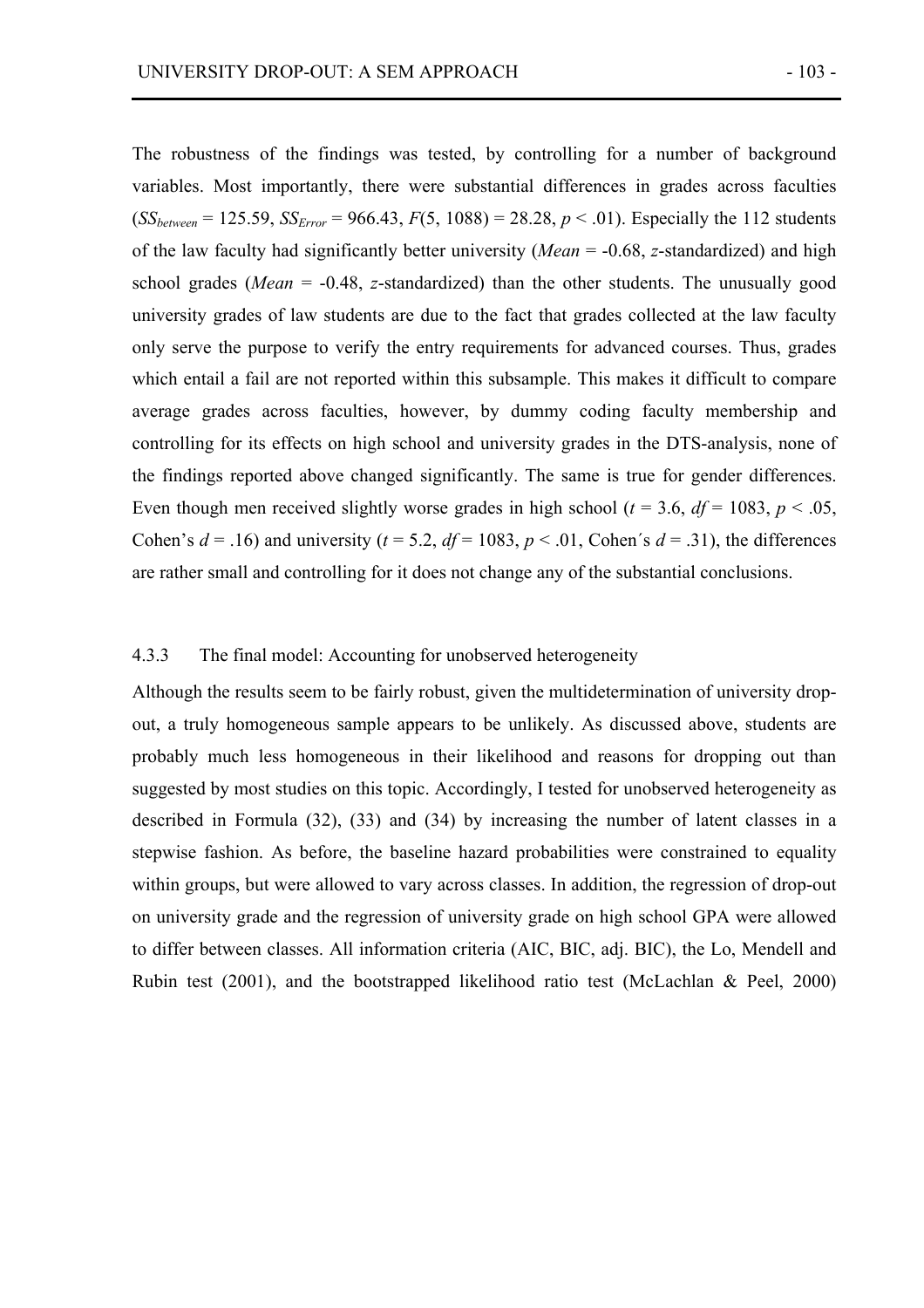The robustness of the findings was tested, by controlling for a number of background variables. Most importantly, there were substantial differences in grades across faculties ($SS_{between}$ = 125.59, $SS_{Error}$ = 966.43, $F(5, 1088) = 28.28$, $p < .01$). Especially the 112 students of the law faculty had significantly better university (*Mean* = -0.68, *z*-standardized) and high school grades (*Mean* = -0.48, *z*-standardized) than the other students. The unusually good university grades of law students are due to the fact that grades collected at the law faculty only serve the purpose to verify the entry requirements for advanced courses. Thus, grades which entail a fail are not reported within this subsample. This makes it difficult to compare average grades across faculties, however, by dummy coding faculty membership and controlling for its effects on high school and university grades in the DTS-analysis, none of the findings reported above changed significantly. The same is true for gender differences. Even though men received slightly worse grades in high school ($t = 3.6$, $df = 1083$, $p < .05$, Cohen's $d = .16$) and university ($t = 5.2$, $df = 1083$, $p < .01$, Cohen´s $d = .31$), the differences are rather small and controlling for it does not change any of the substantial conclusions.

### 4.3.3 The final model: Accounting for unobserved heterogeneity

Although the results seem to be fairly robust, given the multidetermination of university drop-out, a truly homogeneous sample appears to be unlikely. As discussed above, students are probably much less homogeneous in their likelihood and reasons for dropping out than suggested by most studies on this topic. Accordingly, I tested for unobserved heterogeneity as described in Formula (32), (33) and (34) by increasing the number of latent classes in a stepwise fashion. As before, the baseline hazard probabilities were constrained to equality within groups, but were allowed to vary across classes. In addition, the regression of drop-out on university grade and the regression of university grade on high school GPA were allowed to differ between classes. All information criteria (AIC, BIC, adj. BIC), the Lo, Mendell and Rubin test (2001), and the bootstrapped likelihood ratio test (McLachlan & Peel, 2000)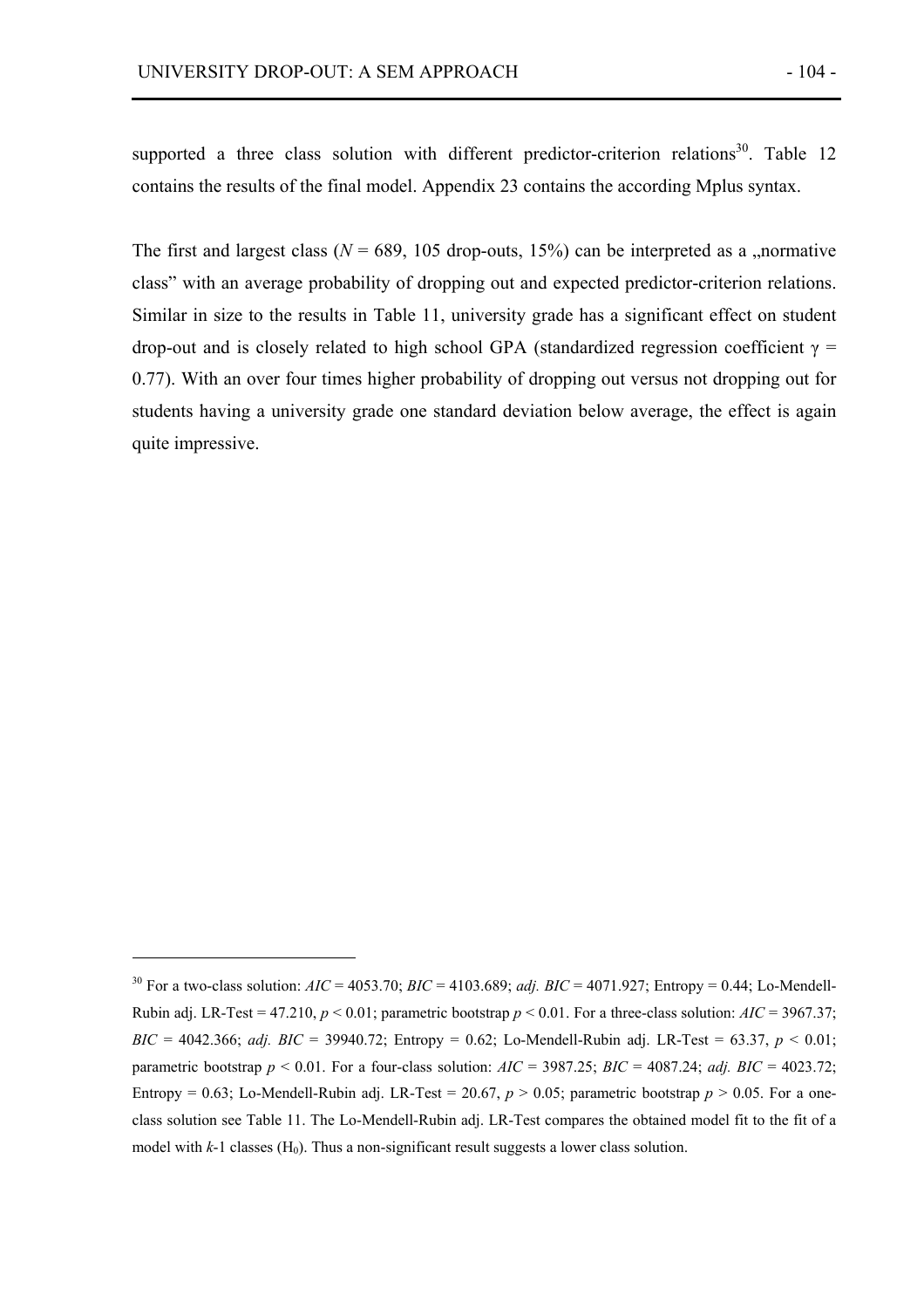supported a three class solution with different predictor-criterion relations[30]. Table 12 contains the results of the final model. Appendix 23 contains the according Mplus syntax.

The first and largest class ($N$ = 689, 105 drop-outs, 15%) can be interpreted as a „normative class" with an average probability of dropping out and expected predictor-criterion relations. Similar in size to the results in Table 11, university grade has a significant effect on student drop-out and is closely related to high school GPA (standardized regression coefficient $\gamma$ = 0.77). With an over four times higher probability of dropping out versus not dropping out for students having a university grade one standard deviation below average, the effect is again quite impressive.

---

[30] For a two-class solution: *AIC* = 4053.70; *BIC* = 4103.689; *adj. BIC* = 4071.927; Entropy = 0.44; Lo-Mendell-Rubin adj. LR-Test = 47.210, $p$ < 0.01; parametric bootstrap $p$ < 0.01. For a three-class solution: *AIC* = 3967.37; *BIC* = 4042.366; *adj. BIC* = 39940.72; Entropy = 0.62; Lo-Mendell-Rubin adj. LR-Test = 63.37, $p$ < 0.01; parametric bootstrap $p$ < 0.01. For a four-class solution: *AIC* = 3987.25; *BIC* = 4087.24; *adj. BIC* = 4023.72; Entropy = 0.63; Lo-Mendell-Rubin adj. LR-Test = 20.67, $p$ > 0.05; parametric bootstrap $p$ > 0.05. For a one-class solution see Table 11. The Lo-Mendell-Rubin adj. LR-Test compares the obtained model fit to the fit of a model with $k$-1 classes ($H_0$). Thus a non-significant result suggests a lower class solution.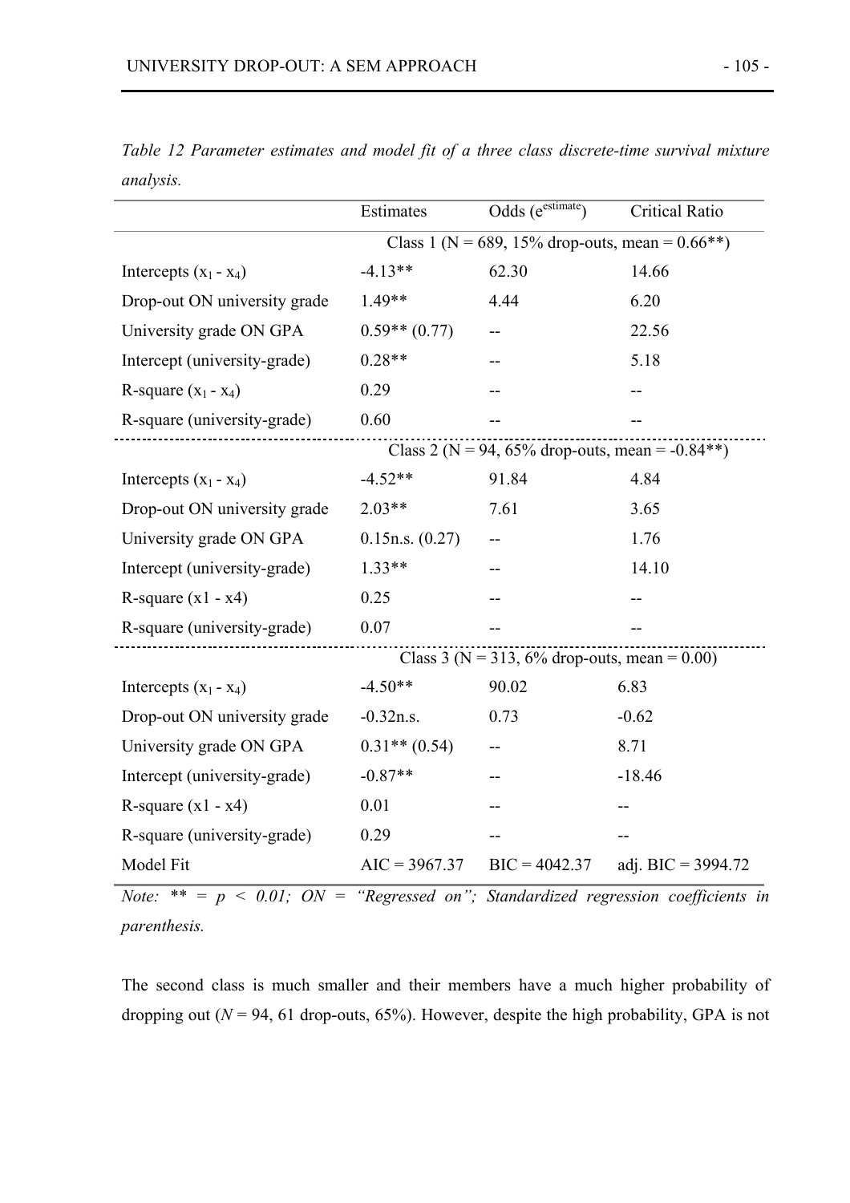*Table 12 Parameter estimates and model fit of a three class discrete-time survival mixture analysis.*

| | Estimates | Odds ($e^{estimate}$) | Critical Ratio |
|---|---|---|---|
| | Class 1 (N = 689, 15% drop-outs, mean = 0.66**) | | |
| Intercepts ($x_1$ - $x_4$) | -4.13** | 62.30 | 14.66 |
| Drop-out ON university grade | 1.49** | 4.44 | 6.20 |
| University grade ON GPA | 0.59** (0.77) | -- | 22.56 |
| Intercept (university-grade) | 0.28** | -- | 5.18 |
| R-square ($x_1$ - $x_4$) | 0.29 | -- | -- |
| R-square (university-grade) | 0.60 | -- | -- |
| | Class 2 (N = 94, 65% drop-outs, mean = -0.84**) | | |
| Intercepts ($x_1$ - $x_4$) | -4.52** | 91.84 | 4.84 |
| Drop-out ON university grade | 2.03** | 7.61 | 3.65 |
| University grade ON GPA | 0.15n.s. (0.27) | -- | 1.76 |
| Intercept (university-grade) | 1.33** | -- | 14.10 |
| R-square (x1 - x4) | 0.25 | -- | -- |
| R-square (university-grade) | 0.07 | -- | -- |
| | Class 3 (N = 313, 6% drop-outs, mean = 0.00) | | |
| Intercepts ($x_1$ - $x_4$) | -4.50** | 90.02 | 6.83 |
| Drop-out ON university grade | -0.32n.s. | 0.73 | -0.62 |
| University grade ON GPA | 0.31** (0.54) | -- | 8.71 |
| Intercept (university-grade) | -0.87** | -- | -18.46 |
| R-square (x1 - x4) | 0.01 | -- | -- |
| R-square (university-grade) | 0.29 | -- | -- |
| Model Fit | AIC = 3967.37 | BIC = 4042.37 | adj. BIC = 3994.72 |

*Note: ** = p < 0.01; ON = "Regressed on"; Standardized regression coefficients in parenthesis.*

The second class is much smaller and their members have a much higher probability of dropping out (*N* = 94, 61 drop-outs, 65%). However, despite the high probability, GPA is not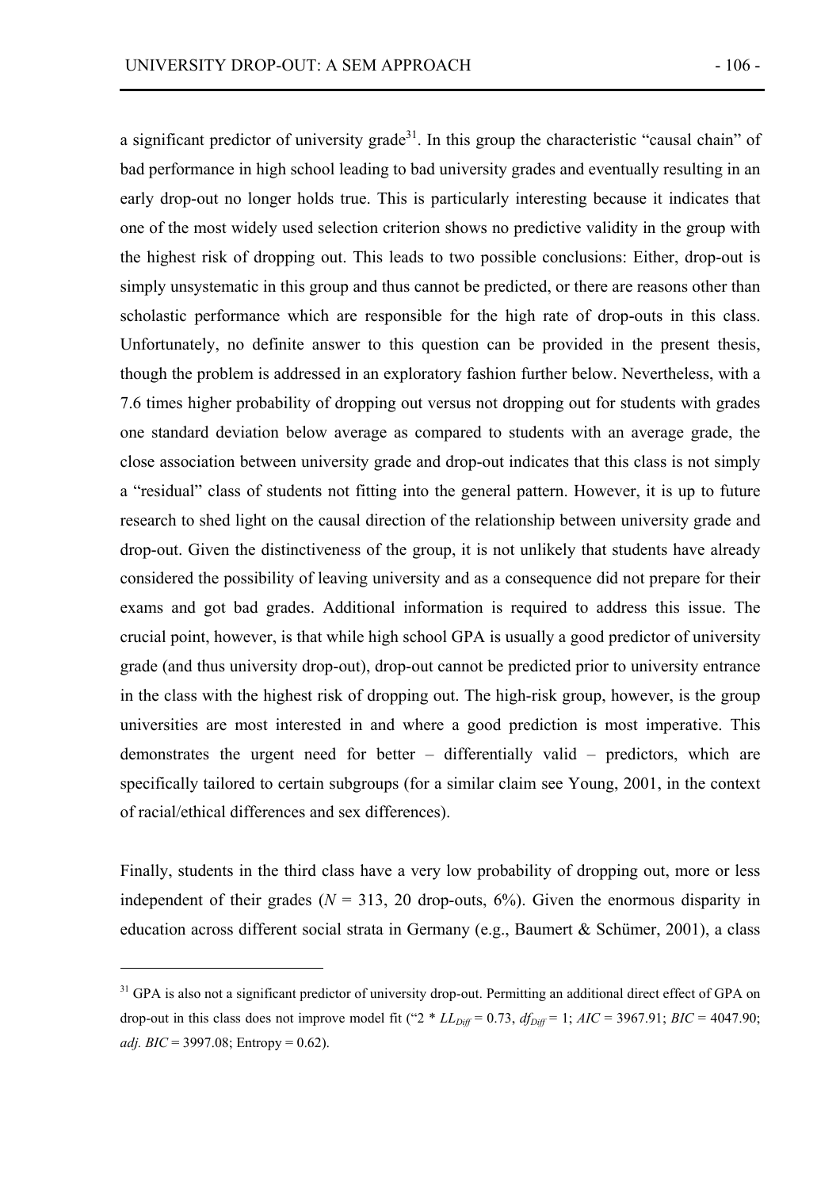a significant predictor of university grade[31]. In this group the characteristic "causal chain" of bad performance in high school leading to bad university grades and eventually resulting in an early drop-out no longer holds true. This is particularly interesting because it indicates that one of the most widely used selection criterion shows no predictive validity in the group with the highest risk of dropping out. This leads to two possible conclusions: Either, drop-out is simply unsystematic in this group and thus cannot be predicted, or there are reasons other than scholastic performance which are responsible for the high rate of drop-outs in this class. Unfortunately, no definite answer to this question can be provided in the present thesis, though the problem is addressed in an exploratory fashion further below. Nevertheless, with a 7.6 times higher probability of dropping out versus not dropping out for students with grades one standard deviation below average as compared to students with an average grade, the close association between university grade and drop-out indicates that this class is not simply a "residual" class of students not fitting into the general pattern. However, it is up to future research to shed light on the causal direction of the relationship between university grade and drop-out. Given the distinctiveness of the group, it is not unlikely that students have already considered the possibility of leaving university and as a consequence did not prepare for their exams and got bad grades. Additional information is required to address this issue. The crucial point, however, is that while high school GPA is usually a good predictor of university grade (and thus university drop-out), drop-out cannot be predicted prior to university entrance in the class with the highest risk of dropping out. The high-risk group, however, is the group universities are most interested in and where a good prediction is most imperative. This demonstrates the urgent need for better – differentially valid – predictors, which are specifically tailored to certain subgroups (for a similar claim see Young, 2001, in the context of racial/ethical differences and sex differences).

Finally, students in the third class have a very low probability of dropping out, more or less independent of their grades ($N$ = 313, 20 drop-outs, 6%). Given the enormous disparity in education across different social strata in Germany (e.g., Baumert & Schümer, 2001), a class

---

[31] GPA is also not a significant predictor of university drop-out. Permitting an additional direct effect of GPA on drop-out in this class does not improve model fit ("$2 * LL_{Diff}$ = 0.73, $df_{Diff}$ = 1; $AIC$ = 3967.91; $BIC$ = 4047.90; $adj.\ BIC$ = 3997.08; Entropy = 0.62).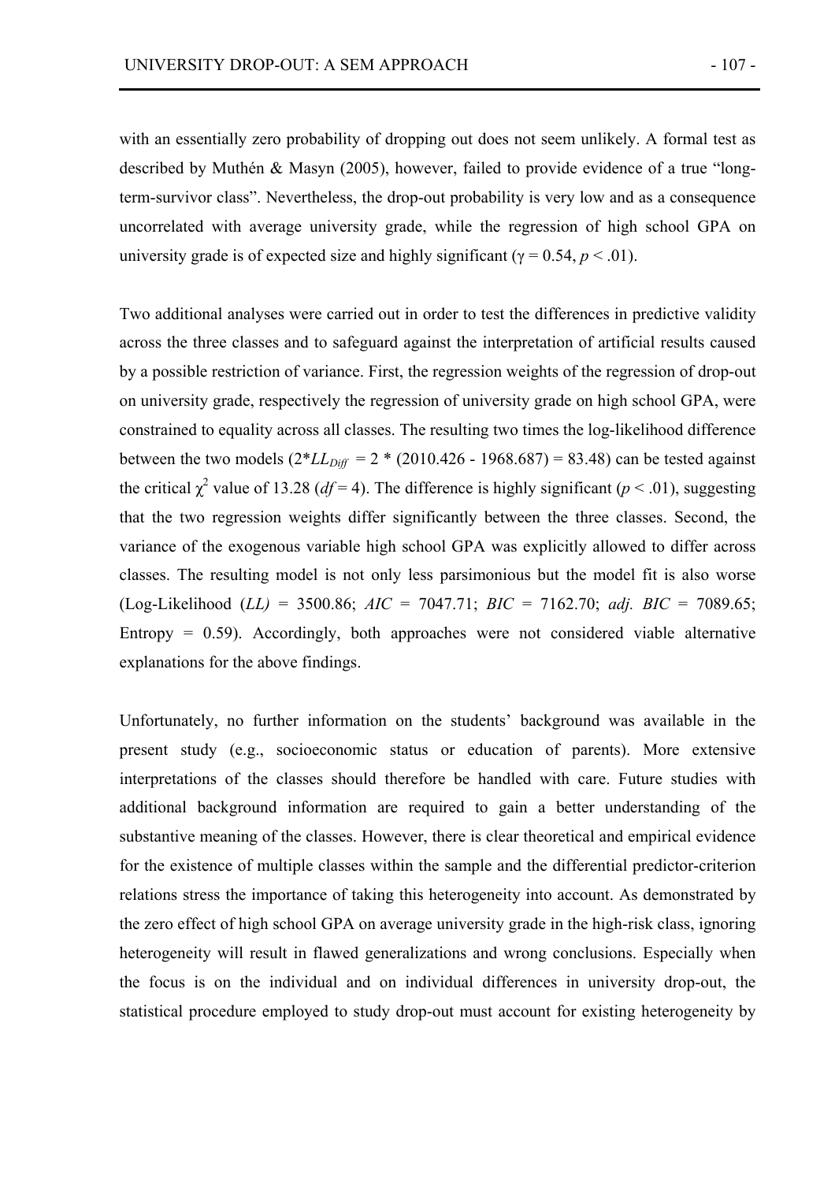with an essentially zero probability of dropping out does not seem unlikely. A formal test as described by Muthén & Masyn (2005), however, failed to provide evidence of a true "long-term-survivor class". Nevertheless, the drop-out probability is very low and as a consequence uncorrelated with average university grade, while the regression of high school GPA on university grade is of expected size and highly significant ($\gamma = 0.54$, $p < .01$).

Two additional analyses were carried out in order to test the differences in predictive validity across the three classes and to safeguard against the interpretation of artificial results caused by a possible restriction of variance. First, the regression weights of the regression of drop-out on university grade, respectively the regression of university grade on high school GPA, were constrained to equality across all classes. The resulting two times the log-likelihood difference between the two models ($2{*}LL_{Diff} = 2 * (2010.426 - 1968.687) = 83.48$) can be tested against the critical $\chi^2$ value of 13.28 ($df = 4$). The difference is highly significant ($p < .01$), suggesting that the two regression weights differ significantly between the three classes. Second, the variance of the exogenous variable high school GPA was explicitly allowed to differ across classes. The resulting model is not only less parsimonious but the model fit is also worse (Log-Likelihood (*LL)* = 3500.86; *AIC* = 7047.71; *BIC* = 7162.70; *adj. BIC* = 7089.65; Entropy = 0.59). Accordingly, both approaches were not considered viable alternative explanations for the above findings.

Unfortunately, no further information on the students' background was available in the present study (e.g., socioeconomic status or education of parents). More extensive interpretations of the classes should therefore be handled with care. Future studies with additional background information are required to gain a better understanding of the substantive meaning of the classes. However, there is clear theoretical and empirical evidence for the existence of multiple classes within the sample and the differential predictor-criterion relations stress the importance of taking this heterogeneity into account. As demonstrated by the zero effect of high school GPA on average university grade in the high-risk class, ignoring heterogeneity will result in flawed generalizations and wrong conclusions. Especially when the focus is on the individual and on individual differences in university drop-out, the statistical procedure employed to study drop-out must account for existing heterogeneity by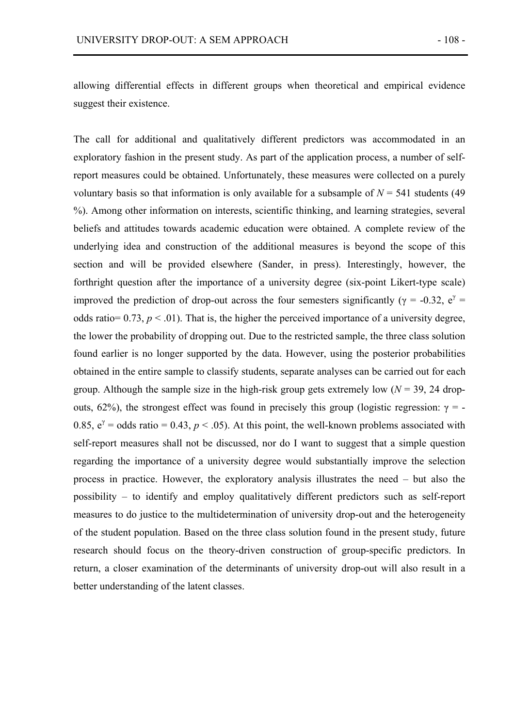allowing differential effects in different groups when theoretical and empirical evidence suggest their existence.

The call for additional and qualitatively different predictors was accommodated in an exploratory fashion in the present study. As part of the application process, a number of self-report measures could be obtained. Unfortunately, these measures were collected on a purely voluntary basis so that information is only available for a subsample of $N = 541$ students (49 %). Among other information on interests, scientific thinking, and learning strategies, several beliefs and attitudes towards academic education were obtained. A complete review of the underlying idea and construction of the additional measures is beyond the scope of this section and will be provided elsewhere (Sander, in press). Interestingly, however, the forthright question after the importance of a university degree (six-point Likert-type scale) improved the prediction of drop-out across the four semesters significantly ($\gamma = -0.32$, $e^{\gamma} =$ odds ratio$= 0.73$, $p < .01$). That is, the higher the perceived importance of a university degree, the lower the probability of dropping out. Due to the restricted sample, the three class solution found earlier is no longer supported by the data. However, using the posterior probabilities obtained in the entire sample to classify students, separate analyses can be carried out for each group. Although the sample size in the high-risk group gets extremely low ($N = 39$, 24 drop-outs, 62%), the strongest effect was found in precisely this group (logistic regression: $\gamma = -0.85$, $e^{\gamma} =$ odds ratio $= 0.43$, $p < .05$). At this point, the well-known problems associated with self-report measures shall not be discussed, nor do I want to suggest that a simple question regarding the importance of a university degree would substantially improve the selection process in practice. However, the exploratory analysis illustrates the need – but also the possibility – to identify and employ qualitatively different predictors such as self-report measures to do justice to the multidetermination of university drop-out and the heterogeneity of the student population. Based on the three class solution found in the present study, future research should focus on the theory-driven construction of group-specific predictors. In return, a closer examination of the determinants of university drop-out will also result in a better understanding of the latent classes.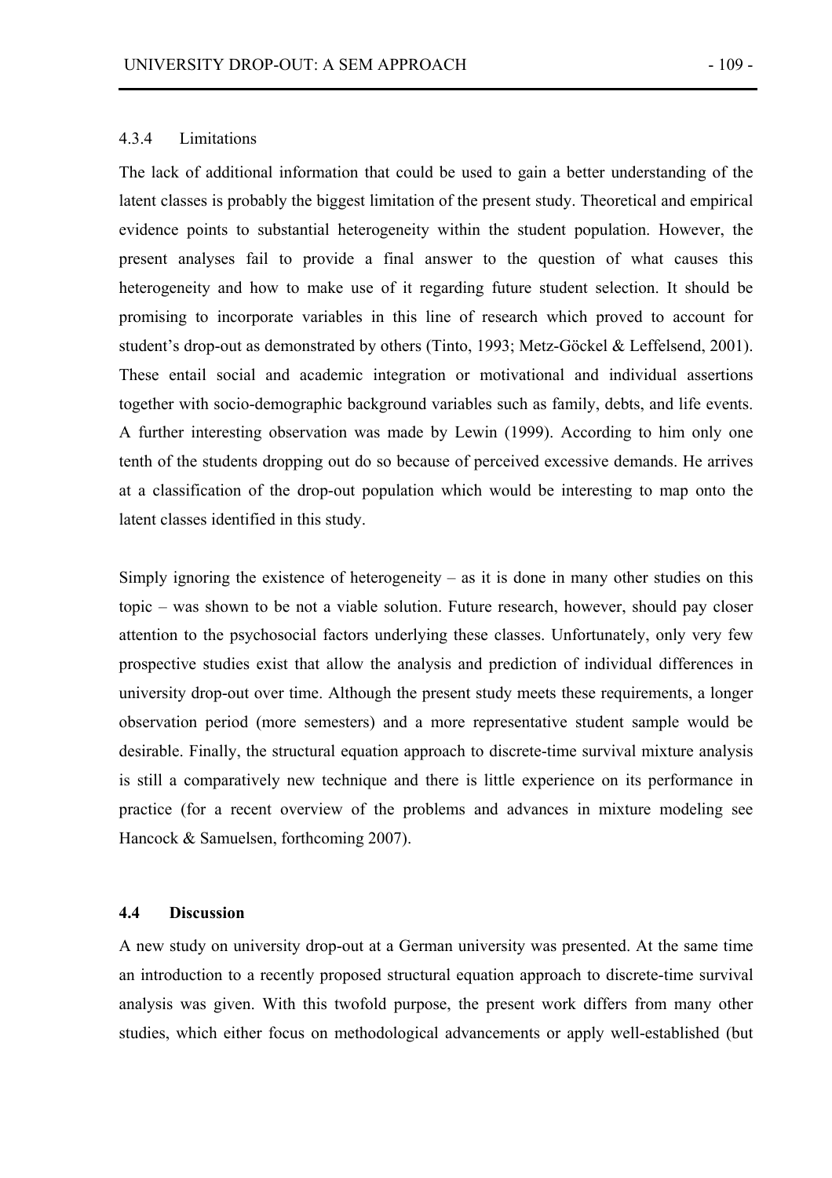### 4.3.4 Limitations

The lack of additional information that could be used to gain a better understanding of the latent classes is probably the biggest limitation of the present study. Theoretical and empirical evidence points to substantial heterogeneity within the student population. However, the present analyses fail to provide a final answer to the question of what causes this heterogeneity and how to make use of it regarding future student selection. It should be promising to incorporate variables in this line of research which proved to account for student's drop-out as demonstrated by others (Tinto, 1993; Metz-Göckel & Leffelsend, 2001). These entail social and academic integration or motivational and individual assertions together with socio-demographic background variables such as family, debts, and life events. A further interesting observation was made by Lewin (1999). According to him only one tenth of the students dropping out do so because of perceived excessive demands. He arrives at a classification of the drop-out population which would be interesting to map onto the latent classes identified in this study.

Simply ignoring the existence of heterogeneity – as it is done in many other studies on this topic – was shown to be not a viable solution. Future research, however, should pay closer attention to the psychosocial factors underlying these classes. Unfortunately, only very few prospective studies exist that allow the analysis and prediction of individual differences in university drop-out over time. Although the present study meets these requirements, a longer observation period (more semesters) and a more representative student sample would be desirable. Finally, the structural equation approach to discrete-time survival mixture analysis is still a comparatively new technique and there is little experience on its performance in practice (for a recent overview of the problems and advances in mixture modeling see Hancock & Samuelsen, forthcoming 2007).

## 4.4 Discussion

A new study on university drop-out at a German university was presented. At the same time an introduction to a recently proposed structural equation approach to discrete-time survival analysis was given. With this twofold purpose, the present work differs from many other studies, which either focus on methodological advancements or apply well-established (but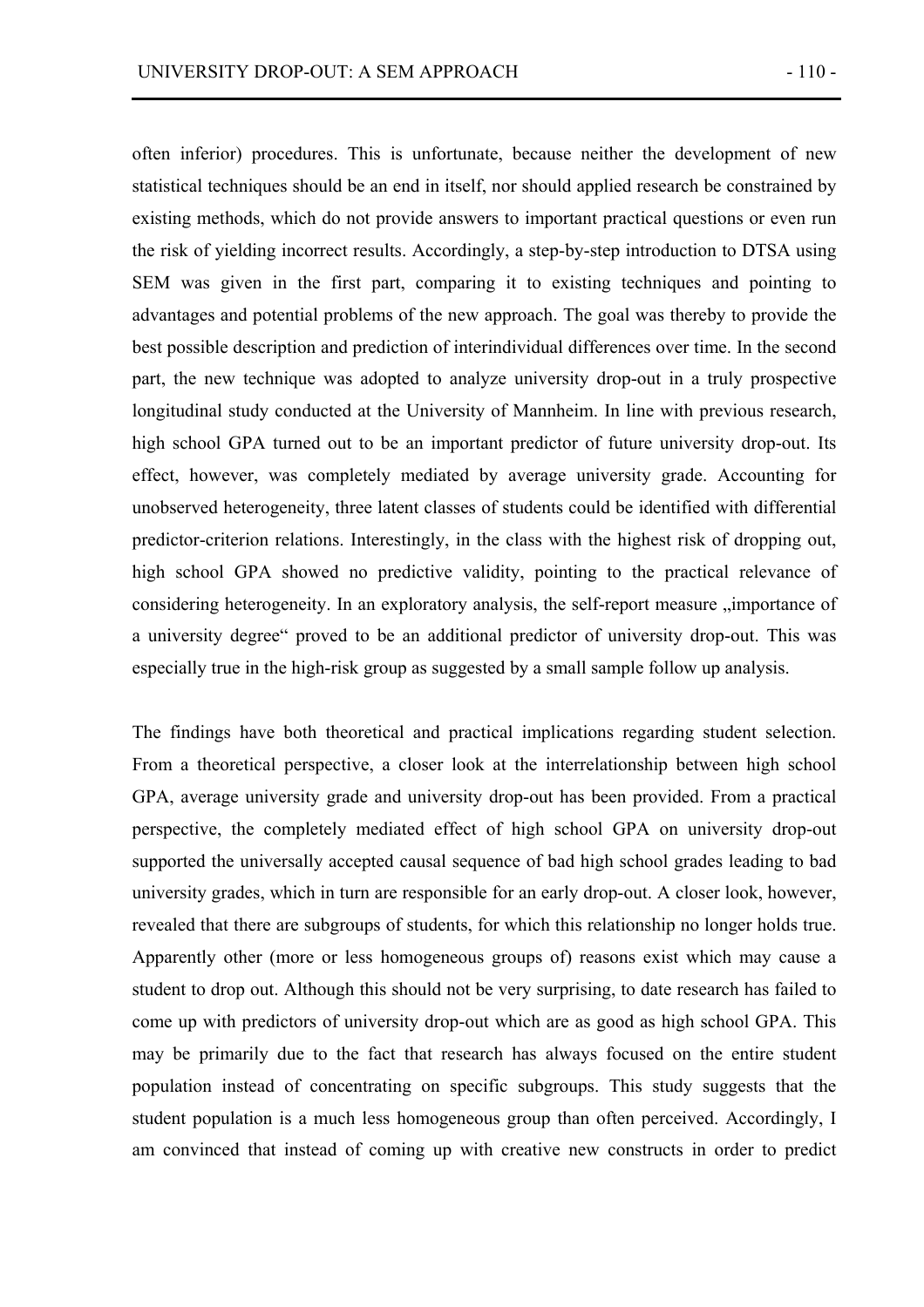often inferior) procedures. This is unfortunate, because neither the development of new statistical techniques should be an end in itself, nor should applied research be constrained by existing methods, which do not provide answers to important practical questions or even run the risk of yielding incorrect results. Accordingly, a step-by-step introduction to DTSA using SEM was given in the first part, comparing it to existing techniques and pointing to advantages and potential problems of the new approach. The goal was thereby to provide the best possible description and prediction of interindividual differences over time. In the second part, the new technique was adopted to analyze university drop-out in a truly prospective longitudinal study conducted at the University of Mannheim. In line with previous research, high school GPA turned out to be an important predictor of future university drop-out. Its effect, however, was completely mediated by average university grade. Accounting for unobserved heterogeneity, three latent classes of students could be identified with differential predictor-criterion relations. Interestingly, in the class with the highest risk of dropping out, high school GPA showed no predictive validity, pointing to the practical relevance of considering heterogeneity. In an exploratory analysis, the self-report measure „importance of a university degree" proved to be an additional predictor of university drop-out. This was especially true in the high-risk group as suggested by a small sample follow up analysis.

The findings have both theoretical and practical implications regarding student selection. From a theoretical perspective, a closer look at the interrelationship between high school GPA, average university grade and university drop-out has been provided. From a practical perspective, the completely mediated effect of high school GPA on university drop-out supported the universally accepted causal sequence of bad high school grades leading to bad university grades, which in turn are responsible for an early drop-out. A closer look, however, revealed that there are subgroups of students, for which this relationship no longer holds true. Apparently other (more or less homogeneous groups of) reasons exist which may cause a student to drop out. Although this should not be very surprising, to date research has failed to come up with predictors of university drop-out which are as good as high school GPA. This may be primarily due to the fact that research has always focused on the entire student population instead of concentrating on specific subgroups. This study suggests that the student population is a much less homogeneous group than often perceived. Accordingly, I am convinced that instead of coming up with creative new constructs in order to predict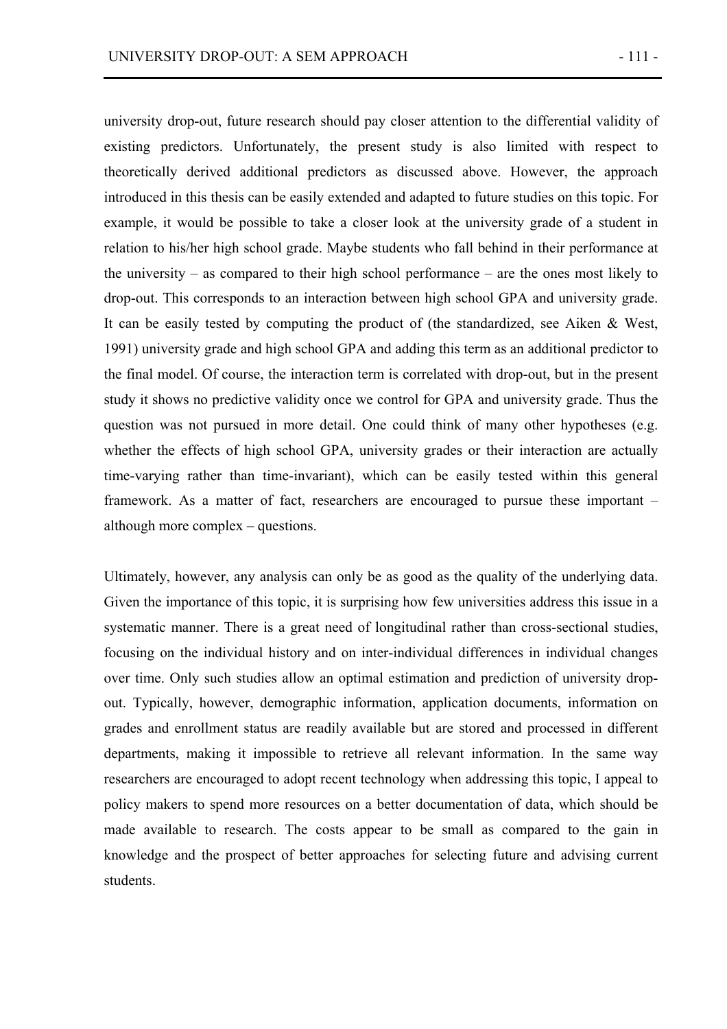university drop-out, future research should pay closer attention to the differential validity of existing predictors. Unfortunately, the present study is also limited with respect to theoretically derived additional predictors as discussed above. However, the approach introduced in this thesis can be easily extended and adapted to future studies on this topic. For example, it would be possible to take a closer look at the university grade of a student in relation to his/her high school grade. Maybe students who fall behind in their performance at the university – as compared to their high school performance – are the ones most likely to drop-out. This corresponds to an interaction between high school GPA and university grade. It can be easily tested by computing the product of (the standardized, see Aiken & West, 1991) university grade and high school GPA and adding this term as an additional predictor to the final model. Of course, the interaction term is correlated with drop-out, but in the present study it shows no predictive validity once we control for GPA and university grade. Thus the question was not pursued in more detail. One could think of many other hypotheses (e.g. whether the effects of high school GPA, university grades or their interaction are actually time-varying rather than time-invariant), which can be easily tested within this general framework. As a matter of fact, researchers are encouraged to pursue these important – although more complex – questions.

Ultimately, however, any analysis can only be as good as the quality of the underlying data. Given the importance of this topic, it is surprising how few universities address this issue in a systematic manner. There is a great need of longitudinal rather than cross-sectional studies, focusing on the individual history and on inter-individual differences in individual changes over time. Only such studies allow an optimal estimation and prediction of university drop-out. Typically, however, demographic information, application documents, information on grades and enrollment status are readily available but are stored and processed in different departments, making it impossible to retrieve all relevant information. In the same way researchers are encouraged to adopt recent technology when addressing this topic, I appeal to policy makers to spend more resources on a better documentation of data, which should be made available to research. The costs appear to be small as compared to the gain in knowledge and the prospect of better approaches for selecting future and advising current students.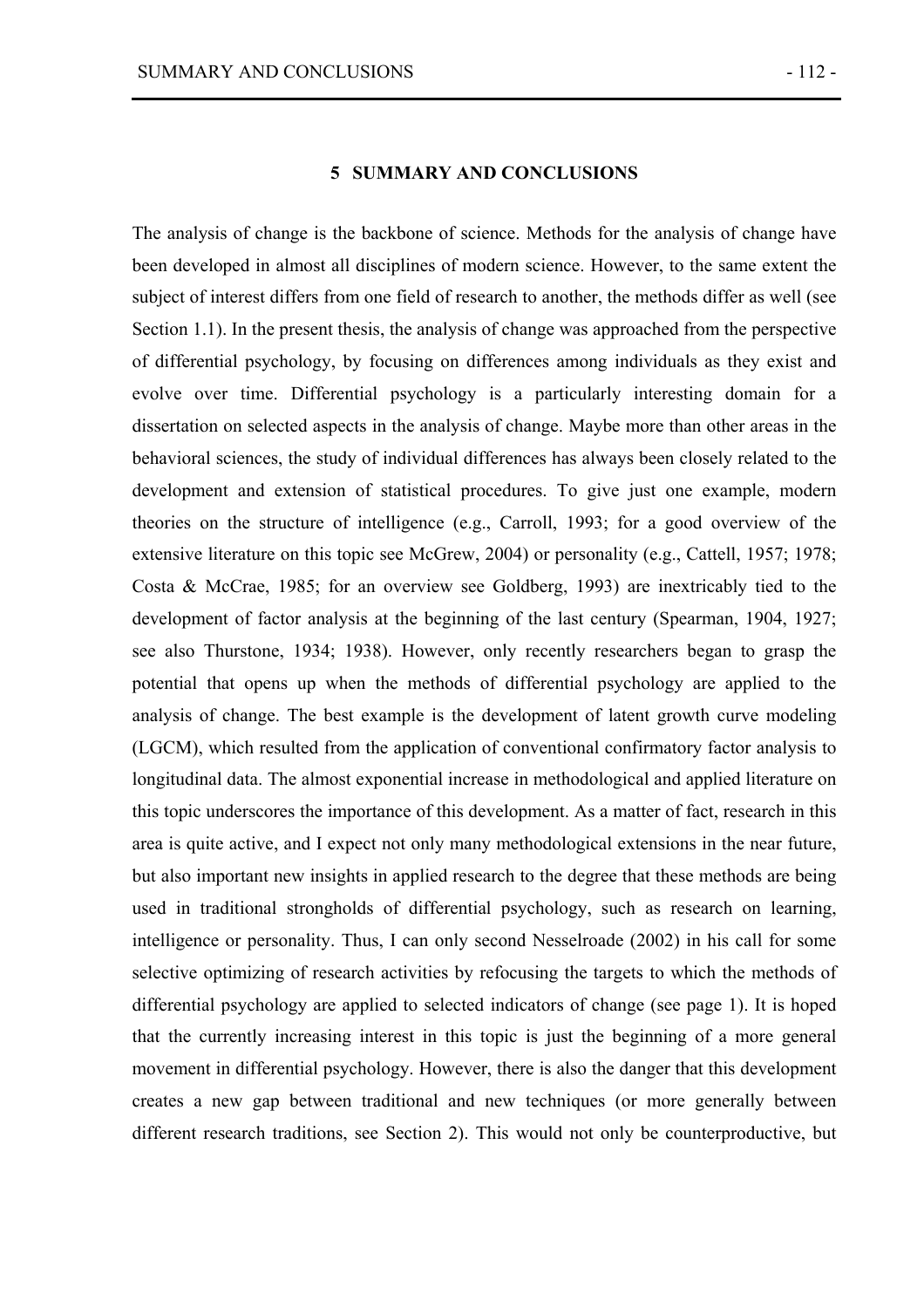# 5 SUMMARY AND CONCLUSIONS

The analysis of change is the backbone of science. Methods for the analysis of change have been developed in almost all disciplines of modern science. However, to the same extent the subject of interest differs from one field of research to another, the methods differ as well (see Section 1.1). In the present thesis, the analysis of change was approached from the perspective of differential psychology, by focusing on differences among individuals as they exist and evolve over time. Differential psychology is a particularly interesting domain for a dissertation on selected aspects in the analysis of change. Maybe more than other areas in the behavioral sciences, the study of individual differences has always been closely related to the development and extension of statistical procedures. To give just one example, modern theories on the structure of intelligence (e.g., Carroll, 1993; for a good overview of the extensive literature on this topic see McGrew, 2004) or personality (e.g., Cattell, 1957; 1978; Costa & McCrae, 1985; for an overview see Goldberg, 1993) are inextricably tied to the development of factor analysis at the beginning of the last century (Spearman, 1904, 1927; see also Thurstone, 1934; 1938). However, only recently researchers began to grasp the potential that opens up when the methods of differential psychology are applied to the analysis of change. The best example is the development of latent growth curve modeling (LGCM), which resulted from the application of conventional confirmatory factor analysis to longitudinal data. The almost exponential increase in methodological and applied literature on this topic underscores the importance of this development. As a matter of fact, research in this area is quite active, and I expect not only many methodological extensions in the near future, but also important new insights in applied research to the degree that these methods are being used in traditional strongholds of differential psychology, such as research on learning, intelligence or personality. Thus, I can only second Nesselroade (2002) in his call for some selective optimizing of research activities by refocusing the targets to which the methods of differential psychology are applied to selected indicators of change (see page 1). It is hoped that the currently increasing interest in this topic is just the beginning of a more general movement in differential psychology. However, there is also the danger that this development creates a new gap between traditional and new techniques (or more generally between different research traditions, see Section 2). This would not only be counterproductive, but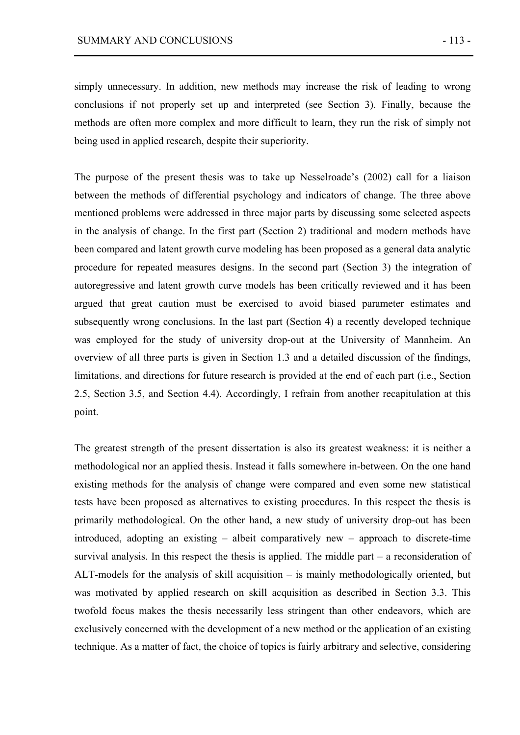simply unnecessary. In addition, new methods may increase the risk of leading to wrong conclusions if not properly set up and interpreted (see Section 3). Finally, because the methods are often more complex and more difficult to learn, they run the risk of simply not being used in applied research, despite their superiority.

The purpose of the present thesis was to take up Nesselroade's (2002) call for a liaison between the methods of differential psychology and indicators of change. The three above mentioned problems were addressed in three major parts by discussing some selected aspects in the analysis of change. In the first part (Section 2) traditional and modern methods have been compared and latent growth curve modeling has been proposed as a general data analytic procedure for repeated measures designs. In the second part (Section 3) the integration of autoregressive and latent growth curve models has been critically reviewed and it has been argued that great caution must be exercised to avoid biased parameter estimates and subsequently wrong conclusions. In the last part (Section 4) a recently developed technique was employed for the study of university drop-out at the University of Mannheim. An overview of all three parts is given in Section 1.3 and a detailed discussion of the findings, limitations, and directions for future research is provided at the end of each part (i.e., Section 2.5, Section 3.5, and Section 4.4). Accordingly, I refrain from another recapitulation at this point.

The greatest strength of the present dissertation is also its greatest weakness: it is neither a methodological nor an applied thesis. Instead it falls somewhere in-between. On the one hand existing methods for the analysis of change were compared and even some new statistical tests have been proposed as alternatives to existing procedures. In this respect the thesis is primarily methodological. On the other hand, a new study of university drop-out has been introduced, adopting an existing – albeit comparatively new – approach to discrete-time survival analysis. In this respect the thesis is applied. The middle part – a reconsideration of ALT-models for the analysis of skill acquisition – is mainly methodologically oriented, but was motivated by applied research on skill acquisition as described in Section 3.3. This twofold focus makes the thesis necessarily less stringent than other endeavors, which are exclusively concerned with the development of a new method or the application of an existing technique. As a matter of fact, the choice of topics is fairly arbitrary and selective, considering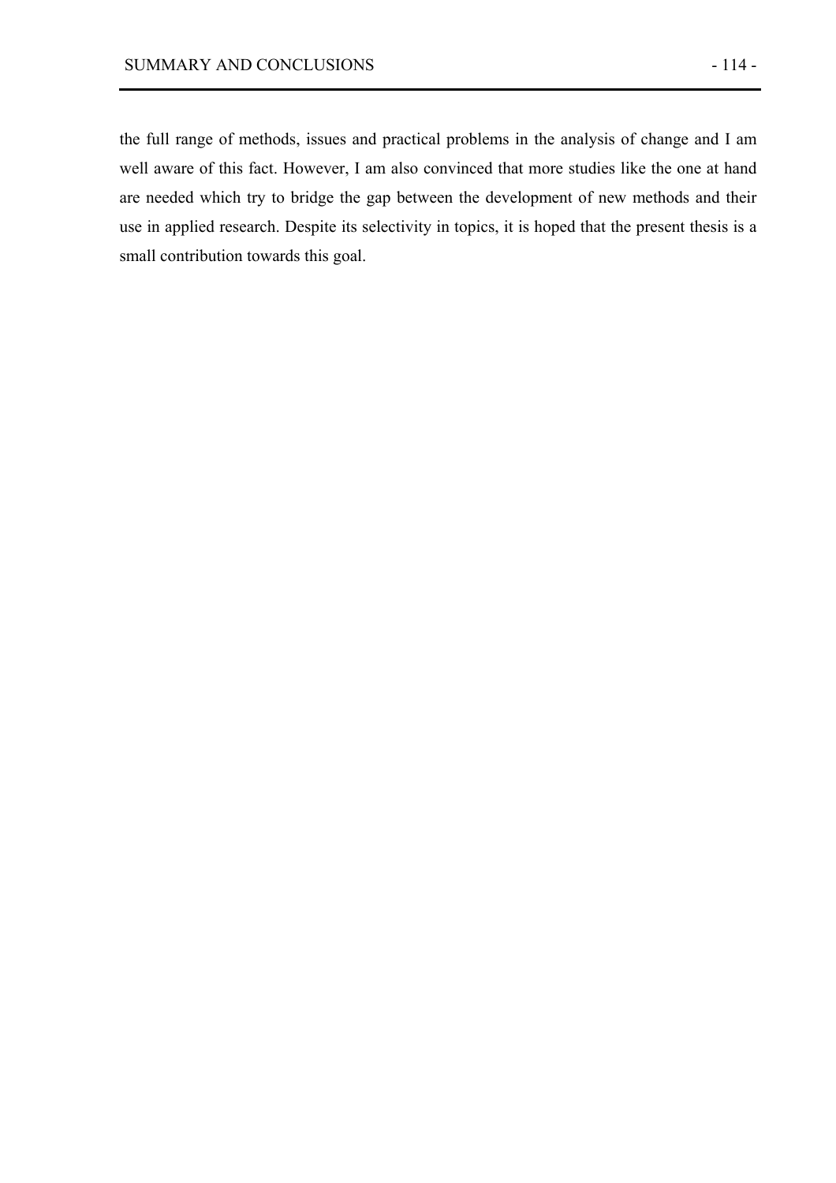the full range of methods, issues and practical problems in the analysis of change and I am well aware of this fact. However, I am also convinced that more studies like the one at hand are needed which try to bridge the gap between the development of new methods and their use in applied research. Despite its selectivity in topics, it is hoped that the present thesis is a small contribution towards this goal.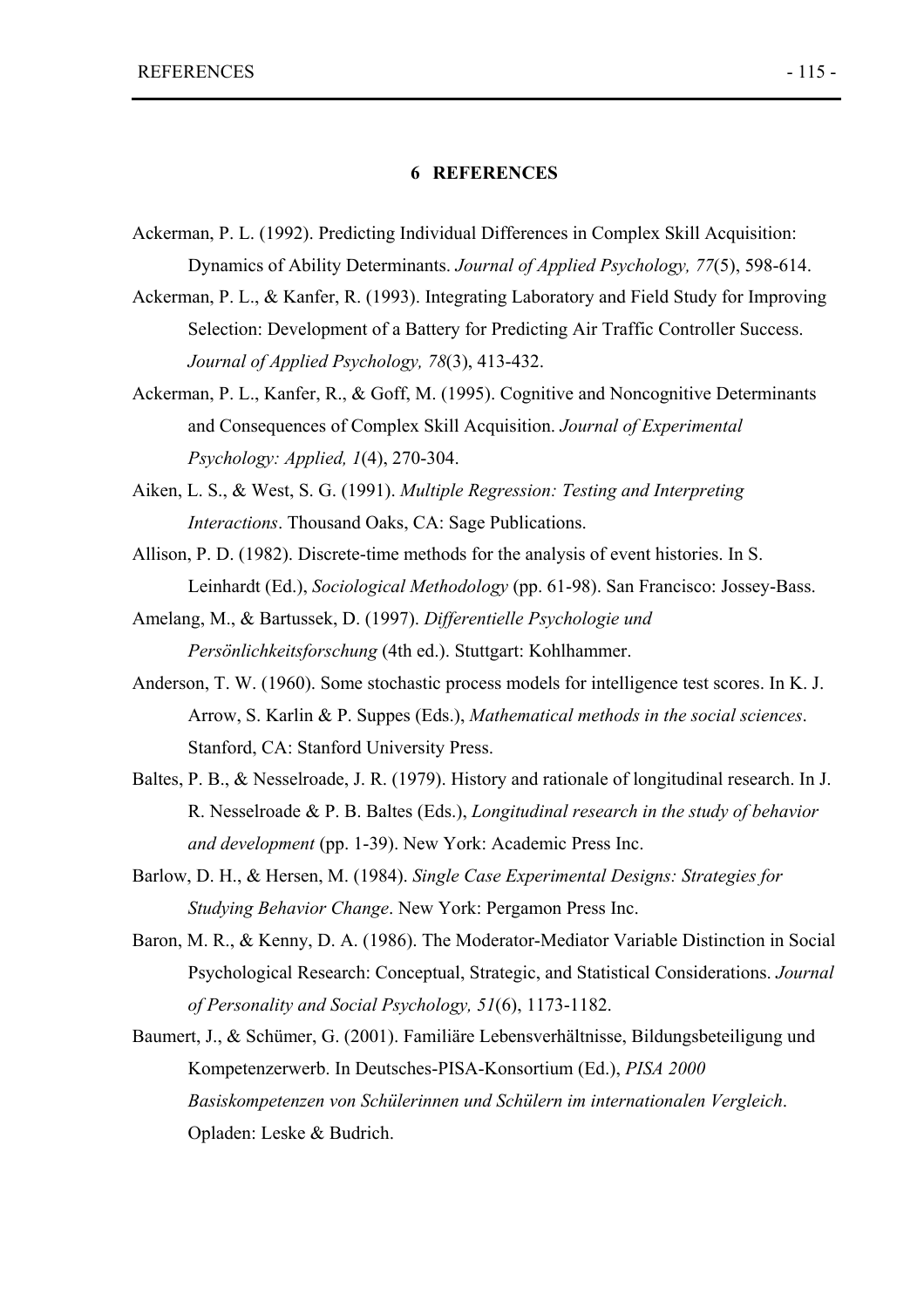# 6 REFERENCES

Ackerman, P. L. (1992). Predicting Individual Differences in Complex Skill Acquisition: Dynamics of Ability Determinants. *Journal of Applied Psychology, 77*(5), 598-614.

Ackerman, P. L., & Kanfer, R. (1993). Integrating Laboratory and Field Study for Improving Selection: Development of a Battery for Predicting Air Traffic Controller Success. *Journal of Applied Psychology, 78*(3), 413-432.

Ackerman, P. L., Kanfer, R., & Goff, M. (1995). Cognitive and Noncognitive Determinants and Consequences of Complex Skill Acquisition. *Journal of Experimental Psychology: Applied, 1*(4), 270-304.

Aiken, L. S., & West, S. G. (1991). *Multiple Regression: Testing and Interpreting Interactions*. Thousand Oaks, CA: Sage Publications.

Allison, P. D. (1982). Discrete-time methods for the analysis of event histories. In S. Leinhardt (Ed.), *Sociological Methodology* (pp. 61-98). San Francisco: Jossey-Bass.

Amelang, M., & Bartussek, D. (1997). *Differentielle Psychologie und Persönlichkeitsforschung* (4th ed.). Stuttgart: Kohlhammer.

Anderson, T. W. (1960). Some stochastic process models for intelligence test scores. In K. J. Arrow, S. Karlin & P. Suppes (Eds.), *Mathematical methods in the social sciences*. Stanford, CA: Stanford University Press.

Baltes, P. B., & Nesselroade, J. R. (1979). History and rationale of longitudinal research. In J. R. Nesselroade & P. B. Baltes (Eds.), *Longitudinal research in the study of behavior and development* (pp. 1-39). New York: Academic Press Inc.

Barlow, D. H., & Hersen, M. (1984). *Single Case Experimental Designs: Strategies for Studying Behavior Change*. New York: Pergamon Press Inc.

Baron, M. R., & Kenny, D. A. (1986). The Moderator-Mediator Variable Distinction in Social Psychological Research: Conceptual, Strategic, and Statistical Considerations. *Journal of Personality and Social Psychology, 51*(6), 1173-1182.

Baumert, J., & Schümer, G. (2001). Familiäre Lebensverhältnisse, Bildungsbeteiligung und Kompetenzerwerb. In Deutsches-PISA-Konsortium (Ed.), *PISA 2000 Basiskompetenzen von Schülerinnen und Schülern im internationalen Vergleich*. Opladen: Leske & Budrich.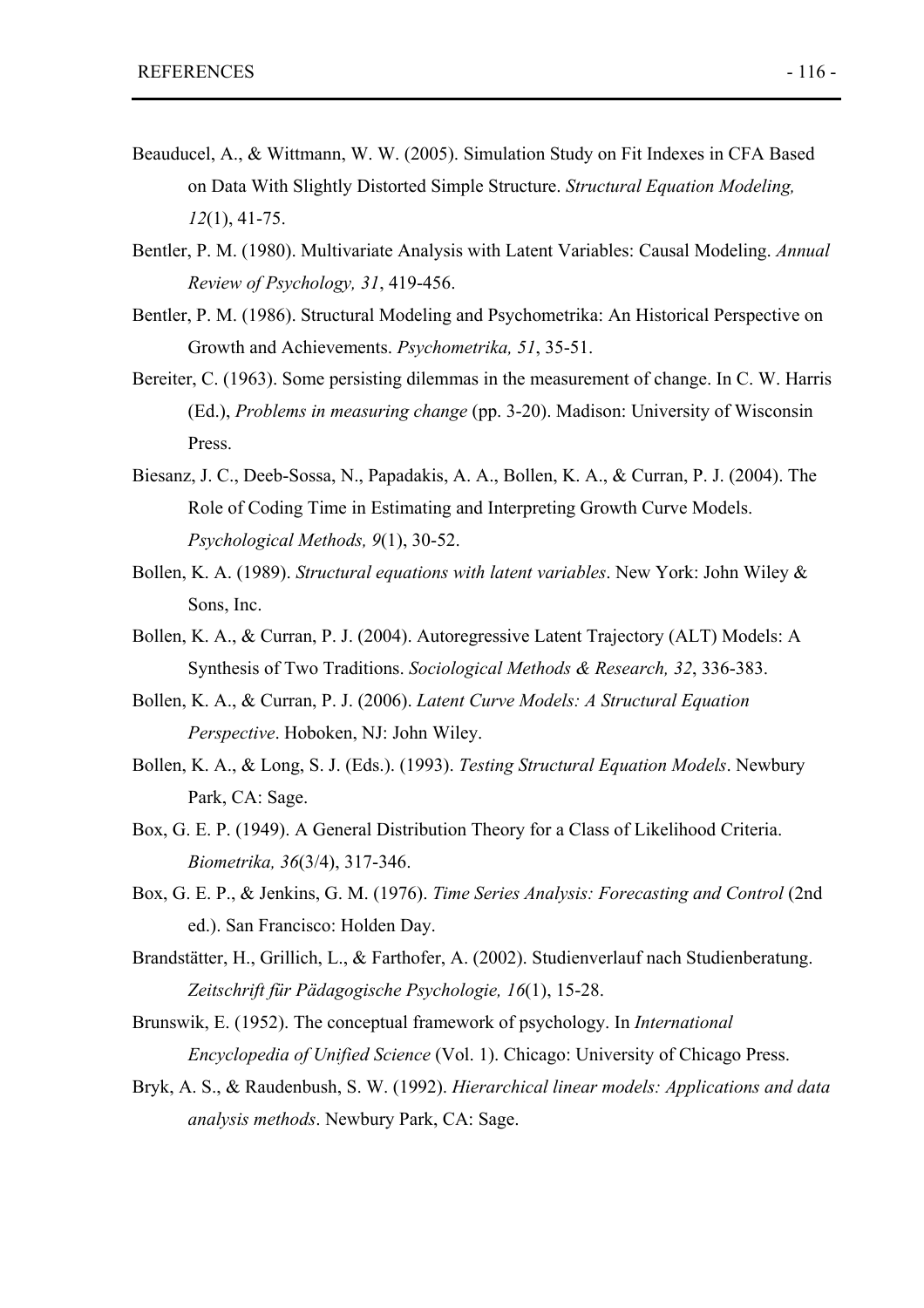Beauducel, A., & Wittmann, W. W. (2005). Simulation Study on Fit Indexes in CFA Based on Data With Slightly Distorted Simple Structure. *Structural Equation Modeling, 12*(1), 41-75.

Bentler, P. M. (1980). Multivariate Analysis with Latent Variables: Causal Modeling. *Annual Review of Psychology, 31*, 419-456.

Bentler, P. M. (1986). Structural Modeling and Psychometrika: An Historical Perspective on Growth and Achievements. *Psychometrika, 51*, 35-51.

Bereiter, C. (1963). Some persisting dilemmas in the measurement of change. In C. W. Harris (Ed.), *Problems in measuring change* (pp. 3-20). Madison: University of Wisconsin Press.

Biesanz, J. C., Deeb-Sossa, N., Papadakis, A. A., Bollen, K. A., & Curran, P. J. (2004). The Role of Coding Time in Estimating and Interpreting Growth Curve Models. *Psychological Methods, 9*(1), 30-52.

Bollen, K. A. (1989). *Structural equations with latent variables*. New York: John Wiley & Sons, Inc.

Bollen, K. A., & Curran, P. J. (2004). Autoregressive Latent Trajectory (ALT) Models: A Synthesis of Two Traditions. *Sociological Methods & Research, 32*, 336-383.

Bollen, K. A., & Curran, P. J. (2006). *Latent Curve Models: A Structural Equation Perspective*. Hoboken, NJ: John Wiley.

Bollen, K. A., & Long, S. J. (Eds.). (1993). *Testing Structural Equation Models*. Newbury Park, CA: Sage.

Box, G. E. P. (1949). A General Distribution Theory for a Class of Likelihood Criteria. *Biometrika, 36*(3/4), 317-346.

Box, G. E. P., & Jenkins, G. M. (1976). *Time Series Analysis: Forecasting and Control* (2nd ed.). San Francisco: Holden Day.

Brandstätter, H., Grillich, L., & Farthofer, A. (2002). Studienverlauf nach Studienberatung. *Zeitschrift für Pädagogische Psychologie, 16*(1), 15-28.

Brunswik, E. (1952). The conceptual framework of psychology. In *International Encyclopedia of Unified Science* (Vol. 1). Chicago: University of Chicago Press.

Bryk, A. S., & Raudenbush, S. W. (1992). *Hierarchical linear models: Applications and data analysis methods*. Newbury Park, CA: Sage.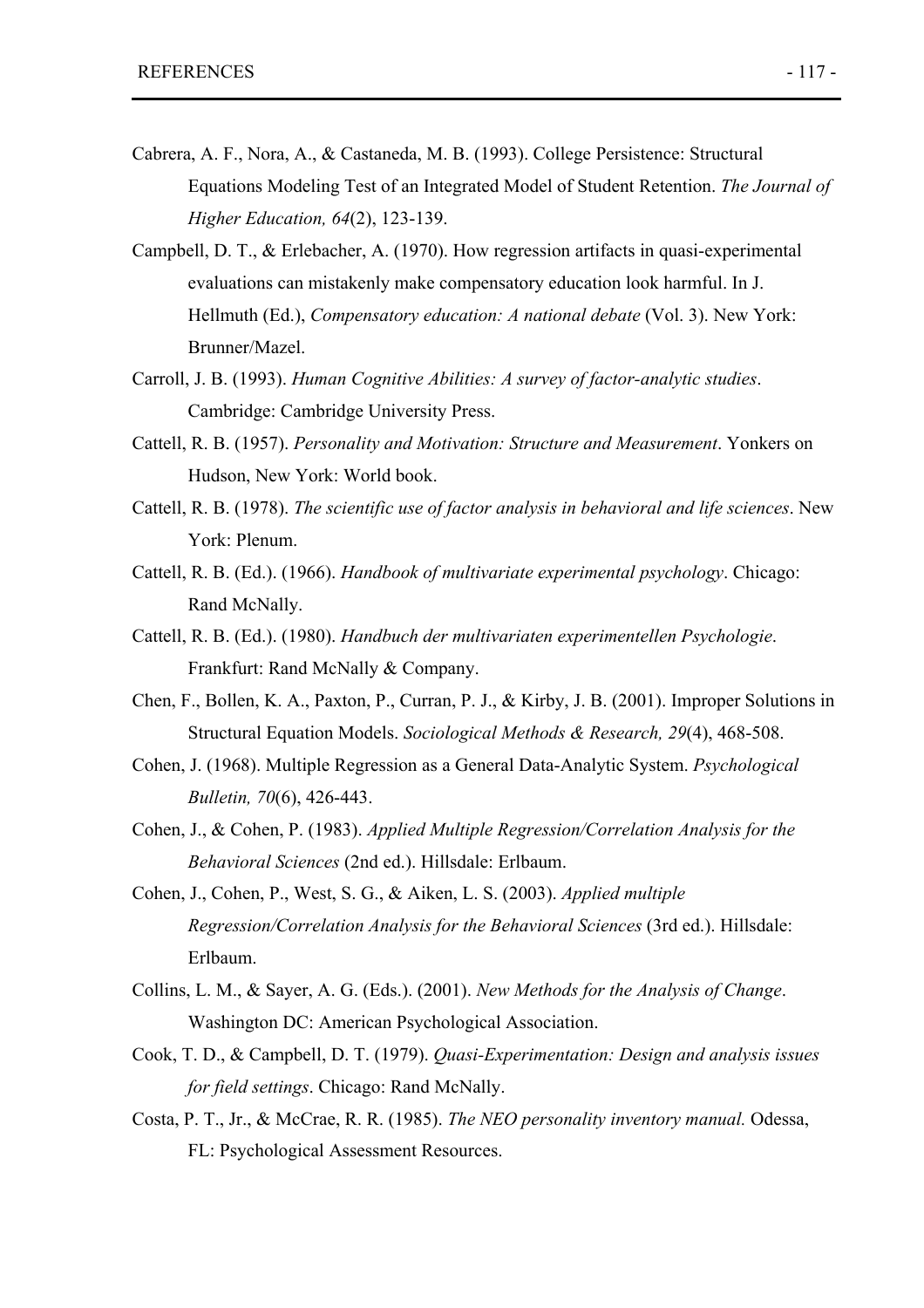Cabrera, A. F., Nora, A., & Castaneda, M. B. (1993). College Persistence: Structural Equations Modeling Test of an Integrated Model of Student Retention. *The Journal of Higher Education, 64*(2), 123-139.

Campbell, D. T., & Erlebacher, A. (1970). How regression artifacts in quasi-experimental evaluations can mistakenly make compensatory education look harmful. In J. Hellmuth (Ed.), *Compensatory education: A national debate* (Vol. 3). New York: Brunner/Mazel.

Carroll, J. B. (1993). *Human Cognitive Abilities: A survey of factor-analytic studies*. Cambridge: Cambridge University Press.

Cattell, R. B. (1957). *Personality and Motivation: Structure and Measurement*. Yonkers on Hudson, New York: World book.

Cattell, R. B. (1978). *The scientific use of factor analysis in behavioral and life sciences*. New York: Plenum.

Cattell, R. B. (Ed.). (1966). *Handbook of multivariate experimental psychology*. Chicago: Rand McNally.

Cattell, R. B. (Ed.). (1980). *Handbuch der multivariaten experimentellen Psychologie*. Frankfurt: Rand McNally & Company.

Chen, F., Bollen, K. A., Paxton, P., Curran, P. J., & Kirby, J. B. (2001). Improper Solutions in Structural Equation Models. *Sociological Methods & Research, 29*(4), 468-508.

Cohen, J. (1968). Multiple Regression as a General Data-Analytic System. *Psychological Bulletin, 70*(6), 426-443.

Cohen, J., & Cohen, P. (1983). *Applied Multiple Regression/Correlation Analysis for the Behavioral Sciences* (2nd ed.). Hillsdale: Erlbaum.

Cohen, J., Cohen, P., West, S. G., & Aiken, L. S. (2003). *Applied multiple Regression/Correlation Analysis for the Behavioral Sciences* (3rd ed.). Hillsdale: Erlbaum.

Collins, L. M., & Sayer, A. G. (Eds.). (2001). *New Methods for the Analysis of Change*. Washington DC: American Psychological Association.

Cook, T. D., & Campbell, D. T. (1979). *Quasi-Experimentation: Design and analysis issues for field settings*. Chicago: Rand McNally.

Costa, P. T., Jr., & McCrae, R. R. (1985). *The NEO personality inventory manual.* Odessa, FL: Psychological Assessment Resources.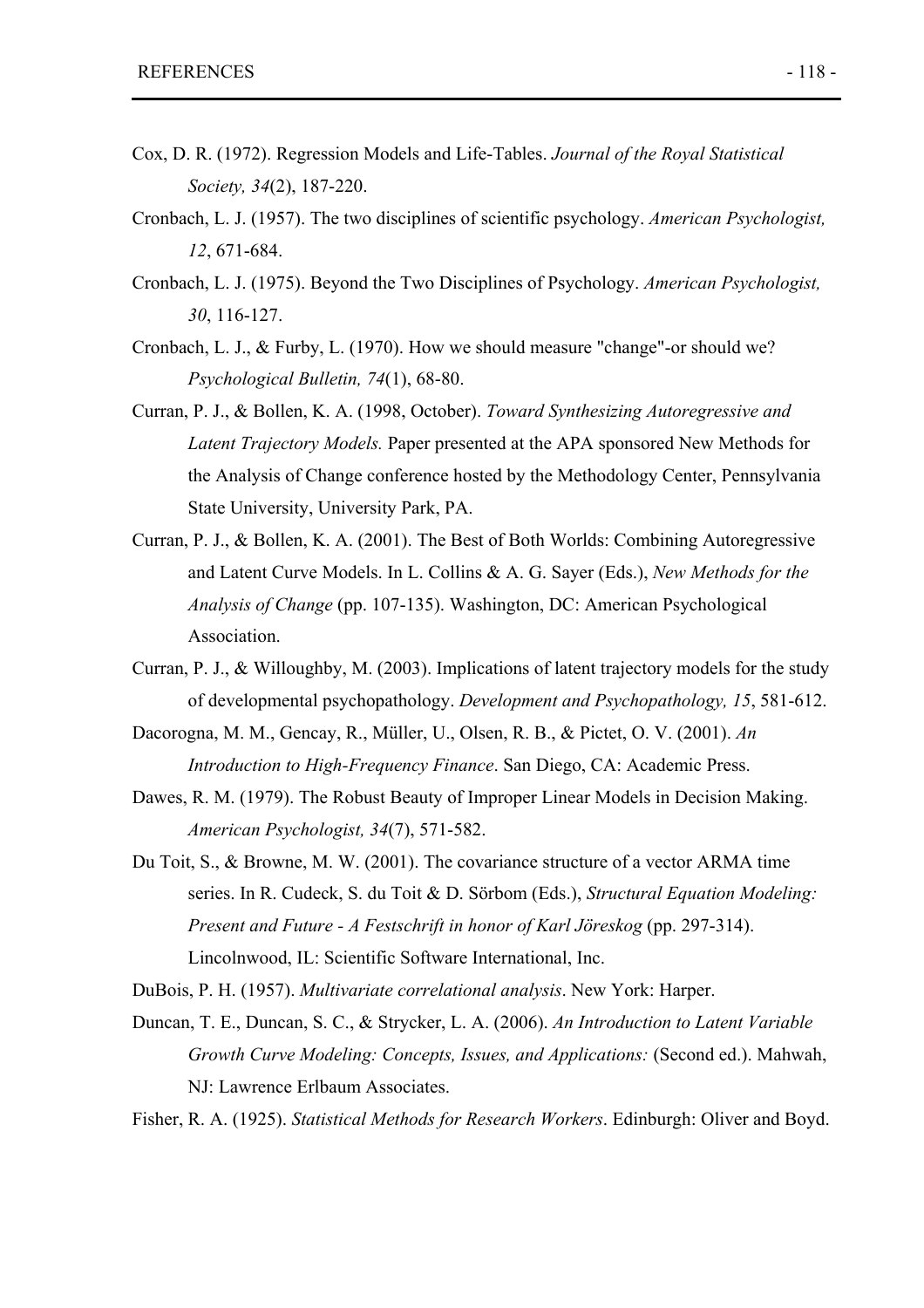Cox, D. R. (1972). Regression Models and Life-Tables. *Journal of the Royal Statistical Society, 34*(2), 187-220.

Cronbach, L. J. (1957). The two disciplines of scientific psychology. *American Psychologist, 12*, 671-684.

Cronbach, L. J. (1975). Beyond the Two Disciplines of Psychology. *American Psychologist, 30*, 116-127.

Cronbach, L. J., & Furby, L. (1970). How we should measure "change"-or should we? *Psychological Bulletin, 74*(1), 68-80.

Curran, P. J., & Bollen, K. A. (1998, October). *Toward Synthesizing Autoregressive and Latent Trajectory Models.* Paper presented at the APA sponsored New Methods for the Analysis of Change conference hosted by the Methodology Center, Pennsylvania State University, University Park, PA.

Curran, P. J., & Bollen, K. A. (2001). The Best of Both Worlds: Combining Autoregressive and Latent Curve Models. In L. Collins & A. G. Sayer (Eds.), *New Methods for the Analysis of Change* (pp. 107-135). Washington, DC: American Psychological Association.

Curran, P. J., & Willoughby, M. (2003). Implications of latent trajectory models for the study of developmental psychopathology. *Development and Psychopathology, 15*, 581-612.

Dacorogna, M. M., Gencay, R., Müller, U., Olsen, R. B., & Pictet, O. V. (2001). *An Introduction to High-Frequency Finance*. San Diego, CA: Academic Press.

Dawes, R. M. (1979). The Robust Beauty of Improper Linear Models in Decision Making. *American Psychologist, 34*(7), 571-582.

Du Toit, S., & Browne, M. W. (2001). The covariance structure of a vector ARMA time series. In R. Cudeck, S. du Toit & D. Sörbom (Eds.), *Structural Equation Modeling: Present and Future - A Festschrift in honor of Karl Jöreskog* (pp. 297-314). Lincolnwood, IL: Scientific Software International, Inc.

DuBois, P. H. (1957). *Multivariate correlational analysis*. New York: Harper.

Duncan, T. E., Duncan, S. C., & Strycker, L. A. (2006). *An Introduction to Latent Variable Growth Curve Modeling: Concepts, Issues, and Applications:* (Second ed.). Mahwah, NJ: Lawrence Erlbaum Associates.

Fisher, R. A. (1925). *Statistical Methods for Research Workers*. Edinburgh: Oliver and Boyd.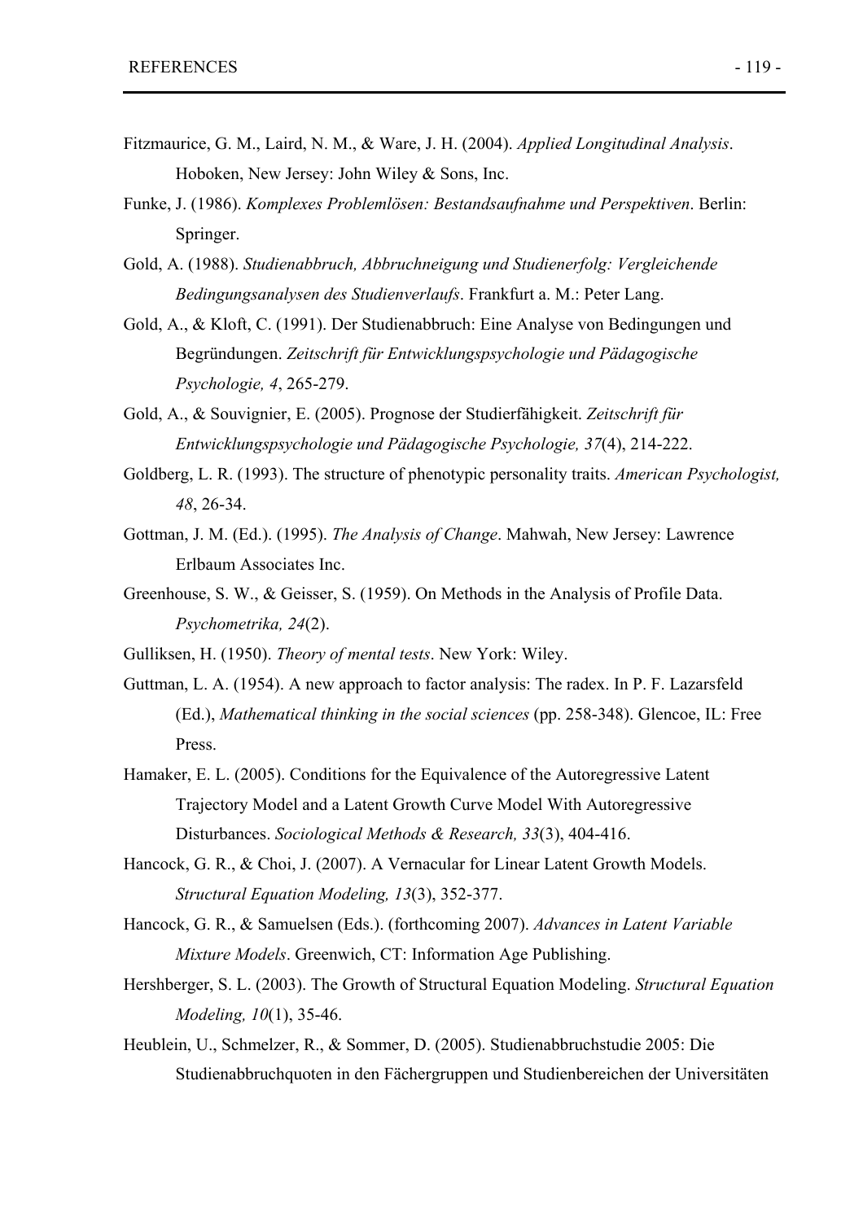Fitzmaurice, G. M., Laird, N. M., & Ware, J. H. (2004). *Applied Longitudinal Analysis*. Hoboken, New Jersey: John Wiley & Sons, Inc.

Funke, J. (1986). *Komplexes Problemlösen: Bestandsaufnahme und Perspektiven*. Berlin: Springer.

Gold, A. (1988). *Studienabbruch, Abbruchneigung und Studienerfolg: Vergleichende Bedingungsanalysen des Studienverlaufs*. Frankfurt a. M.: Peter Lang.

Gold, A., & Kloft, C. (1991). Der Studienabbruch: Eine Analyse von Bedingungen und Begründungen. *Zeitschrift für Entwicklungspsychologie und Pädagogische Psychologie, 4*, 265-279.

Gold, A., & Souvignier, E. (2005). Prognose der Studierfähigkeit. *Zeitschrift für Entwicklungspsychologie und Pädagogische Psychologie, 37*(4), 214-222.

Goldberg, L. R. (1993). The structure of phenotypic personality traits. *American Psychologist, 48*, 26-34.

Gottman, J. M. (Ed.). (1995). *The Analysis of Change*. Mahwah, New Jersey: Lawrence Erlbaum Associates Inc.

Greenhouse, S. W., & Geisser, S. (1959). On Methods in the Analysis of Profile Data. *Psychometrika, 24*(2).

Gulliksen, H. (1950). *Theory of mental tests*. New York: Wiley.

Guttman, L. A. (1954). A new approach to factor analysis: The radex. In P. F. Lazarsfeld (Ed.), *Mathematical thinking in the social sciences* (pp. 258-348). Glencoe, IL: Free Press.

Hamaker, E. L. (2005). Conditions for the Equivalence of the Autoregressive Latent Trajectory Model and a Latent Growth Curve Model With Autoregressive Disturbances. *Sociological Methods & Research, 33*(3), 404-416.

Hancock, G. R., & Choi, J. (2007). A Vernacular for Linear Latent Growth Models. *Structural Equation Modeling, 13*(3), 352-377.

Hancock, G. R., & Samuelsen (Eds.). (forthcoming 2007). *Advances in Latent Variable Mixture Models*. Greenwich, CT: Information Age Publishing.

Hershberger, S. L. (2003). The Growth of Structural Equation Modeling. *Structural Equation Modeling, 10*(1), 35-46.

Heublein, U., Schmelzer, R., & Sommer, D. (2005). Studienabbruchstudie 2005: Die Studienabbruchquoten in den Fächergruppen und Studienbereichen der Universitäten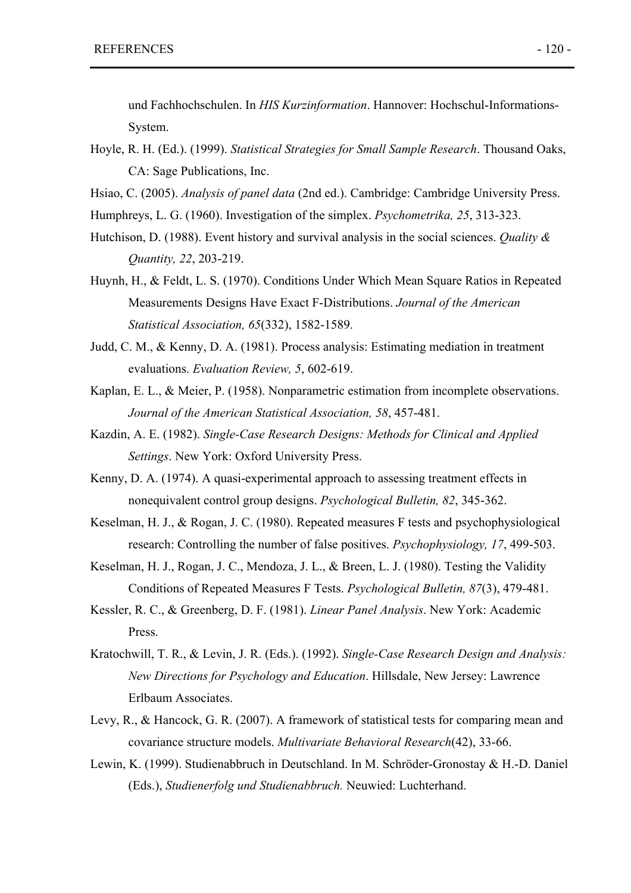und Fachhochschulen. In *HIS Kurzinformation*. Hannover: Hochschul-Informations-System.

Hoyle, R. H. (Ed.). (1999). *Statistical Strategies for Small Sample Research*. Thousand Oaks, CA: Sage Publications, Inc.

Hsiao, C. (2005). *Analysis of panel data* (2nd ed.). Cambridge: Cambridge University Press.

Humphreys, L. G. (1960). Investigation of the simplex. *Psychometrika, 25*, 313-323.

Hutchison, D. (1988). Event history and survival analysis in the social sciences. *Quality & Quantity, 22*, 203-219.

Huynh, H., & Feldt, L. S. (1970). Conditions Under Which Mean Square Ratios in Repeated Measurements Designs Have Exact F-Distributions. *Journal of the American Statistical Association, 65*(332), 1582-1589.

Judd, C. M., & Kenny, D. A. (1981). Process analysis: Estimating mediation in treatment evaluations. *Evaluation Review, 5*, 602-619.

Kaplan, E. L., & Meier, P. (1958). Nonparametric estimation from incomplete observations. *Journal of the American Statistical Association, 58*, 457-481.

Kazdin, A. E. (1982). *Single-Case Research Designs: Methods for Clinical and Applied Settings*. New York: Oxford University Press.

Kenny, D. A. (1974). A quasi-experimental approach to assessing treatment effects in nonequivalent control group designs. *Psychological Bulletin, 82*, 345-362.

Keselman, H. J., & Rogan, J. C. (1980). Repeated measures F tests and psychophysiological research: Controlling the number of false positives. *Psychophysiology, 17*, 499-503.

Keselman, H. J., Rogan, J. C., Mendoza, J. L., & Breen, L. J. (1980). Testing the Validity Conditions of Repeated Measures F Tests. *Psychological Bulletin, 87*(3), 479-481.

Kessler, R. C., & Greenberg, D. F. (1981). *Linear Panel Analysis*. New York: Academic Press.

Kratochwill, T. R., & Levin, J. R. (Eds.). (1992). *Single-Case Research Design and Analysis: New Directions for Psychology and Education*. Hillsdale, New Jersey: Lawrence Erlbaum Associates.

Levy, R., & Hancock, G. R. (2007). A framework of statistical tests for comparing mean and covariance structure models. *Multivariate Behavioral Research*(42), 33-66.

Lewin, K. (1999). Studienabbruch in Deutschland. In M. Schröder-Gronostay & H.-D. Daniel (Eds.), *Studienerfolg und Studienabbruch.* Neuwied: Luchterhand.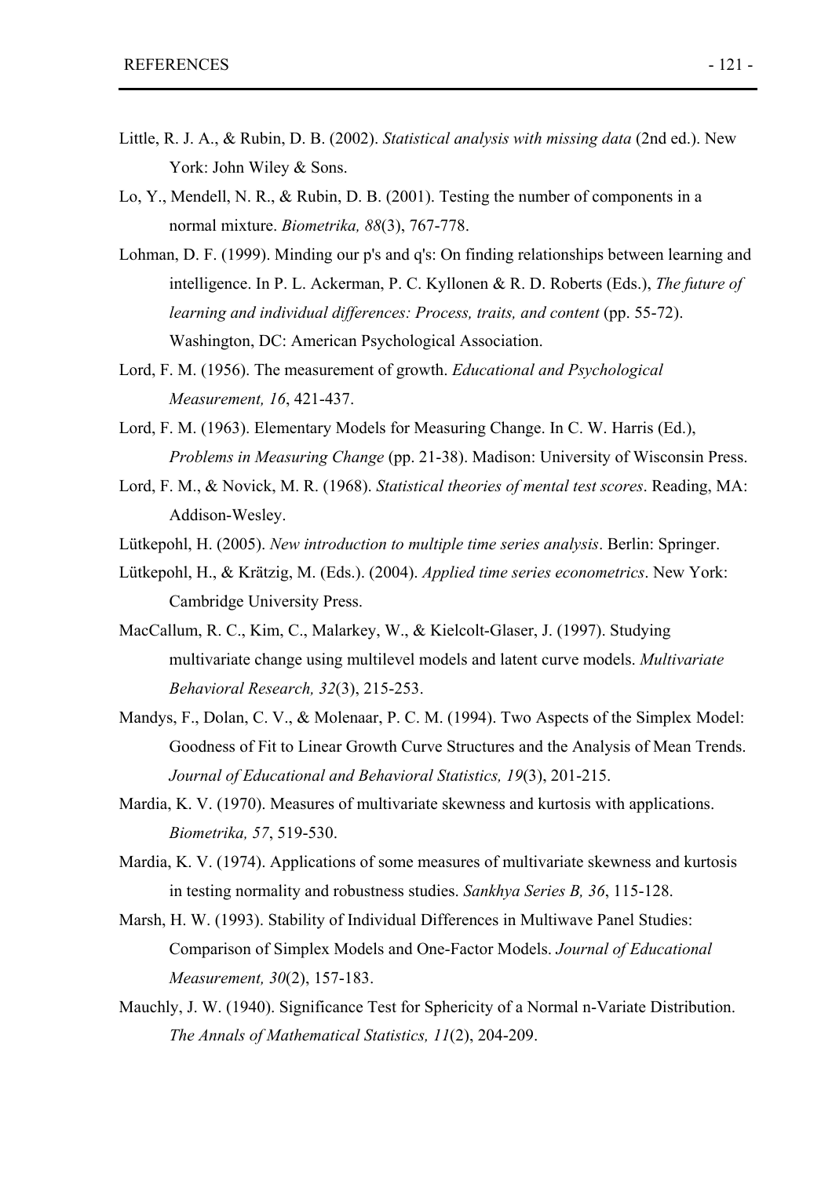Little, R. J. A., & Rubin, D. B. (2002). *Statistical analysis with missing data* (2nd ed.). New York: John Wiley & Sons.

Lo, Y., Mendell, N. R., & Rubin, D. B. (2001). Testing the number of components in a normal mixture. *Biometrika, 88*(3), 767-778.

Lohman, D. F. (1999). Minding our p's and q's: On finding relationships between learning and intelligence. In P. L. Ackerman, P. C. Kyllonen & R. D. Roberts (Eds.), *The future of learning and individual differences: Process, traits, and content* (pp. 55-72). Washington, DC: American Psychological Association.

Lord, F. M. (1956). The measurement of growth. *Educational and Psychological Measurement, 16*, 421-437.

Lord, F. M. (1963). Elementary Models for Measuring Change. In C. W. Harris (Ed.), *Problems in Measuring Change* (pp. 21-38). Madison: University of Wisconsin Press.

Lord, F. M., & Novick, M. R. (1968). *Statistical theories of mental test scores*. Reading, MA: Addison-Wesley.

Lütkepohl, H. (2005). *New introduction to multiple time series analysis*. Berlin: Springer.

Lütkepohl, H., & Krätzig, M. (Eds.). (2004). *Applied time series econometrics*. New York: Cambridge University Press.

MacCallum, R. C., Kim, C., Malarkey, W., & Kielcolt-Glaser, J. (1997). Studying multivariate change using multilevel models and latent curve models. *Multivariate Behavioral Research, 32*(3), 215-253.

Mandys, F., Dolan, C. V., & Molenaar, P. C. M. (1994). Two Aspects of the Simplex Model: Goodness of Fit to Linear Growth Curve Structures and the Analysis of Mean Trends. *Journal of Educational and Behavioral Statistics, 19*(3), 201-215.

Mardia, K. V. (1970). Measures of multivariate skewness and kurtosis with applications. *Biometrika, 57*, 519-530.

Mardia, K. V. (1974). Applications of some measures of multivariate skewness and kurtosis in testing normality and robustness studies. *Sankhya Series B, 36*, 115-128.

Marsh, H. W. (1993). Stability of Individual Differences in Multiwave Panel Studies: Comparison of Simplex Models and One-Factor Models. *Journal of Educational Measurement, 30*(2), 157-183.

Mauchly, J. W. (1940). Significance Test for Sphericity of a Normal n-Variate Distribution. *The Annals of Mathematical Statistics, 11*(2), 204-209.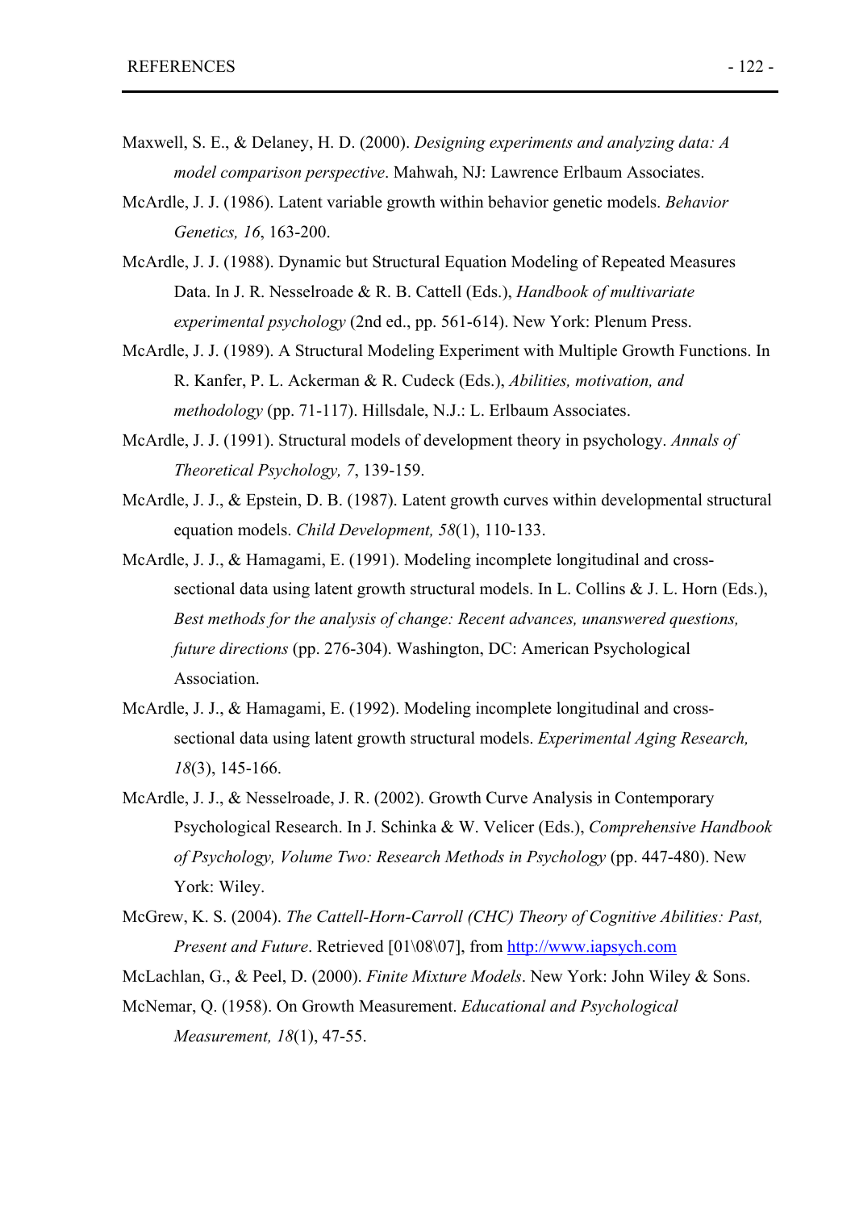Maxwell, S. E., & Delaney, H. D. (2000). *Designing experiments and analyzing data: A model comparison perspective*. Mahwah, NJ: Lawrence Erlbaum Associates.

McArdle, J. J. (1986). Latent variable growth within behavior genetic models. *Behavior Genetics, 16*, 163-200.

McArdle, J. J. (1988). Dynamic but Structural Equation Modeling of Repeated Measures Data. In J. R. Nesselroade & R. B. Cattell (Eds.), *Handbook of multivariate experimental psychology* (2nd ed., pp. 561-614). New York: Plenum Press.

McArdle, J. J. (1989). A Structural Modeling Experiment with Multiple Growth Functions. In R. Kanfer, P. L. Ackerman & R. Cudeck (Eds.), *Abilities, motivation, and methodology* (pp. 71-117). Hillsdale, N.J.: L. Erlbaum Associates.

McArdle, J. J. (1991). Structural models of development theory in psychology. *Annals of Theoretical Psychology, 7*, 139-159.

McArdle, J. J., & Epstein, D. B. (1987). Latent growth curves within developmental structural equation models. *Child Development, 58*(1), 110-133.

McArdle, J. J., & Hamagami, E. (1991). Modeling incomplete longitudinal and cross-sectional data using latent growth structural models. In L. Collins & J. L. Horn (Eds.), *Best methods for the analysis of change: Recent advances, unanswered questions, future directions* (pp. 276-304). Washington, DC: American Psychological Association.

McArdle, J. J., & Hamagami, E. (1992). Modeling incomplete longitudinal and cross-sectional data using latent growth structural models. *Experimental Aging Research, 18*(3), 145-166.

McArdle, J. J., & Nesselroade, J. R. (2002). Growth Curve Analysis in Contemporary Psychological Research. In J. Schinka & W. Velicer (Eds.), *Comprehensive Handbook of Psychology, Volume Two: Research Methods in Psychology* (pp. 447-480). New York: Wiley.

McGrew, K. S. (2004). *The Cattell-Horn-Carroll (CHC) Theory of Cognitive Abilities: Past, Present and Future*. Retrieved [01\08\07], from http://www.iapsych.com

McLachlan, G., & Peel, D. (2000). *Finite Mixture Models*. New York: John Wiley & Sons.

McNemar, Q. (1958). On Growth Measurement. *Educational and Psychological Measurement, 18*(1), 47-55.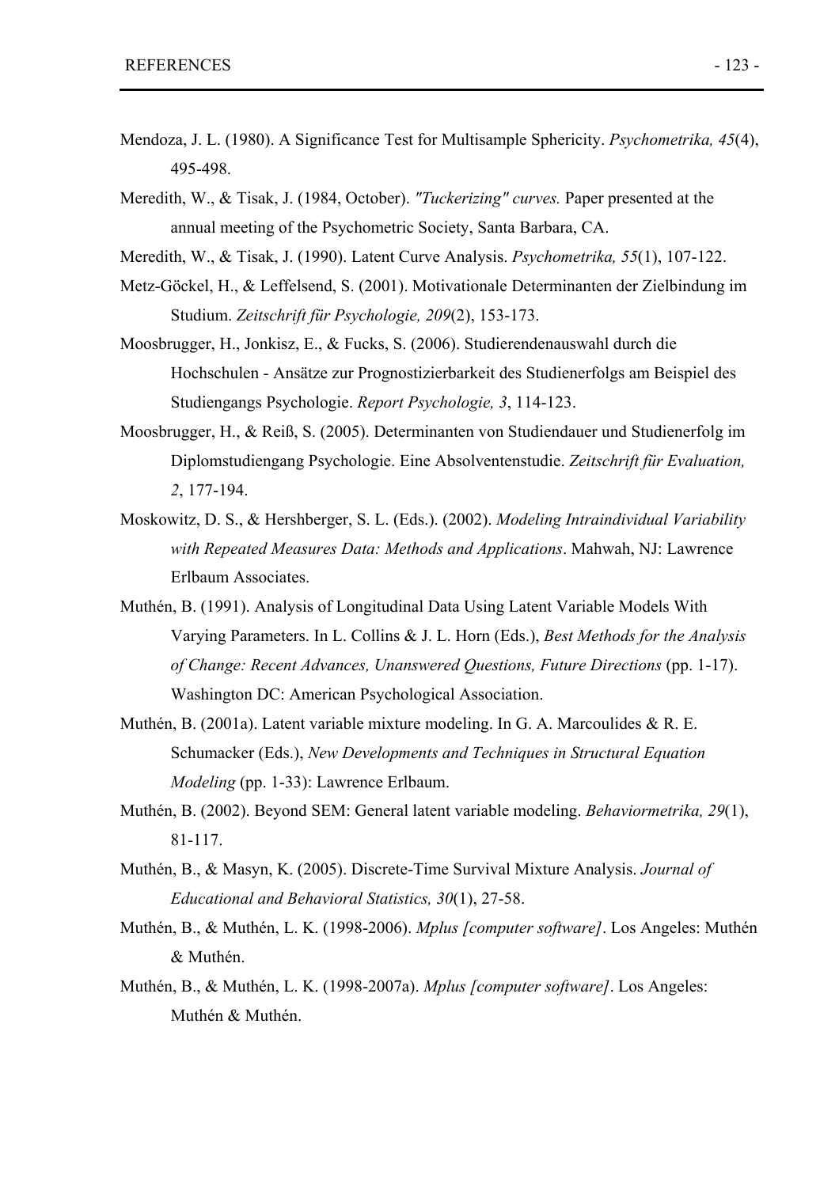Mendoza, J. L. (1980). A Significance Test for Multisample Sphericity. *Psychometrika, 45*(4), 495-498.

Meredith, W., & Tisak, J. (1984, October). *"Tuckerizing" curves.* Paper presented at the annual meeting of the Psychometric Society, Santa Barbara, CA.

Meredith, W., & Tisak, J. (1990). Latent Curve Analysis. *Psychometrika, 55*(1), 107-122.

Metz-Göckel, H., & Leffelsend, S. (2001). Motivationale Determinanten der Zielbindung im Studium. *Zeitschrift für Psychologie, 209*(2), 153-173.

Moosbrugger, H., Jonkisz, E., & Fucks, S. (2006). Studierendenauswahl durch die Hochschulen - Ansätze zur Prognostizierbarkeit des Studienerfolgs am Beispiel des Studiengangs Psychologie. *Report Psychologie, 3*, 114-123.

Moosbrugger, H., & Reiß, S. (2005). Determinanten von Studiendauer und Studienerfolg im Diplomstudiengang Psychologie. Eine Absolventenstudie. *Zeitschrift für Evaluation, 2*, 177-194.

Moskowitz, D. S., & Hershberger, S. L. (Eds.). (2002). *Modeling Intraindividual Variability with Repeated Measures Data: Methods and Applications*. Mahwah, NJ: Lawrence Erlbaum Associates.

Muthén, B. (1991). Analysis of Longitudinal Data Using Latent Variable Models With Varying Parameters. In L. Collins & J. L. Horn (Eds.), *Best Methods for the Analysis of Change: Recent Advances, Unanswered Questions, Future Directions* (pp. 1-17). Washington DC: American Psychological Association.

Muthén, B. (2001a). Latent variable mixture modeling. In G. A. Marcoulides & R. E. Schumacker (Eds.), *New Developments and Techniques in Structural Equation Modeling* (pp. 1-33): Lawrence Erlbaum.

Muthén, B. (2002). Beyond SEM: General latent variable modeling. *Behaviormetrika, 29*(1), 81-117.

Muthén, B., & Masyn, K. (2005). Discrete-Time Survival Mixture Analysis. *Journal of Educational and Behavioral Statistics, 30*(1), 27-58.

Muthén, B., & Muthén, L. K. (1998-2006). *Mplus [computer software]*. Los Angeles: Muthén & Muthén.

Muthén, B., & Muthén, L. K. (1998-2007a). *Mplus [computer software]*. Los Angeles: Muthén & Muthén.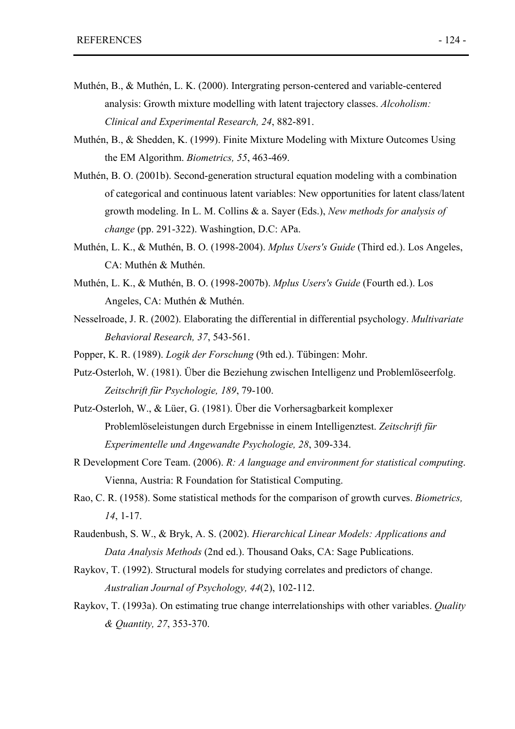Muthén, B., & Muthén, L. K. (2000). Intergrating person-centered and variable-centered analysis: Growth mixture modelling with latent trajectory classes. *Alcoholism: Clinical and Experimental Research, 24*, 882-891.

Muthén, B., & Shedden, K. (1999). Finite Mixture Modeling with Mixture Outcomes Using the EM Algorithm. *Biometrics, 55*, 463-469.

Muthén, B. O. (2001b). Second-generation structural equation modeling with a combination of categorical and continuous latent variables: New opportunities for latent class/latent growth modeling. In L. M. Collins & a. Sayer (Eds.), *New methods for analysis of change* (pp. 291-322). Washingtion, D.C: APa.

Muthén, L. K., & Muthén, B. O. (1998-2004). *Mplus Users's Guide* (Third ed.). Los Angeles, CA: Muthén & Muthén.

Muthén, L. K., & Muthén, B. O. (1998-2007b). *Mplus Users's Guide* (Fourth ed.). Los Angeles, CA: Muthén & Muthén.

Nesselroade, J. R. (2002). Elaborating the differential in differential psychology. *Multivariate Behavioral Research, 37*, 543-561.

Popper, K. R. (1989). *Logik der Forschung* (9th ed.). Tübingen: Mohr.

Putz-Osterloh, W. (1981). Über die Beziehung zwischen Intelligenz und Problemlöseerfolg. *Zeitschrift für Psychologie, 189*, 79-100.

Putz-Osterloh, W., & Lüer, G. (1981). Über die Vorhersagbarkeit komplexer Problemlöseleistungen durch Ergebnisse in einem Intelligenztest. *Zeitschrift für Experimentelle und Angewandte Psychologie, 28*, 309-334.

R Development Core Team. (2006). *R: A language and environment for statistical computing*. Vienna, Austria: R Foundation for Statistical Computing.

Rao, C. R. (1958). Some statistical methods for the comparison of growth curves. *Biometrics, 14*, 1-17.

Raudenbush, S. W., & Bryk, A. S. (2002). *Hierarchical Linear Models: Applications and Data Analysis Methods* (2nd ed.). Thousand Oaks, CA: Sage Publications.

Raykov, T. (1992). Structural models for studying correlates and predictors of change. *Australian Journal of Psychology, 44*(2), 102-112.

Raykov, T. (1993a). On estimating true change interrelationships with other variables. *Quality & Quantity, 27*, 353-370.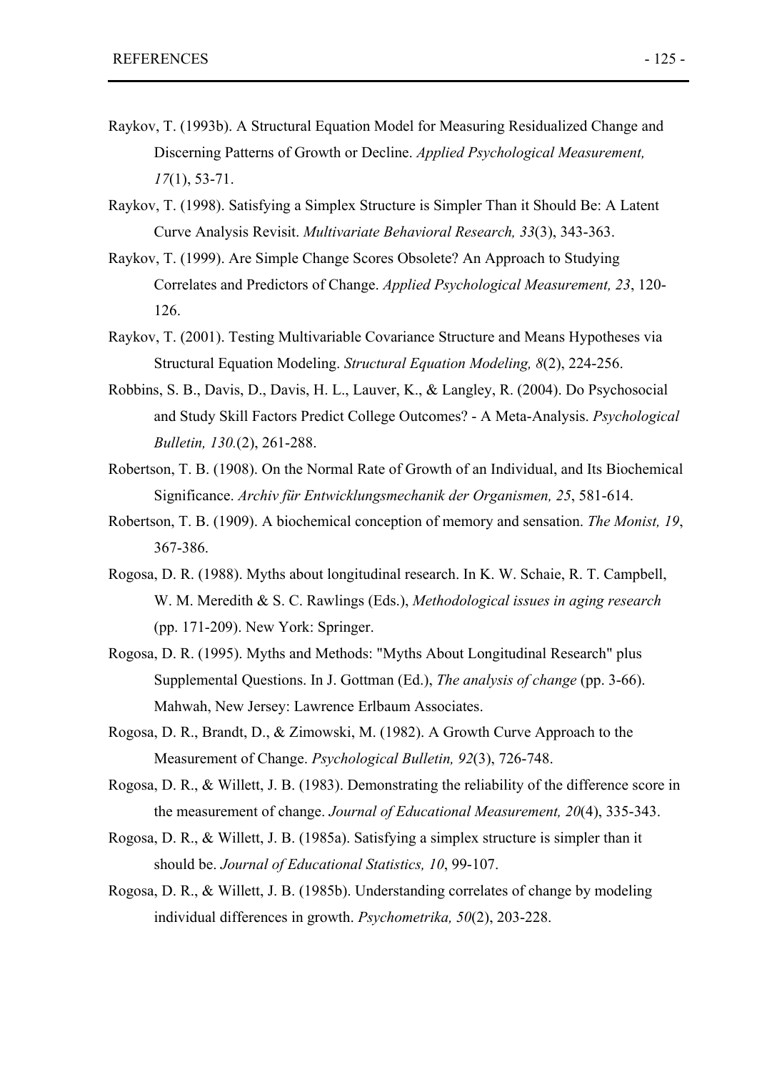Raykov, T. (1993b). A Structural Equation Model for Measuring Residualized Change and Discerning Patterns of Growth or Decline. *Applied Psychological Measurement, 17*(1), 53-71.

Raykov, T. (1998). Satisfying a Simplex Structure is Simpler Than it Should Be: A Latent Curve Analysis Revisit. *Multivariate Behavioral Research, 33*(3), 343-363.

Raykov, T. (1999). Are Simple Change Scores Obsolete? An Approach to Studying Correlates and Predictors of Change. *Applied Psychological Measurement, 23*, 120-126.

Raykov, T. (2001). Testing Multivariable Covariance Structure and Means Hypotheses via Structural Equation Modeling. *Structural Equation Modeling, 8*(2), 224-256.

Robbins, S. B., Davis, D., Davis, H. L., Lauver, K., & Langley, R. (2004). Do Psychosocial and Study Skill Factors Predict College Outcomes? - A Meta-Analysis. *Psychological Bulletin, 130.*(2), 261-288.

Robertson, T. B. (1908). On the Normal Rate of Growth of an Individual, and Its Biochemical Significance. *Archiv für Entwicklungsmechanik der Organismen, 25*, 581-614.

Robertson, T. B. (1909). A biochemical conception of memory and sensation. *The Monist, 19*, 367-386.

Rogosa, D. R. (1988). Myths about longitudinal research. In K. W. Schaie, R. T. Campbell, W. M. Meredith & S. C. Rawlings (Eds.), *Methodological issues in aging research* (pp. 171-209). New York: Springer.

Rogosa, D. R. (1995). Myths and Methods: "Myths About Longitudinal Research" plus Supplemental Questions. In J. Gottman (Ed.), *The analysis of change* (pp. 3-66). Mahwah, New Jersey: Lawrence Erlbaum Associates.

Rogosa, D. R., Brandt, D., & Zimowski, M. (1982). A Growth Curve Approach to the Measurement of Change. *Psychological Bulletin, 92*(3), 726-748.

Rogosa, D. R., & Willett, J. B. (1983). Demonstrating the reliability of the difference score in the measurement of change. *Journal of Educational Measurement, 20*(4), 335-343.

Rogosa, D. R., & Willett, J. B. (1985a). Satisfying a simplex structure is simpler than it should be. *Journal of Educational Statistics, 10*, 99-107.

Rogosa, D. R., & Willett, J. B. (1985b). Understanding correlates of change by modeling individual differences in growth. *Psychometrika, 50*(2), 203-228.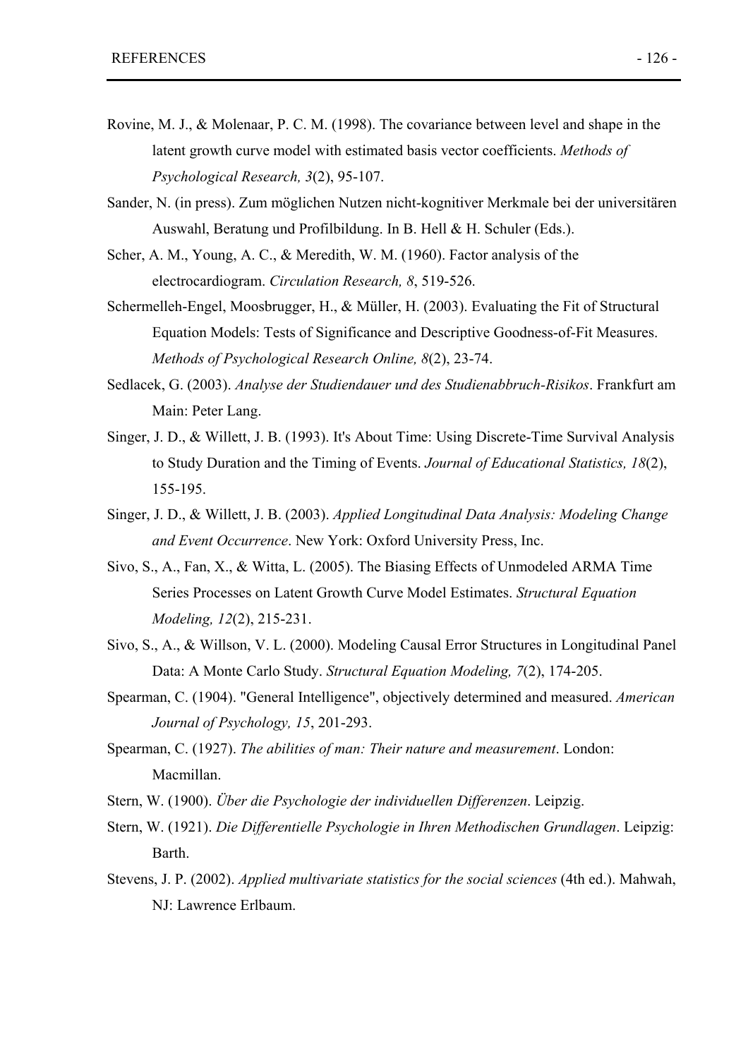Rovine, M. J., & Molenaar, P. C. M. (1998). The covariance between level and shape in the latent growth curve model with estimated basis vector coefficients. *Methods of Psychological Research, 3*(2), 95-107.

Sander, N. (in press). Zum möglichen Nutzen nicht-kognitiver Merkmale bei der universitären Auswahl, Beratung und Profilbildung. In B. Hell & H. Schuler (Eds.).

Scher, A. M., Young, A. C., & Meredith, W. M. (1960). Factor analysis of the electrocardiogram. *Circulation Research, 8*, 519-526.

Schermelleh-Engel, Moosbrugger, H., & Müller, H. (2003). Evaluating the Fit of Structural Equation Models: Tests of Significance and Descriptive Goodness-of-Fit Measures. *Methods of Psychological Research Online, 8*(2), 23-74.

Sedlacek, G. (2003). *Analyse der Studiendauer und des Studienabbruch-Risikos*. Frankfurt am Main: Peter Lang.

Singer, J. D., & Willett, J. B. (1993). It's About Time: Using Discrete-Time Survival Analysis to Study Duration and the Timing of Events. *Journal of Educational Statistics, 18*(2), 155-195.

Singer, J. D., & Willett, J. B. (2003). *Applied Longitudinal Data Analysis: Modeling Change and Event Occurrence*. New York: Oxford University Press, Inc.

Sivo, S., A., Fan, X., & Witta, L. (2005). The Biasing Effects of Unmodeled ARMA Time Series Processes on Latent Growth Curve Model Estimates. *Structural Equation Modeling, 12*(2), 215-231.

Sivo, S., A., & Willson, V. L. (2000). Modeling Causal Error Structures in Longitudinal Panel Data: A Monte Carlo Study. *Structural Equation Modeling, 7*(2), 174-205.

Spearman, C. (1904). "General Intelligence", objectively determined and measured. *American Journal of Psychology, 15*, 201-293.

Spearman, C. (1927). *The abilities of man: Their nature and measurement*. London: Macmillan.

Stern, W. (1900). *Über die Psychologie der individuellen Differenzen*. Leipzig.

Stern, W. (1921). *Die Differentielle Psychologie in Ihren Methodischen Grundlagen*. Leipzig: Barth.

Stevens, J. P. (2002). *Applied multivariate statistics for the social sciences* (4th ed.). Mahwah, NJ: Lawrence Erlbaum.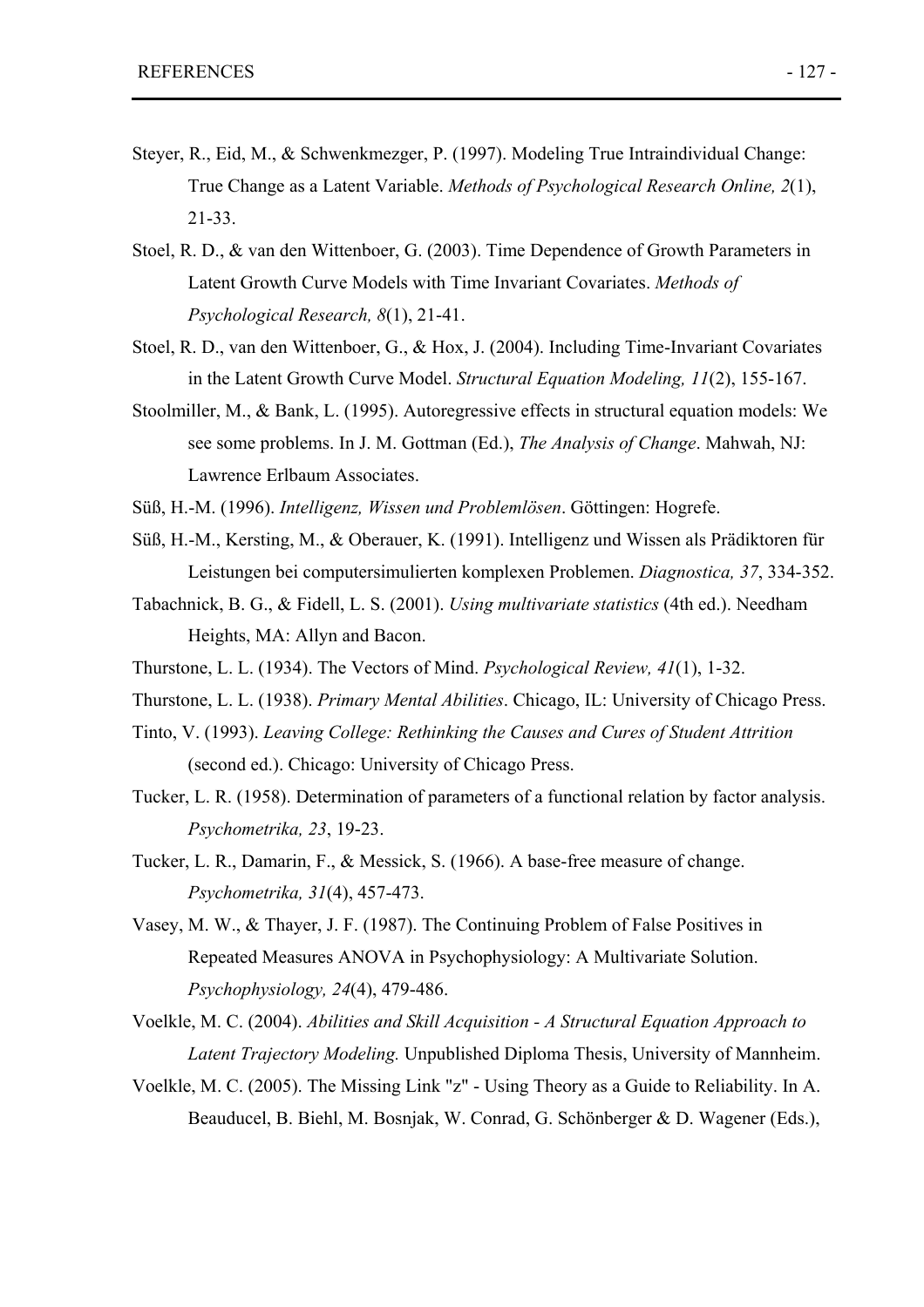Steyer, R., Eid, M., & Schwenkmezger, P. (1997). Modeling True Intraindividual Change: True Change as a Latent Variable. *Methods of Psychological Research Online, 2*(1), 21-33.

Stoel, R. D., & van den Wittenboer, G. (2003). Time Dependence of Growth Parameters in Latent Growth Curve Models with Time Invariant Covariates. *Methods of Psychological Research, 8*(1), 21-41.

Stoel, R. D., van den Wittenboer, G., & Hox, J. (2004). Including Time-Invariant Covariates in the Latent Growth Curve Model. *Structural Equation Modeling, 11*(2), 155-167.

Stoolmiller, M., & Bank, L. (1995). Autoregressive effects in structural equation models: We see some problems. In J. M. Gottman (Ed.), *The Analysis of Change*. Mahwah, NJ: Lawrence Erlbaum Associates.

Süß, H.-M. (1996). *Intelligenz, Wissen und Problemlösen*. Göttingen: Hogrefe.

Süß, H.-M., Kersting, M., & Oberauer, K. (1991). Intelligenz und Wissen als Prädiktoren für Leistungen bei computersimulierten komplexen Problemen. *Diagnostica, 37*, 334-352.

Tabachnick, B. G., & Fidell, L. S. (2001). *Using multivariate statistics* (4th ed.). Needham Heights, MA: Allyn and Bacon.

Thurstone, L. L. (1934). The Vectors of Mind. *Psychological Review, 41*(1), 1-32.

Thurstone, L. L. (1938). *Primary Mental Abilities*. Chicago, IL: University of Chicago Press.

Tinto, V. (1993). *Leaving College: Rethinking the Causes and Cures of Student Attrition* (second ed.). Chicago: University of Chicago Press.

Tucker, L. R. (1958). Determination of parameters of a functional relation by factor analysis. *Psychometrika, 23*, 19-23.

Tucker, L. R., Damarin, F., & Messick, S. (1966). A base-free measure of change. *Psychometrika, 31*(4), 457-473.

Vasey, M. W., & Thayer, J. F. (1987). The Continuing Problem of False Positives in Repeated Measures ANOVA in Psychophysiology: A Multivariate Solution. *Psychophysiology, 24*(4), 479-486.

Voelkle, M. C. (2004). *Abilities and Skill Acquisition - A Structural Equation Approach to Latent Trajectory Modeling.* Unpublished Diploma Thesis, University of Mannheim.

Voelkle, M. C. (2005). The Missing Link "z" - Using Theory as a Guide to Reliability. In A. Beauducel, B. Biehl, M. Bosnjak, W. Conrad, G. Schönberger & D. Wagener (Eds.),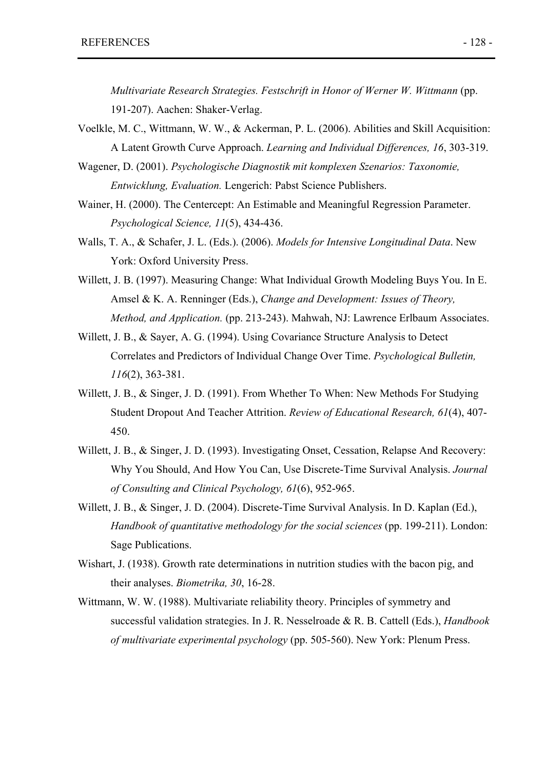*Multivariate Research Strategies. Festschrift in Honor of Werner W. Wittmann* (pp. 191-207). Aachen: Shaker-Verlag.

Voelkle, M. C., Wittmann, W. W., & Ackerman, P. L. (2006). Abilities and Skill Acquisition: A Latent Growth Curve Approach. *Learning and Individual Differences, 16*, 303-319.

Wagener, D. (2001). *Psychologische Diagnostik mit komplexen Szenarios: Taxonomie, Entwicklung, Evaluation.* Lengerich: Pabst Science Publishers.

Wainer, H. (2000). The Centercept: An Estimable and Meaningful Regression Parameter. *Psychological Science, 11*(5), 434-436.

Walls, T. A., & Schafer, J. L. (Eds.). (2006). *Models for Intensive Longitudinal Data*. New York: Oxford University Press.

Willett, J. B. (1997). Measuring Change: What Individual Growth Modeling Buys You. In E. Amsel & K. A. Renninger (Eds.), *Change and Development: Issues of Theory, Method, and Application.* (pp. 213-243). Mahwah, NJ: Lawrence Erlbaum Associates.

Willett, J. B., & Sayer, A. G. (1994). Using Covariance Structure Analysis to Detect Correlates and Predictors of Individual Change Over Time. *Psychological Bulletin, 116*(2), 363-381.

Willett, J. B., & Singer, J. D. (1991). From Whether To When: New Methods For Studying Student Dropout And Teacher Attrition. *Review of Educational Research, 61*(4), 407-450.

Willett, J. B., & Singer, J. D. (1993). Investigating Onset, Cessation, Relapse And Recovery: Why You Should, And How You Can, Use Discrete-Time Survival Analysis. *Journal of Consulting and Clinical Psychology, 61*(6), 952-965.

Willett, J. B., & Singer, J. D. (2004). Discrete-Time Survival Analysis. In D. Kaplan (Ed.), *Handbook of quantitative methodology for the social sciences* (pp. 199-211). London: Sage Publications.

Wishart, J. (1938). Growth rate determinations in nutrition studies with the bacon pig, and their analyses. *Biometrika, 30*, 16-28.

Wittmann, W. W. (1988). Multivariate reliability theory. Principles of symmetry and successful validation strategies. In J. R. Nesselroade & R. B. Cattell (Eds.), *Handbook of multivariate experimental psychology* (pp. 505-560). New York: Plenum Press.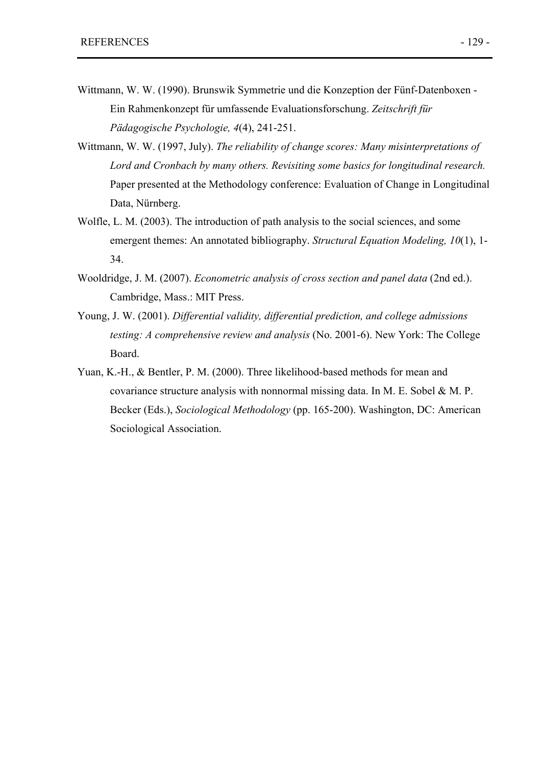Wittmann, W. W. (1990). Brunswik Symmetrie und die Konzeption der Fünf-Datenboxen - Ein Rahmenkonzept für umfassende Evaluationsforschung. *Zeitschrift für Pädagogische Psychologie, 4*(4), 241-251.

Wittmann, W. W. (1997, July). *The reliability of change scores: Many misinterpretations of Lord and Cronbach by many others. Revisiting some basics for longitudinal research.* Paper presented at the Methodology conference: Evaluation of Change in Longitudinal Data, Nürnberg.

Wolfle, L. M. (2003). The introduction of path analysis to the social sciences, and some emergent themes: An annotated bibliography. *Structural Equation Modeling, 10*(1), 1-34.

Wooldridge, J. M. (2007). *Econometric analysis of cross section and panel data* (2nd ed.). Cambridge, Mass.: MIT Press.

Young, J. W. (2001). *Differential validity, differential prediction, and college admissions testing: A comprehensive review and analysis* (No. 2001-6). New York: The College Board.

Yuan, K.-H., & Bentler, P. M. (2000). Three likelihood-based methods for mean and covariance structure analysis with nonnormal missing data. In M. E. Sobel & M. P. Becker (Eds.), *Sociological Methodology* (pp. 165-200). Washington, DC: American Sociological Association.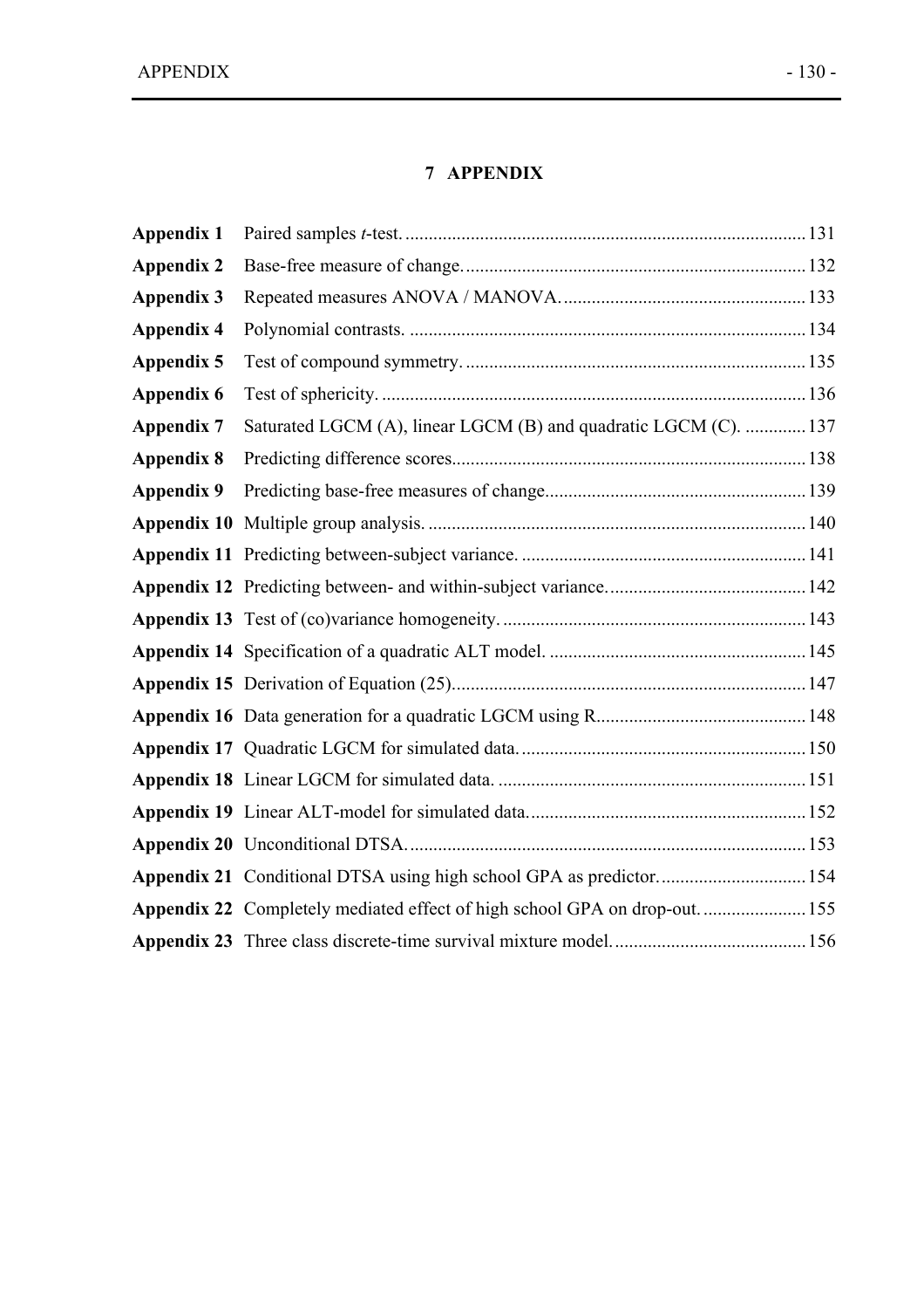# 7 APPENDIX

| | | |
|---|---|---|
| **Appendix 1** | Paired samples *t*-test. | 131 |
| **Appendix 2** | Base-free measure of change. | 132 |
| **Appendix 3** | Repeated measures ANOVA / MANOVA. | 133 |
| **Appendix 4** | Polynomial contrasts. | 134 |
| **Appendix 5** | Test of compound symmetry. | 135 |
| **Appendix 6** | Test of sphericity. | 136 |
| **Appendix 7** | Saturated LGCM (A), linear LGCM (B) and quadratic LGCM (C). | 137 |
| **Appendix 8** | Predicting difference scores. | 138 |
| **Appendix 9** | Predicting base-free measures of change. | 139 |
| **Appendix 10** | Multiple group analysis. | 140 |
| **Appendix 11** | Predicting between-subject variance. | 141 |
| **Appendix 12** | Predicting between- and within-subject variance. | 142 |
| **Appendix 13** | Test of (co)variance homogeneity. | 143 |
| **Appendix 14** | Specification of a quadratic ALT model. | 145 |
| **Appendix 15** | Derivation of Equation (25). | 147 |
| **Appendix 16** | Data generation for a quadratic LGCM using R. | 148 |
| **Appendix 17** | Quadratic LGCM for simulated data. | 150 |
| **Appendix 18** | Linear LGCM for simulated data. | 151 |
| **Appendix 19** | Linear ALT-model for simulated data. | 152 |
| **Appendix 20** | Unconditional DTSA. | 153 |
| **Appendix 21** | Conditional DTSA using high school GPA as predictor. | 154 |
| **Appendix 22** | Completely mediated effect of high school GPA on drop-out. | 155 |
| **Appendix 23** | Three class discrete-time survival mixture model. | 156 |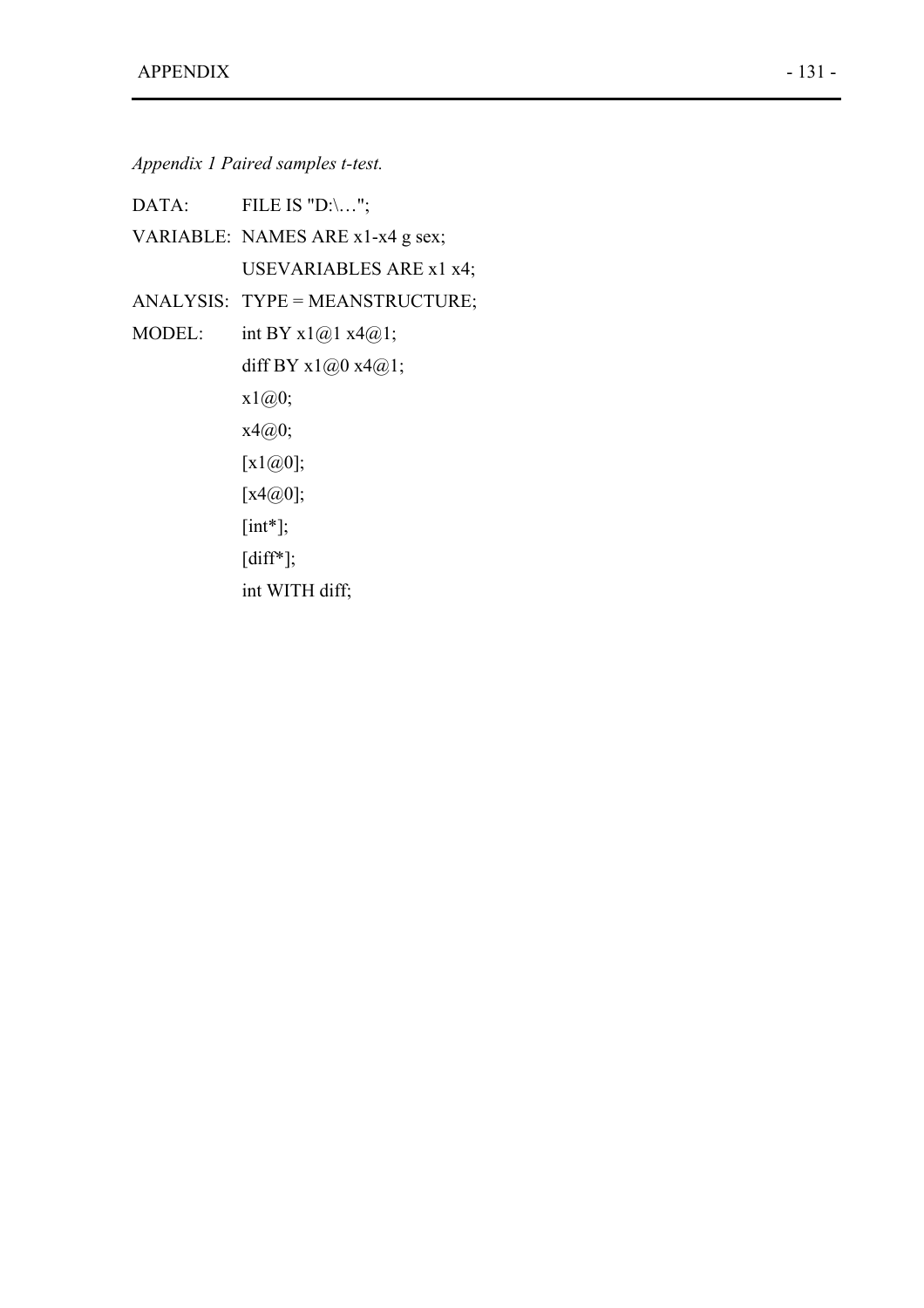*Appendix 1 Paired samples t-test.*

```
DATA:      FILE IS "D:\…";
VARIABLE:  NAMES ARE x1-x4 g sex;
           USEVARIABLES ARE x1 x4;
ANALYSIS:  TYPE = MEANSTRUCTURE;
MODEL:     int BY x1@1 x4@1;
           diff BY x1@0 x4@1;
           x1@0;
           x4@0;
           [x1@0];
           [x4@0];
           [int*];
           [diff*];
           int WITH diff;
```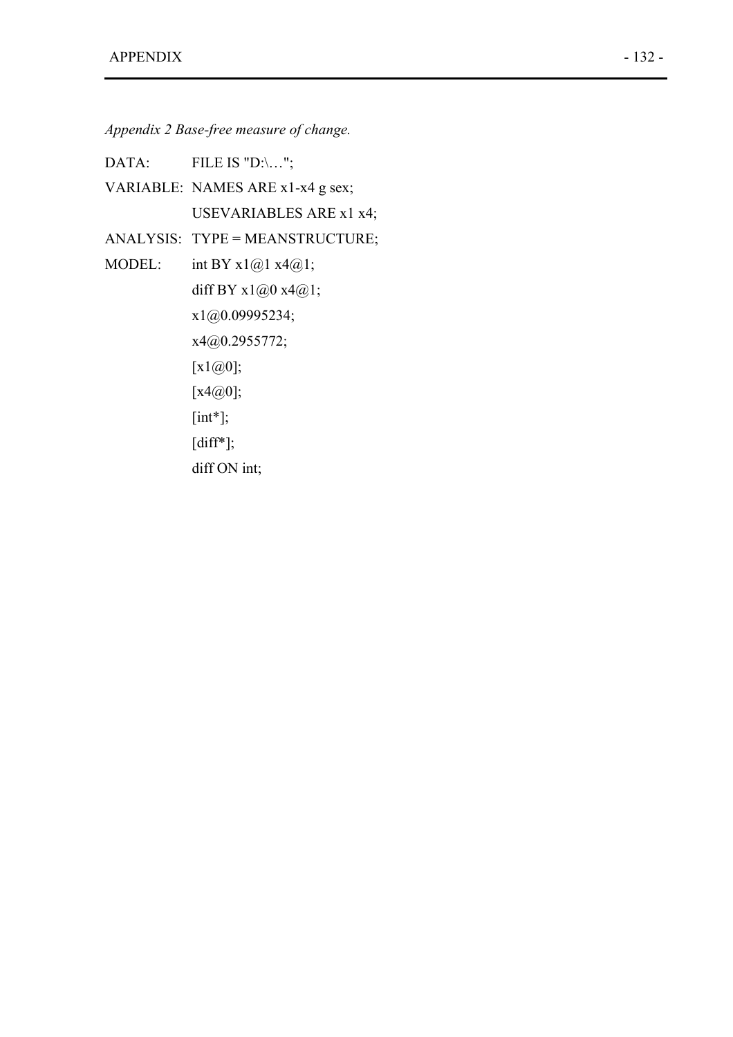*Appendix 2 Base-free measure of change.*

```
DATA:      FILE IS "D:\…";
VARIABLE:  NAMES ARE x1-x4 g sex;
           USEVARIABLES ARE x1 x4;
ANALYSIS:  TYPE = MEANSTRUCTURE;
MODEL:     int BY x1@1 x4@1;
           diff BY x1@0 x4@1;
           x1@0.09995234;
           x4@0.2955772;
           [x1@0];
           [x4@0];
           [int*];
           [diff*];
           diff ON int;
```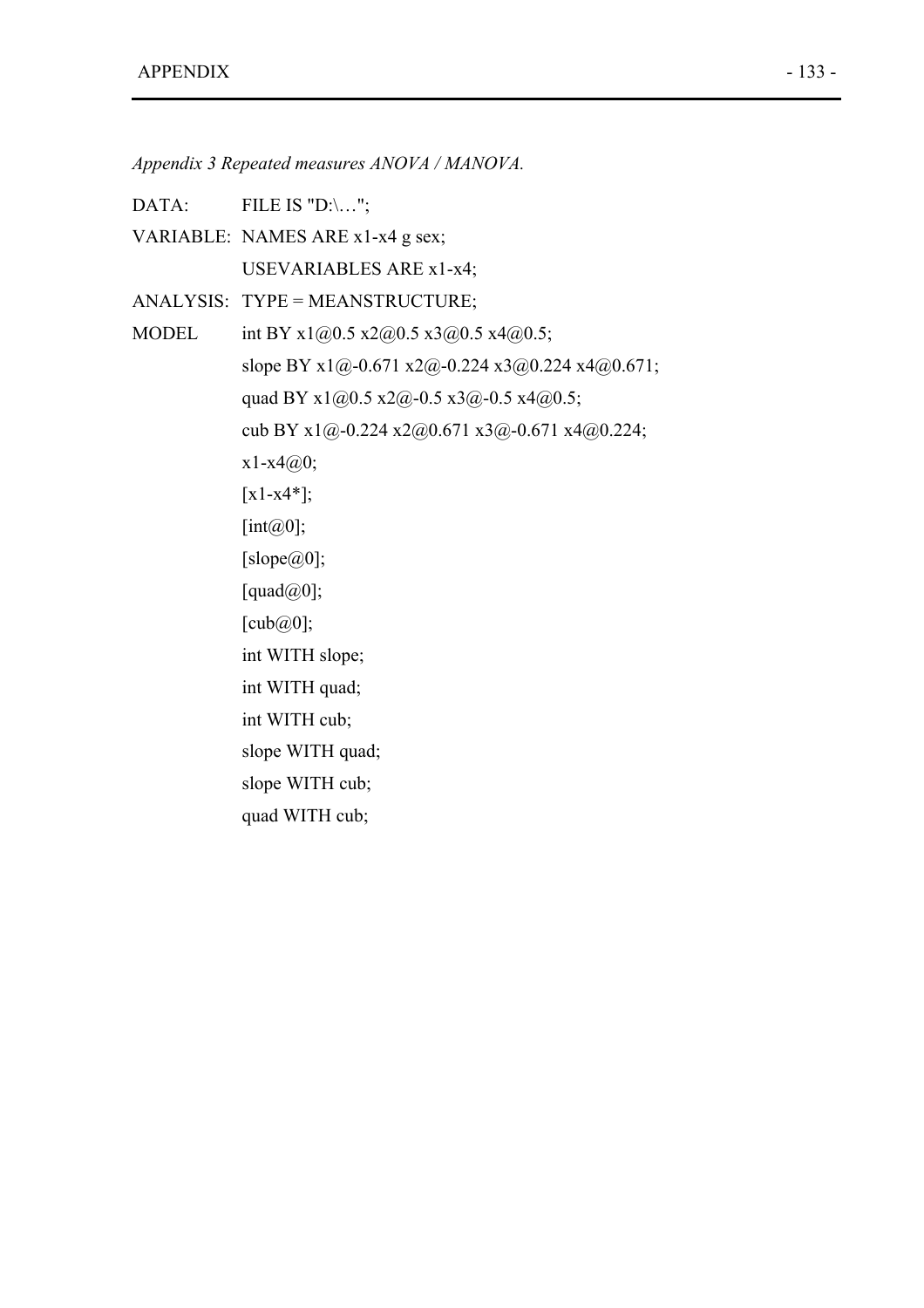*Appendix 3 Repeated measures ANOVA / MANOVA.*

```
DATA:       FILE IS "D:\…";
VARIABLE:   NAMES ARE x1-x4 g sex;
            USEVARIABLES ARE x1-x4;
ANALYSIS:   TYPE = MEANSTRUCTURE;
MODEL       int BY x1@0.5 x2@0.5 x3@0.5 x4@0.5;
            slope BY x1@-0.671 x2@-0.224 x3@0.224 x4@0.671;
            quad BY x1@0.5 x2@-0.5 x3@-0.5 x4@0.5;
            cub BY x1@-0.224 x2@0.671 x3@-0.671 x4@0.224;
            x1-x4@0;
            [x1-x4*];
            [int@0];
            [slope@0];
            [quad@0];
            [cub@0];
            int WITH slope;
            int WITH quad;
            int WITH cub;
            slope WITH quad;
            slope WITH cub;
            quad WITH cub;
```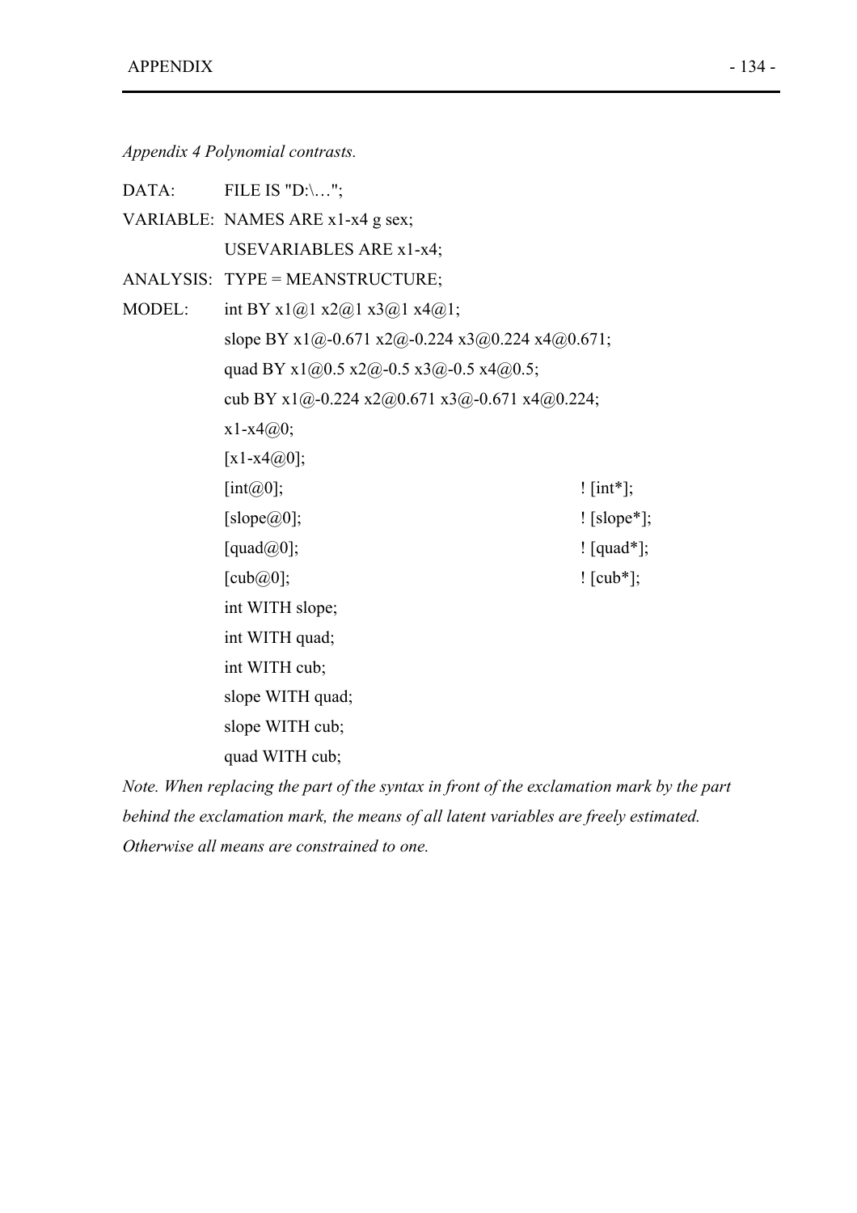*Appendix 4 Polynomial contrasts.*

```
DATA:      FILE IS "D:\…";
VARIABLE:  NAMES ARE x1-x4 g sex;
           USEVARIABLES ARE x1-x4;
ANALYSIS:  TYPE = MEANSTRUCTURE;
MODEL:     int BY x1@1 x2@1 x3@1 x4@1;
           slope BY x1@-0.671 x2@-0.224 x3@0.224 x4@0.671;
           quad BY x1@0.5 x2@-0.5 x3@-0.5 x4@0.5;
           cub BY x1@-0.224 x2@0.671 x3@-0.671 x4@0.224;
           x1-x4@0;
           [x1-x4@0];
           [int@0];                                   ! [int*];
           [slope@0];                                 ! [slope*];
           [quad@0];                                  ! [quad*];
           [cub@0];                                   ! [cub*];
           int WITH slope;
           int WITH quad;
           int WITH cub;
           slope WITH quad;
           slope WITH cub;
           quad WITH cub;
```

*Note. When replacing the part of the syntax in front of the exclamation mark by the part behind the exclamation mark, the means of all latent variables are freely estimated. Otherwise all means are constrained to one.*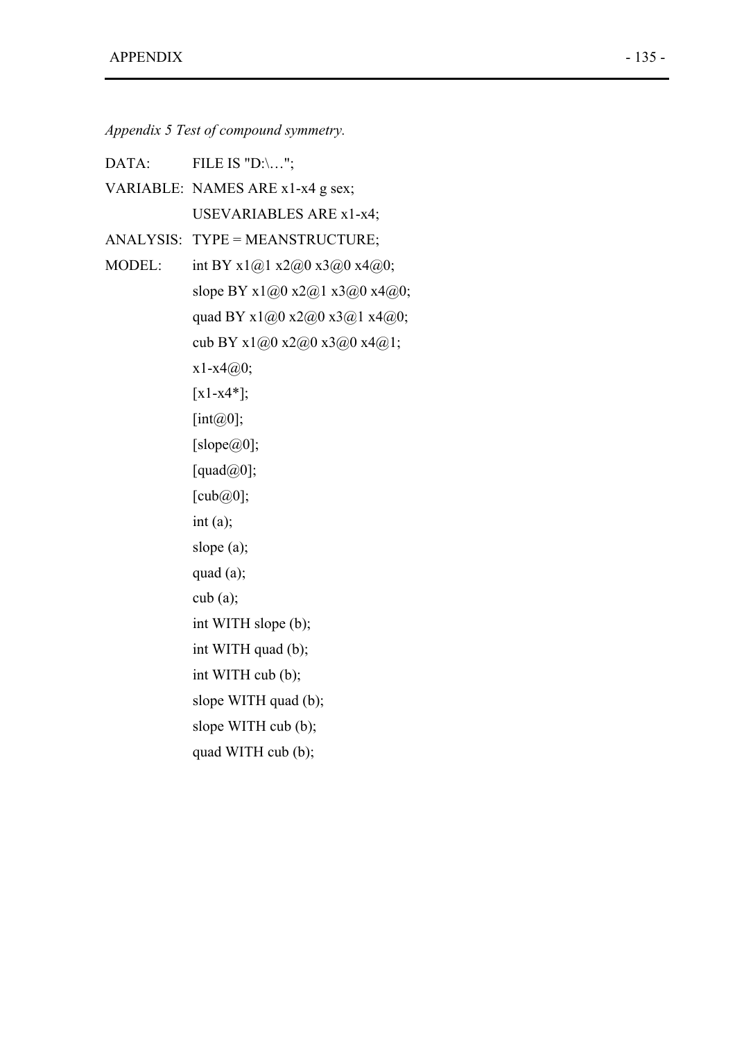*Appendix 5 Test of compound symmetry.*

```
DATA:       FILE IS "D:\…";
VARIABLE:   NAMES ARE x1-x4 g sex;
            USEVARIABLES ARE x1-x4;
ANALYSIS:   TYPE = MEANSTRUCTURE;
MODEL:      int BY x1@1 x2@0 x3@0 x4@0;
            slope BY x1@0 x2@1 x3@0 x4@0;
            quad BY x1@0 x2@0 x3@1 x4@0;
            cub BY x1@0 x2@0 x3@0 x4@1;
            x1-x4@0;
            [x1-x4*];
            [int@0];
            [slope@0];
            [quad@0];
            [cub@0];
            int (a);
            slope (a);
            quad (a);
            cub (a);
            int WITH slope (b);
            int WITH quad (b);
            int WITH cub (b);
            slope WITH quad (b);
            slope WITH cub (b);
            quad WITH cub (b);
```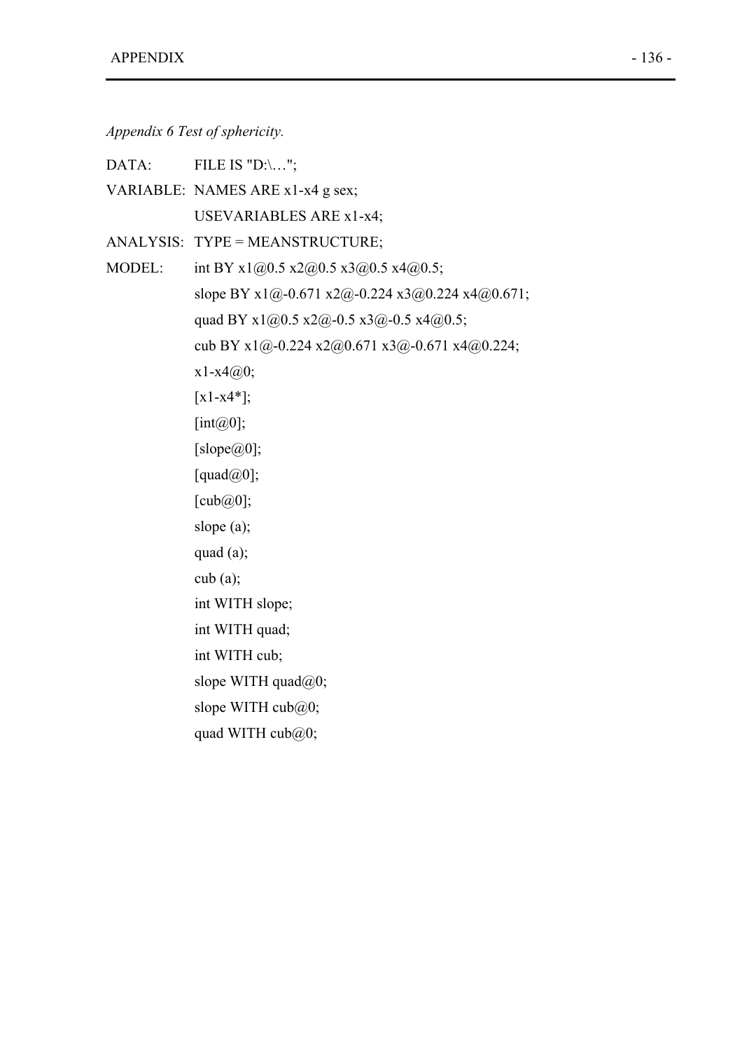*Appendix 6 Test of sphericity.*

```
DATA:       FILE IS "D:\…";
VARIABLE:   NAMES ARE x1-x4 g sex;
            USEVARIABLES ARE x1-x4;
ANALYSIS:   TYPE = MEANSTRUCTURE;
MODEL:      int BY x1@0.5 x2@0.5 x3@0.5 x4@0.5;
            slope BY x1@-0.671 x2@-0.224 x3@0.224 x4@0.671;
            quad BY x1@0.5 x2@-0.5 x3@-0.5 x4@0.5;
            cub BY x1@-0.224 x2@0.671 x3@-0.671 x4@0.224;
            x1-x4@0;
            [x1-x4*];
            [int@0];
            [slope@0];
            [quad@0];
            [cub@0];
            slope (a);
            quad (a);
            cub (a);
            int WITH slope;
            int WITH quad;
            int WITH cub;
            slope WITH quad@0;
            slope WITH cub@0;
            quad WITH cub@0;
```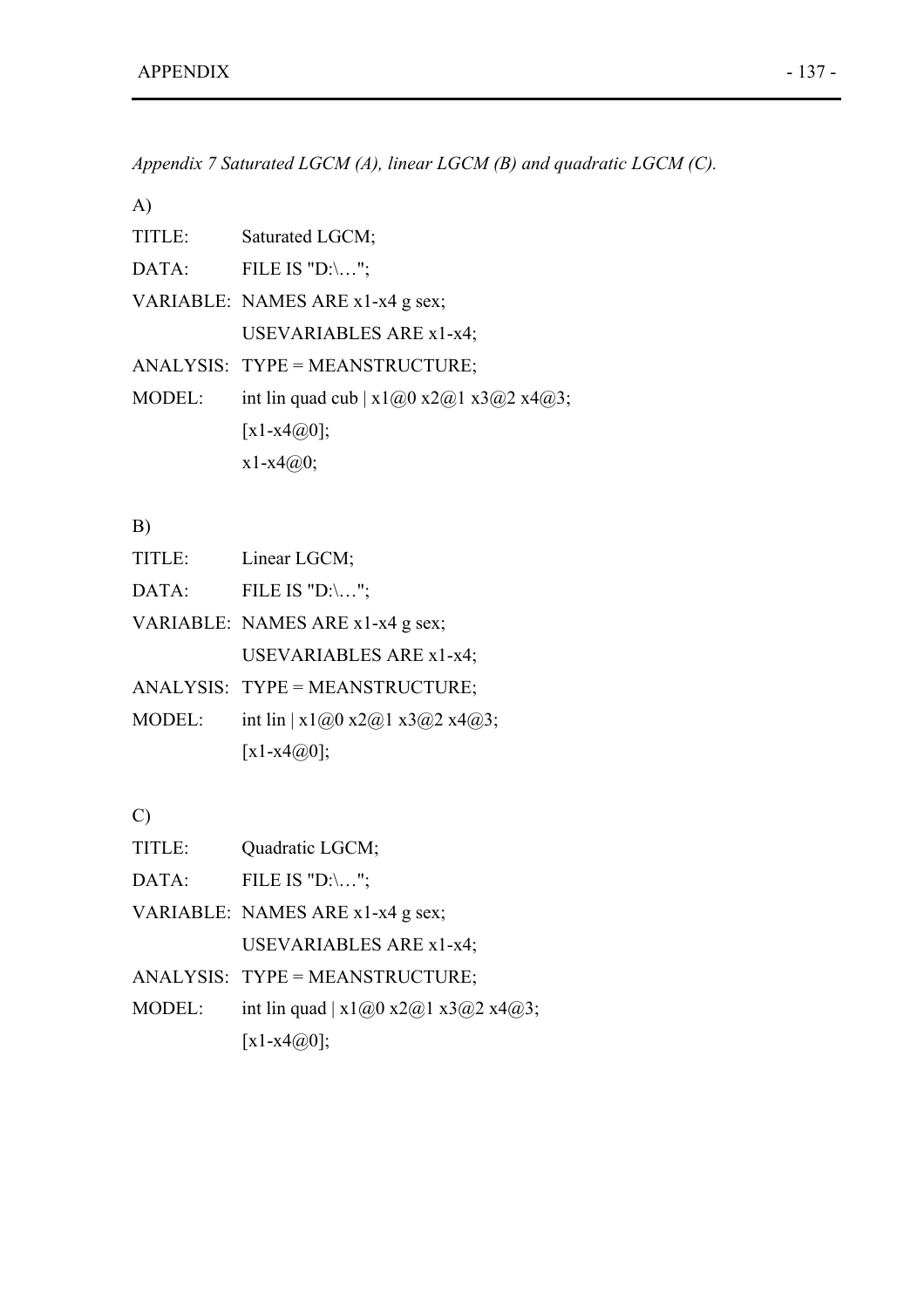*Appendix 7 Saturated LGCM (A), linear LGCM (B) and quadratic LGCM (C).*

A)

```
TITLE:     Saturated LGCM;
DATA:      FILE IS "D:\…";
VARIABLE:  NAMES ARE x1-x4 g sex;
           USEVARIABLES ARE x1-x4;
ANALYSIS:  TYPE = MEANSTRUCTURE;
MODEL:     int lin quad cub | x1@0 x2@1 x3@2 x4@3;
           [x1-x4@0];
           x1-x4@0;
```

B)

```
TITLE:     Linear LGCM;
DATA:      FILE IS "D:\…";
VARIABLE:  NAMES ARE x1-x4 g sex;
           USEVARIABLES ARE x1-x4;
ANALYSIS:  TYPE = MEANSTRUCTURE;
MODEL:     int lin | x1@0 x2@1 x3@2 x4@3;
           [x1-x4@0];
```

C)

```
TITLE:     Quadratic LGCM;
DATA:      FILE IS "D:\…";
VARIABLE:  NAMES ARE x1-x4 g sex;
           USEVARIABLES ARE x1-x4;
ANALYSIS:  TYPE = MEANSTRUCTURE;
MODEL:     int lin quad | x1@0 x2@1 x3@2 x4@3;
           [x1-x4@0];
```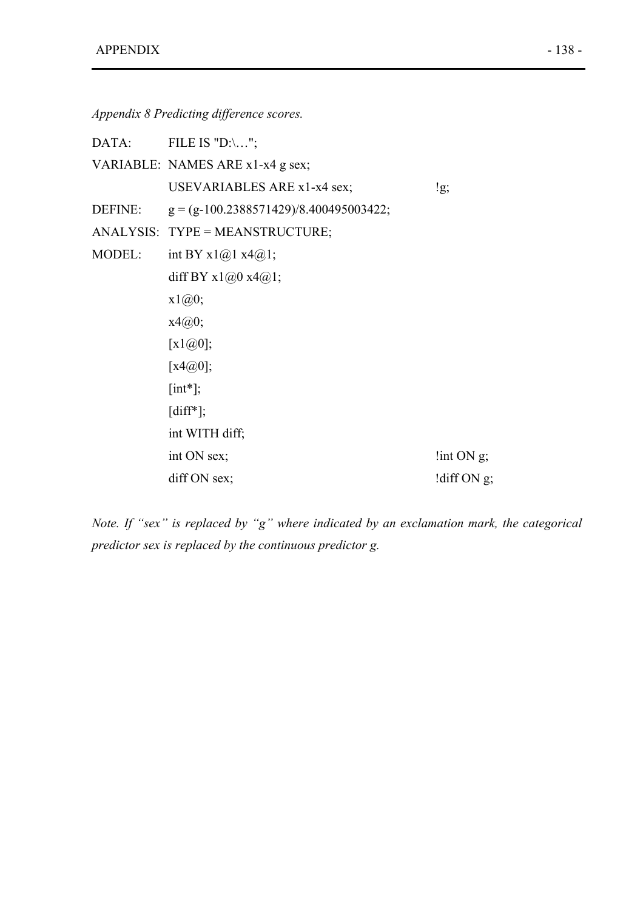*Appendix 8 Predicting difference scores.*

```
DATA:      FILE IS "D:\…";
VARIABLE:  NAMES ARE x1-x4 g sex;
           USEVARIABLES ARE x1-x4 sex;              !g;
DEFINE:    g = (g-100.2388571429)/8.400495003422;
ANALYSIS:  TYPE = MEANSTRUCTURE;
MODEL:     int BY x1@1 x4@1;
           diff BY x1@0 x4@1;
           x1@0;
           x4@0;
           [x1@0];
           [x4@0];
           [int*];
           [diff*];
           int WITH diff;
           int ON sex;                              !int ON g;
           diff ON sex;                             !diff ON g;
```

*Note. If "sex" is replaced by "g" where indicated by an exclamation mark, the categorical predictor sex is replaced by the continuous predictor g.*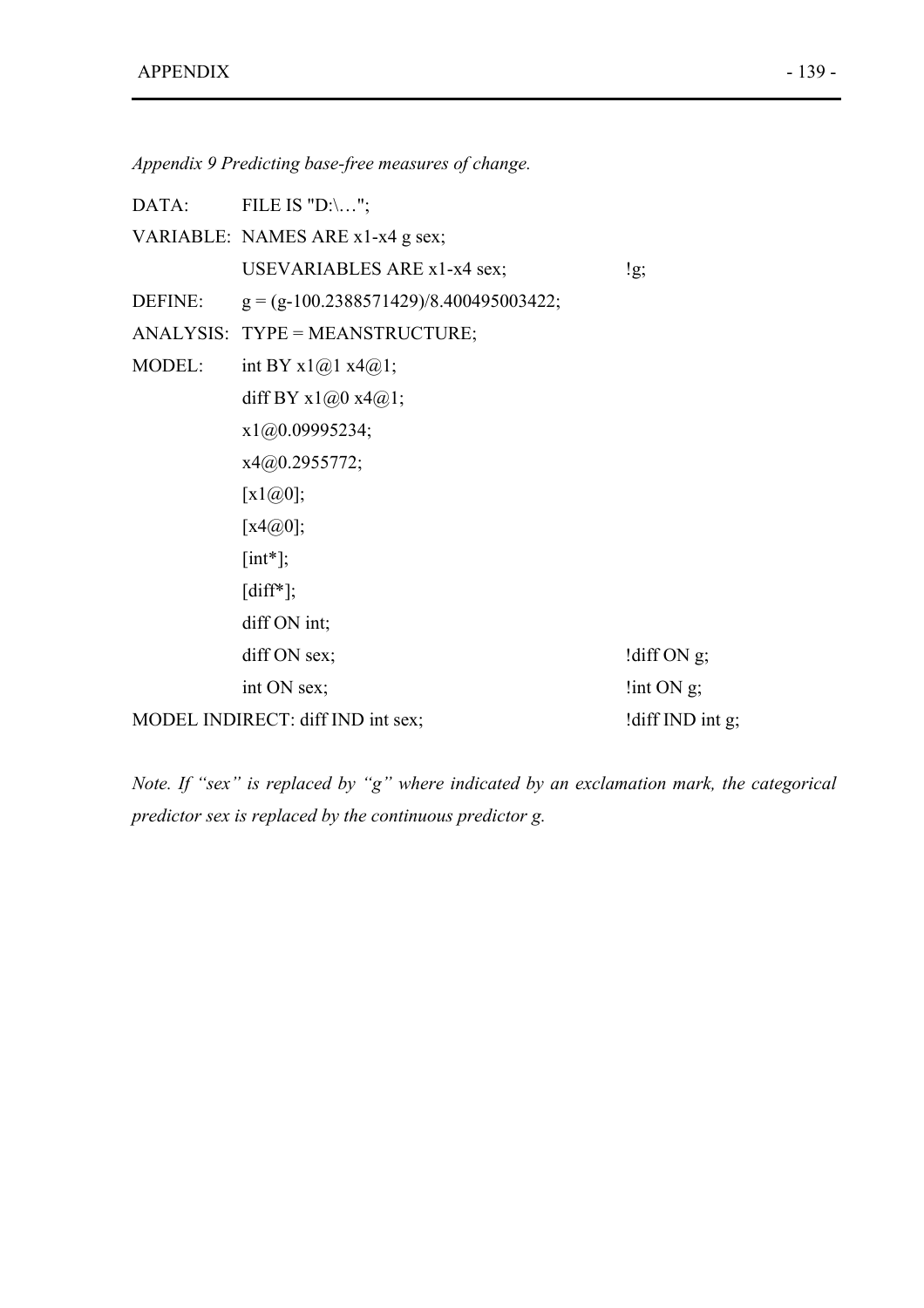*Appendix 9 Predicting base-free measures of change.*

```
DATA:       FILE IS "D:\…";
VARIABLE:   NAMES ARE x1-x4 g sex;
            USEVARIABLES ARE x1-x4 sex;                 !g;
DEFINE:     g = (g-100.2388571429)/8.400495003422;
ANALYSIS:   TYPE = MEANSTRUCTURE;
MODEL:      int BY x1@1 x4@1;
            diff BY x1@0 x4@1;
            x1@0.09995234;
            x4@0.2955772;
            [x1@0];
            [x4@0];
            [int*];
            [diff*];
            diff ON int;
            diff ON sex;                                !diff ON g;
            int ON sex;                                 !int ON g;
MODEL INDIRECT: diff IND int sex;                       !diff IND int g;
```

*Note. If "sex" is replaced by "g" where indicated by an exclamation mark, the categorical predictor sex is replaced by the continuous predictor g.*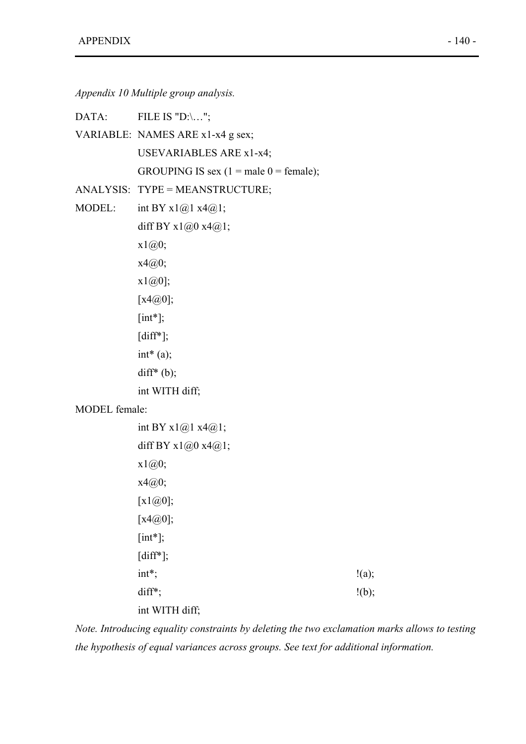*Appendix 10 Multiple group analysis.*

```
DATA:        FILE IS "D:\…";
VARIABLE:    NAMES ARE x1-x4 g sex;
             USEVARIABLES ARE x1-x4;
             GROUPING IS sex (1 = male 0 = female);
ANALYSIS:    TYPE = MEANSTRUCTURE;
MODEL:       int BY x1@1 x4@1;
             diff BY x1@0 x4@1;
             x1@0;
             x4@0;
             x1@0];
             [x4@0];
             [int*];
             [diff*];
             int* (a);
             diff* (b);
             int WITH diff;
MODEL female:
             int BY x1@1 x4@1;
             diff BY x1@0 x4@1;
             x1@0;
             x4@0;
             [x1@0];
             [x4@0];
             [int*];
             [diff*];
             int*;                                         !(a);
             diff*;                                        !(b);
             int WITH diff;
```

*Note. Introducing equality constraints by deleting the two exclamation marks allows to testing the hypothesis of equal variances across groups. See text for additional information.*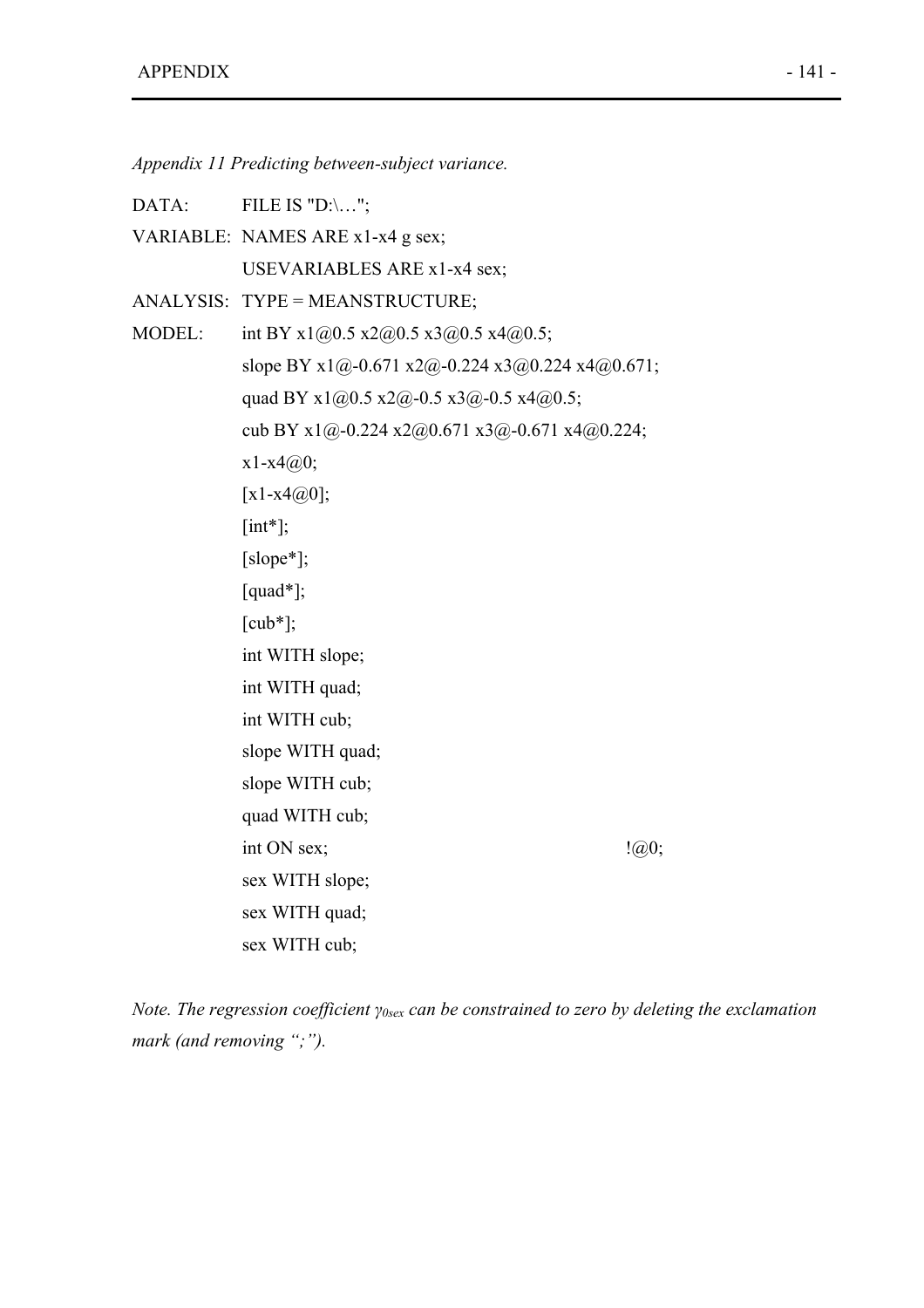*Appendix 11 Predicting between-subject variance.*

```
DATA:       FILE IS "D:\…";
VARIABLE:   NAMES ARE x1-x4 g sex;
            USEVARIABLES ARE x1-x4 sex;
ANALYSIS:   TYPE = MEANSTRUCTURE;
MODEL:      int BY x1@0.5 x2@0.5 x3@0.5 x4@0.5;
            slope BY x1@-0.671 x2@-0.224 x3@0.224 x4@0.671;
            quad BY x1@0.5 x2@-0.5 x3@-0.5 x4@0.5;
            cub BY x1@-0.224 x2@0.671 x3@-0.671 x4@0.224;
            x1-x4@0;
            [x1-x4@0];
            [int*];
            [slope*];
            [quad*];
            [cub*];
            int WITH slope;
            int WITH quad;
            int WITH cub;
            slope WITH quad;
            slope WITH cub;
            quad WITH cub;
            int ON sex;                              !@0;
            sex WITH slope;
            sex WITH quad;
            sex WITH cub;
```

*Note. The regression coefficient $\gamma_{0sex}$ can be constrained to zero by deleting the exclamation mark (and removing ";").*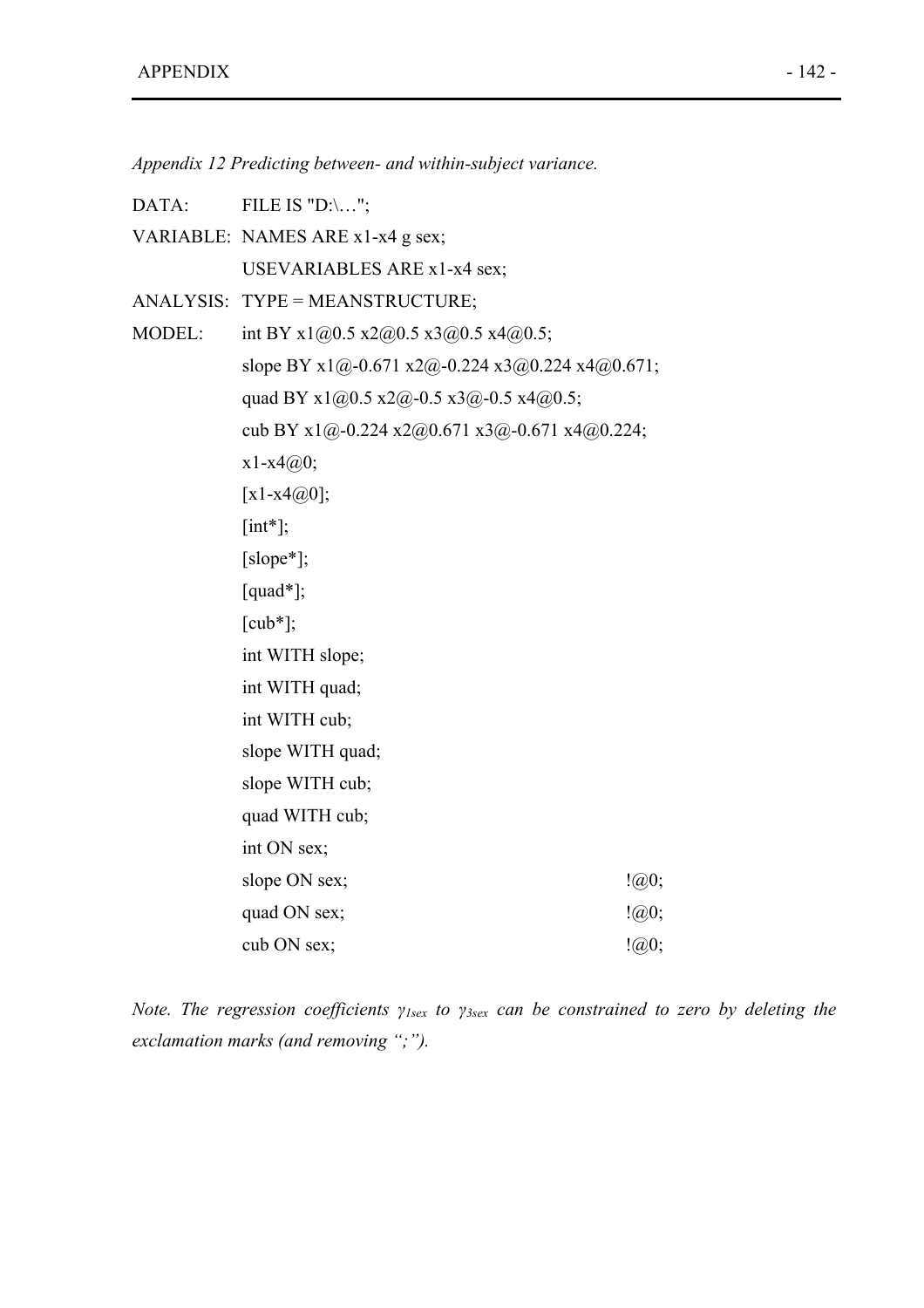*Appendix 12 Predicting between- and within-subject variance.*

```
DATA:       FILE IS "D:\…";
VARIABLE:   NAMES ARE x1-x4 g sex;
            USEVARIABLES ARE x1-x4 sex;
ANALYSIS:   TYPE = MEANSTRUCTURE;
MODEL:      int BY x1@0.5 x2@0.5 x3@0.5 x4@0.5;
            slope BY x1@-0.671 x2@-0.224 x3@0.224 x4@0.671;
            quad BY x1@0.5 x2@-0.5 x3@-0.5 x4@0.5;
            cub BY x1@-0.224 x2@0.671 x3@-0.671 x4@0.224;
            x1-x4@0;
            [x1-x4@0];
            [int*];
            [slope*];
            [quad*];
            [cub*];
            int WITH slope;
            int WITH quad;
            int WITH cub;
            slope WITH quad;
            slope WITH cub;
            quad WITH cub;
            int ON sex;
            slope ON sex;                       !@0;
            quad ON sex;                        !@0;
            cub ON sex;                         !@0;
```

*Note. The regression coefficients $\gamma_{1sex}$ to $\gamma_{3sex}$ can be constrained to zero by deleting the exclamation marks (and removing ";").*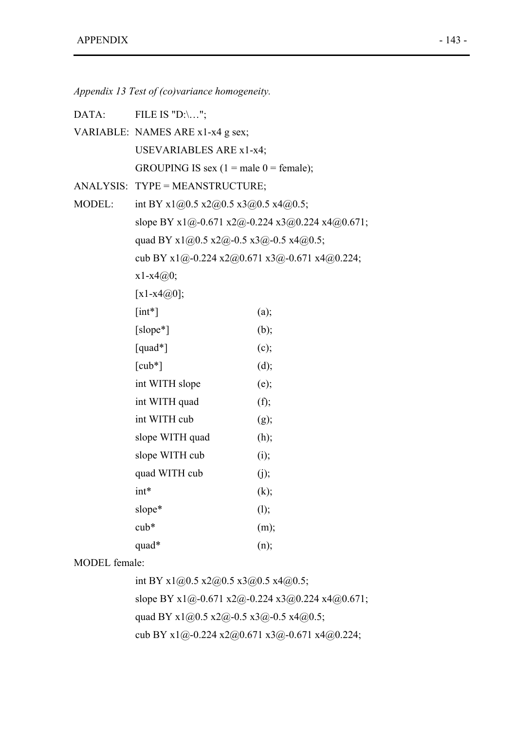*Appendix 13 Test of (co)variance homogeneity.*

```
DATA:       FILE IS "D:\…";
VARIABLE:   NAMES ARE x1-x4 g sex;
            USEVARIABLES ARE x1-x4;
            GROUPING IS sex (1 = male 0 = female);
ANALYSIS:   TYPE = MEANSTRUCTURE;
MODEL:      int BY x1@0.5 x2@0.5 x3@0.5 x4@0.5;
            slope BY x1@-0.671 x2@-0.224 x3@0.224 x4@0.671;
            quad BY x1@0.5 x2@-0.5 x3@-0.5 x4@0.5;
            cub BY x1@-0.224 x2@0.671 x3@-0.671 x4@0.224;
            x1-x4@0;
            [x1-x4@0];
            [int*]                  (a);
            [slope*]                (b);
            [quad*]                 (c);
            [cub*]                  (d);
            int WITH slope          (e);
            int WITH quad           (f);
            int WITH cub            (g);
            slope WITH quad         (h);
            slope WITH cub          (i);
            quad WITH cub           (j);
            int*                    (k);
            slope*                  (l);
            cub*                    (m);
            quad*                   (n);
MODEL female:
            int BY x1@0.5 x2@0.5 x3@0.5 x4@0.5;
            slope BY x1@-0.671 x2@-0.224 x3@0.224 x4@0.671;
            quad BY x1@0.5 x2@-0.5 x3@-0.5 x4@0.5;
            cub BY x1@-0.224 x2@0.671 x3@-0.671 x4@0.224;
```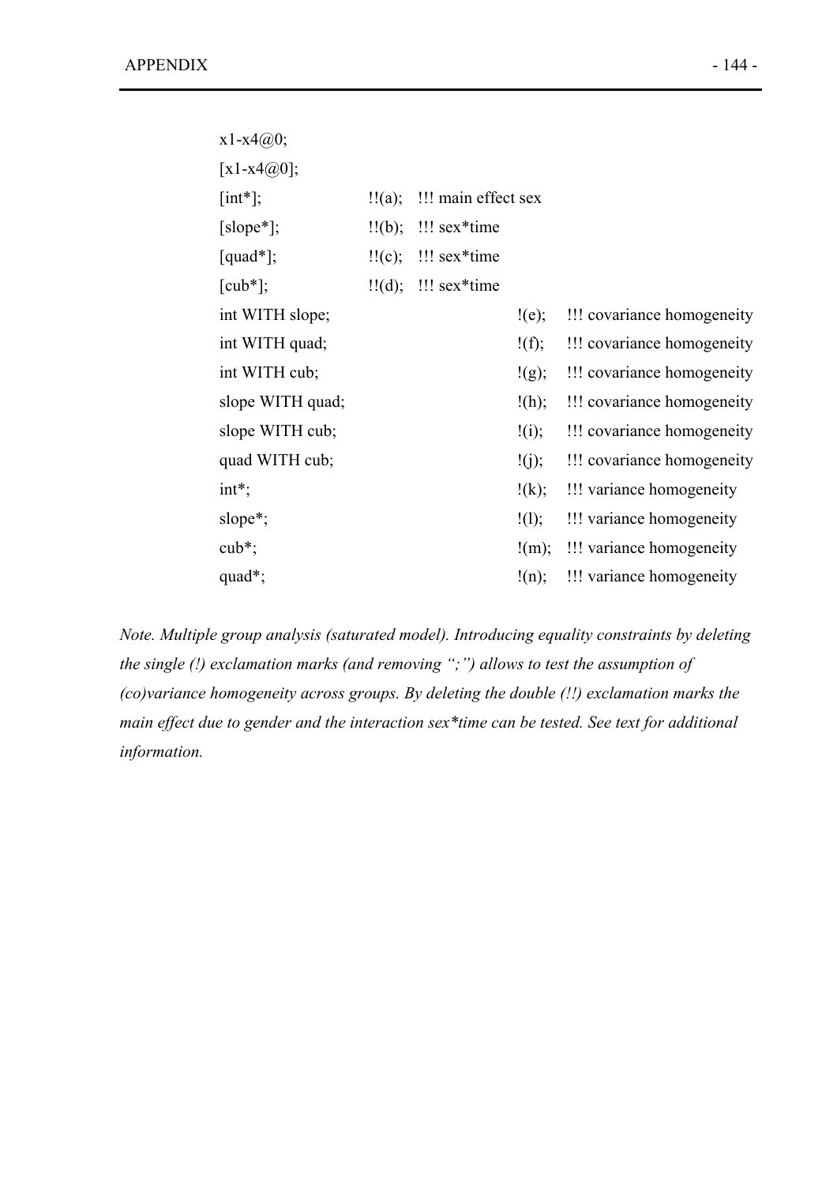```
x1-x4@0;
[x1-x4@0];
[int*];             !!(a);  !!! main effect sex
[slope*];           !!(b);  !!! sex*time
[quad*];            !!(c);  !!! sex*time
[cub*];             !!(d);  !!! sex*time
int WITH slope;                     !(e);   !!! covariance homogeneity
int WITH quad;                      !(f);   !!! covariance homogeneity
int WITH cub;                       !(g);   !!! covariance homogeneity
slope WITH quad;                    !(h);   !!! covariance homogeneity
slope WITH cub;                     !(i);   !!! covariance homogeneity
quad WITH cub;                      !(j);   !!! covariance homogeneity
int*;                               !(k);   !!! variance homogeneity
slope*;                             !(l);   !!! variance homogeneity
cub*;                               !(m);   !!! variance homogeneity
quad*;                              !(n);   !!! variance homogeneity
```

*Note. Multiple group analysis (saturated model). Introducing equality constraints by deleting the single (!) exclamation marks (and removing ";") allows to test the assumption of (co)variance homogeneity across groups. By deleting the double (!!) exclamation marks the main effect due to gender and the interaction sex*time can be tested. See text for additional information.*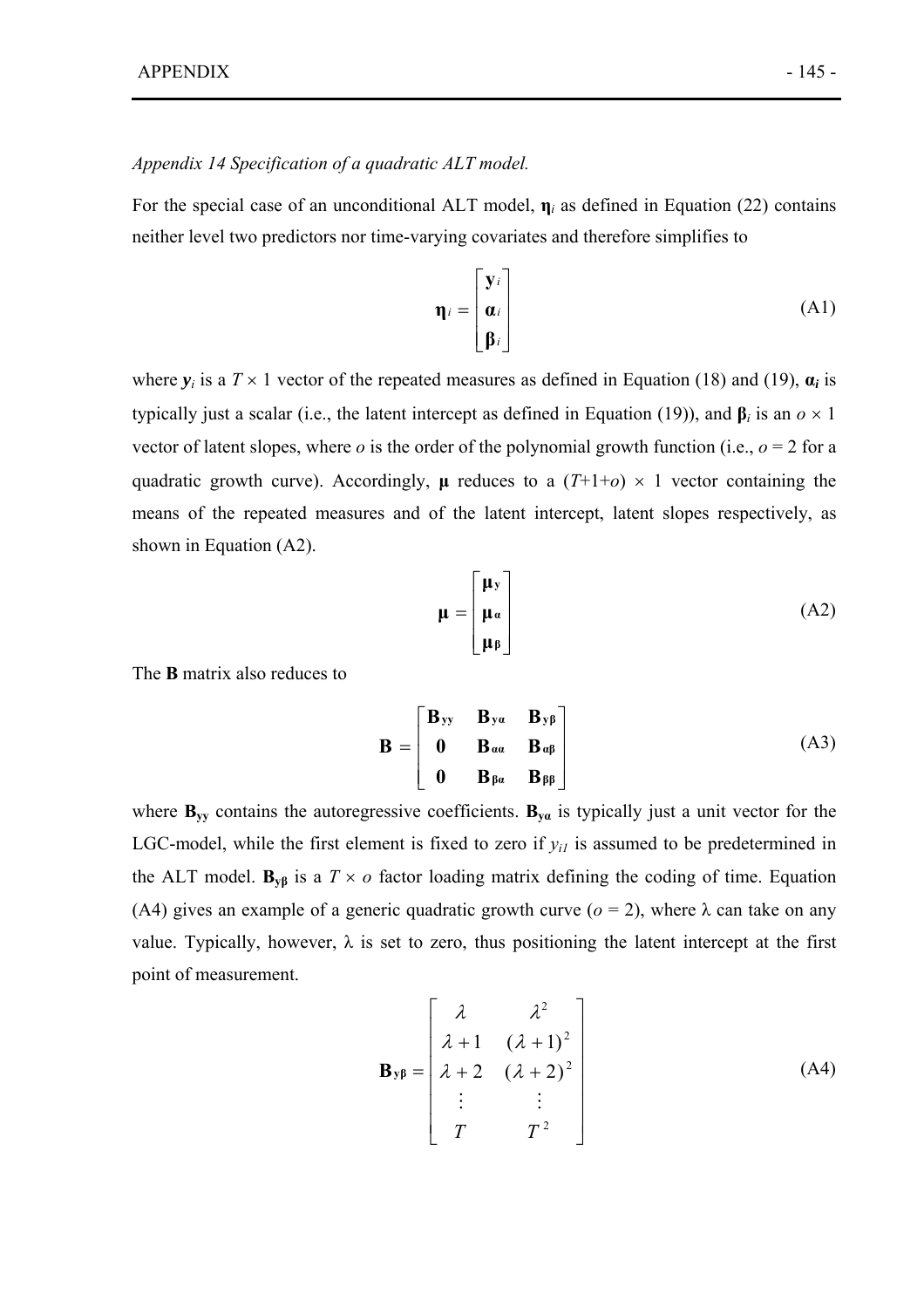*Appendix 14 Specification of a quadratic ALT model.*

For the special case of an unconditional ALT model, $\boldsymbol{\eta}_i$ as defined in Equation (22) contains neither level two predictors nor time-varying covariates and therefore simplifies to

$$\boldsymbol{\eta}_i = \begin{bmatrix} \mathbf{y}_i \\ \boldsymbol{\alpha}_i \\ \boldsymbol{\beta}_i \end{bmatrix} \tag{A1}$$

where $\boldsymbol{y}_i$ is a $T \times 1$ vector of the repeated measures as defined in Equation (18) and (19), $\boldsymbol{\alpha}_i$ is typically just a scalar (i.e., the latent intercept as defined in Equation (19)), and $\boldsymbol{\beta}_i$ is an $o \times 1$ vector of latent slopes, where $o$ is the order of the polynomial growth function (i.e., $o = 2$ for a quadratic growth curve). Accordingly, $\boldsymbol{\mu}$ reduces to a $(T+1+o) \times 1$ vector containing the means of the repeated measures and of the latent intercept, latent slopes respectively, as shown in Equation (A2).

$$\boldsymbol{\mu} = \begin{bmatrix} \boldsymbol{\mu}_{\mathbf{y}} \\ \boldsymbol{\mu}_{\boldsymbol{\alpha}} \\ \boldsymbol{\mu}_{\boldsymbol{\beta}} \end{bmatrix} \tag{A2}$$

The **B** matrix also reduces to

$$\mathbf{B} = \begin{bmatrix} \mathbf{B}_{\mathbf{yy}} & \mathbf{B}_{\mathbf{y}\boldsymbol{\alpha}} & \mathbf{B}_{\mathbf{y}\boldsymbol{\beta}} \\ \mathbf{0} & \mathbf{B}_{\boldsymbol{\alpha\alpha}} & \mathbf{B}_{\boldsymbol{\alpha\beta}} \\ \mathbf{0} & \mathbf{B}_{\boldsymbol{\beta\alpha}} & \mathbf{B}_{\boldsymbol{\beta\beta}} \end{bmatrix} \tag{A3}$$

where $\mathbf{B}_{\mathbf{yy}}$ contains the autoregressive coefficients. $\mathbf{B}_{\mathbf{y}\boldsymbol{\alpha}}$ is typically just a unit vector for the LGC-model, while the first element is fixed to zero if $y_{i1}$ is assumed to be predetermined in the ALT model. $\mathbf{B}_{\mathbf{y}\boldsymbol{\beta}}$ is a $T \times o$ factor loading matrix defining the coding of time. Equation (A4) gives an example of a generic quadratic growth curve ($o = 2$), where $\lambda$ can take on any value. Typically, however, $\lambda$ is set to zero, thus positioning the latent intercept at the first point of measurement.

$$\mathbf{B}_{\mathbf{y}\boldsymbol{\beta}} = \begin{bmatrix} \lambda & \lambda^2 \\ \lambda + 1 & (\lambda + 1)^2 \\ \lambda + 2 & (\lambda + 2)^2 \\ \vdots & \vdots \\ T & T^2 \end{bmatrix} \tag{A4}$$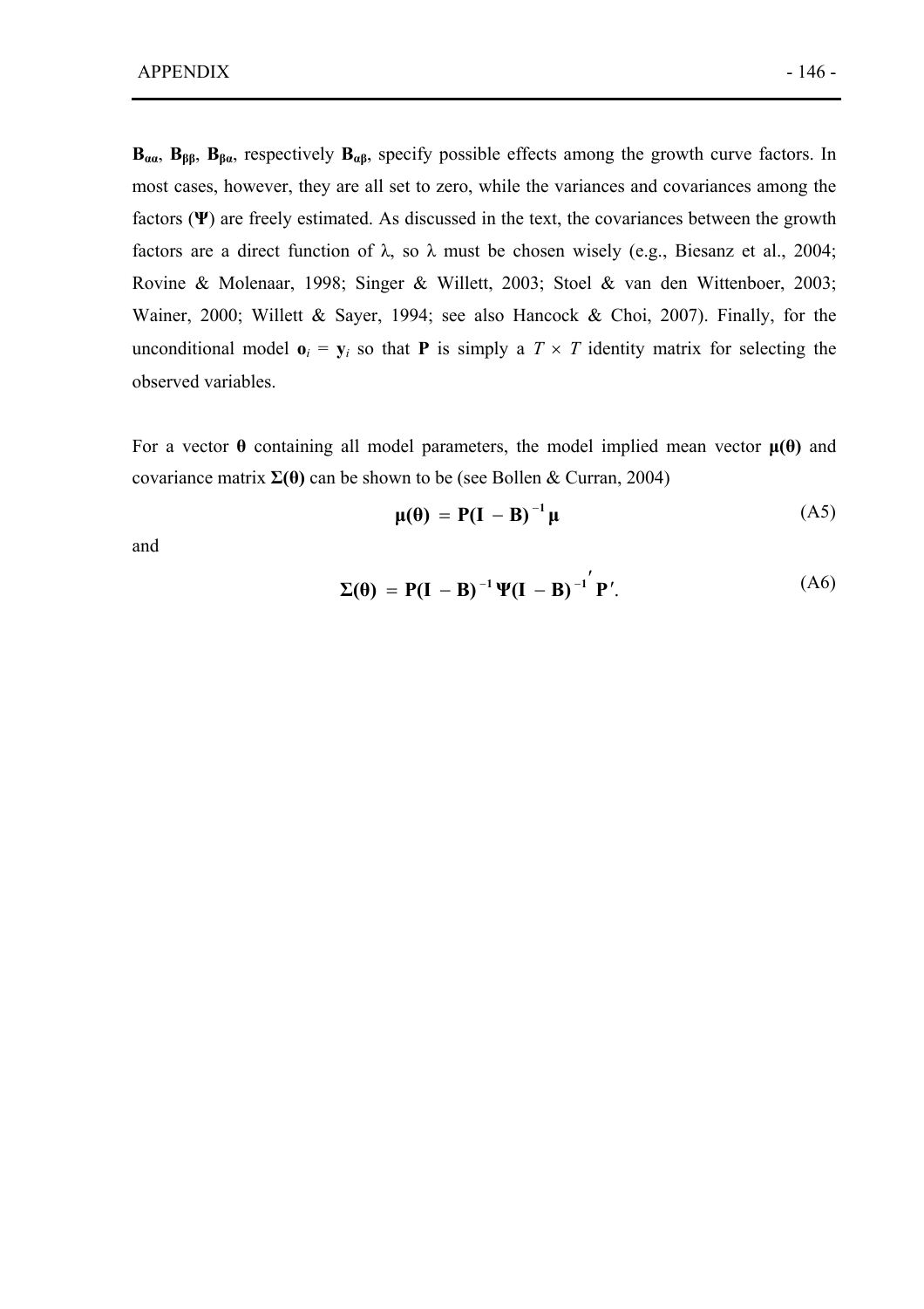$\mathbf{B}_{\alpha\alpha}$, $\mathbf{B}_{\beta\beta}$, $\mathbf{B}_{\beta\alpha}$, respectively $\mathbf{B}_{\alpha\beta}$, specify possible effects among the growth curve factors. In most cases, however, they are all set to zero, while the variances and covariances among the factors ($\mathbf{\Psi}$) are freely estimated. As discussed in the text, the covariances between the growth factors are a direct function of $\lambda$, so $\lambda$ must be chosen wisely (e.g., Biesanz et al., 2004; Rovine & Molenaar, 1998; Singer & Willett, 2003; Stoel & van den Wittenboer, 2003; Wainer, 2000; Willett & Sayer, 1994; see also Hancock & Choi, 2007). Finally, for the unconditional model $\mathbf{o}_i = \mathbf{y}_i$ so that $\mathbf{P}$ is simply a $T \times T$ identity matrix for selecting the observed variables.

For a vector $\boldsymbol{\theta}$ containing all model parameters, the model implied mean vector $\boldsymbol{\mu}(\boldsymbol{\theta})$ and covariance matrix $\boldsymbol{\Sigma}(\boldsymbol{\theta})$ can be shown to be (see Bollen & Curran, 2004)

$$\boldsymbol{\mu}(\boldsymbol{\theta}) = \mathbf{P}(\mathbf{I} - \mathbf{B})^{-1}\boldsymbol{\mu} \tag{A5}$$

and

$$\boldsymbol{\Sigma}(\boldsymbol{\theta}) = \mathbf{P}(\mathbf{I} - \mathbf{B})^{-1}\boldsymbol{\Psi}(\mathbf{I} - \mathbf{B})^{-1'}\mathbf{P}'. \tag{A6}$$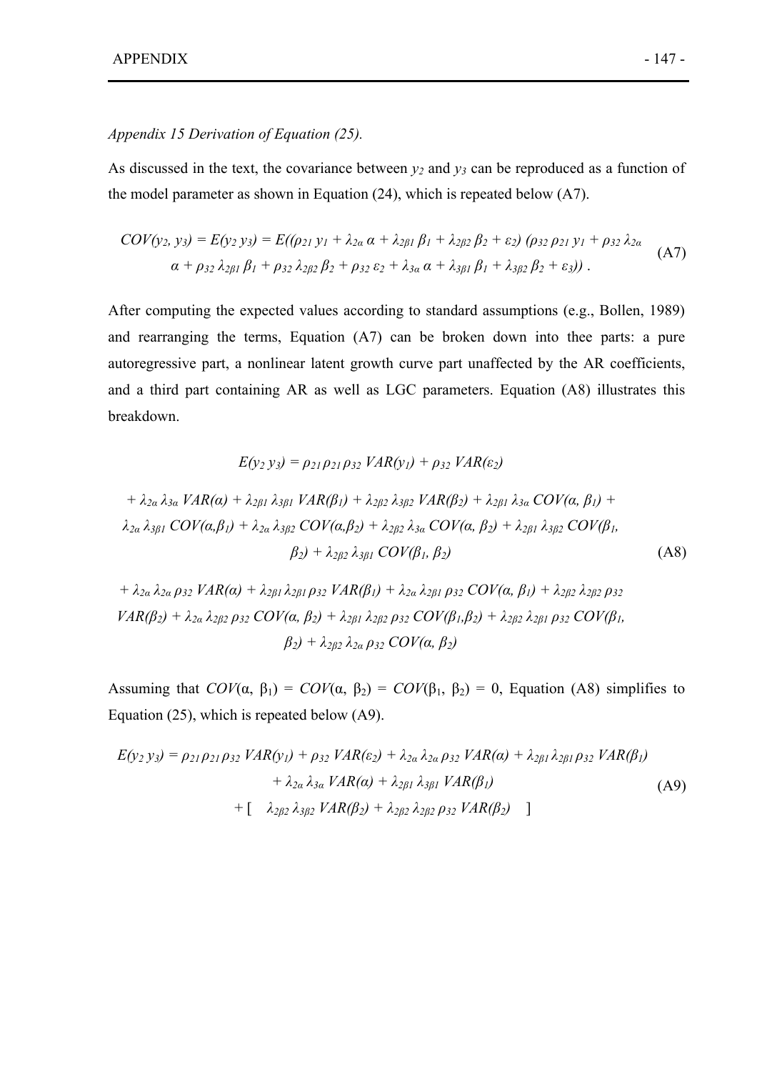*Appendix 15 Derivation of Equation (25).*

As discussed in the text, the covariance between $y_2$ and $y_3$ can be reproduced as a function of the model parameter as shown in Equation (24), which is repeated below (A7).

$$COV(y_2, y_3) = E(y_2\, y_3) = E((\rho_{21}\, y_1 + \lambda_{2\alpha}\, \alpha + \lambda_{2\beta 1}\, \beta_1 + \lambda_{2\beta 2}\, \beta_2 + \varepsilon_2)\, (\rho_{32}\, \rho_{21}\, y_1 + \rho_{32}\, \lambda_{2\alpha}\, \alpha + \rho_{32}\, \lambda_{2\beta 1}\, \beta_1 + \rho_{32}\, \lambda_{2\beta 2}\, \beta_2 + \rho_{32}\, \varepsilon_2 + \lambda_{3\alpha}\, \alpha + \lambda_{3\beta 1}\, \beta_1 + \lambda_{3\beta 2}\, \beta_2 + \varepsilon_3))\ . \tag{A7}$$

After computing the expected values according to standard assumptions (e.g., Bollen, 1989) and rearranging the terms, Equation (A7) can be broken down into thee parts: a pure autoregressive part, a nonlinear latent growth curve part unaffected by the AR coefficients, and a third part containing AR as well as LGC parameters. Equation (A8) illustrates this breakdown.

$$\begin{aligned}
E(y_2\, y_3) &= \rho_{21}\, \rho_{21}\, \rho_{32}\, VAR(y_1) + \rho_{32}\, VAR(\varepsilon_2) \\
&+ \lambda_{2\alpha}\, \lambda_{3\alpha}\, VAR(\alpha) + \lambda_{2\beta 1}\, \lambda_{3\beta 1}\, VAR(\beta_1) + \lambda_{2\beta 2}\, \lambda_{3\beta 2}\, VAR(\beta_2) + \lambda_{2\beta 1}\, \lambda_{3\alpha}\, COV(\alpha, \beta_1) + \\
&\lambda_{2\alpha}\, \lambda_{3\beta 1}\, COV(\alpha,\beta_1) + \lambda_{2\alpha}\, \lambda_{3\beta 2}\, COV(\alpha,\beta_2) + \lambda_{2\beta 2}\, \lambda_{3\alpha}\, COV(\alpha, \beta_2) + \lambda_{2\beta 1}\, \lambda_{3\beta 2}\, COV(\beta_1, \beta_2) + \lambda_{2\beta 2}\, \lambda_{3\beta 1}\, COV(\beta_1, \beta_2) \\
&+ \lambda_{2\alpha}\, \lambda_{2\alpha}\, \rho_{32}\, VAR(\alpha) + \lambda_{2\beta 1}\, \lambda_{2\beta 1}\, \rho_{32}\, VAR(\beta_1) + \lambda_{2\alpha}\, \lambda_{2\beta 1}\, \rho_{32}\, COV(\alpha, \beta_1) + \lambda_{2\beta 2}\, \lambda_{2\beta 2}\, \rho_{32} \\
&VAR(\beta_2) + \lambda_{2\alpha}\, \lambda_{2\beta 2}\, \rho_{32}\, COV(\alpha, \beta_2) + \lambda_{2\beta 1}\, \lambda_{2\beta 2}\, \rho_{32}\, COV(\beta_1,\beta_2) + \lambda_{2\beta 2}\, \lambda_{2\beta 1}\, \rho_{32}\, COV(\beta_1, \beta_2) + \lambda_{2\beta 2}\, \lambda_{2\alpha}\, \rho_{32}\, COV(\alpha, \beta_2)
\end{aligned} \tag{A8}$$

Assuming that $COV(\alpha, \beta_1) = COV(\alpha, \beta_2) = COV(\beta_1, \beta_2) = 0$, Equation (A8) simplifies to Equation (25), which is repeated below (A9).

$$\begin{aligned}
E(y_2\, y_3) &= \rho_{21}\, \rho_{21}\, \rho_{32}\, VAR(y_1) + \rho_{32}\, VAR(\varepsilon_2) + \lambda_{2\alpha}\, \lambda_{2\alpha}\, \rho_{32}\, VAR(\alpha) + \lambda_{2\beta 1}\, \lambda_{2\beta 1}\, \rho_{32}\, VAR(\beta_1) \\
&+ \lambda_{2\alpha}\, \lambda_{3\alpha}\, VAR(\alpha) + \lambda_{2\beta 1}\, \lambda_{3\beta 1}\, VAR(\beta_1) \\
&+ [\quad \lambda_{2\beta 2}\, \lambda_{3\beta 2}\, VAR(\beta_2) + \lambda_{2\beta 2}\, \lambda_{2\beta 2}\, \rho_{32}\, VAR(\beta_2) \quad ]
\end{aligned} \tag{A9}$$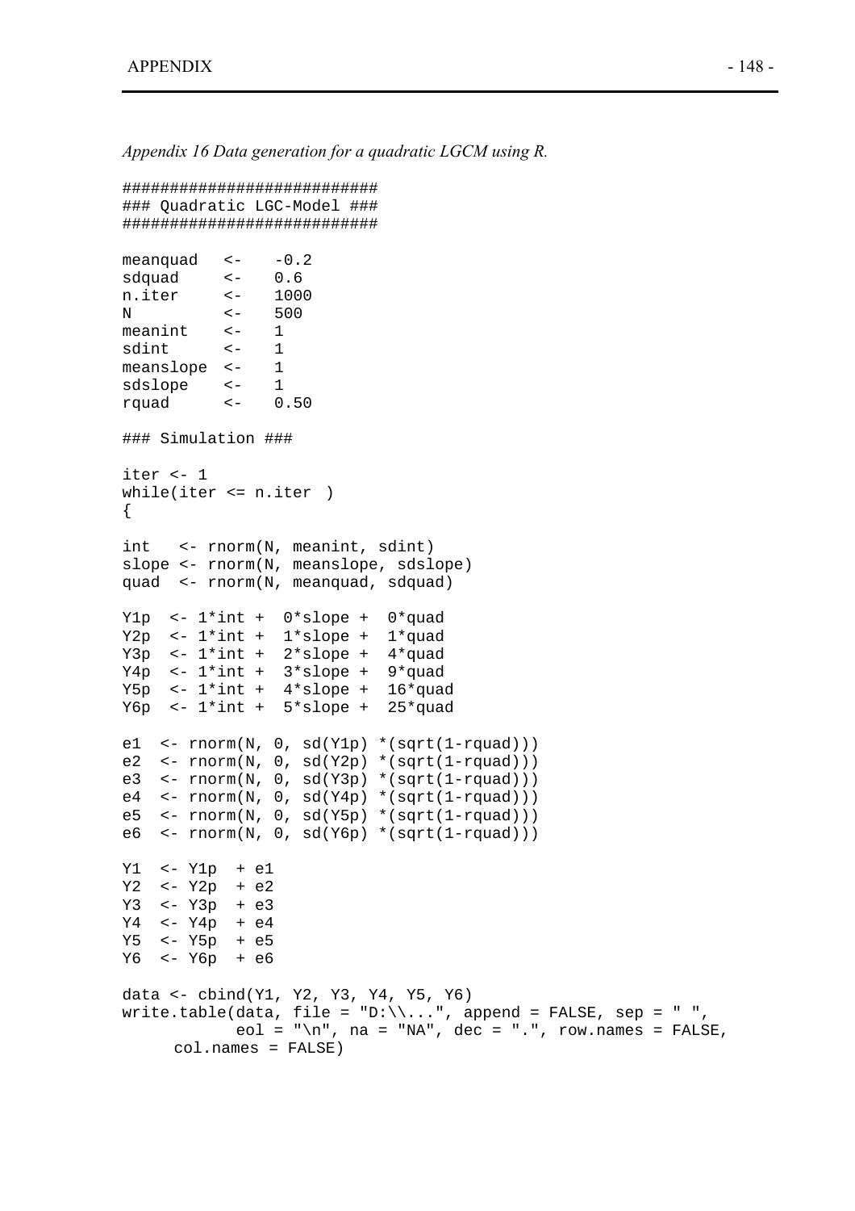*Appendix 16 Data generation for a quadratic LGCM using R.*

```
##########################
### Quadratic LGC-Model ###
##########################

meanquad   <-    -0.2
sdquad     <-    0.6
n.iter     <-    1000
N          <-    500
meanint    <-    1
sdint      <-    1
meanslope  <-    1
sdslope    <-    1
rquad      <-    0.50

### Simulation ###

iter <- 1
while(iter <= n.iter )
{

int   <- rnorm(N, meanint, sdint)
slope <- rnorm(N, meanslope, sdslope)
quad  <- rnorm(N, meanquad, sdquad)

Y1p  <- 1*int +  0*slope +  0*quad
Y2p  <- 1*int +  1*slope +  1*quad
Y3p  <- 1*int +  2*slope +  4*quad
Y4p  <- 1*int +  3*slope +  9*quad
Y5p  <- 1*int +  4*slope +  16*quad
Y6p  <- 1*int +  5*slope +  25*quad

e1  <- rnorm(N, 0, sd(Y1p) *(sqrt(1-rquad)))
e2  <- rnorm(N, 0, sd(Y2p) *(sqrt(1-rquad)))
e3  <- rnorm(N, 0, sd(Y3p) *(sqrt(1-rquad)))
e4  <- rnorm(N, 0, sd(Y4p) *(sqrt(1-rquad)))
e5  <- rnorm(N, 0, sd(Y5p) *(sqrt(1-rquad)))
e6  <- rnorm(N, 0, sd(Y6p) *(sqrt(1-rquad)))

Y1  <- Y1p  + e1
Y2  <- Y2p  + e2
Y3  <- Y3p  + e3
Y4  <- Y4p  + e4
Y5  <- Y5p  + e5
Y6  <- Y6p  + e6

data <- cbind(Y1, Y2, Y3, Y4, Y5, Y6)
write.table(data, file = "D:\\...", append = FALSE, sep = " ",
            eol = "\n", na = "NA", dec = ".", row.names = FALSE,
      col.names = FALSE)
```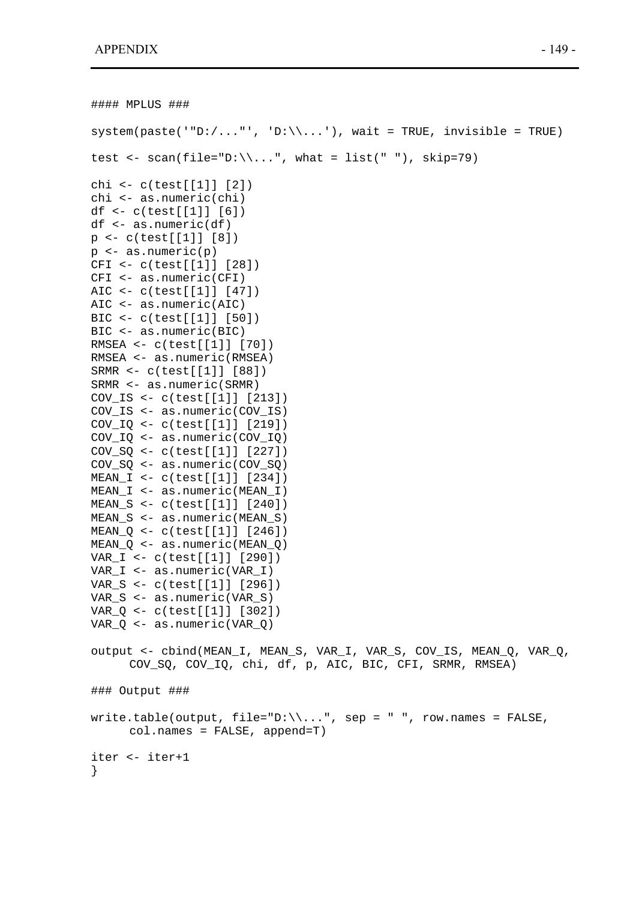```
#### MPLUS ###

system(paste('"D:/..."', 'D:\\...'), wait = TRUE, invisible = TRUE)

test <- scan(file="D:\\...", what = list(" "), skip=79)

chi <- c(test[[1]] [2])
chi <- as.numeric(chi)
df <- c(test[[1]] [6])
df <- as.numeric(df)
p <- c(test[[1]] [8])
p <- as.numeric(p)
CFI <- c(test[[1]] [28])
CFI <- as.numeric(CFI)
AIC <- c(test[[1]] [47])
AIC <- as.numeric(AIC)
BIC <- c(test[[1]] [50])
BIC <- as.numeric(BIC)
RMSEA <- c(test[[1]] [70])
RMSEA <- as.numeric(RMSEA)
SRMR <- c(test[[1]] [88])
SRMR <- as.numeric(SRMR)
COV_IS <- c(test[[1]] [213])
COV_IS <- as.numeric(COV_IS)
COV_IQ <- c(test[[1]] [219])
COV_IQ <- as.numeric(COV_IQ)
COV_SQ <- c(test[[1]] [227])
COV_SQ <- as.numeric(COV_SQ)
MEAN_I <- c(test[[1]] [234])
MEAN_I <- as.numeric(MEAN_I)
MEAN_S <- c(test[[1]] [240])
MEAN_S <- as.numeric(MEAN_S)
MEAN_Q <- c(test[[1]] [246])
MEAN_Q <- as.numeric(MEAN_Q)
VAR_I <- c(test[[1]] [290])
VAR_I <- as.numeric(VAR_I)
VAR_S <- c(test[[1]] [296])
VAR_S <- as.numeric(VAR_S)
VAR_Q <- c(test[[1]] [302])
VAR_Q <- as.numeric(VAR_Q)

output <- cbind(MEAN_I, MEAN_S, VAR_I, VAR_S, COV_IS, MEAN_Q, VAR_Q,
      COV_SQ, COV_IQ, chi, df, p, AIC, BIC, CFI, SRMR, RMSEA)

### Output ###

write.table(output, file="D:\\...", sep = " ", row.names = FALSE,
      col.names = FALSE, append=T)

iter <- iter+1
}
```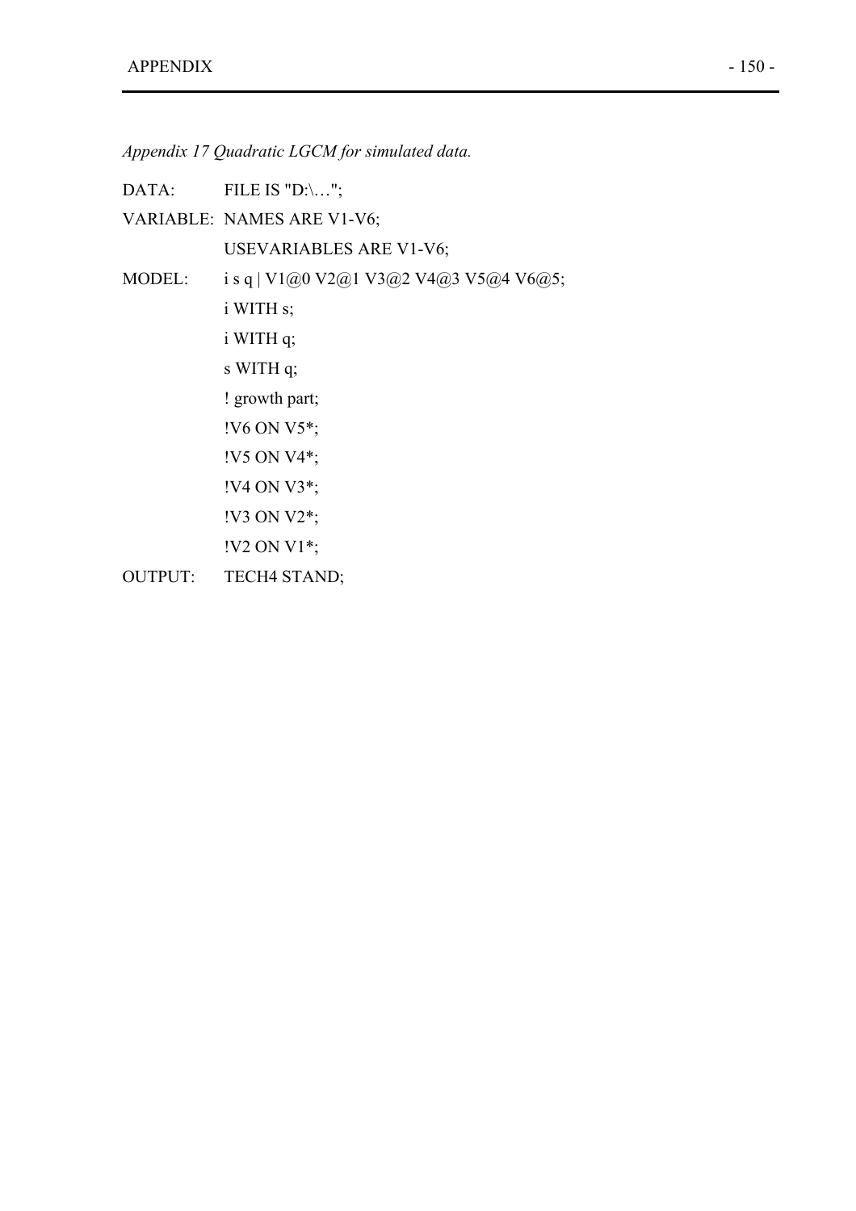*Appendix 17 Quadratic LGCM for simulated data.*

```
DATA:      FILE IS "D:\…";
VARIABLE:  NAMES ARE V1-V6;
           USEVARIABLES ARE V1-V6;
MODEL:     i s q | V1@0 V2@1 V3@2 V4@3 V5@4 V6@5;
           i WITH s;
           i WITH q;
           s WITH q;
           ! growth part;
           !V6 ON V5*;
           !V5 ON V4*;
           !V4 ON V3*;
           !V3 ON V2*;
           !V2 ON V1*;
OUTPUT:    TECH4 STAND;
```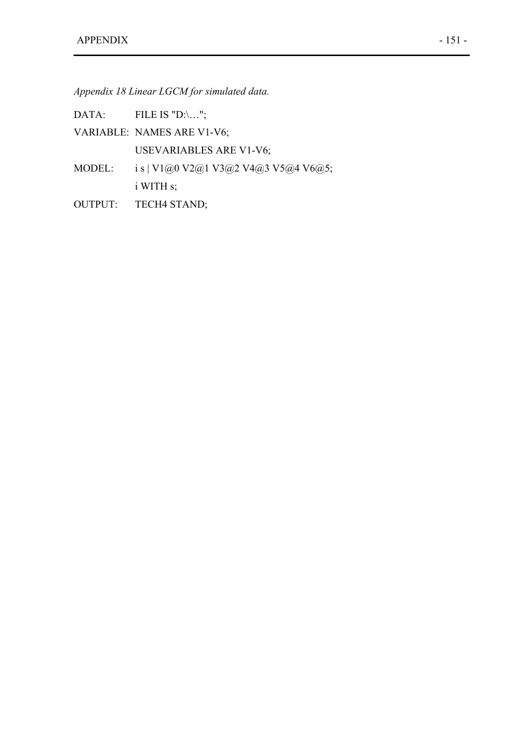*Appendix 18 Linear LGCM for simulated data.*

```
DATA:     FILE IS "D:\…";
VARIABLE: NAMES ARE V1-V6;
          USEVARIABLES ARE V1-V6;
MODEL:    i s | V1@0 V2@1 V3@2 V4@3 V5@4 V6@5;
          i WITH s;
OUTPUT:   TECH4 STAND;
```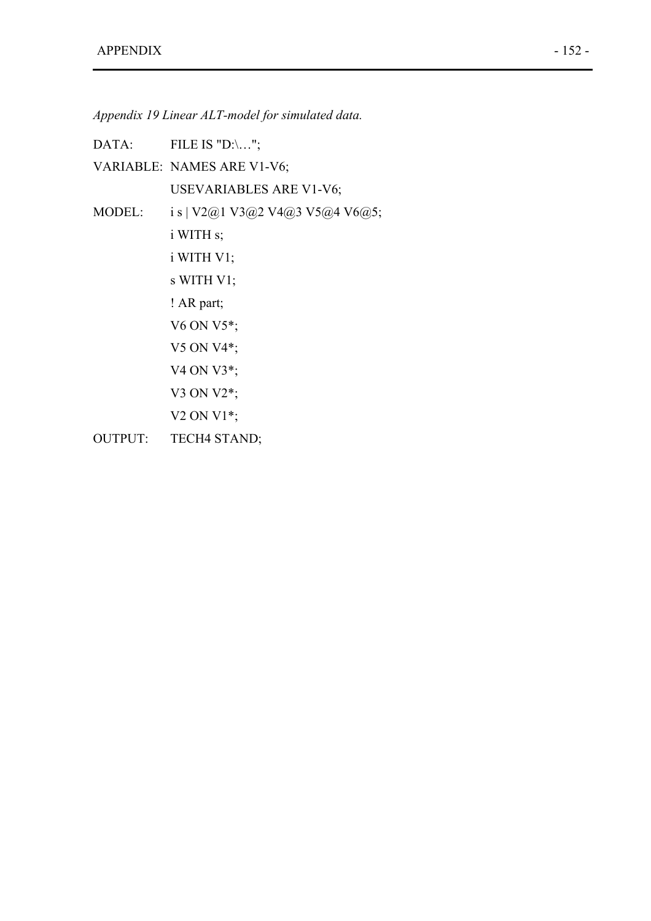*Appendix 19 Linear ALT-model for simulated data.*

```
DATA:      FILE IS "D:\…";
VARIABLE:  NAMES ARE V1-V6;
           USEVARIABLES ARE V1-V6;
MODEL:     i s | V2@1 V3@2 V4@3 V5@4 V6@5;
           i WITH s;
           i WITH V1;
           s WITH V1;
           ! AR part;
           V6 ON V5*;
           V5 ON V4*;
           V4 ON V3*;
           V3 ON V2*;
           V2 ON V1*;
OUTPUT:    TECH4 STAND;
```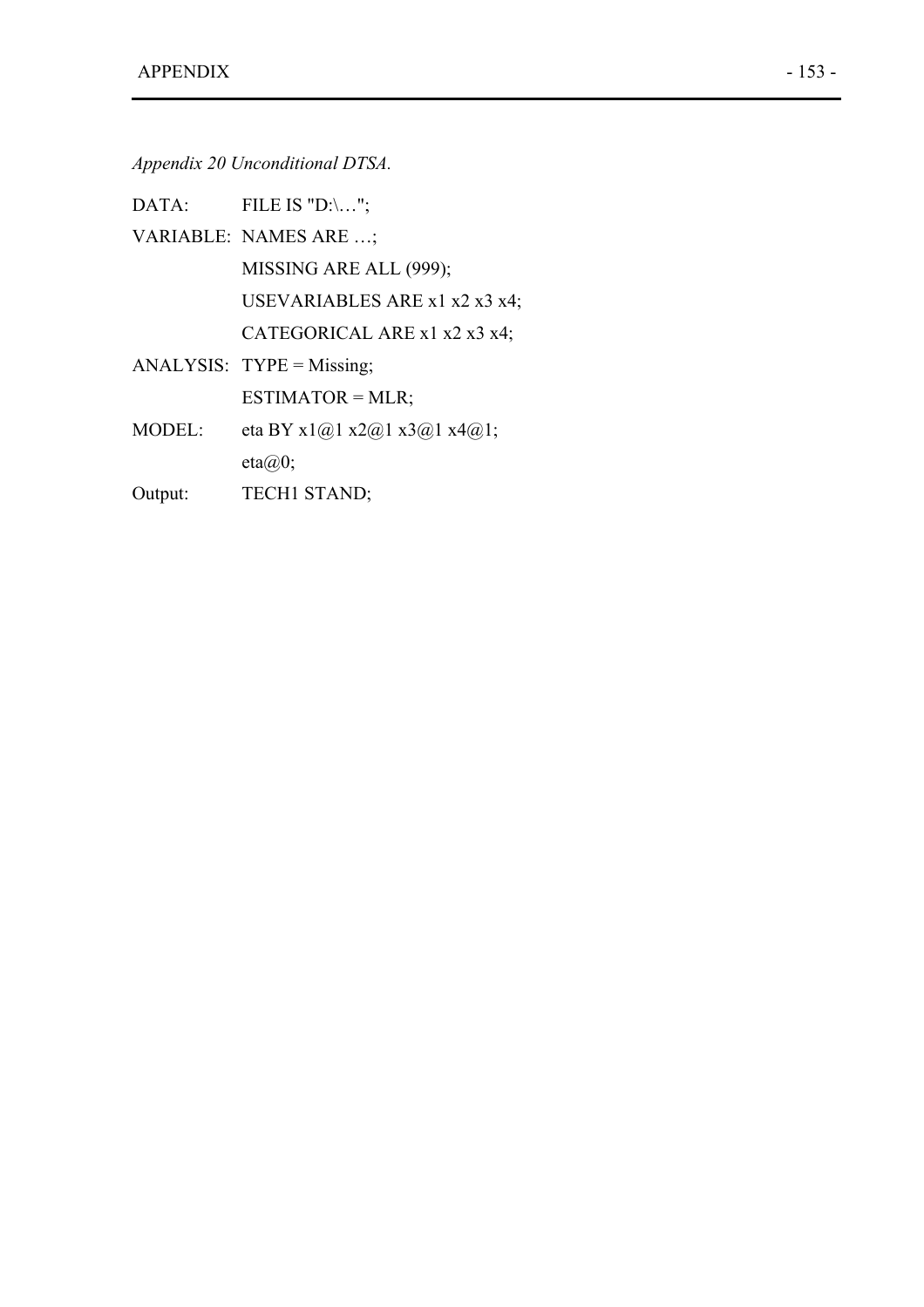*Appendix 20 Unconditional DTSA.*

```
DATA:       FILE IS "D:\…";
VARIABLE:   NAMES ARE …;
            MISSING ARE ALL (999);
            USEVARIABLES ARE x1 x2 x3 x4;
            CATEGORICAL ARE x1 x2 x3 x4;
ANALYSIS:   TYPE = Missing;
            ESTIMATOR = MLR;
MODEL:      eta BY x1@1 x2@1 x3@1 x4@1;
            eta@0;
Output:     TECH1 STAND;
```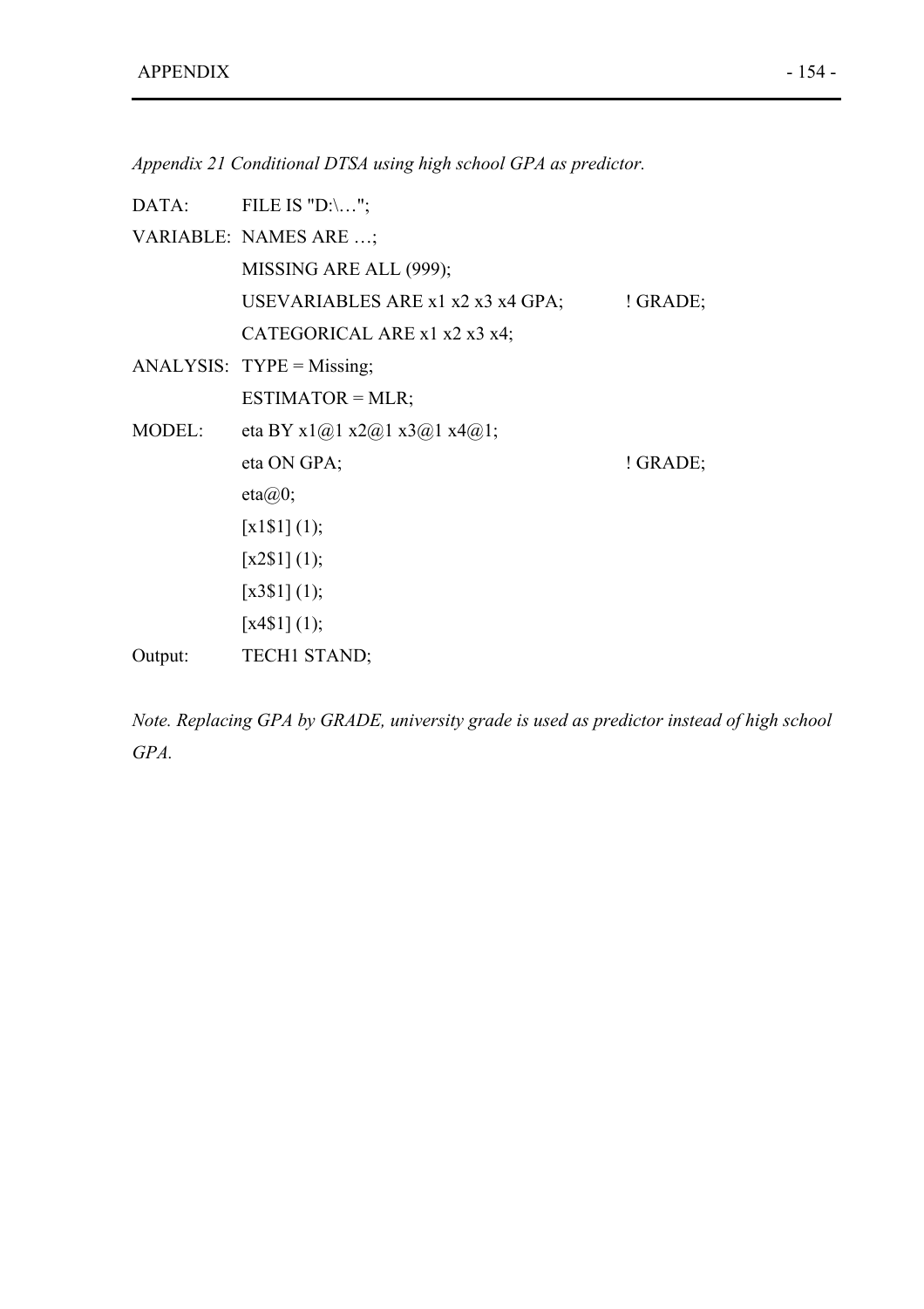*Appendix 21 Conditional DTSA using high school GPA as predictor.*

```
DATA:      FILE IS "D:\…";
VARIABLE:  NAMES ARE …;
           MISSING ARE ALL (999);
           USEVARIABLES ARE x1 x2 x3 x4 GPA;       ! GRADE;
           CATEGORICAL ARE x1 x2 x3 x4;
ANALYSIS:  TYPE = Missing;
           ESTIMATOR = MLR;
MODEL:     eta BY x1@1 x2@1 x3@1 x4@1;
           eta ON GPA;                             ! GRADE;
           eta@0;
           [x1$1] (1);
           [x2$1] (1);
           [x3$1] (1);
           [x4$1] (1);
Output:    TECH1 STAND;
```

*Note. Replacing GPA by GRADE, university grade is used as predictor instead of high school GPA.*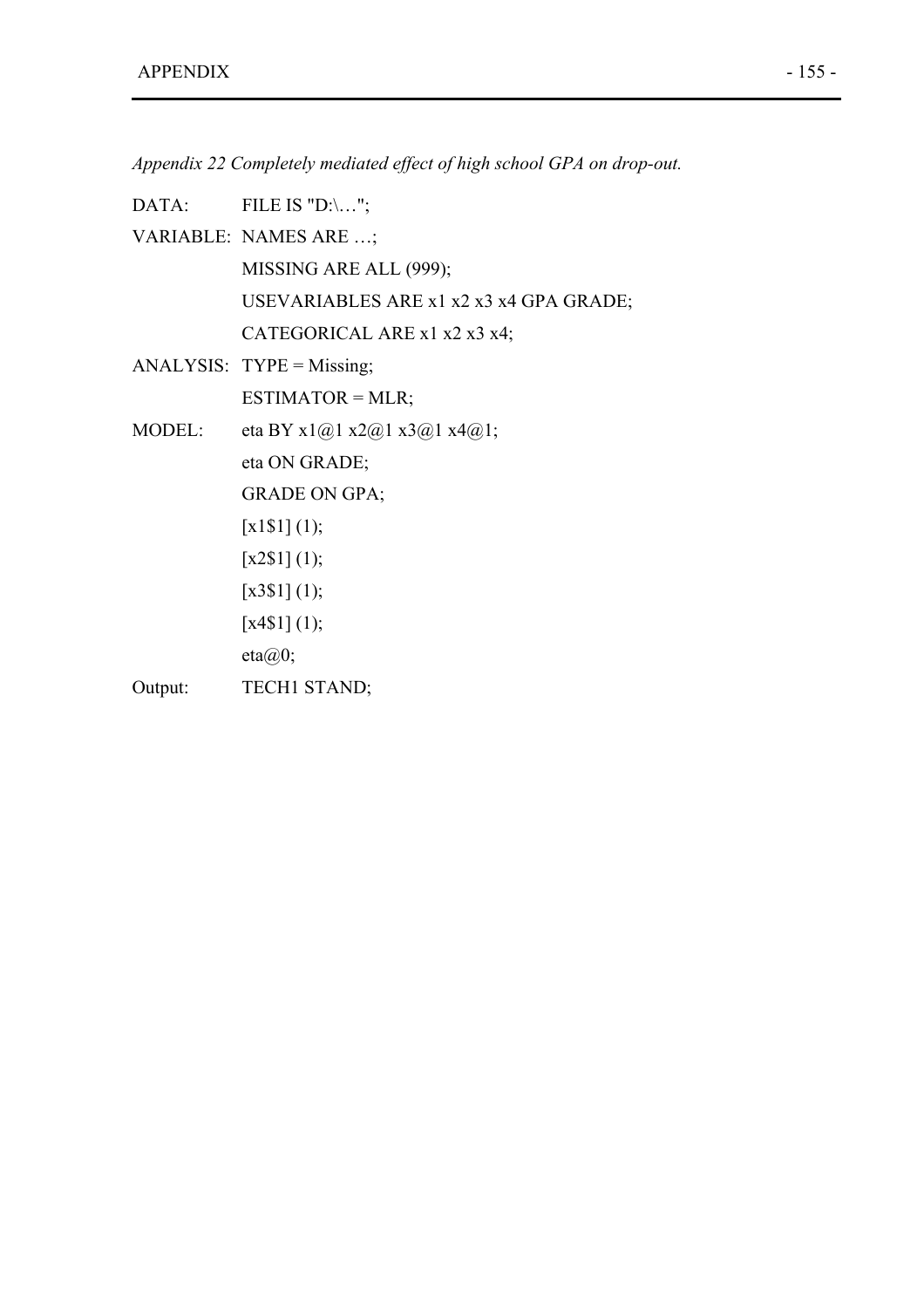*Appendix 22 Completely mediated effect of high school GPA on drop-out.*

```
DATA:       FILE IS "D:\…";
VARIABLE:   NAMES ARE …;
            MISSING ARE ALL (999);
            USEVARIABLES ARE x1 x2 x3 x4 GPA GRADE;
            CATEGORICAL ARE x1 x2 x3 x4;
ANALYSIS:   TYPE = Missing;
            ESTIMATOR = MLR;
MODEL:      eta BY x1@1 x2@1 x3@1 x4@1;
            eta ON GRADE;
            GRADE ON GPA;
            [x1$1] (1);
            [x2$1] (1);
            [x3$1] (1);
            [x4$1] (1);
            eta@0;
Output:     TECH1 STAND;
```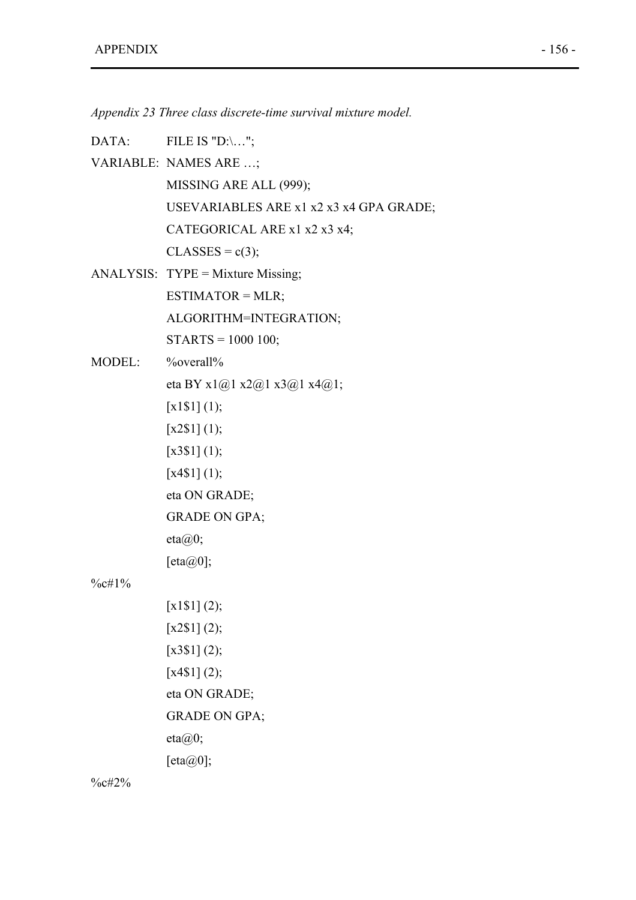*Appendix 23 Three class discrete-time survival mixture model.*

```
DATA:       FILE IS "D:\…";
VARIABLE:   NAMES ARE …;
            MISSING ARE ALL (999);
            USEVARIABLES ARE x1 x2 x3 x4 GPA GRADE;
            CATEGORICAL ARE x1 x2 x3 x4;
            CLASSES = c(3);
ANALYSIS:   TYPE = Mixture Missing;
            ESTIMATOR = MLR;
            ALGORITHM=INTEGRATION;
            STARTS = 1000 100;
MODEL:      %overall%
            eta BY x1@1 x2@1 x3@1 x4@1;
            [x1$1] (1);
            [x2$1] (1);
            [x3$1] (1);
            [x4$1] (1);
            eta ON GRADE;
            GRADE ON GPA;
            eta@0;
            [eta@0];
%c#1%
            [x1$1] (2);
            [x2$1] (2);
            [x3$1] (2);
            [x4$1] (2);
            eta ON GRADE;
            GRADE ON GPA;
            eta@0;
            [eta@0];
%c#2%
```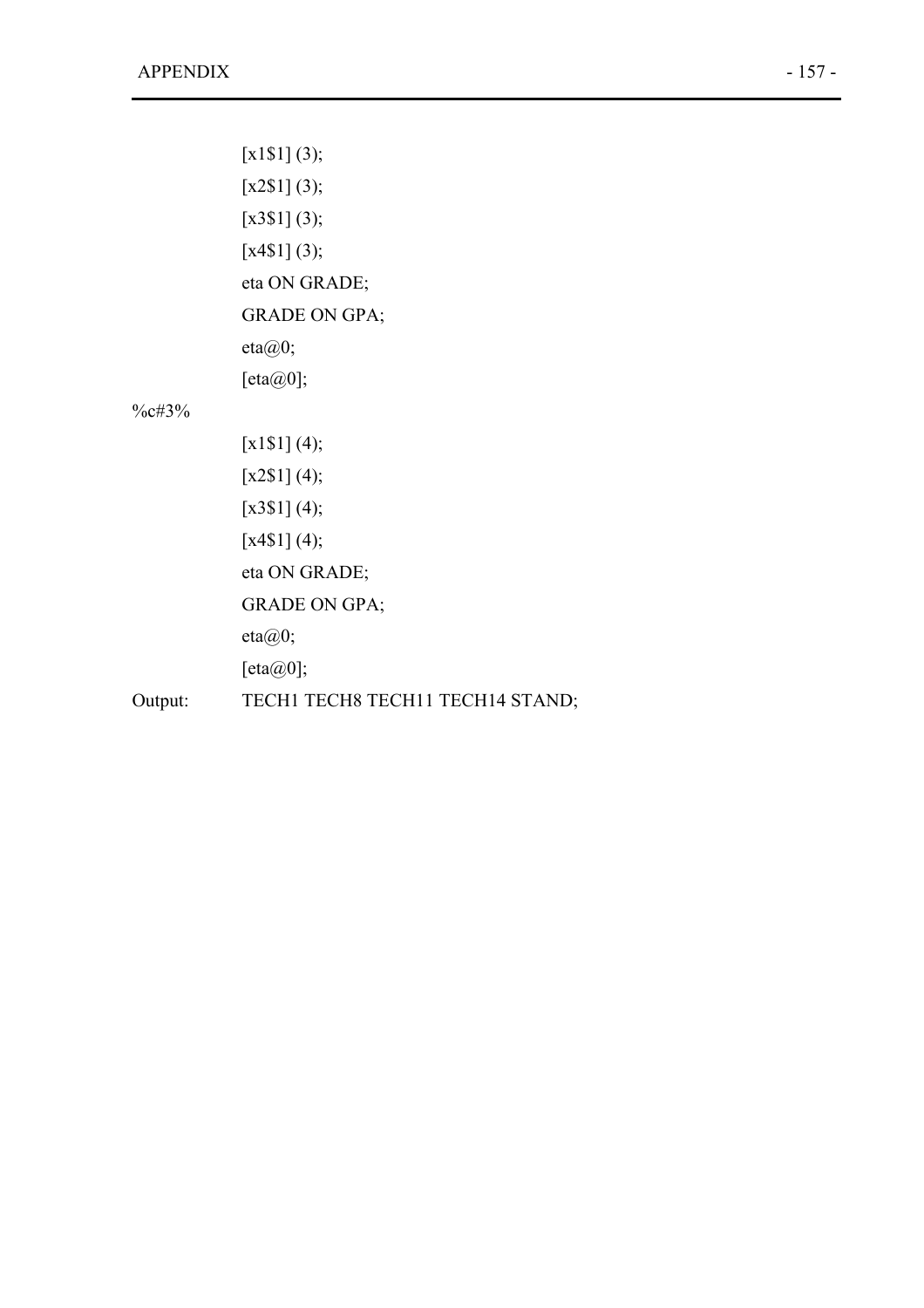```
        [x1$1] (3);
        [x2$1] (3);
        [x3$1] (3);
        [x4$1] (3);
        eta ON GRADE;
        GRADE ON GPA;
        eta@0;
        [eta@0];
%c#3%
        [x1$1] (4);
        [x2$1] (4);
        [x3$1] (4);
        [x4$1] (4);
        eta ON GRADE;
        GRADE ON GPA;
        eta@0;
        [eta@0];
Output: TECH1 TECH8 TECH11 TECH14 STAND;
```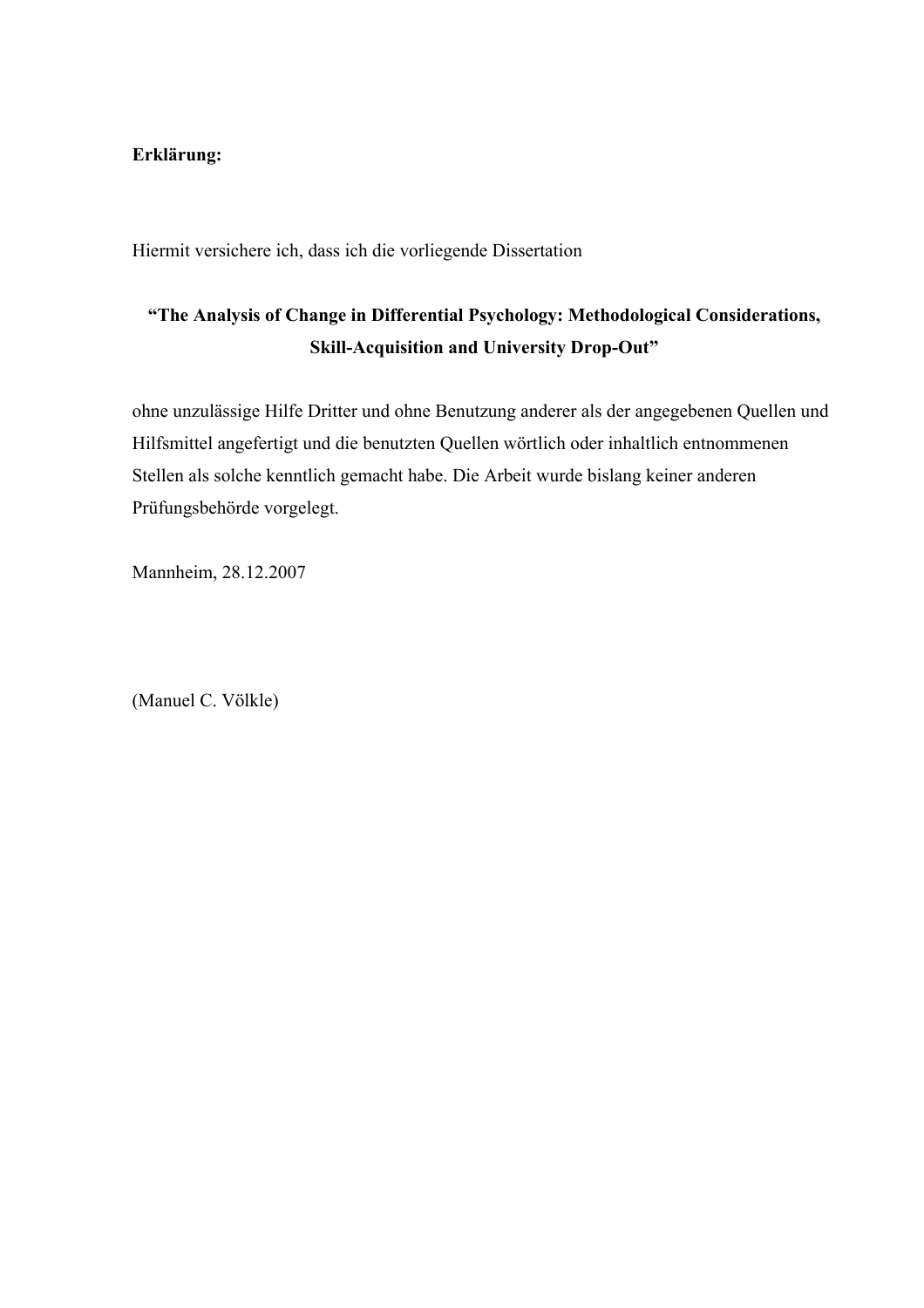**Erklärung:**

Hiermit versichere ich, dass ich die vorliegende Dissertation

**"The Analysis of Change in Differential Psychology: Methodological Considerations, Skill-Acquisition and University Drop-Out"**

ohne unzulässige Hilfe Dritter und ohne Benutzung anderer als der angegebenen Quellen und Hilfsmittel angefertigt und die benutzten Quellen wörtlich oder inhaltlich entnommenen Stellen als solche kenntlich gemacht habe. Die Arbeit wurde bislang keiner anderen Prüfungsbehörde vorgelegt.

Mannheim, 28.12.2007

(Manuel C. Völkle)